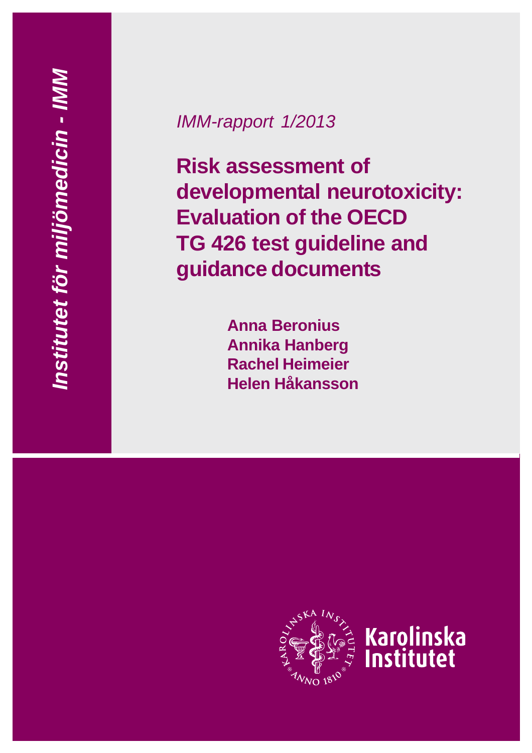*Institutet för miljömedicin - IMM*

*IMM-rapport 1/2013*

# Risk assessment of developmental neurotoxicity: Evaluation of the OECD TG 426 test guideline and guidance documents

**Anna Beronius**
**Annika Hanberg**
**Rachel Heimeier**
**Helen Håkansson**

Karolinska Institutet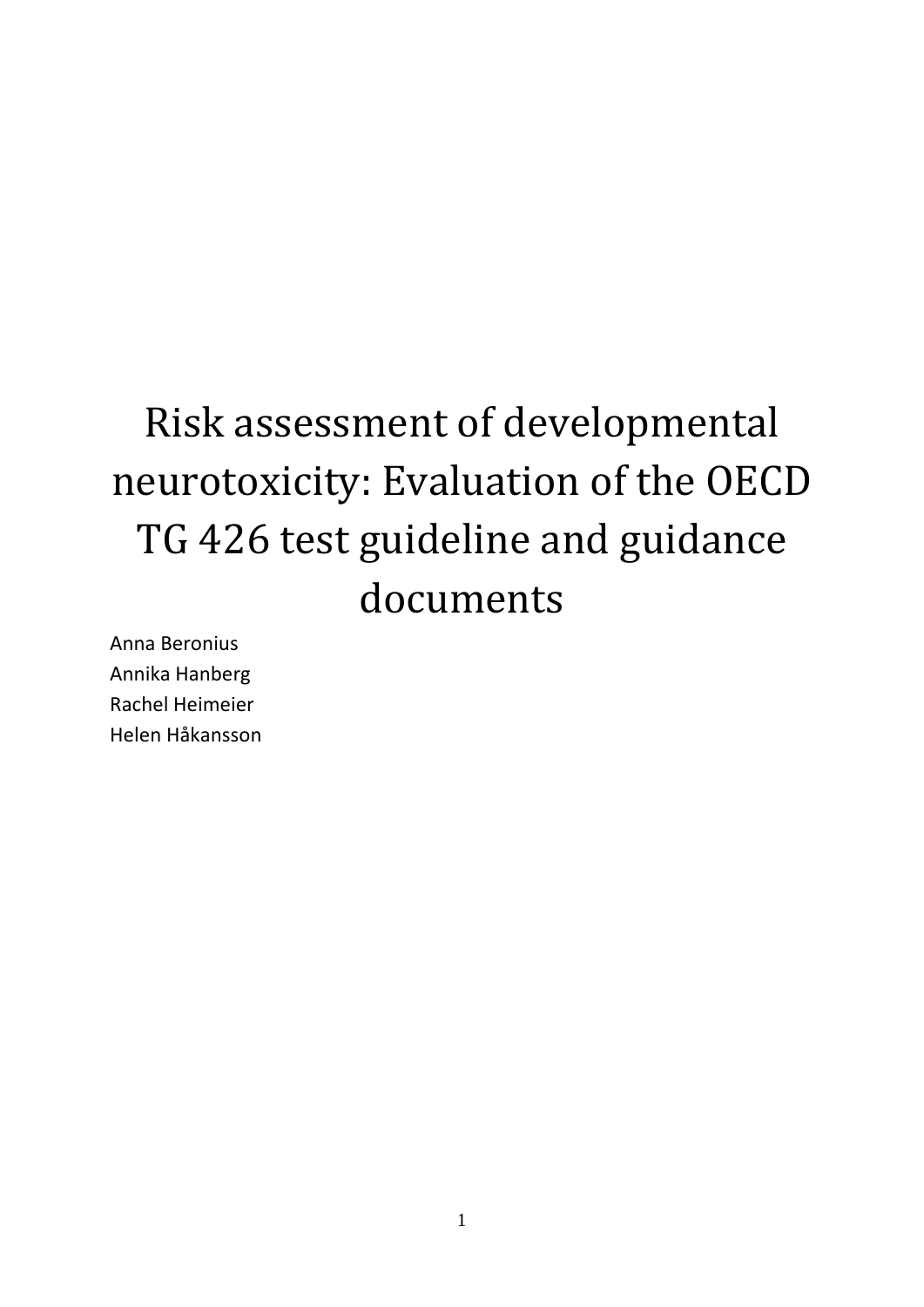# Risk assessment of developmental neurotoxicity: Evaluation of the OECD TG 426 test guideline and guidance documents

Anna Beronius
Annika Hanberg
Rachel Heimeier
Helen Håkansson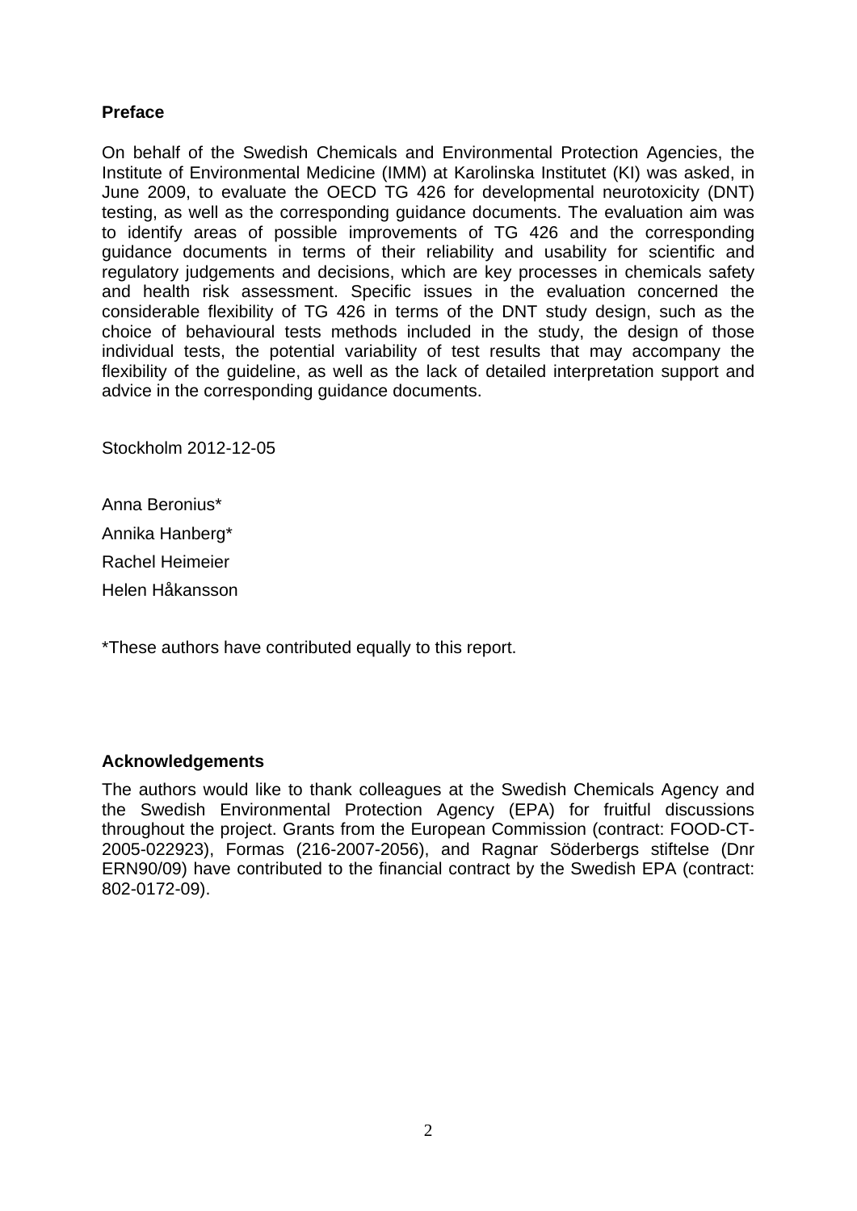## Preface

On behalf of the Swedish Chemicals and Environmental Protection Agencies, the Institute of Environmental Medicine (IMM) at Karolinska Institutet (KI) was asked, in June 2009, to evaluate the OECD TG 426 for developmental neurotoxicity (DNT) testing, as well as the corresponding guidance documents. The evaluation aim was to identify areas of possible improvements of TG 426 and the corresponding guidance documents in terms of their reliability and usability for scientific and regulatory judgements and decisions, which are key processes in chemicals safety and health risk assessment. Specific issues in the evaluation concerned the considerable flexibility of TG 426 in terms of the DNT study design, such as the choice of behavioural tests methods included in the study, the design of those individual tests, the potential variability of test results that may accompany the flexibility of the guideline, as well as the lack of detailed interpretation support and advice in the corresponding guidance documents.

Stockholm 2012-12-05

Anna Beronius*

Annika Hanberg*

Rachel Heimeier

Helen Håkansson

*These authors have contributed equally to this report.

## Acknowledgements

The authors would like to thank colleagues at the Swedish Chemicals Agency and the Swedish Environmental Protection Agency (EPA) for fruitful discussions throughout the project. Grants from the European Commission (contract: FOOD-CT-2005-022923), Formas (216-2007-2056), and Ragnar Söderbergs stiftelse (Dnr ERN90/09) have contributed to the financial contract by the Swedish EPA (contract: 802-0172-09).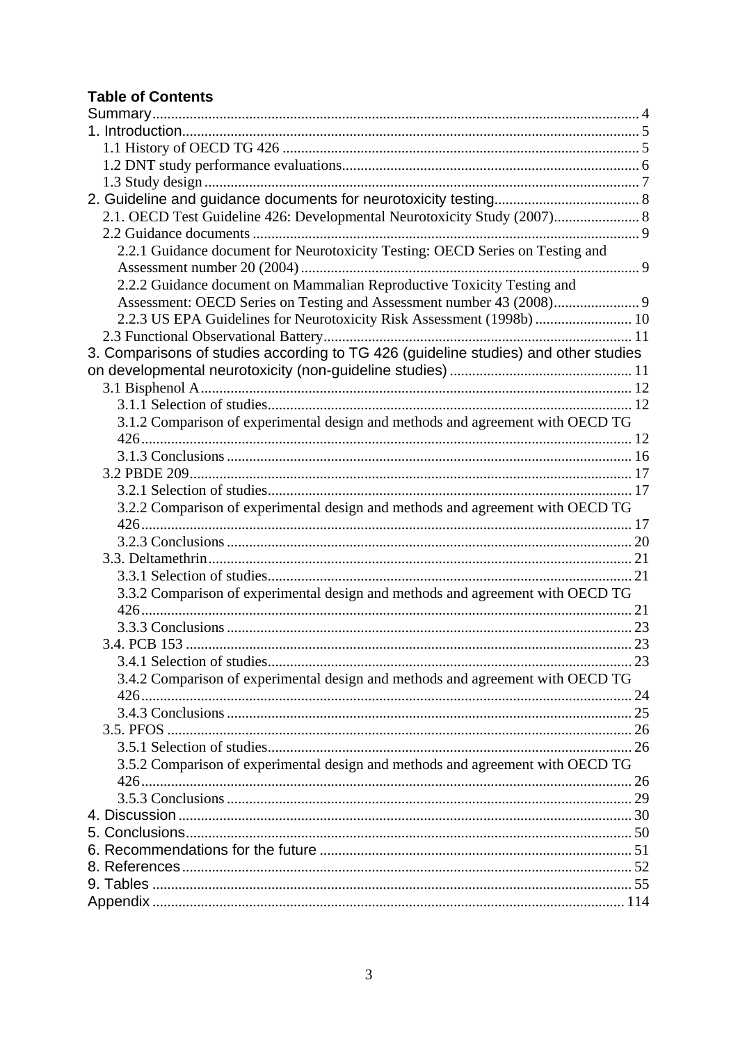**Table of Contents**

Summary ..... 4
1. Introduction ..... 5
  1.1 History of OECD TG 426 ..... 5
  1.2 DNT study performance evaluations ..... 6
  1.3 Study design ..... 7
2. Guideline and guidance documents for neurotoxicity testing ..... 8
  2.1. OECD Test Guideline 426: Developmental Neurotoxicity Study (2007) ..... 8
  2.2 Guidance documents ..... 9
    2.2.1 Guidance document for Neurotoxicity Testing: OECD Series on Testing and Assessment number 20 (2004) ..... 9
    2.2.2 Guidance document on Mammalian Reproductive Toxicity Testing and Assessment: OECD Series on Testing and Assessment number 43 (2008) ..... 9
    2.2.3 US EPA Guidelines for Neurotoxicity Risk Assessment (1998b) ..... 10
  2.3 Functional Observational Battery ..... 11
3. Comparisons of studies according to TG 426 (guideline studies) and other studies on developmental neurotoxicity (non-guideline studies) ..... 11
  3.1 Bisphenol A ..... 12
    3.1.1 Selection of studies ..... 12
    3.1.2 Comparison of experimental design and methods and agreement with OECD TG 426 ..... 12
    3.1.3 Conclusions ..... 16
  3.2 PBDE 209 ..... 17
    3.2.1 Selection of studies ..... 17
    3.2.2 Comparison of experimental design and methods and agreement with OECD TG 426 ..... 17
    3.2.3 Conclusions ..... 20
  3.3. Deltamethrin ..... 21
    3.3.1 Selection of studies ..... 21
    3.3.2 Comparison of experimental design and methods and agreement with OECD TG 426 ..... 21
    3.3.3 Conclusions ..... 23
  3.4. PCB 153 ..... 23
    3.4.1 Selection of studies ..... 23
    3.4.2 Comparison of experimental design and methods and agreement with OECD TG 426 ..... 24
    3.4.3 Conclusions ..... 25
  3.5. PFOS ..... 26
    3.5.1 Selection of studies ..... 26
    3.5.2 Comparison of experimental design and methods and agreement with OECD TG 426 ..... 26
    3.5.3 Conclusions ..... 29
4. Discussion ..... 30
5. Conclusions ..... 50
6. Recommendations for the future ..... 51
8. References ..... 52
9. Tables ..... 55
Appendix ..... 114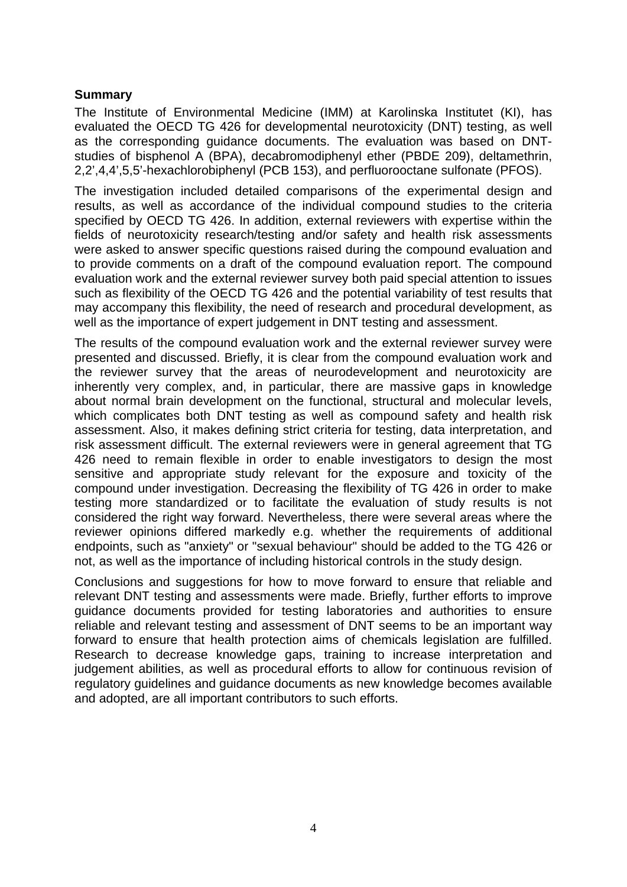## Summary

The Institute of Environmental Medicine (IMM) at Karolinska Institutet (KI), has evaluated the OECD TG 426 for developmental neurotoxicity (DNT) testing, as well as the corresponding guidance documents. The evaluation was based on DNT-studies of bisphenol A (BPA), decabromodiphenyl ether (PBDE 209), deltamethrin, 2,2',4,4',5,5'-hexachlorobiphenyl (PCB 153), and perfluorooctane sulfonate (PFOS).

The investigation included detailed comparisons of the experimental design and results, as well as accordance of the individual compound studies to the criteria specified by OECD TG 426. In addition, external reviewers with expertise within the fields of neurotoxicity research/testing and/or safety and health risk assessments were asked to answer specific questions raised during the compound evaluation and to provide comments on a draft of the compound evaluation report. The compound evaluation work and the external reviewer survey both paid special attention to issues such as flexibility of the OECD TG 426 and the potential variability of test results that may accompany this flexibility, the need of research and procedural development, as well as the importance of expert judgement in DNT testing and assessment.

The results of the compound evaluation work and the external reviewer survey were presented and discussed. Briefly, it is clear from the compound evaluation work and the reviewer survey that the areas of neurodevelopment and neurotoxicity are inherently very complex, and, in particular, there are massive gaps in knowledge about normal brain development on the functional, structural and molecular levels, which complicates both DNT testing as well as compound safety and health risk assessment. Also, it makes defining strict criteria for testing, data interpretation, and risk assessment difficult. The external reviewers were in general agreement that TG 426 need to remain flexible in order to enable investigators to design the most sensitive and appropriate study relevant for the exposure and toxicity of the compound under investigation. Decreasing the flexibility of TG 426 in order to make testing more standardized or to facilitate the evaluation of study results is not considered the right way forward. Nevertheless, there were several areas where the reviewer opinions differed markedly e.g. whether the requirements of additional endpoints, such as "anxiety" or "sexual behaviour" should be added to the TG 426 or not, as well as the importance of including historical controls in the study design.

Conclusions and suggestions for how to move forward to ensure that reliable and relevant DNT testing and assessments were made. Briefly, further efforts to improve guidance documents provided for testing laboratories and authorities to ensure reliable and relevant testing and assessment of DNT seems to be an important way forward to ensure that health protection aims of chemicals legislation are fulfilled. Research to decrease knowledge gaps, training to increase interpretation and judgement abilities, as well as procedural efforts to allow for continuous revision of regulatory guidelines and guidance documents as new knowledge becomes available and adopted, are all important contributors to such efforts.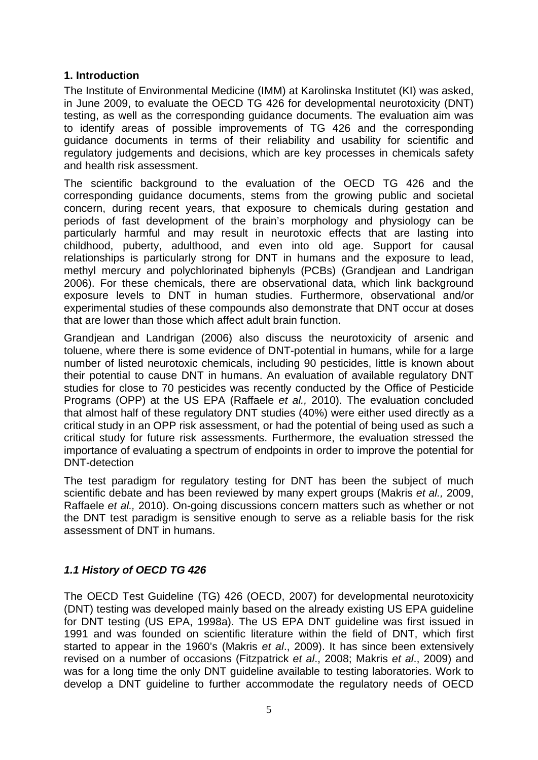## 1. Introduction

The Institute of Environmental Medicine (IMM) at Karolinska Institutet (KI) was asked, in June 2009, to evaluate the OECD TG 426 for developmental neurotoxicity (DNT) testing, as well as the corresponding guidance documents. The evaluation aim was to identify areas of possible improvements of TG 426 and the corresponding guidance documents in terms of their reliability and usability for scientific and regulatory judgements and decisions, which are key processes in chemicals safety and health risk assessment.

The scientific background to the evaluation of the OECD TG 426 and the corresponding guidance documents, stems from the growing public and societal concern, during recent years, that exposure to chemicals during gestation and periods of fast development of the brain's morphology and physiology can be particularly harmful and may result in neurotoxic effects that are lasting into childhood, puberty, adulthood, and even into old age. Support for causal relationships is particularly strong for DNT in humans and the exposure to lead, methyl mercury and polychlorinated biphenyls (PCBs) (Grandjean and Landrigan 2006). For these chemicals, there are observational data, which link background exposure levels to DNT in human studies. Furthermore, observational and/or experimental studies of these compounds also demonstrate that DNT occur at doses that are lower than those which affect adult brain function.

Grandjean and Landrigan (2006) also discuss the neurotoxicity of arsenic and toluene, where there is some evidence of DNT-potential in humans, while for a large number of listed neurotoxic chemicals, including 90 pesticides, little is known about their potential to cause DNT in humans. An evaluation of available regulatory DNT studies for close to 70 pesticides was recently conducted by the Office of Pesticide Programs (OPP) at the US EPA (Raffaele *et al.,* 2010). The evaluation concluded that almost half of these regulatory DNT studies (40%) were either used directly as a critical study in an OPP risk assessment, or had the potential of being used as such a critical study for future risk assessments. Furthermore, the evaluation stressed the importance of evaluating a spectrum of endpoints in order to improve the potential for DNT-detection

The test paradigm for regulatory testing for DNT has been the subject of much scientific debate and has been reviewed by many expert groups (Makris *et al.,* 2009, Raffaele *et al.,* 2010). On-going discussions concern matters such as whether or not the DNT test paradigm is sensitive enough to serve as a reliable basis for the risk assessment of DNT in humans.

### *1.1 History of OECD TG 426*

The OECD Test Guideline (TG) 426 (OECD, 2007) for developmental neurotoxicity (DNT) testing was developed mainly based on the already existing US EPA guideline for DNT testing (US EPA, 1998a). The US EPA DNT guideline was first issued in 1991 and was founded on scientific literature within the field of DNT, which first started to appear in the 1960's (Makris *et al*., 2009). It has since been extensively revised on a number of occasions (Fitzpatrick *et al*., 2008; Makris *et al*., 2009) and was for a long time the only DNT guideline available to testing laboratories. Work to develop a DNT guideline to further accommodate the regulatory needs of OECD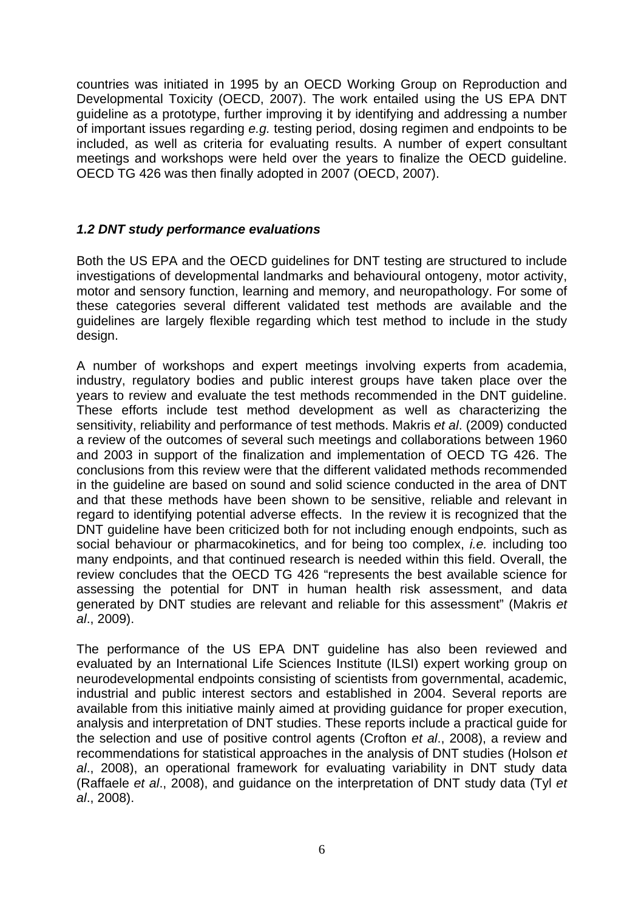countries was initiated in 1995 by an OECD Working Group on Reproduction and Developmental Toxicity (OECD, 2007). The work entailed using the US EPA DNT guideline as a prototype, further improving it by identifying and addressing a number of important issues regarding *e.g.* testing period, dosing regimen and endpoints to be included, as well as criteria for evaluating results. A number of expert consultant meetings and workshops were held over the years to finalize the OECD guideline. OECD TG 426 was then finally adopted in 2007 (OECD, 2007).

### *1.2 DNT study performance evaluations*

Both the US EPA and the OECD guidelines for DNT testing are structured to include investigations of developmental landmarks and behavioural ontogeny, motor activity, motor and sensory function, learning and memory, and neuropathology. For some of these categories several different validated test methods are available and the guidelines are largely flexible regarding which test method to include in the study design.

A number of workshops and expert meetings involving experts from academia, industry, regulatory bodies and public interest groups have taken place over the years to review and evaluate the test methods recommended in the DNT guideline. These efforts include test method development as well as characterizing the sensitivity, reliability and performance of test methods. Makris *et al*. (2009) conducted a review of the outcomes of several such meetings and collaborations between 1960 and 2003 in support of the finalization and implementation of OECD TG 426. The conclusions from this review were that the different validated methods recommended in the guideline are based on sound and solid science conducted in the area of DNT and that these methods have been shown to be sensitive, reliable and relevant in regard to identifying potential adverse effects. In the review it is recognized that the DNT guideline have been criticized both for not including enough endpoints, such as social behaviour or pharmacokinetics, and for being too complex, *i.e.* including too many endpoints, and that continued research is needed within this field. Overall, the review concludes that the OECD TG 426 "represents the best available science for assessing the potential for DNT in human health risk assessment, and data generated by DNT studies are relevant and reliable for this assessment" (Makris *et al*., 2009).

The performance of the US EPA DNT guideline has also been reviewed and evaluated by an International Life Sciences Institute (ILSI) expert working group on neurodevelopmental endpoints consisting of scientists from governmental, academic, industrial and public interest sectors and established in 2004. Several reports are available from this initiative mainly aimed at providing guidance for proper execution, analysis and interpretation of DNT studies. These reports include a practical guide for the selection and use of positive control agents (Crofton *et al*., 2008), a review and recommendations for statistical approaches in the analysis of DNT studies (Holson *et al*., 2008), an operational framework for evaluating variability in DNT study data (Raffaele *et al*., 2008), and guidance on the interpretation of DNT study data (Tyl *et al*., 2008).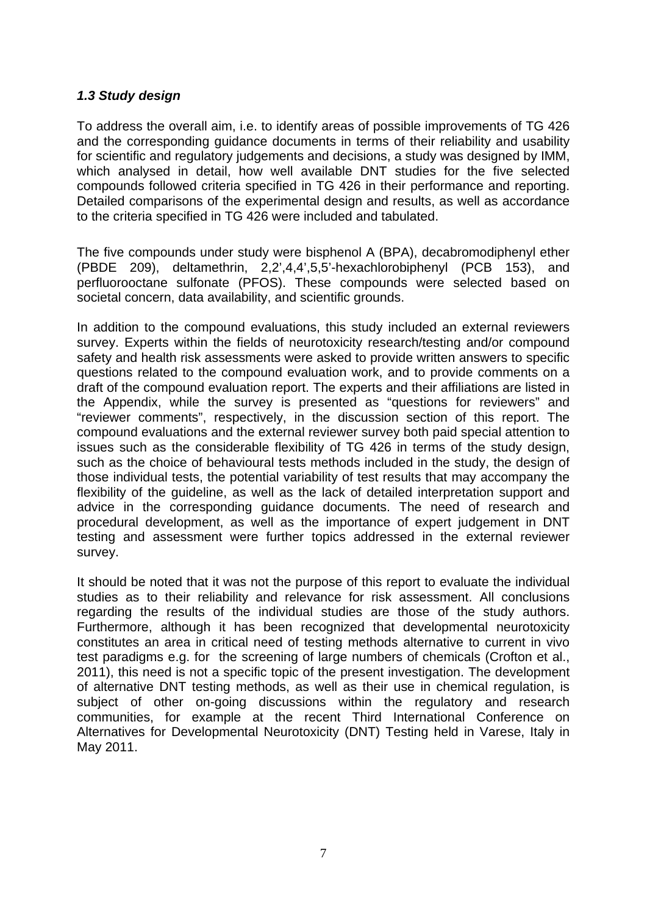### *1.3 Study design*

To address the overall aim, i.e. to identify areas of possible improvements of TG 426 and the corresponding guidance documents in terms of their reliability and usability for scientific and regulatory judgements and decisions, a study was designed by IMM, which analysed in detail, how well available DNT studies for the five selected compounds followed criteria specified in TG 426 in their performance and reporting. Detailed comparisons of the experimental design and results, as well as accordance to the criteria specified in TG 426 were included and tabulated.

The five compounds under study were bisphenol A (BPA), decabromodiphenyl ether (PBDE 209), deltamethrin, 2,2',4,4',5,5'-hexachlorobiphenyl (PCB 153), and perfluorooctane sulfonate (PFOS). These compounds were selected based on societal concern, data availability, and scientific grounds.

In addition to the compound evaluations, this study included an external reviewers survey. Experts within the fields of neurotoxicity research/testing and/or compound safety and health risk assessments were asked to provide written answers to specific questions related to the compound evaluation work, and to provide comments on a draft of the compound evaluation report. The experts and their affiliations are listed in the Appendix, while the survey is presented as "questions for reviewers" and "reviewer comments", respectively, in the discussion section of this report. The compound evaluations and the external reviewer survey both paid special attention to issues such as the considerable flexibility of TG 426 in terms of the study design, such as the choice of behavioural tests methods included in the study, the design of those individual tests, the potential variability of test results that may accompany the flexibility of the guideline, as well as the lack of detailed interpretation support and advice in the corresponding guidance documents. The need of research and procedural development, as well as the importance of expert judgement in DNT testing and assessment were further topics addressed in the external reviewer survey.

It should be noted that it was not the purpose of this report to evaluate the individual studies as to their reliability and relevance for risk assessment. All conclusions regarding the results of the individual studies are those of the study authors. Furthermore, although it has been recognized that developmental neurotoxicity constitutes an area in critical need of testing methods alternative to current in vivo test paradigms e.g. for the screening of large numbers of chemicals (Crofton et al., 2011), this need is not a specific topic of the present investigation. The development of alternative DNT testing methods, as well as their use in chemical regulation, is subject of other on-going discussions within the regulatory and research communities, for example at the recent Third International Conference on Alternatives for Developmental Neurotoxicity (DNT) Testing held in Varese, Italy in May 2011.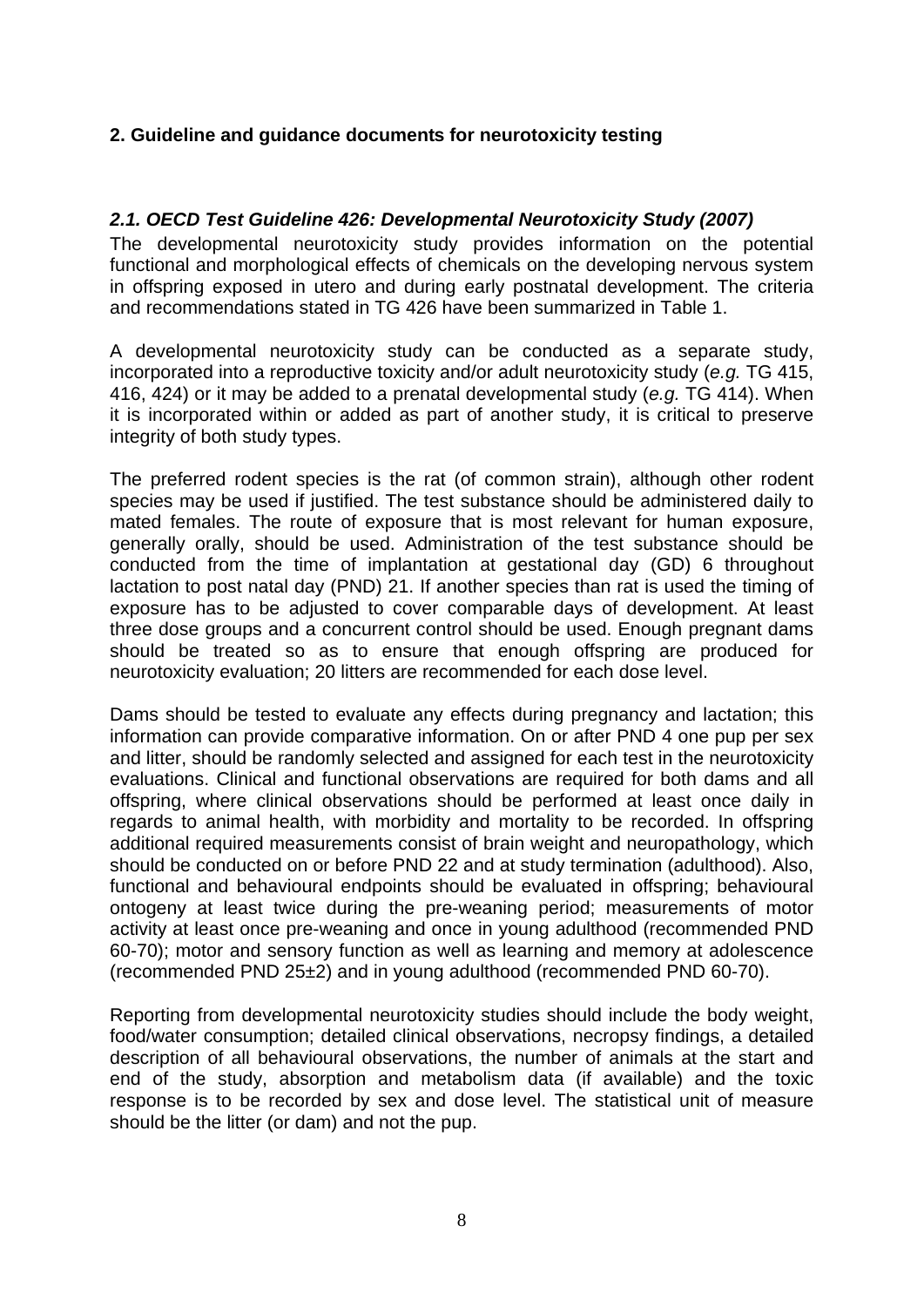## 2. Guideline and guidance documents for neurotoxicity testing

### *2.1. OECD Test Guideline 426: Developmental Neurotoxicity Study (2007)*

The developmental neurotoxicity study provides information on the potential functional and morphological effects of chemicals on the developing nervous system in offspring exposed in utero and during early postnatal development. The criteria and recommendations stated in TG 426 have been summarized in Table 1.

A developmental neurotoxicity study can be conducted as a separate study, incorporated into a reproductive toxicity and/or adult neurotoxicity study (*e.g.* TG 415, 416, 424) or it may be added to a prenatal developmental study (*e.g.* TG 414). When it is incorporated within or added as part of another study, it is critical to preserve integrity of both study types.

The preferred rodent species is the rat (of common strain), although other rodent species may be used if justified. The test substance should be administered daily to mated females. The route of exposure that is most relevant for human exposure, generally orally, should be used. Administration of the test substance should be conducted from the time of implantation at gestational day (GD) 6 throughout lactation to post natal day (PND) 21. If another species than rat is used the timing of exposure has to be adjusted to cover comparable days of development. At least three dose groups and a concurrent control should be used. Enough pregnant dams should be treated so as to ensure that enough offspring are produced for neurotoxicity evaluation; 20 litters are recommended for each dose level.

Dams should be tested to evaluate any effects during pregnancy and lactation; this information can provide comparative information. On or after PND 4 one pup per sex and litter, should be randomly selected and assigned for each test in the neurotoxicity evaluations. Clinical and functional observations are required for both dams and all offspring, where clinical observations should be performed at least once daily in regards to animal health, with morbidity and mortality to be recorded. In offspring additional required measurements consist of brain weight and neuropathology, which should be conducted on or before PND 22 and at study termination (adulthood). Also, functional and behavioural endpoints should be evaluated in offspring; behavioural ontogeny at least twice during the pre-weaning period; measurements of motor activity at least once pre-weaning and once in young adulthood (recommended PND 60-70); motor and sensory function as well as learning and memory at adolescence (recommended PND 25±2) and in young adulthood (recommended PND 60-70).

Reporting from developmental neurotoxicity studies should include the body weight, food/water consumption; detailed clinical observations, necropsy findings, a detailed description of all behavioural observations, the number of animals at the start and end of the study, absorption and metabolism data (if available) and the toxic response is to be recorded by sex and dose level. The statistical unit of measure should be the litter (or dam) and not the pup.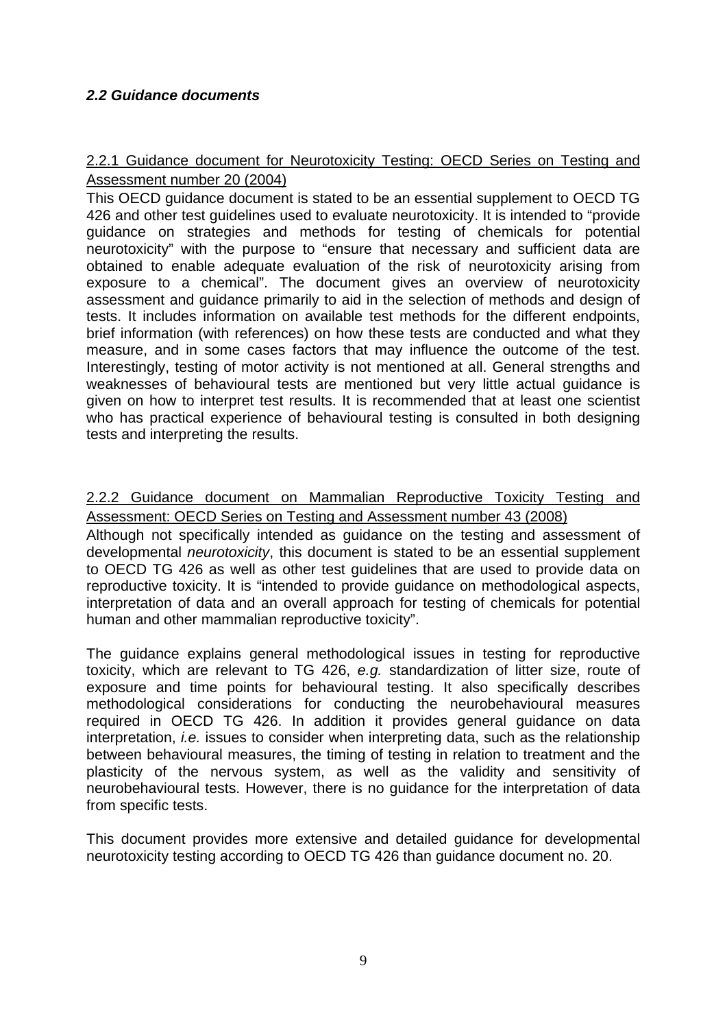### *2.2 Guidance documents*

2.2.1 Guidance document for Neurotoxicity Testing: OECD Series on Testing and Assessment number 20 (2004)

This OECD guidance document is stated to be an essential supplement to OECD TG 426 and other test guidelines used to evaluate neurotoxicity. It is intended to "provide guidance on strategies and methods for testing of chemicals for potential neurotoxicity" with the purpose to "ensure that necessary and sufficient data are obtained to enable adequate evaluation of the risk of neurotoxicity arising from exposure to a chemical". The document gives an overview of neurotoxicity assessment and guidance primarily to aid in the selection of methods and design of tests. It includes information on available test methods for the different endpoints, brief information (with references) on how these tests are conducted and what they measure, and in some cases factors that may influence the outcome of the test. Interestingly, testing of motor activity is not mentioned at all. General strengths and weaknesses of behavioural tests are mentioned but very little actual guidance is given on how to interpret test results. It is recommended that at least one scientist who has practical experience of behavioural testing is consulted in both designing tests and interpreting the results.

2.2.2 Guidance document on Mammalian Reproductive Toxicity Testing and Assessment: OECD Series on Testing and Assessment number 43 (2008)

Although not specifically intended as guidance on the testing and assessment of developmental *neurotoxicity*, this document is stated to be an essential supplement to OECD TG 426 as well as other test guidelines that are used to provide data on reproductive toxicity. It is "intended to provide guidance on methodological aspects, interpretation of data and an overall approach for testing of chemicals for potential human and other mammalian reproductive toxicity".

The guidance explains general methodological issues in testing for reproductive toxicity, which are relevant to TG 426, *e.g.* standardization of litter size, route of exposure and time points for behavioural testing. It also specifically describes methodological considerations for conducting the neurobehavioural measures required in OECD TG 426. In addition it provides general guidance on data interpretation, *i.e.* issues to consider when interpreting data, such as the relationship between behavioural measures, the timing of testing in relation to treatment and the plasticity of the nervous system, as well as the validity and sensitivity of neurobehavioural tests. However, there is no guidance for the interpretation of data from specific tests.

This document provides more extensive and detailed guidance for developmental neurotoxicity testing according to OECD TG 426 than guidance document no. 20.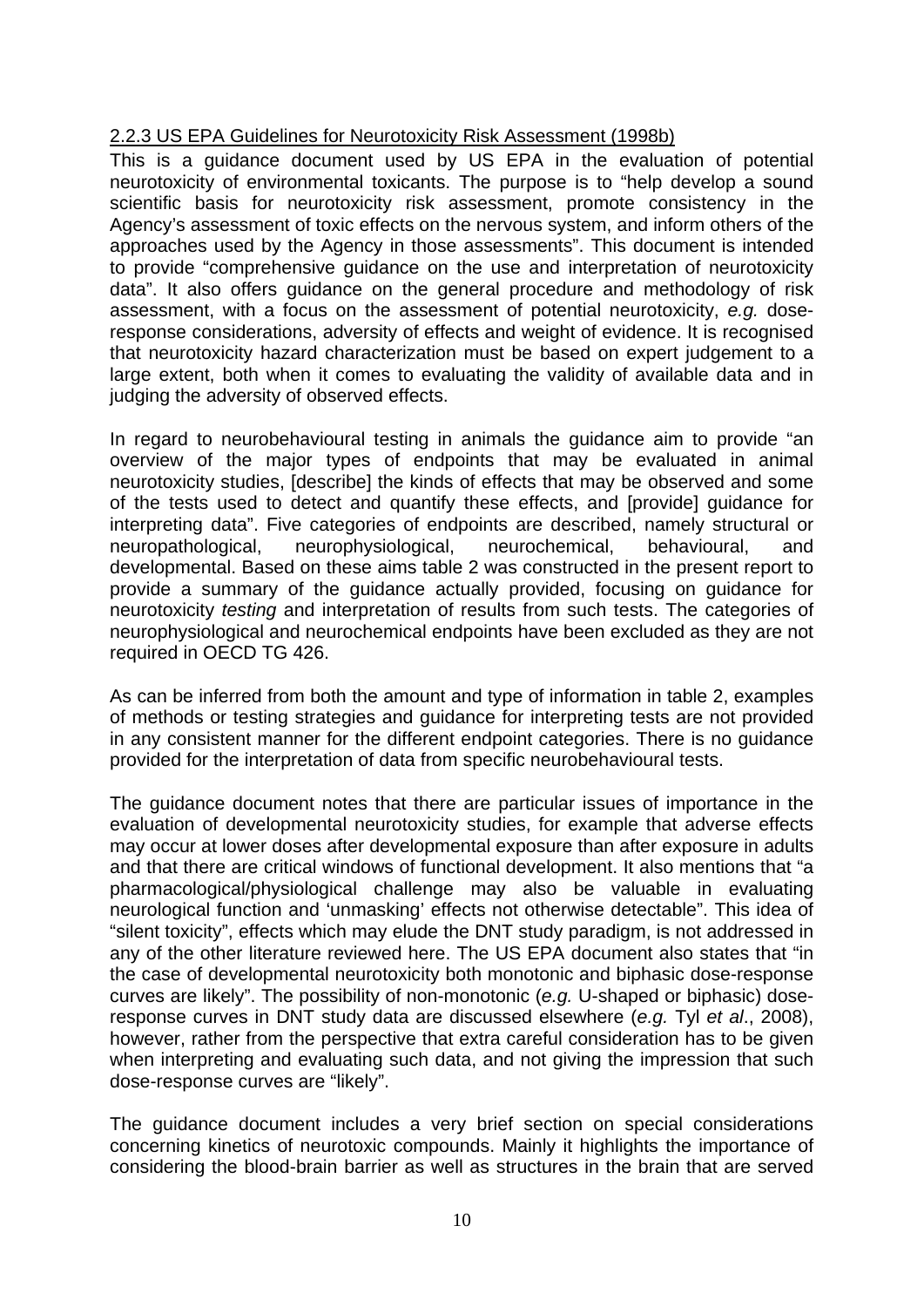### 2.2.3 US EPA Guidelines for Neurotoxicity Risk Assessment (1998b)

This is a guidance document used by US EPA in the evaluation of potential neurotoxicity of environmental toxicants. The purpose is to "help develop a sound scientific basis for neurotoxicity risk assessment, promote consistency in the Agency's assessment of toxic effects on the nervous system, and inform others of the approaches used by the Agency in those assessments". This document is intended to provide "comprehensive guidance on the use and interpretation of neurotoxicity data". It also offers guidance on the general procedure and methodology of risk assessment, with a focus on the assessment of potential neurotoxicity, *e.g.* dose-response considerations, adversity of effects and weight of evidence. It is recognised that neurotoxicity hazard characterization must be based on expert judgement to a large extent, both when it comes to evaluating the validity of available data and in judging the adversity of observed effects.

In regard to neurobehavioural testing in animals the guidance aim to provide "an overview of the major types of endpoints that may be evaluated in animal neurotoxicity studies, [describe] the kinds of effects that may be observed and some of the tests used to detect and quantify these effects, and [provide] guidance for interpreting data". Five categories of endpoints are described, namely structural or neuropathological, neurophysiological, neurochemical, behavioural, and developmental. Based on these aims table 2 was constructed in the present report to provide a summary of the guidance actually provided, focusing on guidance for neurotoxicity *testing* and interpretation of results from such tests. The categories of neurophysiological and neurochemical endpoints have been excluded as they are not required in OECD TG 426.

As can be inferred from both the amount and type of information in table 2, examples of methods or testing strategies and guidance for interpreting tests are not provided in any consistent manner for the different endpoint categories. There is no guidance provided for the interpretation of data from specific neurobehavioural tests.

The guidance document notes that there are particular issues of importance in the evaluation of developmental neurotoxicity studies, for example that adverse effects may occur at lower doses after developmental exposure than after exposure in adults and that there are critical windows of functional development. It also mentions that "a pharmacological/physiological challenge may also be valuable in evaluating neurological function and 'unmasking' effects not otherwise detectable". This idea of "silent toxicity", effects which may elude the DNT study paradigm, is not addressed in any of the other literature reviewed here. The US EPA document also states that "in the case of developmental neurotoxicity both monotonic and biphasic dose-response curves are likely". The possibility of non-monotonic (*e.g.* U-shaped or biphasic) dose-response curves in DNT study data are discussed elsewhere (*e.g.* Tyl *et al*., 2008), however, rather from the perspective that extra careful consideration has to be given when interpreting and evaluating such data, and not giving the impression that such dose-response curves are "likely".

The guidance document includes a very brief section on special considerations concerning kinetics of neurotoxic compounds. Mainly it highlights the importance of considering the blood-brain barrier as well as structures in the brain that are served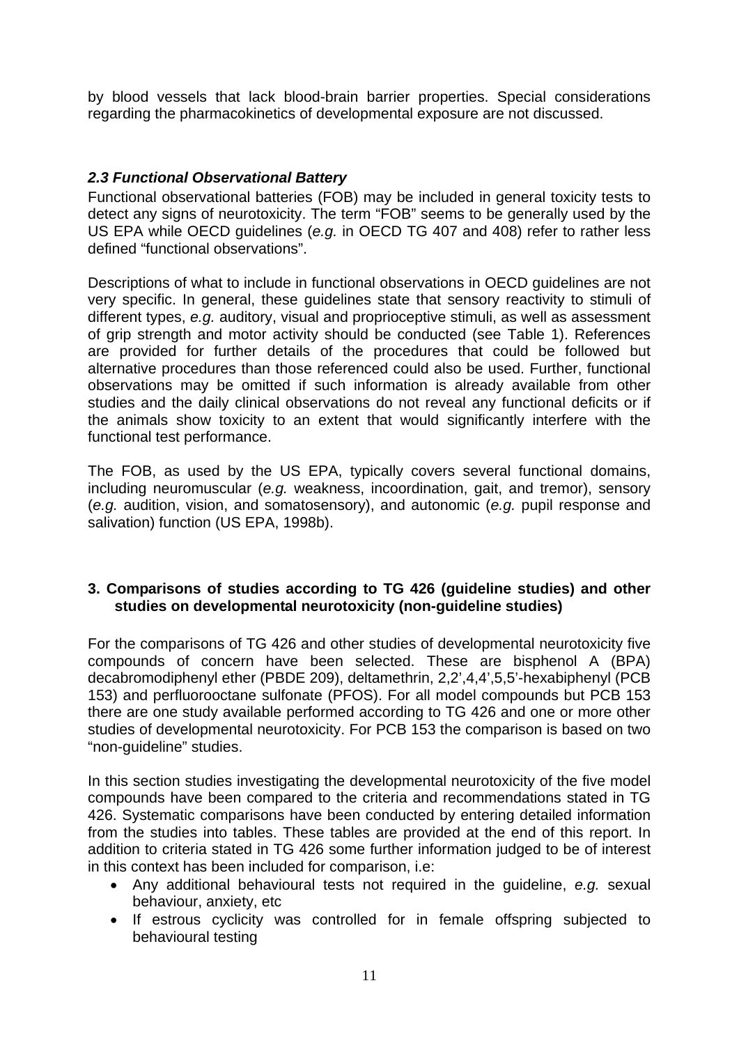by blood vessels that lack blood-brain barrier properties. Special considerations regarding the pharmacokinetics of developmental exposure are not discussed.

### *2.3 Functional Observational Battery*

Functional observational batteries (FOB) may be included in general toxicity tests to detect any signs of neurotoxicity. The term "FOB" seems to be generally used by the US EPA while OECD guidelines (*e.g.* in OECD TG 407 and 408) refer to rather less defined "functional observations".

Descriptions of what to include in functional observations in OECD guidelines are not very specific. In general, these guidelines state that sensory reactivity to stimuli of different types, *e.g.* auditory, visual and proprioceptive stimuli, as well as assessment of grip strength and motor activity should be conducted (see Table 1). References are provided for further details of the procedures that could be followed but alternative procedures than those referenced could also be used. Further, functional observations may be omitted if such information is already available from other studies and the daily clinical observations do not reveal any functional deficits or if the animals show toxicity to an extent that would significantly interfere with the functional test performance.

The FOB, as used by the US EPA, typically covers several functional domains, including neuromuscular (*e.g.* weakness, incoordination, gait, and tremor), sensory (*e.g.* audition, vision, and somatosensory), and autonomic (*e.g.* pupil response and salivation) function (US EPA, 1998b).

## 3. Comparisons of studies according to TG 426 (guideline studies) and other studies on developmental neurotoxicity (non-guideline studies)

For the comparisons of TG 426 and other studies of developmental neurotoxicity five compounds of concern have been selected. These are bisphenol A (BPA) decabromodiphenyl ether (PBDE 209), deltamethrin, 2,2',4,4',5,5'-hexabiphenyl (PCB 153) and perfluorooctane sulfonate (PFOS). For all model compounds but PCB 153 there are one study available performed according to TG 426 and one or more other studies of developmental neurotoxicity. For PCB 153 the comparison is based on two "non-guideline" studies.

In this section studies investigating the developmental neurotoxicity of the five model compounds have been compared to the criteria and recommendations stated in TG 426. Systematic comparisons have been conducted by entering detailed information from the studies into tables. These tables are provided at the end of this report. In addition to criteria stated in TG 426 some further information judged to be of interest in this context has been included for comparison, i.e:

- Any additional behavioural tests not required in the guideline, *e.g.* sexual behaviour, anxiety, etc
- If estrous cyclicity was controlled for in female offspring subjected to behavioural testing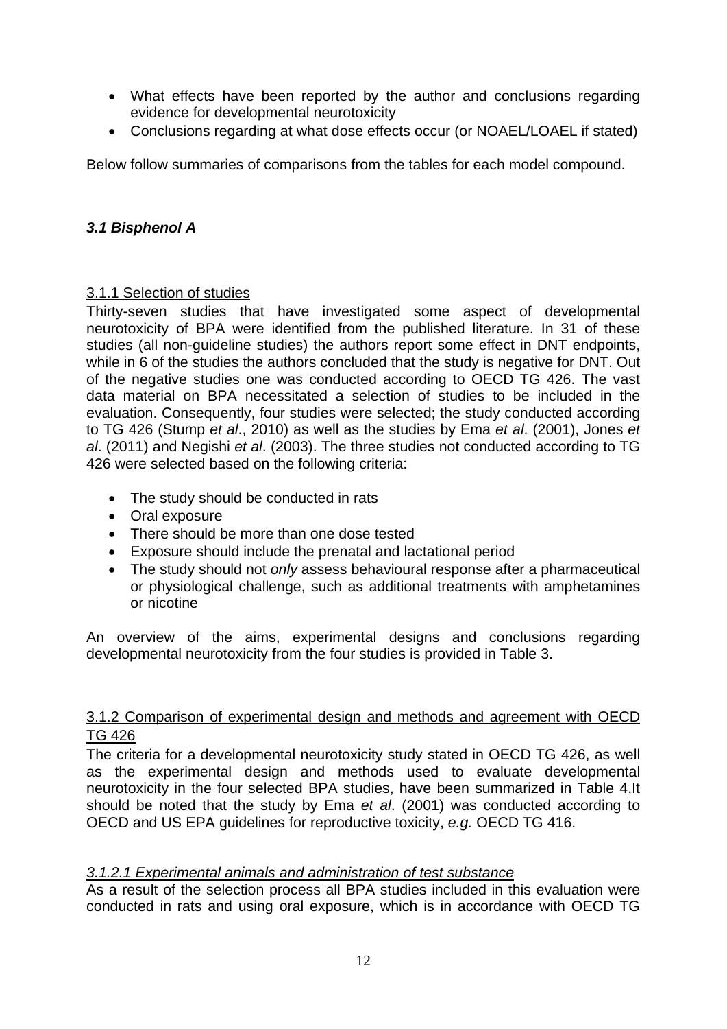- What effects have been reported by the author and conclusions regarding evidence for developmental neurotoxicity
- Conclusions regarding at what dose effects occur (or NOAEL/LOAEL if stated)

Below follow summaries of comparisons from the tables for each model compound.

## *3.1 Bisphenol A*

### 3.1.1 Selection of studies

Thirty-seven studies that have investigated some aspect of developmental neurotoxicity of BPA were identified from the published literature. In 31 of these studies (all non-guideline studies) the authors report some effect in DNT endpoints, while in 6 of the studies the authors concluded that the study is negative for DNT. Out of the negative studies one was conducted according to OECD TG 426. The vast data material on BPA necessitated a selection of studies to be included in the evaluation. Consequently, four studies were selected; the study conducted according to TG 426 (Stump *et al*., 2010) as well as the studies by Ema *et al*. (2001), Jones *et al*. (2011) and Negishi *et al*. (2003). The three studies not conducted according to TG 426 were selected based on the following criteria:

- The study should be conducted in rats
- Oral exposure
- There should be more than one dose tested
- Exposure should include the prenatal and lactational period
- The study should not *only* assess behavioural response after a pharmaceutical or physiological challenge, such as additional treatments with amphetamines or nicotine

An overview of the aims, experimental designs and conclusions regarding developmental neurotoxicity from the four studies is provided in Table 3.

### 3.1.2 Comparison of experimental design and methods and agreement with OECD TG 426

The criteria for a developmental neurotoxicity study stated in OECD TG 426, as well as the experimental design and methods used to evaluate developmental neurotoxicity in the four selected BPA studies, have been summarized in Table 4.It should be noted that the study by Ema *et al*. (2001) was conducted according to OECD and US EPA guidelines for reproductive toxicity, *e.g.* OECD TG 416.

#### *3.1.2.1 Experimental animals and administration of test substance*

As a result of the selection process all BPA studies included in this evaluation were conducted in rats and using oral exposure, which is in accordance with OECD TG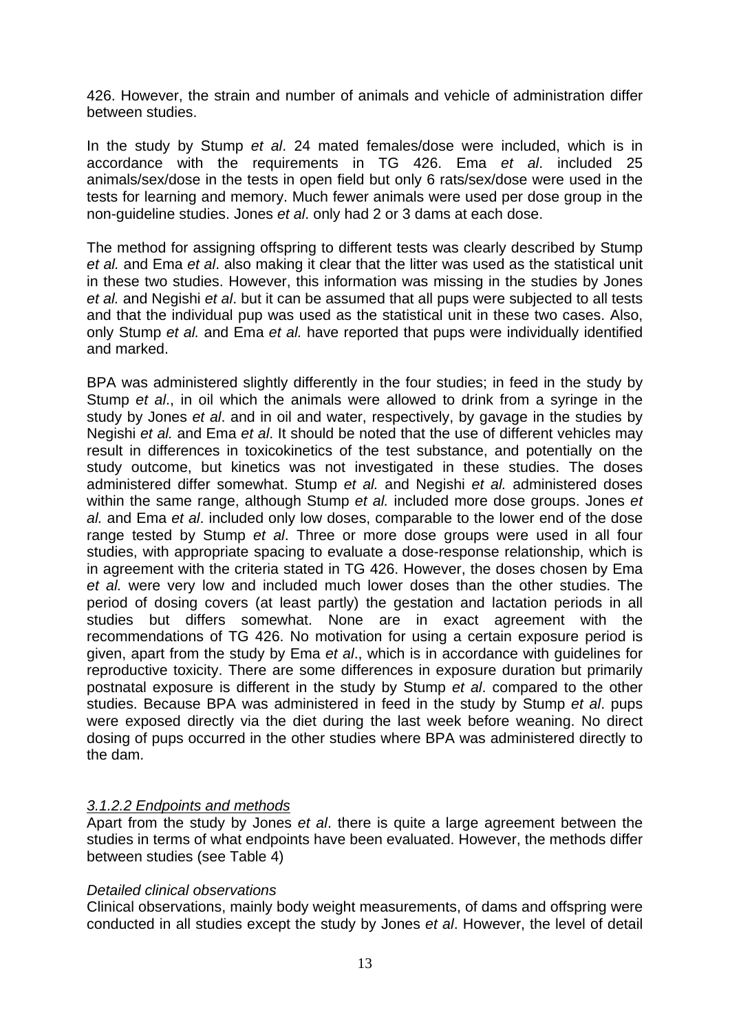426. However, the strain and number of animals and vehicle of administration differ between studies.

In the study by Stump *et al*. 24 mated females/dose were included, which is in accordance with the requirements in TG 426. Ema *et al*. included 25 animals/sex/dose in the tests in open field but only 6 rats/sex/dose were used in the tests for learning and memory. Much fewer animals were used per dose group in the non-guideline studies. Jones *et al*. only had 2 or 3 dams at each dose.

The method for assigning offspring to different tests was clearly described by Stump *et al.* and Ema *et al*. also making it clear that the litter was used as the statistical unit in these two studies. However, this information was missing in the studies by Jones *et al.* and Negishi *et al*. but it can be assumed that all pups were subjected to all tests and that the individual pup was used as the statistical unit in these two cases. Also, only Stump *et al.* and Ema *et al.* have reported that pups were individually identified and marked.

BPA was administered slightly differently in the four studies; in feed in the study by Stump *et al*., in oil which the animals were allowed to drink from a syringe in the study by Jones *et al*. and in oil and water, respectively, by gavage in the studies by Negishi *et al.* and Ema *et al*. It should be noted that the use of different vehicles may result in differences in toxicokinetics of the test substance, and potentially on the study outcome, but kinetics was not investigated in these studies. The doses administered differ somewhat. Stump *et al.* and Negishi *et al.* administered doses within the same range, although Stump *et al.* included more dose groups. Jones *et al.* and Ema *et al*. included only low doses, comparable to the lower end of the dose range tested by Stump *et al*. Three or more dose groups were used in all four studies, with appropriate spacing to evaluate a dose-response relationship, which is in agreement with the criteria stated in TG 426. However, the doses chosen by Ema *et al.* were very low and included much lower doses than the other studies. The period of dosing covers (at least partly) the gestation and lactation periods in all studies but differs somewhat. None are in exact agreement with the recommendations of TG 426. No motivation for using a certain exposure period is given, apart from the study by Ema *et al*., which is in accordance with guidelines for reproductive toxicity. There are some differences in exposure duration but primarily postnatal exposure is different in the study by Stump *et al*. compared to the other studies. Because BPA was administered in feed in the study by Stump *et al*. pups were exposed directly via the diet during the last week before weaning. No direct dosing of pups occurred in the other studies where BPA was administered directly to the dam.

#### *3.1.2.2 Endpoints and methods*

Apart from the study by Jones *et al*. there is quite a large agreement between the studies in terms of what endpoints have been evaluated. However, the methods differ between studies (see Table 4)

*Detailed clinical observations*

Clinical observations, mainly body weight measurements, of dams and offspring were conducted in all studies except the study by Jones *et al*. However, the level of detail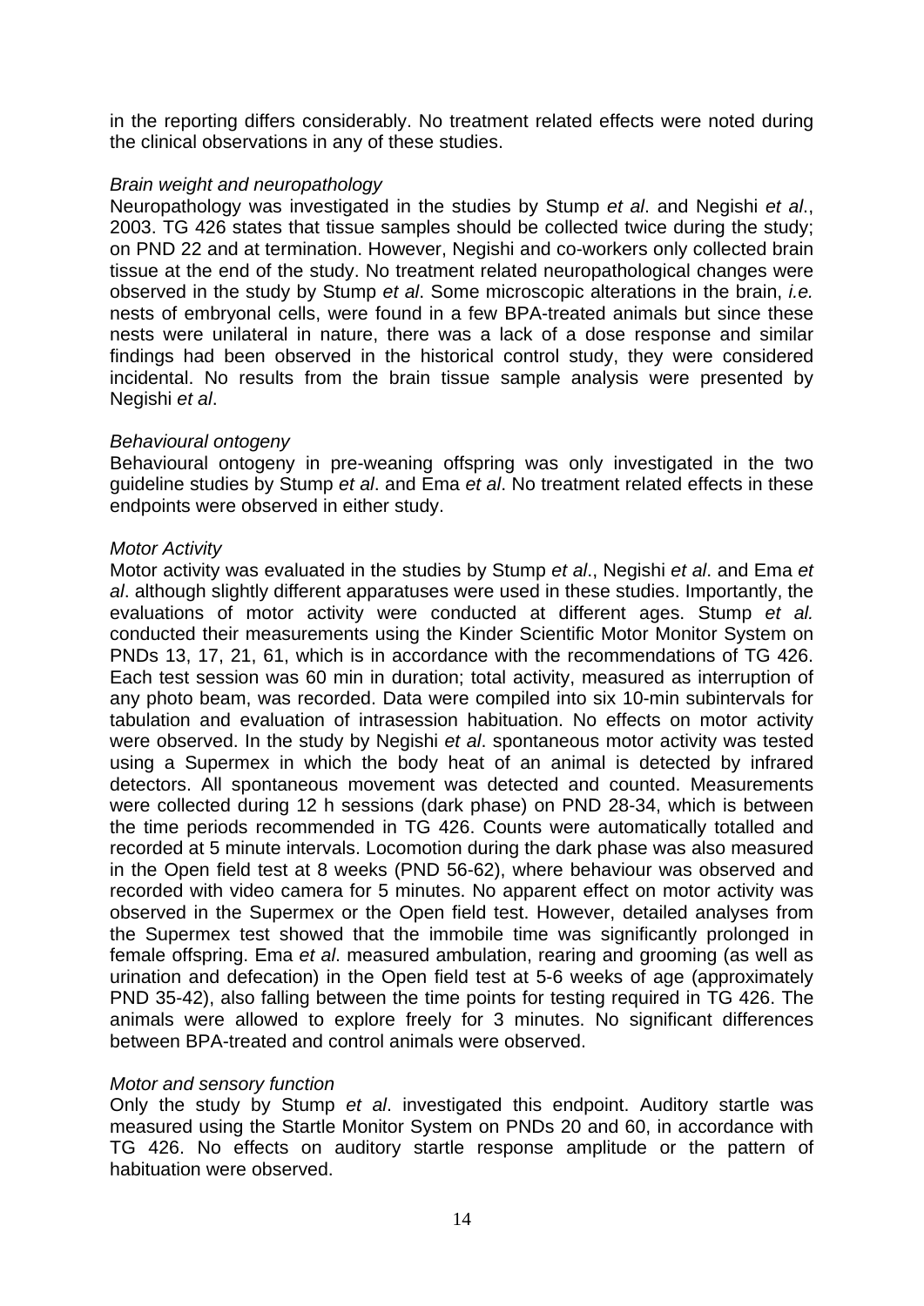in the reporting differs considerably. No treatment related effects were noted during the clinical observations in any of these studies.

*Brain weight and neuropathology*

Neuropathology was investigated in the studies by Stump *et al*. and Negishi *et al*., 2003. TG 426 states that tissue samples should be collected twice during the study; on PND 22 and at termination. However, Negishi and co-workers only collected brain tissue at the end of the study. No treatment related neuropathological changes were observed in the study by Stump *et al*. Some microscopic alterations in the brain, *i.e.* nests of embryonal cells, were found in a few BPA-treated animals but since these nests were unilateral in nature, there was a lack of a dose response and similar findings had been observed in the historical control study, they were considered incidental. No results from the brain tissue sample analysis were presented by Negishi *et al*.

*Behavioural ontogeny*

Behavioural ontogeny in pre-weaning offspring was only investigated in the two guideline studies by Stump *et al*. and Ema *et al*. No treatment related effects in these endpoints were observed in either study.

*Motor Activity*

Motor activity was evaluated in the studies by Stump *et al*., Negishi *et al*. and Ema *et al*. although slightly different apparatuses were used in these studies. Importantly, the evaluations of motor activity were conducted at different ages. Stump *et al.* conducted their measurements using the Kinder Scientific Motor Monitor System on PNDs 13, 17, 21, 61, which is in accordance with the recommendations of TG 426. Each test session was 60 min in duration; total activity, measured as interruption of any photo beam, was recorded. Data were compiled into six 10-min subintervals for tabulation and evaluation of intrasession habituation. No effects on motor activity were observed. In the study by Negishi *et al*. spontaneous motor activity was tested using a Supermex in which the body heat of an animal is detected by infrared detectors. All spontaneous movement was detected and counted. Measurements were collected during 12 h sessions (dark phase) on PND 28-34, which is between the time periods recommended in TG 426. Counts were automatically totalled and recorded at 5 minute intervals. Locomotion during the dark phase was also measured in the Open field test at 8 weeks (PND 56-62), where behaviour was observed and recorded with video camera for 5 minutes. No apparent effect on motor activity was observed in the Supermex or the Open field test. However, detailed analyses from the Supermex test showed that the immobile time was significantly prolonged in female offspring. Ema *et al*. measured ambulation, rearing and grooming (as well as urination and defecation) in the Open field test at 5-6 weeks of age (approximately PND 35-42), also falling between the time points for testing required in TG 426. The animals were allowed to explore freely for 3 minutes. No significant differences between BPA-treated and control animals were observed.

*Motor and sensory function*

Only the study by Stump *et al*. investigated this endpoint. Auditory startle was measured using the Startle Monitor System on PNDs 20 and 60, in accordance with TG 426. No effects on auditory startle response amplitude or the pattern of habituation were observed.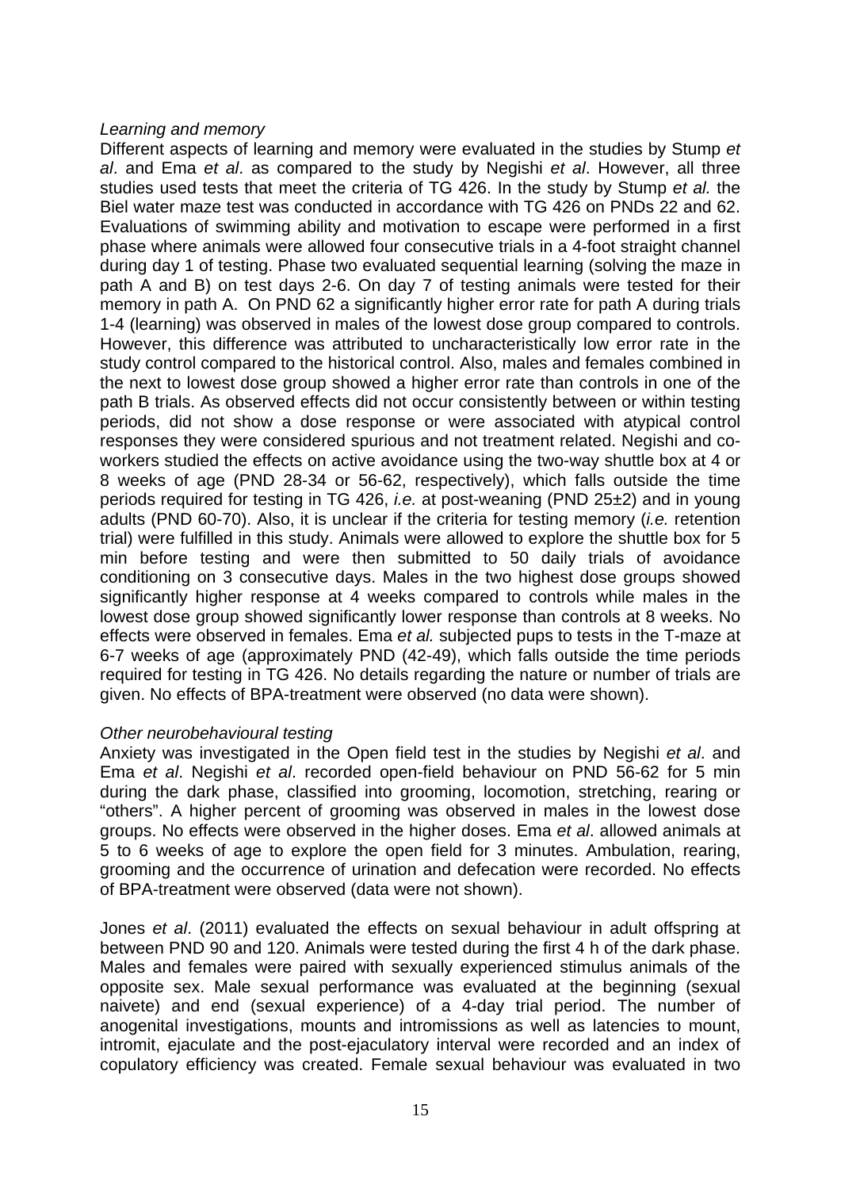*Learning and memory*

Different aspects of learning and memory were evaluated in the studies by Stump *et al*. and Ema *et al*. as compared to the study by Negishi *et al*. However, all three studies used tests that meet the criteria of TG 426. In the study by Stump *et al.* the Biel water maze test was conducted in accordance with TG 426 on PNDs 22 and 62. Evaluations of swimming ability and motivation to escape were performed in a first phase where animals were allowed four consecutive trials in a 4-foot straight channel during day 1 of testing. Phase two evaluated sequential learning (solving the maze in path A and B) on test days 2-6. On day 7 of testing animals were tested for their memory in path A. On PND 62 a significantly higher error rate for path A during trials 1-4 (learning) was observed in males of the lowest dose group compared to controls. However, this difference was attributed to uncharacteristically low error rate in the study control compared to the historical control. Also, males and females combined in the next to lowest dose group showed a higher error rate than controls in one of the path B trials. As observed effects did not occur consistently between or within testing periods, did not show a dose response or were associated with atypical control responses they were considered spurious and not treatment related. Negishi and co-workers studied the effects on active avoidance using the two-way shuttle box at 4 or 8 weeks of age (PND 28-34 or 56-62, respectively), which falls outside the time periods required for testing in TG 426, *i.e.* at post-weaning (PND 25±2) and in young adults (PND 60-70). Also, it is unclear if the criteria for testing memory (*i.e.* retention trial) were fulfilled in this study. Animals were allowed to explore the shuttle box for 5 min before testing and were then submitted to 50 daily trials of avoidance conditioning on 3 consecutive days. Males in the two highest dose groups showed significantly higher response at 4 weeks compared to controls while males in the lowest dose group showed significantly lower response than controls at 8 weeks. No effects were observed in females. Ema *et al.* subjected pups to tests in the T-maze at 6-7 weeks of age (approximately PND (42-49), which falls outside the time periods required for testing in TG 426. No details regarding the nature or number of trials are given. No effects of BPA-treatment were observed (no data were shown).

*Other neurobehavioural testing*

Anxiety was investigated in the Open field test in the studies by Negishi *et al*. and Ema *et al*. Negishi *et al*. recorded open-field behaviour on PND 56-62 for 5 min during the dark phase, classified into grooming, locomotion, stretching, rearing or "others". A higher percent of grooming was observed in males in the lowest dose groups. No effects were observed in the higher doses. Ema *et al*. allowed animals at 5 to 6 weeks of age to explore the open field for 3 minutes. Ambulation, rearing, grooming and the occurrence of urination and defecation were recorded. No effects of BPA-treatment were observed (data were not shown).

Jones *et al*. (2011) evaluated the effects on sexual behaviour in adult offspring at between PND 90 and 120. Animals were tested during the first 4 h of the dark phase. Males and females were paired with sexually experienced stimulus animals of the opposite sex. Male sexual performance was evaluated at the beginning (sexual naivete) and end (sexual experience) of a 4-day trial period. The number of anogenital investigations, mounts and intromissions as well as latencies to mount, intromit, ejaculate and the post-ejaculatory interval were recorded and an index of copulatory efficiency was created. Female sexual behaviour was evaluated in two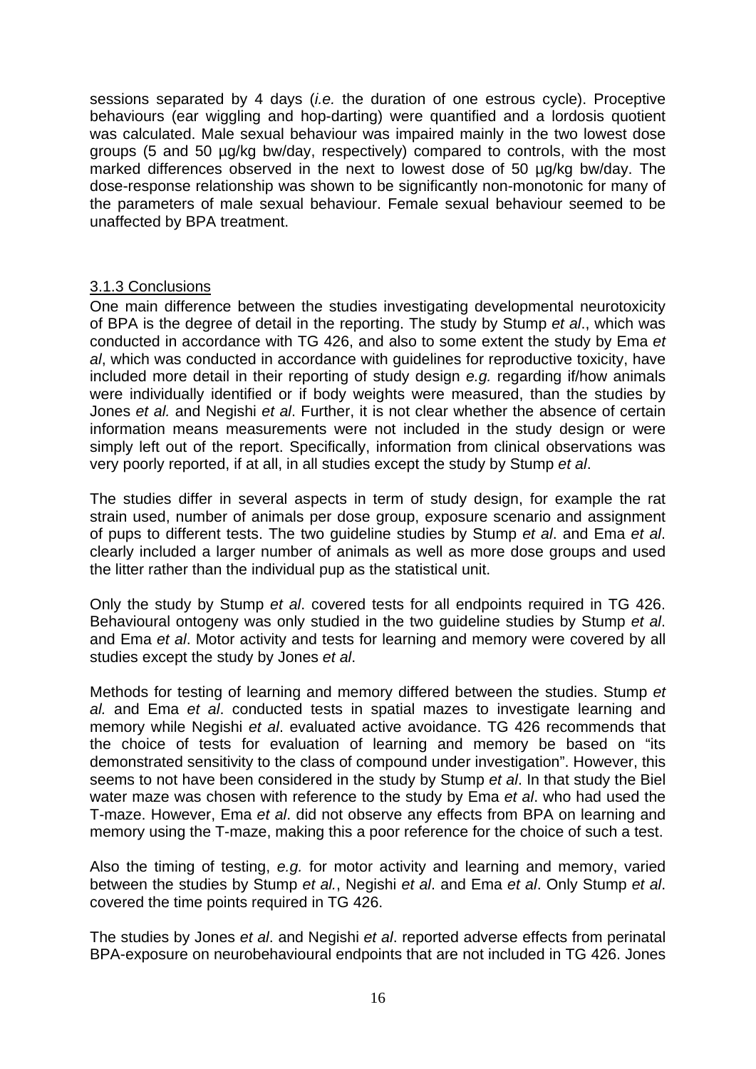sessions separated by 4 days (*i.e.* the duration of one estrous cycle). Proceptive behaviours (ear wiggling and hop-darting) were quantified and a lordosis quotient was calculated. Male sexual behaviour was impaired mainly in the two lowest dose groups (5 and 50 µg/kg bw/day, respectively) compared to controls, with the most marked differences observed in the next to lowest dose of 50 µg/kg bw/day. The dose-response relationship was shown to be significantly non-monotonic for many of the parameters of male sexual behaviour. Female sexual behaviour seemed to be unaffected by BPA treatment.

### 3.1.3 Conclusions

One main difference between the studies investigating developmental neurotoxicity of BPA is the degree of detail in the reporting. The study by Stump *et al*., which was conducted in accordance with TG 426, and also to some extent the study by Ema *et al*, which was conducted in accordance with guidelines for reproductive toxicity, have included more detail in their reporting of study design *e.g.* regarding if/how animals were individually identified or if body weights were measured, than the studies by Jones *et al.* and Negishi *et al*. Further, it is not clear whether the absence of certain information means measurements were not included in the study design or were simply left out of the report. Specifically, information from clinical observations was very poorly reported, if at all, in all studies except the study by Stump *et al*.

The studies differ in several aspects in term of study design, for example the rat strain used, number of animals per dose group, exposure scenario and assignment of pups to different tests. The two guideline studies by Stump *et al*. and Ema *et al*. clearly included a larger number of animals as well as more dose groups and used the litter rather than the individual pup as the statistical unit.

Only the study by Stump *et al*. covered tests for all endpoints required in TG 426. Behavioural ontogeny was only studied in the two guideline studies by Stump *et al*. and Ema *et al*. Motor activity and tests for learning and memory were covered by all studies except the study by Jones *et al*.

Methods for testing of learning and memory differed between the studies. Stump *et al.* and Ema *et al*. conducted tests in spatial mazes to investigate learning and memory while Negishi *et al*. evaluated active avoidance. TG 426 recommends that the choice of tests for evaluation of learning and memory be based on "its demonstrated sensitivity to the class of compound under investigation". However, this seems to not have been considered in the study by Stump *et al*. In that study the Biel water maze was chosen with reference to the study by Ema *et al*. who had used the T-maze. However, Ema *et al*. did not observe any effects from BPA on learning and memory using the T-maze, making this a poor reference for the choice of such a test.

Also the timing of testing, *e.g.* for motor activity and learning and memory, varied between the studies by Stump *et al.*, Negishi *et al*. and Ema *et al*. Only Stump *et al*. covered the time points required in TG 426.

The studies by Jones *et al*. and Negishi *et al*. reported adverse effects from perinatal BPA-exposure on neurobehavioural endpoints that are not included in TG 426. Jones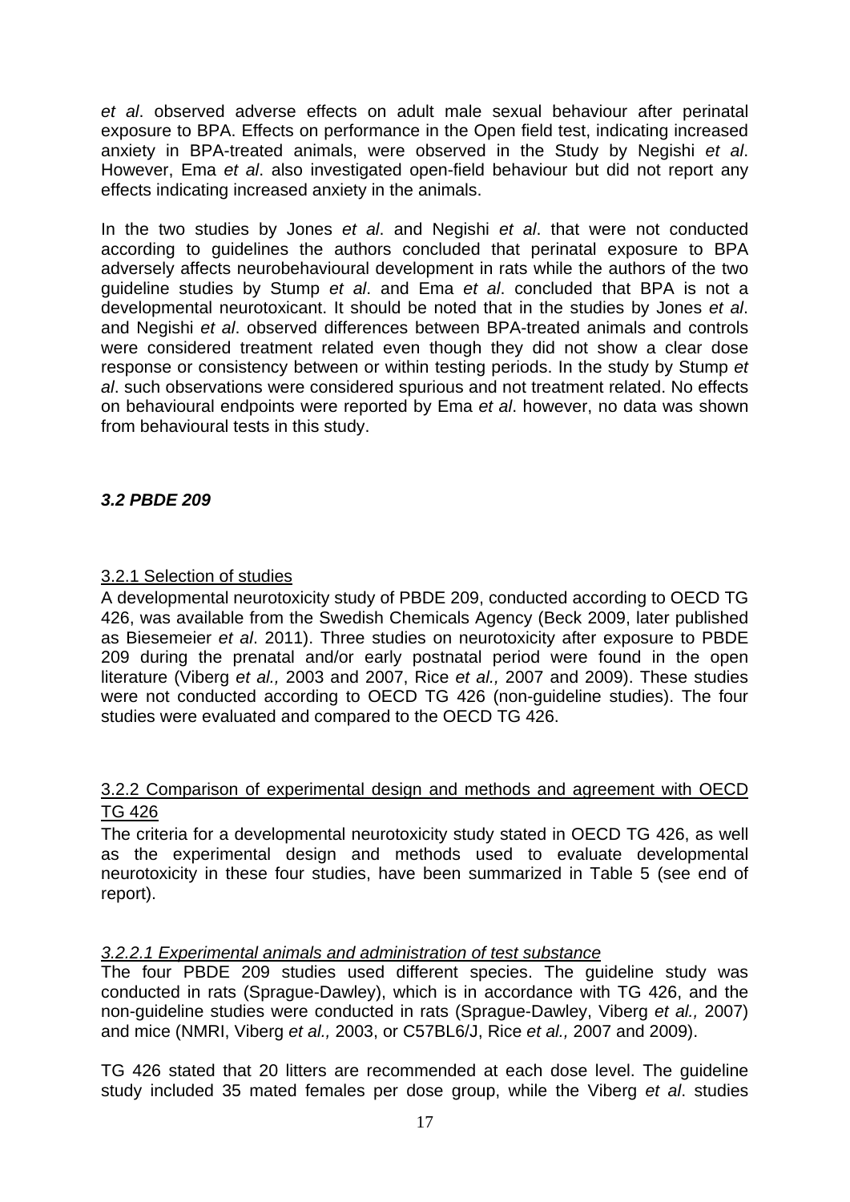*et al*. observed adverse effects on adult male sexual behaviour after perinatal exposure to BPA. Effects on performance in the Open field test, indicating increased anxiety in BPA-treated animals, were observed in the Study by Negishi *et al*. However, Ema *et al*. also investigated open-field behaviour but did not report any effects indicating increased anxiety in the animals.

In the two studies by Jones *et al*. and Negishi *et al*. that were not conducted according to guidelines the authors concluded that perinatal exposure to BPA adversely affects neurobehavioural development in rats while the authors of the two guideline studies by Stump *et al*. and Ema *et al*. concluded that BPA is not a developmental neurotoxicant. It should be noted that in the studies by Jones *et al*. and Negishi *et al*. observed differences between BPA-treated animals and controls were considered treatment related even though they did not show a clear dose response or consistency between or within testing periods. In the study by Stump *et al*. such observations were considered spurious and not treatment related. No effects on behavioural endpoints were reported by Ema *et al*. however, no data was shown from behavioural tests in this study.

### *3.2 PBDE 209*

#### 3.2.1 Selection of studies

A developmental neurotoxicity study of PBDE 209, conducted according to OECD TG 426, was available from the Swedish Chemicals Agency (Beck 2009, later published as Biesemeier *et al*. 2011). Three studies on neurotoxicity after exposure to PBDE 209 during the prenatal and/or early postnatal period were found in the open literature (Viberg *et al.,* 2003 and 2007, Rice *et al.,* 2007 and 2009). These studies were not conducted according to OECD TG 426 (non-guideline studies). The four studies were evaluated and compared to the OECD TG 426.

#### 3.2.2 Comparison of experimental design and methods and agreement with OECD TG 426

The criteria for a developmental neurotoxicity study stated in OECD TG 426, as well as the experimental design and methods used to evaluate developmental neurotoxicity in these four studies, have been summarized in Table 5 (see end of report).

##### *3.2.2.1 Experimental animals and administration of test substance*

The four PBDE 209 studies used different species. The guideline study was conducted in rats (Sprague-Dawley), which is in accordance with TG 426, and the non-guideline studies were conducted in rats (Sprague-Dawley, Viberg *et al.,* 2007) and mice (NMRI, Viberg *et al.,* 2003, or C57BL6/J, Rice *et al.,* 2007 and 2009).

TG 426 stated that 20 litters are recommended at each dose level. The guideline study included 35 mated females per dose group, while the Viberg *et al*. studies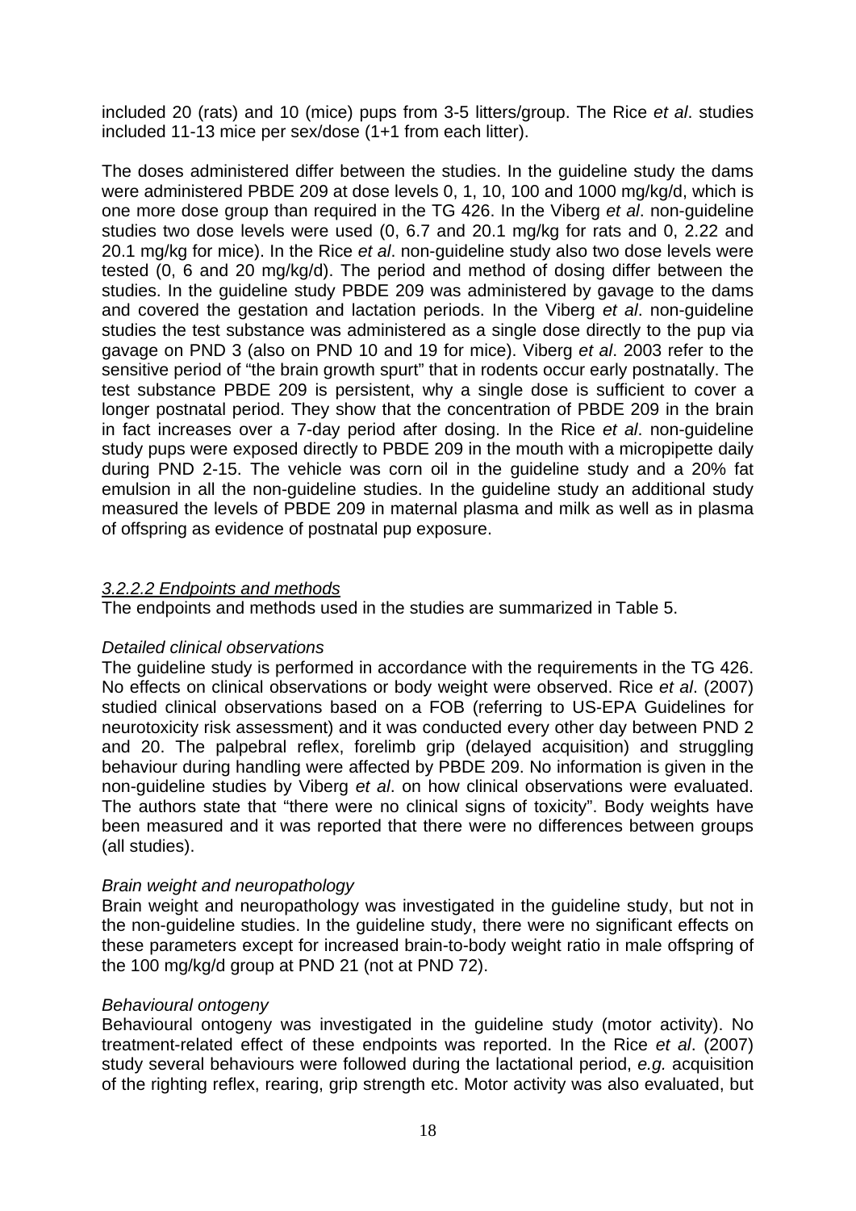included 20 (rats) and 10 (mice) pups from 3-5 litters/group. The Rice *et al*. studies included 11-13 mice per sex/dose (1+1 from each litter).

The doses administered differ between the studies. In the guideline study the dams were administered PBDE 209 at dose levels 0, 1, 10, 100 and 1000 mg/kg/d, which is one more dose group than required in the TG 426. In the Viberg *et al*. non-guideline studies two dose levels were used (0, 6.7 and 20.1 mg/kg for rats and 0, 2.22 and 20.1 mg/kg for mice). In the Rice *et al*. non-guideline study also two dose levels were tested (0, 6 and 20 mg/kg/d). The period and method of dosing differ between the studies. In the guideline study PBDE 209 was administered by gavage to the dams and covered the gestation and lactation periods. In the Viberg *et al*. non-guideline studies the test substance was administered as a single dose directly to the pup via gavage on PND 3 (also on PND 10 and 19 for mice). Viberg *et al*. 2003 refer to the sensitive period of "the brain growth spurt" that in rodents occur early postnatally. The test substance PBDE 209 is persistent, why a single dose is sufficient to cover a longer postnatal period. They show that the concentration of PBDE 209 in the brain in fact increases over a 7-day period after dosing. In the Rice *et al*. non-guideline study pups were exposed directly to PBDE 209 in the mouth with a micropipette daily during PND 2-15. The vehicle was corn oil in the guideline study and a 20% fat emulsion in all the non-guideline studies. In the guideline study an additional study measured the levels of PBDE 209 in maternal plasma and milk as well as in plasma of offspring as evidence of postnatal pup exposure.

#### *3.2.2.2 Endpoints and methods*

The endpoints and methods used in the studies are summarized in Table 5.

*Detailed clinical observations*

The guideline study is performed in accordance with the requirements in the TG 426. No effects on clinical observations or body weight were observed. Rice *et al*. (2007) studied clinical observations based on a FOB (referring to US-EPA Guidelines for neurotoxicity risk assessment) and it was conducted every other day between PND 2 and 20. The palpebral reflex, forelimb grip (delayed acquisition) and struggling behaviour during handling were affected by PBDE 209. No information is given in the non-guideline studies by Viberg *et al*. on how clinical observations were evaluated. The authors state that "there were no clinical signs of toxicity". Body weights have been measured and it was reported that there were no differences between groups (all studies).

*Brain weight and neuropathology*

Brain weight and neuropathology was investigated in the guideline study, but not in the non-guideline studies. In the guideline study, there were no significant effects on these parameters except for increased brain-to-body weight ratio in male offspring of the 100 mg/kg/d group at PND 21 (not at PND 72).

*Behavioural ontogeny*

Behavioural ontogeny was investigated in the guideline study (motor activity). No treatment-related effect of these endpoints was reported. In the Rice *et al*. (2007) study several behaviours were followed during the lactational period, *e.g.* acquisition of the righting reflex, rearing, grip strength etc. Motor activity was also evaluated, but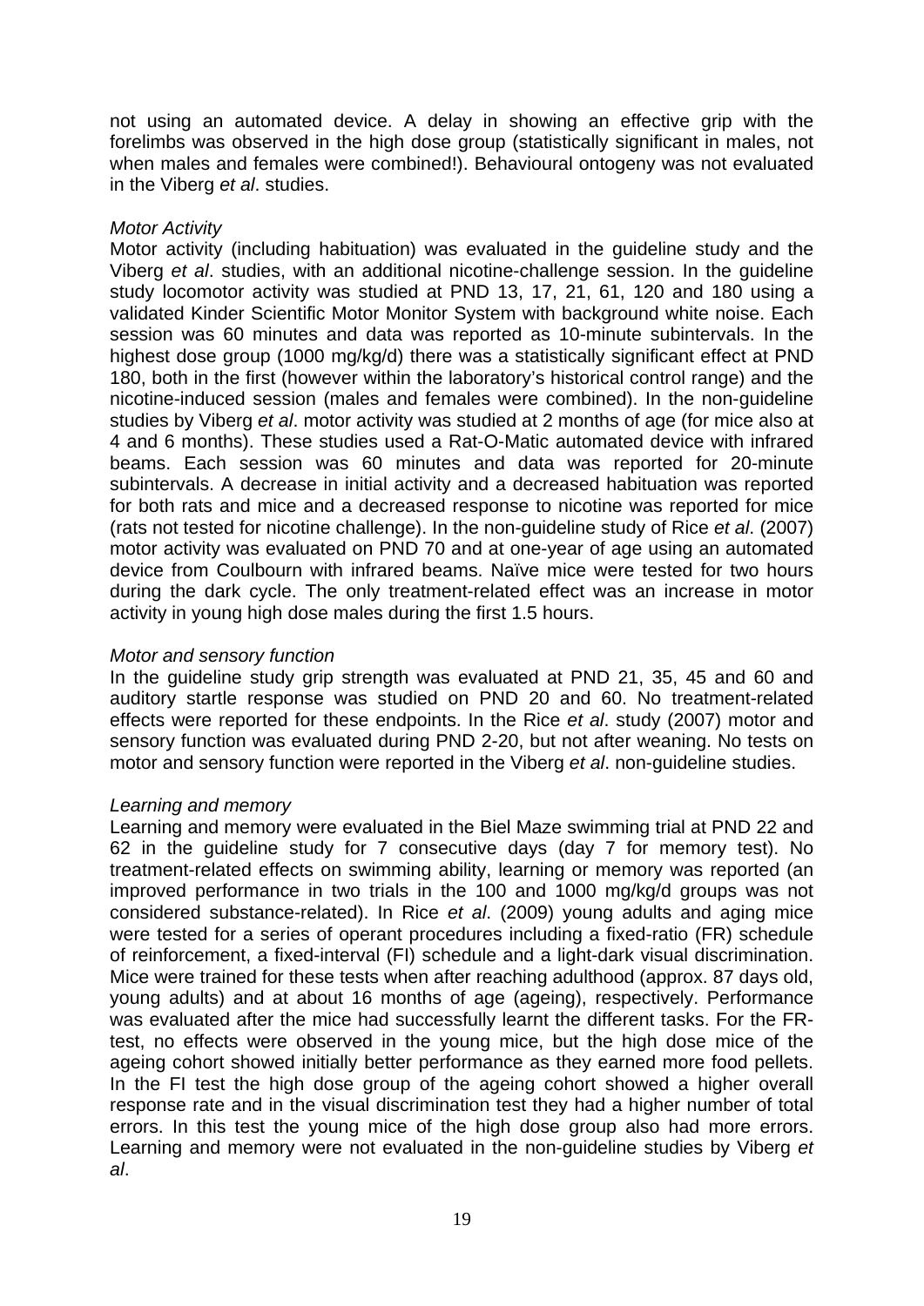not using an automated device. A delay in showing an effective grip with the forelimbs was observed in the high dose group (statistically significant in males, not when males and females were combined!). Behavioural ontogeny was not evaluated in the Viberg *et al*. studies.

*Motor Activity*

Motor activity (including habituation) was evaluated in the guideline study and the Viberg *et al*. studies, with an additional nicotine-challenge session. In the guideline study locomotor activity was studied at PND 13, 17, 21, 61, 120 and 180 using a validated Kinder Scientific Motor Monitor System with background white noise. Each session was 60 minutes and data was reported as 10-minute subintervals. In the highest dose group (1000 mg/kg/d) there was a statistically significant effect at PND 180, both in the first (however within the laboratory's historical control range) and the nicotine-induced session (males and females were combined). In the non-guideline studies by Viberg *et al*. motor activity was studied at 2 months of age (for mice also at 4 and 6 months). These studies used a Rat-O-Matic automated device with infrared beams. Each session was 60 minutes and data was reported for 20-minute subintervals. A decrease in initial activity and a decreased habituation was reported for both rats and mice and a decreased response to nicotine was reported for mice (rats not tested for nicotine challenge). In the non-guideline study of Rice *et al*. (2007) motor activity was evaluated on PND 70 and at one-year of age using an automated device from Coulbourn with infrared beams. Naïve mice were tested for two hours during the dark cycle. The only treatment-related effect was an increase in motor activity in young high dose males during the first 1.5 hours.

*Motor and sensory function*

In the guideline study grip strength was evaluated at PND 21, 35, 45 and 60 and auditory startle response was studied on PND 20 and 60. No treatment-related effects were reported for these endpoints. In the Rice *et al*. study (2007) motor and sensory function was evaluated during PND 2-20, but not after weaning. No tests on motor and sensory function were reported in the Viberg *et al*. non-guideline studies.

*Learning and memory*

Learning and memory were evaluated in the Biel Maze swimming trial at PND 22 and 62 in the guideline study for 7 consecutive days (day 7 for memory test). No treatment-related effects on swimming ability, learning or memory was reported (an improved performance in two trials in the 100 and 1000 mg/kg/d groups was not considered substance-related). In Rice *et al*. (2009) young adults and aging mice were tested for a series of operant procedures including a fixed-ratio (FR) schedule of reinforcement, a fixed-interval (FI) schedule and a light-dark visual discrimination. Mice were trained for these tests when after reaching adulthood (approx. 87 days old, young adults) and at about 16 months of age (ageing), respectively. Performance was evaluated after the mice had successfully learnt the different tasks. For the FR-test, no effects were observed in the young mice, but the high dose mice of the ageing cohort showed initially better performance as they earned more food pellets. In the FI test the high dose group of the ageing cohort showed a higher overall response rate and in the visual discrimination test they had a higher number of total errors. In this test the young mice of the high dose group also had more errors. Learning and memory were not evaluated in the non-guideline studies by Viberg *et al*.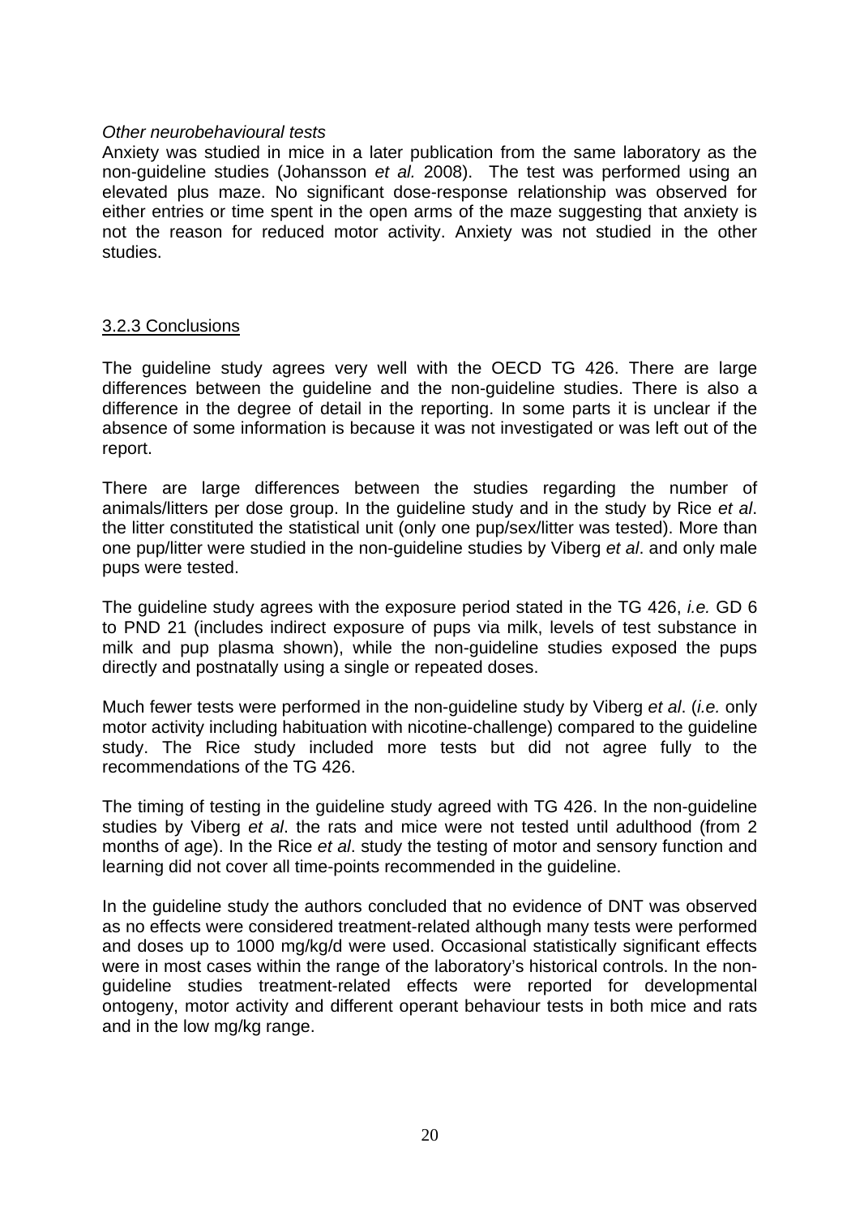*Other neurobehavioural tests*

Anxiety was studied in mice in a later publication from the same laboratory as the non-guideline studies (Johansson *et al.* 2008). The test was performed using an elevated plus maze. No significant dose-response relationship was observed for either entries or time spent in the open arms of the maze suggesting that anxiety is not the reason for reduced motor activity. Anxiety was not studied in the other studies.

### 3.2.3 Conclusions

The guideline study agrees very well with the OECD TG 426. There are large differences between the guideline and the non-guideline studies. There is also a difference in the degree of detail in the reporting. In some parts it is unclear if the absence of some information is because it was not investigated or was left out of the report.

There are large differences between the studies regarding the number of animals/litters per dose group. In the guideline study and in the study by Rice *et al*. the litter constituted the statistical unit (only one pup/sex/litter was tested). More than one pup/litter were studied in the non-guideline studies by Viberg *et al*. and only male pups were tested.

The guideline study agrees with the exposure period stated in the TG 426, *i.e.* GD 6 to PND 21 (includes indirect exposure of pups via milk, levels of test substance in milk and pup plasma shown), while the non-guideline studies exposed the pups directly and postnatally using a single or repeated doses.

Much fewer tests were performed in the non-guideline study by Viberg *et al*. (*i.e.* only motor activity including habituation with nicotine-challenge) compared to the guideline study. The Rice study included more tests but did not agree fully to the recommendations of the TG 426.

The timing of testing in the guideline study agreed with TG 426. In the non-guideline studies by Viberg *et al*. the rats and mice were not tested until adulthood (from 2 months of age). In the Rice *et al*. study the testing of motor and sensory function and learning did not cover all time-points recommended in the guideline.

In the guideline study the authors concluded that no evidence of DNT was observed as no effects were considered treatment-related although many tests were performed and doses up to 1000 mg/kg/d were used. Occasional statistically significant effects were in most cases within the range of the laboratory's historical controls. In the non-guideline studies treatment-related effects were reported for developmental ontogeny, motor activity and different operant behaviour tests in both mice and rats and in the low mg/kg range.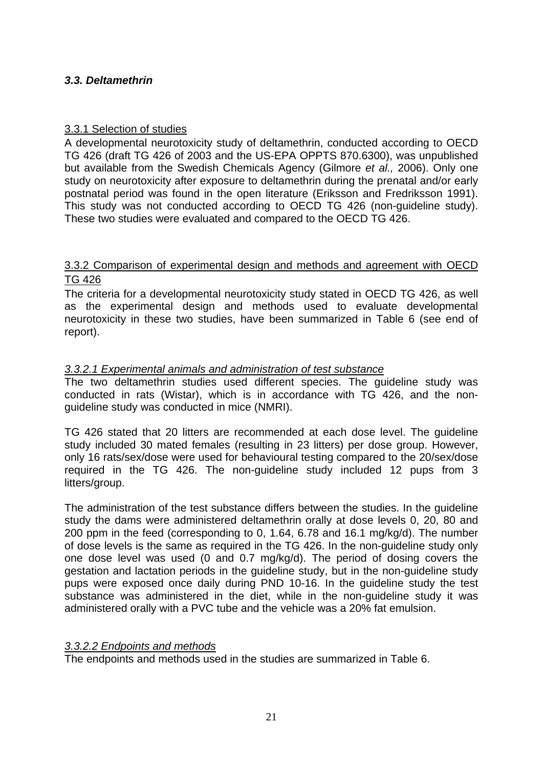### *3.3. Deltamethrin*

3.3.1 Selection of studies

A developmental neurotoxicity study of deltamethrin, conducted according to OECD TG 426 (draft TG 426 of 2003 and the US-EPA OPPTS 870.6300), was unpublished but available from the Swedish Chemicals Agency (Gilmore *et al.,* 2006). Only one study on neurotoxicity after exposure to deltamethrin during the prenatal and/or early postnatal period was found in the open literature (Eriksson and Fredriksson 1991). This study was not conducted according to OECD TG 426 (non-guideline study). These two studies were evaluated and compared to the OECD TG 426.

3.3.2 Comparison of experimental design and methods and agreement with OECD TG 426

The criteria for a developmental neurotoxicity study stated in OECD TG 426, as well as the experimental design and methods used to evaluate developmental neurotoxicity in these two studies, have been summarized in Table 6 (see end of report).

*3.3.2.1 Experimental animals and administration of test substance*

The two deltamethrin studies used different species. The guideline study was conducted in rats (Wistar), which is in accordance with TG 426, and the non-guideline study was conducted in mice (NMRI).

TG 426 stated that 20 litters are recommended at each dose level. The guideline study included 30 mated females (resulting in 23 litters) per dose group. However, only 16 rats/sex/dose were used for behavioural testing compared to the 20/sex/dose required in the TG 426. The non-guideline study included 12 pups from 3 litters/group.

The administration of the test substance differs between the studies. In the guideline study the dams were administered deltamethrin orally at dose levels 0, 20, 80 and 200 ppm in the feed (corresponding to 0, 1.64, 6.78 and 16.1 mg/kg/d). The number of dose levels is the same as required in the TG 426. In the non-guideline study only one dose level was used (0 and 0.7 mg/kg/d). The period of dosing covers the gestation and lactation periods in the guideline study, but in the non-guideline study pups were exposed once daily during PND 10-16. In the guideline study the test substance was administered in the diet, while in the non-guideline study it was administered orally with a PVC tube and the vehicle was a 20% fat emulsion.

*3.3.2.2 Endpoints and methods*

The endpoints and methods used in the studies are summarized in Table 6.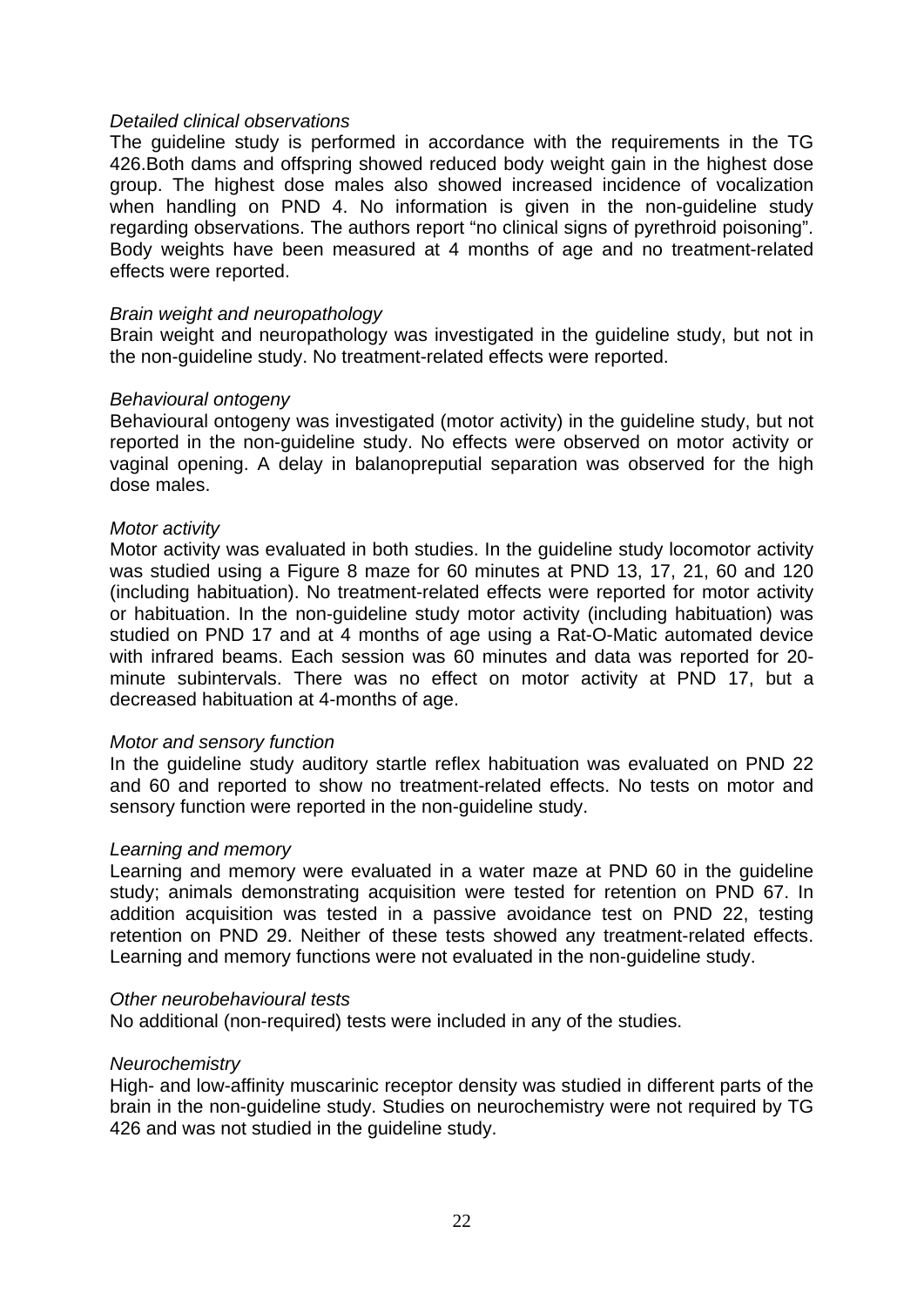*Detailed clinical observations*

The guideline study is performed in accordance with the requirements in the TG 426.Both dams and offspring showed reduced body weight gain in the highest dose group. The highest dose males also showed increased incidence of vocalization when handling on PND 4. No information is given in the non-guideline study regarding observations. The authors report "no clinical signs of pyrethroid poisoning". Body weights have been measured at 4 months of age and no treatment-related effects were reported.

*Brain weight and neuropathology*

Brain weight and neuropathology was investigated in the guideline study, but not in the non-guideline study. No treatment-related effects were reported.

*Behavioural ontogeny*

Behavioural ontogeny was investigated (motor activity) in the guideline study, but not reported in the non-guideline study. No effects were observed on motor activity or vaginal opening. A delay in balanopreputial separation was observed for the high dose males.

*Motor activity*

Motor activity was evaluated in both studies. In the guideline study locomotor activity was studied using a Figure 8 maze for 60 minutes at PND 13, 17, 21, 60 and 120 (including habituation). No treatment-related effects were reported for motor activity or habituation. In the non-guideline study motor activity (including habituation) was studied on PND 17 and at 4 months of age using a Rat-O-Matic automated device with infrared beams. Each session was 60 minutes and data was reported for 20-minute subintervals. There was no effect on motor activity at PND 17, but a decreased habituation at 4-months of age.

*Motor and sensory function*

In the guideline study auditory startle reflex habituation was evaluated on PND 22 and 60 and reported to show no treatment-related effects. No tests on motor and sensory function were reported in the non-guideline study.

*Learning and memory*

Learning and memory were evaluated in a water maze at PND 60 in the guideline study; animals demonstrating acquisition were tested for retention on PND 67. In addition acquisition was tested in a passive avoidance test on PND 22, testing retention on PND 29. Neither of these tests showed any treatment-related effects. Learning and memory functions were not evaluated in the non-guideline study.

*Other neurobehavioural tests*

No additional (non-required) tests were included in any of the studies.

*Neurochemistry*

High- and low-affinity muscarinic receptor density was studied in different parts of the brain in the non-guideline study. Studies on neurochemistry were not required by TG 426 and was not studied in the guideline study.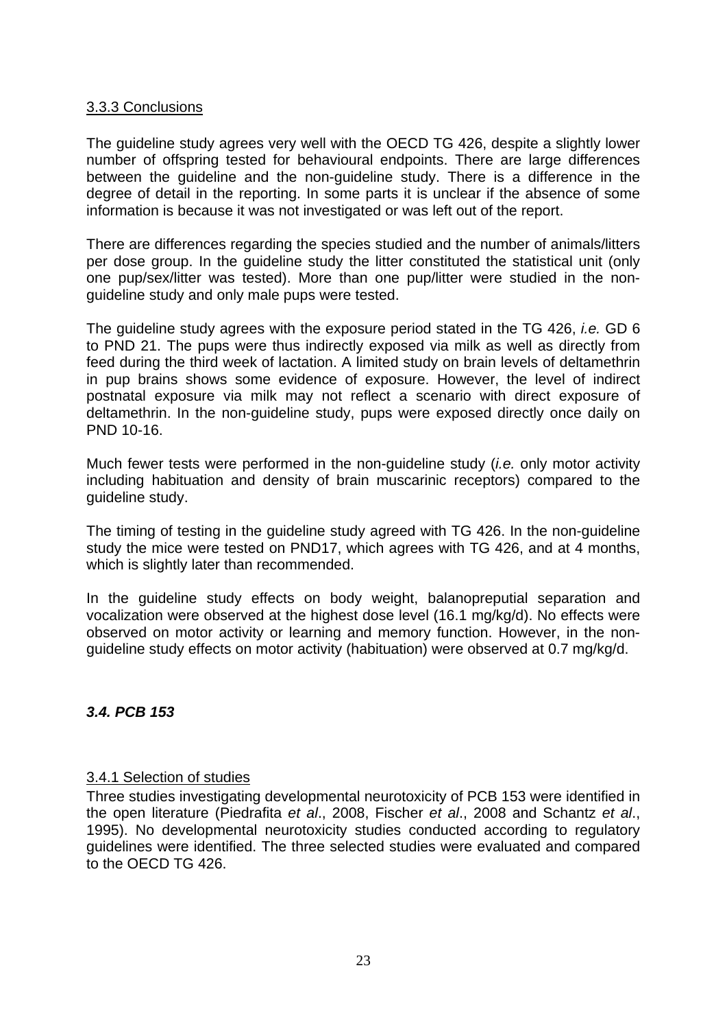### 3.3.3 Conclusions

The guideline study agrees very well with the OECD TG 426, despite a slightly lower number of offspring tested for behavioural endpoints. There are large differences between the guideline and the non-guideline study. There is a difference in the degree of detail in the reporting. In some parts it is unclear if the absence of some information is because it was not investigated or was left out of the report.

There are differences regarding the species studied and the number of animals/litters per dose group. In the guideline study the litter constituted the statistical unit (only one pup/sex/litter was tested). More than one pup/litter were studied in the non-guideline study and only male pups were tested.

The guideline study agrees with the exposure period stated in the TG 426, *i.e.* GD 6 to PND 21. The pups were thus indirectly exposed via milk as well as directly from feed during the third week of lactation. A limited study on brain levels of deltamethrin in pup brains shows some evidence of exposure. However, the level of indirect postnatal exposure via milk may not reflect a scenario with direct exposure of deltamethrin. In the non-guideline study, pups were exposed directly once daily on PND 10-16.

Much fewer tests were performed in the non-guideline study (*i.e.* only motor activity including habituation and density of brain muscarinic receptors) compared to the guideline study.

The timing of testing in the guideline study agreed with TG 426. In the non-guideline study the mice were tested on PND17, which agrees with TG 426, and at 4 months, which is slightly later than recommended.

In the guideline study effects on body weight, balanopreputial separation and vocalization were observed at the highest dose level (16.1 mg/kg/d). No effects were observed on motor activity or learning and memory function. However, in the non-guideline study effects on motor activity (habituation) were observed at 0.7 mg/kg/d.

## *3.4. PCB 153*

### 3.4.1 Selection of studies

Three studies investigating developmental neurotoxicity of PCB 153 were identified in the open literature (Piedrafita *et al*., 2008, Fischer *et al*., 2008 and Schantz *et al*., 1995). No developmental neurotoxicity studies conducted according to regulatory guidelines were identified. The three selected studies were evaluated and compared to the OECD TG 426.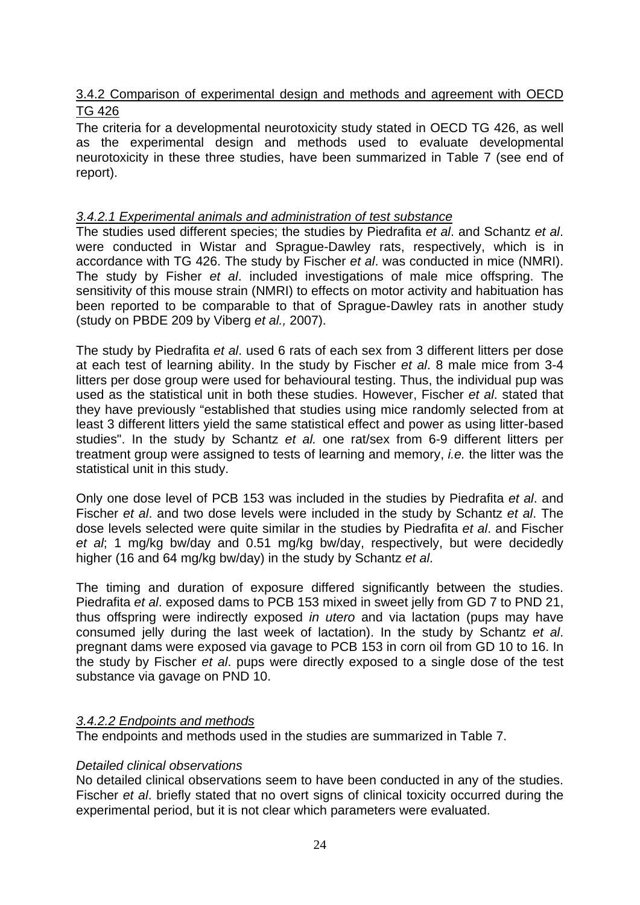### 3.4.2 Comparison of experimental design and methods and agreement with OECD TG 426

The criteria for a developmental neurotoxicity study stated in OECD TG 426, as well as the experimental design and methods used to evaluate developmental neurotoxicity in these three studies, have been summarized in Table 7 (see end of report).

#### *3.4.2.1 Experimental animals and administration of test substance*

The studies used different species; the studies by Piedrafita *et al*. and Schantz *et al*. were conducted in Wistar and Sprague-Dawley rats, respectively, which is in accordance with TG 426. The study by Fischer *et al*. was conducted in mice (NMRI). The study by Fisher *et al*. included investigations of male mice offspring. The sensitivity of this mouse strain (NMRI) to effects on motor activity and habituation has been reported to be comparable to that of Sprague-Dawley rats in another study (study on PBDE 209 by Viberg *et al.,* 2007).

The study by Piedrafita *et al*. used 6 rats of each sex from 3 different litters per dose at each test of learning ability. In the study by Fischer *et al*. 8 male mice from 3-4 litters per dose group were used for behavioural testing. Thus, the individual pup was used as the statistical unit in both these studies. However, Fischer *et al*. stated that they have previously "established that studies using mice randomly selected from at least 3 different litters yield the same statistical effect and power as using litter-based studies". In the study by Schantz *et al.* one rat/sex from 6-9 different litters per treatment group were assigned to tests of learning and memory, *i.e.* the litter was the statistical unit in this study.

Only one dose level of PCB 153 was included in the studies by Piedrafita *et al*. and Fischer *et al*. and two dose levels were included in the study by Schantz *et al*. The dose levels selected were quite similar in the studies by Piedrafita *et al*. and Fischer *et al*; 1 mg/kg bw/day and 0.51 mg/kg bw/day, respectively, but were decidedly higher (16 and 64 mg/kg bw/day) in the study by Schantz *et al*.

The timing and duration of exposure differed significantly between the studies. Piedrafita *et al*. exposed dams to PCB 153 mixed in sweet jelly from GD 7 to PND 21, thus offspring were indirectly exposed *in utero* and via lactation (pups may have consumed jelly during the last week of lactation). In the study by Schantz *et al*. pregnant dams were exposed via gavage to PCB 153 in corn oil from GD 10 to 16. In the study by Fischer *et al*. pups were directly exposed to a single dose of the test substance via gavage on PND 10.

#### *3.4.2.2 Endpoints and methods*

The endpoints and methods used in the studies are summarized in Table 7.

*Detailed clinical observations*

No detailed clinical observations seem to have been conducted in any of the studies. Fischer *et al*. briefly stated that no overt signs of clinical toxicity occurred during the experimental period, but it is not clear which parameters were evaluated.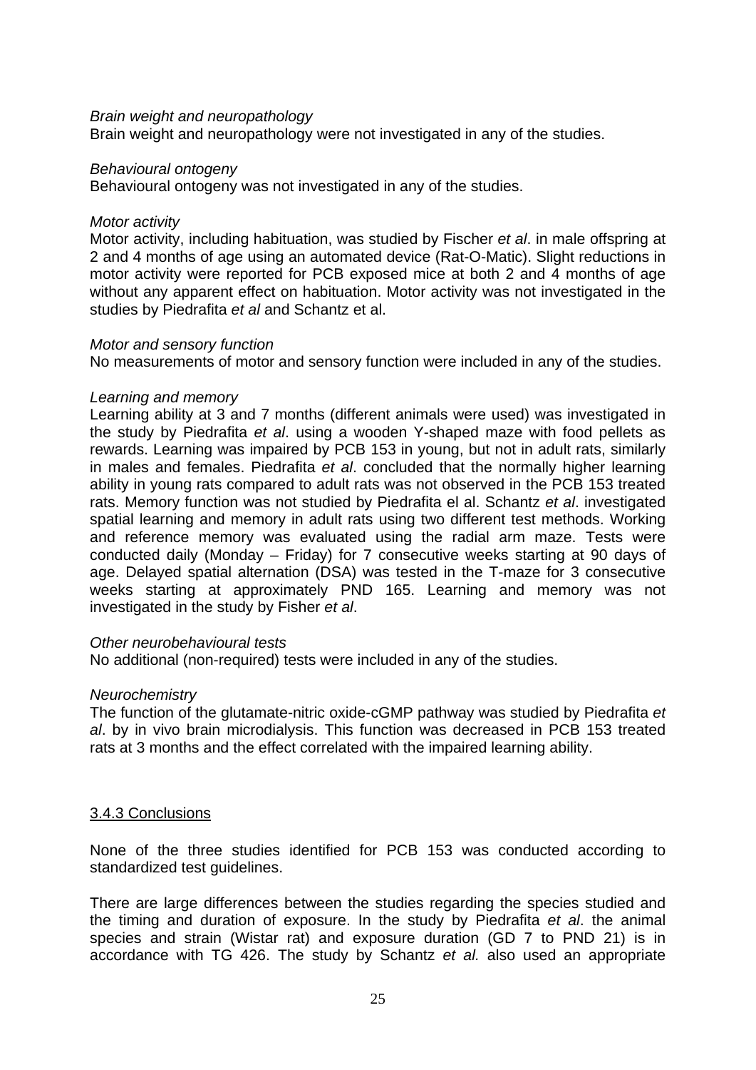*Brain weight and neuropathology*

Brain weight and neuropathology were not investigated in any of the studies.

*Behavioural ontogeny*

Behavioural ontogeny was not investigated in any of the studies.

*Motor activity*

Motor activity, including habituation, was studied by Fischer *et al*. in male offspring at 2 and 4 months of age using an automated device (Rat-O-Matic). Slight reductions in motor activity were reported for PCB exposed mice at both 2 and 4 months of age without any apparent effect on habituation. Motor activity was not investigated in the studies by Piedrafita *et al* and Schantz et al.

*Motor and sensory function*

No measurements of motor and sensory function were included in any of the studies.

*Learning and memory*

Learning ability at 3 and 7 months (different animals were used) was investigated in the study by Piedrafita *et al*. using a wooden Y-shaped maze with food pellets as rewards. Learning was impaired by PCB 153 in young, but not in adult rats, similarly in males and females. Piedrafita *et al*. concluded that the normally higher learning ability in young rats compared to adult rats was not observed in the PCB 153 treated rats. Memory function was not studied by Piedrafita el al. Schantz *et al*. investigated spatial learning and memory in adult rats using two different test methods. Working and reference memory was evaluated using the radial arm maze. Tests were conducted daily (Monday – Friday) for 7 consecutive weeks starting at 90 days of age. Delayed spatial alternation (DSA) was tested in the T-maze for 3 consecutive weeks starting at approximately PND 165. Learning and memory was not investigated in the study by Fisher *et al*.

*Other neurobehavioural tests*

No additional (non-required) tests were included in any of the studies.

*Neurochemistry*

The function of the glutamate-nitric oxide-cGMP pathway was studied by Piedrafita *et al*. by in vivo brain microdialysis. This function was decreased in PCB 153 treated rats at 3 months and the effect correlated with the impaired learning ability.

### 3.4.3 Conclusions

None of the three studies identified for PCB 153 was conducted according to standardized test guidelines.

There are large differences between the studies regarding the species studied and the timing and duration of exposure. In the study by Piedrafita *et al*. the animal species and strain (Wistar rat) and exposure duration (GD 7 to PND 21) is in accordance with TG 426. The study by Schantz *et al.* also used an appropriate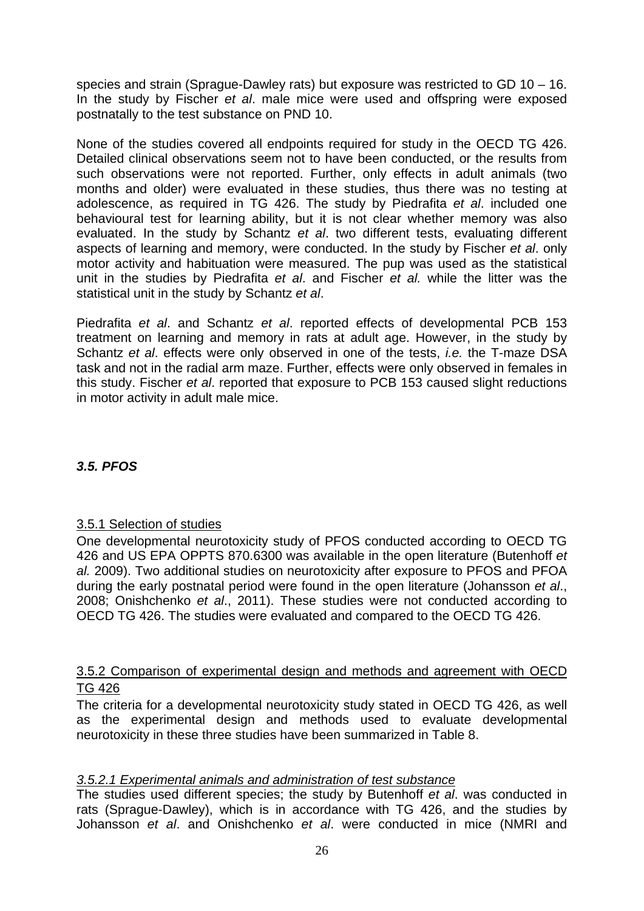species and strain (Sprague-Dawley rats) but exposure was restricted to GD 10 – 16. In the study by Fischer *et al*. male mice were used and offspring were exposed postnatally to the test substance on PND 10.

None of the studies covered all endpoints required for study in the OECD TG 426. Detailed clinical observations seem not to have been conducted, or the results from such observations were not reported. Further, only effects in adult animals (two months and older) were evaluated in these studies, thus there was no testing at adolescence, as required in TG 426. The study by Piedrafita *et al*. included one behavioural test for learning ability, but it is not clear whether memory was also evaluated. In the study by Schantz *et al*. two different tests, evaluating different aspects of learning and memory, were conducted. In the study by Fischer *et al*. only motor activity and habituation were measured. The pup was used as the statistical unit in the studies by Piedrafita *et al*. and Fischer *et al.* while the litter was the statistical unit in the study by Schantz *et al*.

Piedrafita *et al*. and Schantz *et al*. reported effects of developmental PCB 153 treatment on learning and memory in rats at adult age. However, in the study by Schantz *et al*. effects were only observed in one of the tests, *i.e.* the T-maze DSA task and not in the radial arm maze. Further, effects were only observed in females in this study. Fischer *et al*. reported that exposure to PCB 153 caused slight reductions in motor activity in adult male mice.

## *3.5. PFOS*

### 3.5.1 Selection of studies

One developmental neurotoxicity study of PFOS conducted according to OECD TG 426 and US EPA OPPTS 870.6300 was available in the open literature (Butenhoff *et al.* 2009). Two additional studies on neurotoxicity after exposure to PFOS and PFOA during the early postnatal period were found in the open literature (Johansson *et al*., 2008; Onishchenko *et al*., 2011). These studies were not conducted according to OECD TG 426. The studies were evaluated and compared to the OECD TG 426.

### 3.5.2 Comparison of experimental design and methods and agreement with OECD TG 426

The criteria for a developmental neurotoxicity study stated in OECD TG 426, as well as the experimental design and methods used to evaluate developmental neurotoxicity in these three studies have been summarized in Table 8.

#### *3.5.2.1 Experimental animals and administration of test substance*

The studies used different species; the study by Butenhoff *et al*. was conducted in rats (Sprague-Dawley), which is in accordance with TG 426, and the studies by Johansson *et al*. and Onishchenko *et al*. were conducted in mice (NMRI and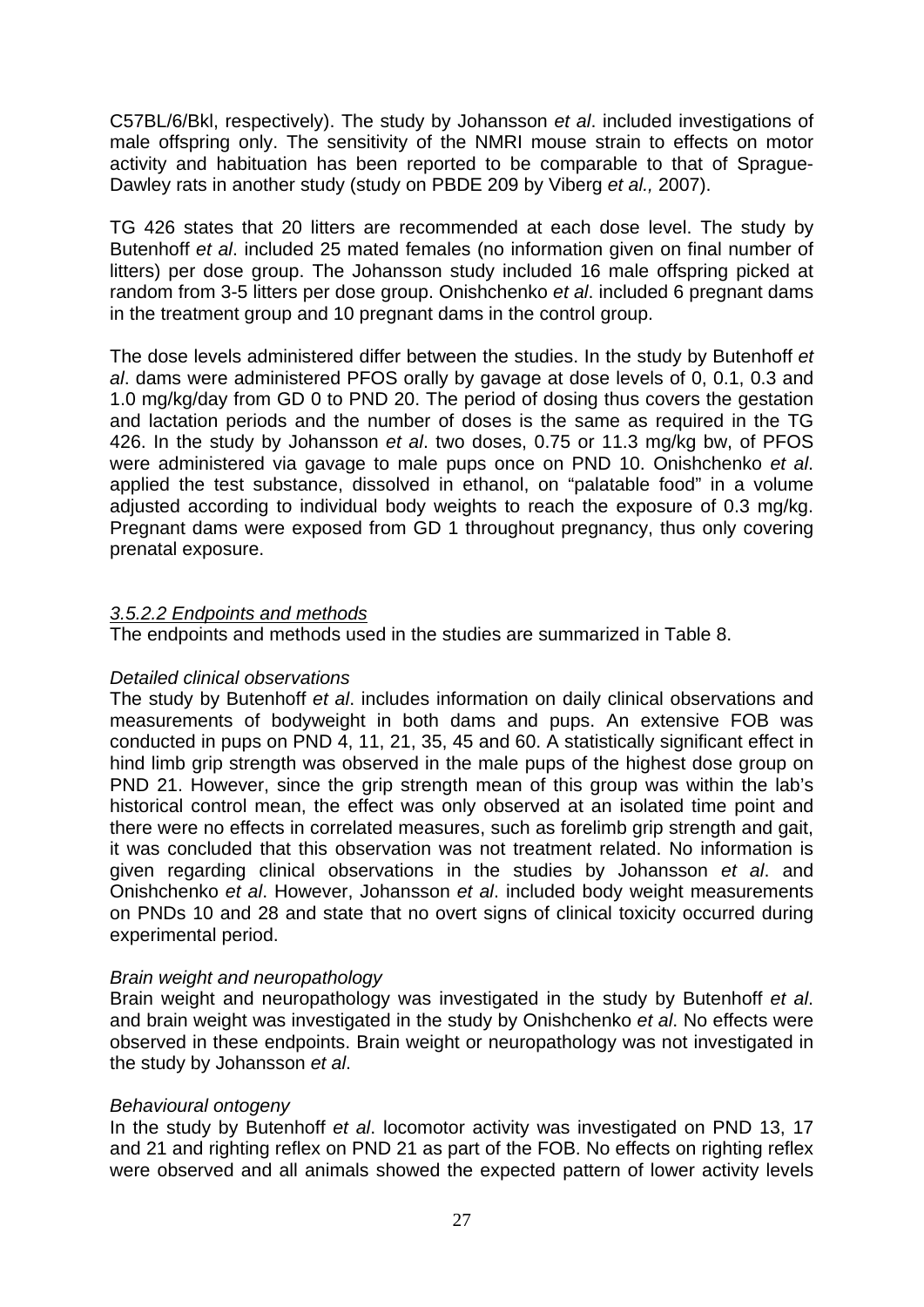C57BL/6/Bkl, respectively). The study by Johansson *et al*. included investigations of male offspring only. The sensitivity of the NMRI mouse strain to effects on motor activity and habituation has been reported to be comparable to that of Sprague-Dawley rats in another study (study on PBDE 209 by Viberg *et al.,* 2007).

TG 426 states that 20 litters are recommended at each dose level. The study by Butenhoff *et al*. included 25 mated females (no information given on final number of litters) per dose group. The Johansson study included 16 male offspring picked at random from 3-5 litters per dose group. Onishchenko *et al*. included 6 pregnant dams in the treatment group and 10 pregnant dams in the control group.

The dose levels administered differ between the studies. In the study by Butenhoff *et al*. dams were administered PFOS orally by gavage at dose levels of 0, 0.1, 0.3 and 1.0 mg/kg/day from GD 0 to PND 20. The period of dosing thus covers the gestation and lactation periods and the number of doses is the same as required in the TG 426. In the study by Johansson *et al*. two doses, 0.75 or 11.3 mg/kg bw, of PFOS were administered via gavage to male pups once on PND 10. Onishchenko *et al*. applied the test substance, dissolved in ethanol, on "palatable food" in a volume adjusted according to individual body weights to reach the exposure of 0.3 mg/kg. Pregnant dams were exposed from GD 1 throughout pregnancy, thus only covering prenatal exposure.

#### *3.5.2.2 Endpoints and methods*

The endpoints and methods used in the studies are summarized in Table 8.

*Detailed clinical observations*

The study by Butenhoff *et al*. includes information on daily clinical observations and measurements of bodyweight in both dams and pups. An extensive FOB was conducted in pups on PND 4, 11, 21, 35, 45 and 60. A statistically significant effect in hind limb grip strength was observed in the male pups of the highest dose group on PND 21. However, since the grip strength mean of this group was within the lab's historical control mean, the effect was only observed at an isolated time point and there were no effects in correlated measures, such as forelimb grip strength and gait, it was concluded that this observation was not treatment related. No information is given regarding clinical observations in the studies by Johansson *et al*. and Onishchenko *et al*. However, Johansson *et al*. included body weight measurements on PNDs 10 and 28 and state that no overt signs of clinical toxicity occurred during experimental period.

*Brain weight and neuropathology*

Brain weight and neuropathology was investigated in the study by Butenhoff *et al*. and brain weight was investigated in the study by Onishchenko *et al*. No effects were observed in these endpoints. Brain weight or neuropathology was not investigated in the study by Johansson *et al*.

*Behavioural ontogeny*

In the study by Butenhoff *et al*. locomotor activity was investigated on PND 13, 17 and 21 and righting reflex on PND 21 as part of the FOB. No effects on righting reflex were observed and all animals showed the expected pattern of lower activity levels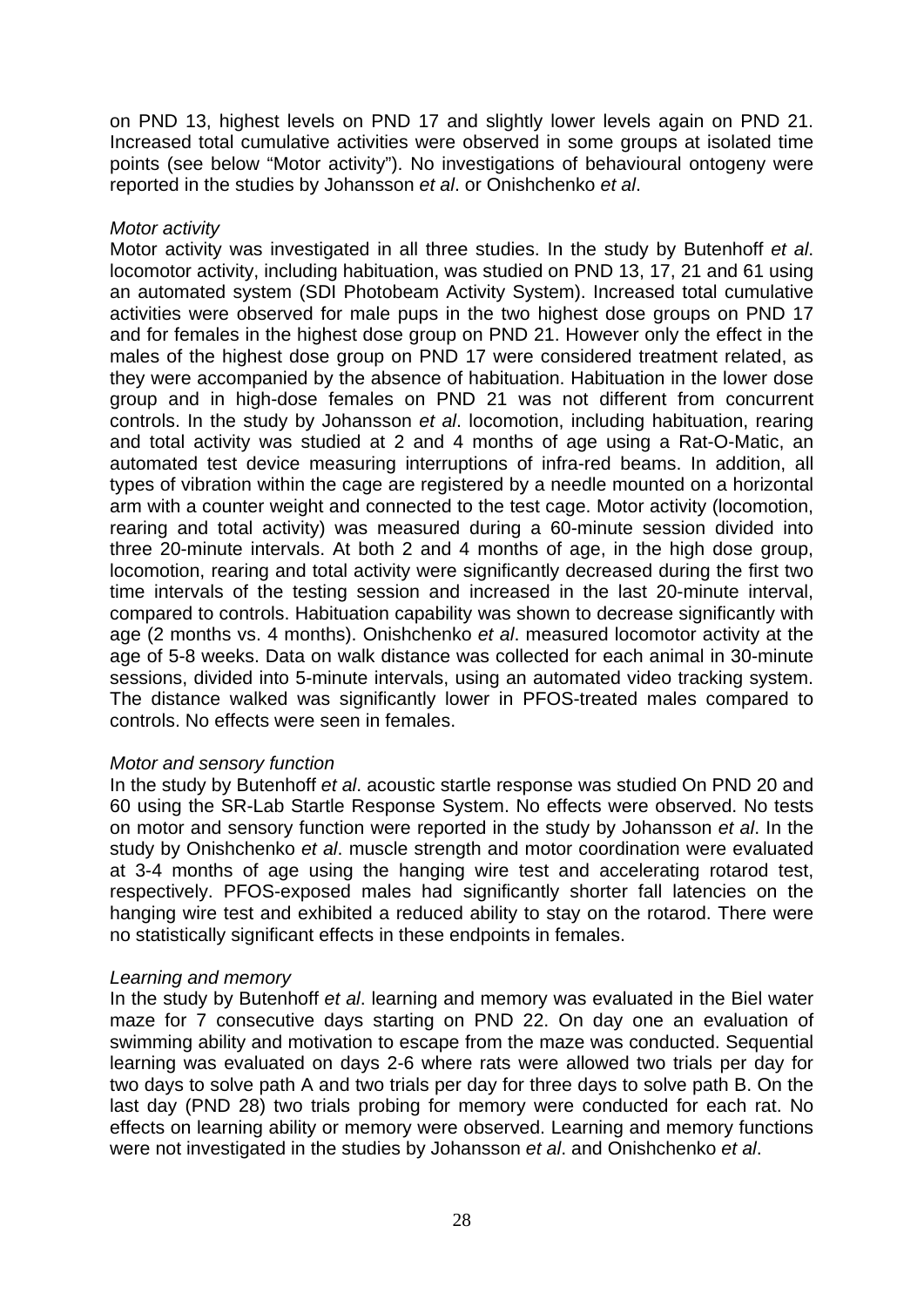on PND 13, highest levels on PND 17 and slightly lower levels again on PND 21. Increased total cumulative activities were observed in some groups at isolated time points (see below "Motor activity"). No investigations of behavioural ontogeny were reported in the studies by Johansson *et al*. or Onishchenko *et al*.

*Motor activity*

Motor activity was investigated in all three studies. In the study by Butenhoff *et al*. locomotor activity, including habituation, was studied on PND 13, 17, 21 and 61 using an automated system (SDI Photobeam Activity System). Increased total cumulative activities were observed for male pups in the two highest dose groups on PND 17 and for females in the highest dose group on PND 21. However only the effect in the males of the highest dose group on PND 17 were considered treatment related, as they were accompanied by the absence of habituation. Habituation in the lower dose group and in high-dose females on PND 21 was not different from concurrent controls. In the study by Johansson *et al*. locomotion, including habituation, rearing and total activity was studied at 2 and 4 months of age using a Rat-O-Matic, an automated test device measuring interruptions of infra-red beams. In addition, all types of vibration within the cage are registered by a needle mounted on a horizontal arm with a counter weight and connected to the test cage. Motor activity (locomotion, rearing and total activity) was measured during a 60-minute session divided into three 20-minute intervals. At both 2 and 4 months of age, in the high dose group, locomotion, rearing and total activity were significantly decreased during the first two time intervals of the testing session and increased in the last 20-minute interval, compared to controls. Habituation capability was shown to decrease significantly with age (2 months vs. 4 months). Onishchenko *et al*. measured locomotor activity at the age of 5-8 weeks. Data on walk distance was collected for each animal in 30-minute sessions, divided into 5-minute intervals, using an automated video tracking system. The distance walked was significantly lower in PFOS-treated males compared to controls. No effects were seen in females.

*Motor and sensory function*

In the study by Butenhoff *et al*. acoustic startle response was studied On PND 20 and 60 using the SR-Lab Startle Response System. No effects were observed. No tests on motor and sensory function were reported in the study by Johansson *et al*. In the study by Onishchenko *et al*. muscle strength and motor coordination were evaluated at 3-4 months of age using the hanging wire test and accelerating rotarod test, respectively. PFOS-exposed males had significantly shorter fall latencies on the hanging wire test and exhibited a reduced ability to stay on the rotarod. There were no statistically significant effects in these endpoints in females.

*Learning and memory*

In the study by Butenhoff *et al*. learning and memory was evaluated in the Biel water maze for 7 consecutive days starting on PND 22. On day one an evaluation of swimming ability and motivation to escape from the maze was conducted. Sequential learning was evaluated on days 2-6 where rats were allowed two trials per day for two days to solve path A and two trials per day for three days to solve path B. On the last day (PND 28) two trials probing for memory were conducted for each rat. No effects on learning ability or memory were observed. Learning and memory functions were not investigated in the studies by Johansson *et al*. and Onishchenko *et al*.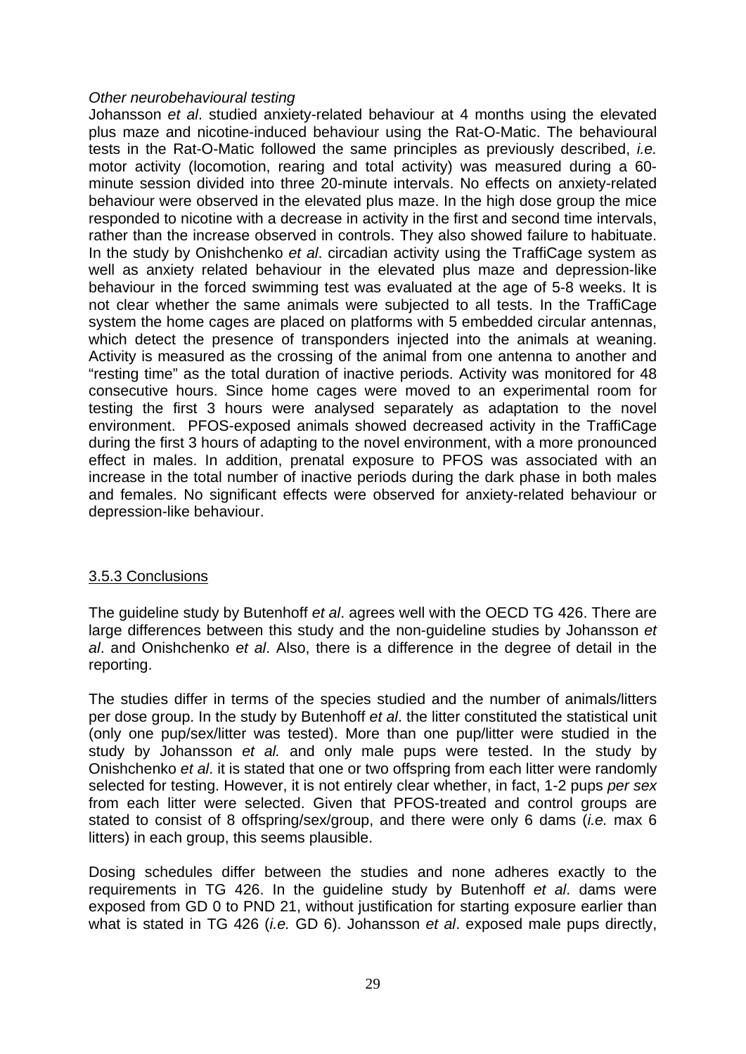*Other neurobehavioural testing*

Johansson *et al*. studied anxiety-related behaviour at 4 months using the elevated plus maze and nicotine-induced behaviour using the Rat-O-Matic. The behavioural tests in the Rat-O-Matic followed the same principles as previously described, *i.e.* motor activity (locomotion, rearing and total activity) was measured during a 60-minute session divided into three 20-minute intervals. No effects on anxiety-related behaviour were observed in the elevated plus maze. In the high dose group the mice responded to nicotine with a decrease in activity in the first and second time intervals, rather than the increase observed in controls. They also showed failure to habituate. In the study by Onishchenko *et al*. circadian activity using the TraffiCage system as well as anxiety related behaviour in the elevated plus maze and depression-like behaviour in the forced swimming test was evaluated at the age of 5-8 weeks. It is not clear whether the same animals were subjected to all tests. In the TraffiCage system the home cages are placed on platforms with 5 embedded circular antennas, which detect the presence of transponders injected into the animals at weaning. Activity is measured as the crossing of the animal from one antenna to another and "resting time" as the total duration of inactive periods. Activity was monitored for 48 consecutive hours. Since home cages were moved to an experimental room for testing the first 3 hours were analysed separately as adaptation to the novel environment. PFOS-exposed animals showed decreased activity in the TraffiCage during the first 3 hours of adapting to the novel environment, with a more pronounced effect in males. In addition, prenatal exposure to PFOS was associated with an increase in the total number of inactive periods during the dark phase in both males and females. No significant effects were observed for anxiety-related behaviour or depression-like behaviour.

### 3.5.3 Conclusions

The guideline study by Butenhoff *et al*. agrees well with the OECD TG 426. There are large differences between this study and the non-guideline studies by Johansson *et al*. and Onishchenko *et al*. Also, there is a difference in the degree of detail in the reporting.

The studies differ in terms of the species studied and the number of animals/litters per dose group. In the study by Butenhoff *et al*. the litter constituted the statistical unit (only one pup/sex/litter was tested). More than one pup/litter were studied in the study by Johansson *et al.* and only male pups were tested. In the study by Onishchenko *et al*. it is stated that one or two offspring from each litter were randomly selected for testing. However, it is not entirely clear whether, in fact, 1-2 pups *per sex* from each litter were selected. Given that PFOS-treated and control groups are stated to consist of 8 offspring/sex/group, and there were only 6 dams (*i.e.* max 6 litters) in each group, this seems plausible.

Dosing schedules differ between the studies and none adheres exactly to the requirements in TG 426. In the guideline study by Butenhoff *et al*. dams were exposed from GD 0 to PND 21, without justification for starting exposure earlier than what is stated in TG 426 (*i.e.* GD 6). Johansson *et al*. exposed male pups directly,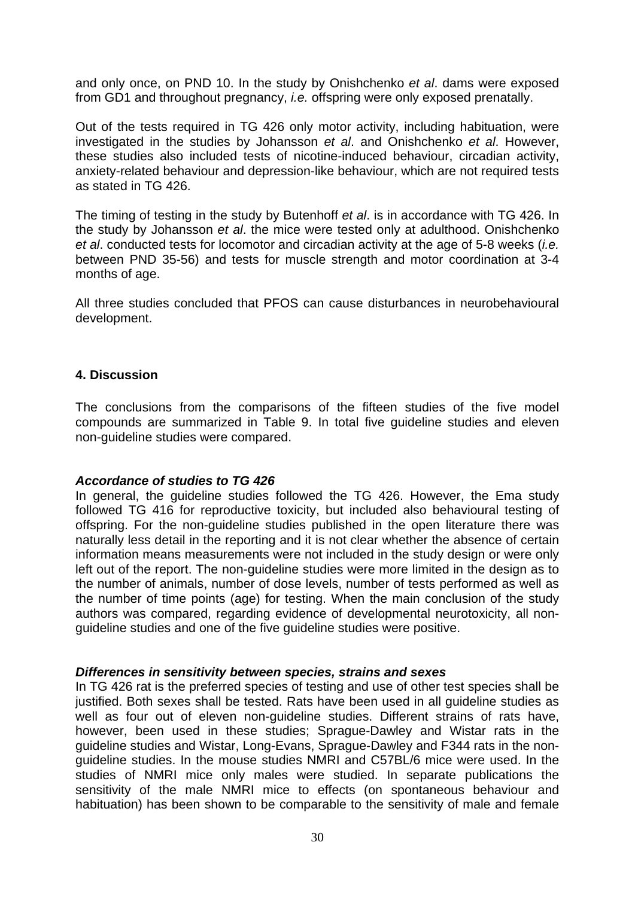and only once, on PND 10. In the study by Onishchenko *et al*. dams were exposed from GD1 and throughout pregnancy, *i.e.* offspring were only exposed prenatally.

Out of the tests required in TG 426 only motor activity, including habituation, were investigated in the studies by Johansson *et al*. and Onishchenko *et al*. However, these studies also included tests of nicotine-induced behaviour, circadian activity, anxiety-related behaviour and depression-like behaviour, which are not required tests as stated in TG 426.

The timing of testing in the study by Butenhoff *et al*. is in accordance with TG 426. In the study by Johansson *et al*. the mice were tested only at adulthood. Onishchenko *et al*. conducted tests for locomotor and circadian activity at the age of 5-8 weeks (*i.e.* between PND 35-56) and tests for muscle strength and motor coordination at 3-4 months of age.

All three studies concluded that PFOS can cause disturbances in neurobehavioural development.

## 4. Discussion

The conclusions from the comparisons of the fifteen studies of the five model compounds are summarized in Table 9. In total five guideline studies and eleven non-guideline studies were compared.

### *Accordance of studies to TG 426*

In general, the guideline studies followed the TG 426. However, the Ema study followed TG 416 for reproductive toxicity, but included also behavioural testing of offspring. For the non-guideline studies published in the open literature there was naturally less detail in the reporting and it is not clear whether the absence of certain information means measurements were not included in the study design or were only left out of the report. The non-guideline studies were more limited in the design as to the number of animals, number of dose levels, number of tests performed as well as the number of time points (age) for testing. When the main conclusion of the study authors was compared, regarding evidence of developmental neurotoxicity, all non-guideline studies and one of the five guideline studies were positive.

### *Differences in sensitivity between species, strains and sexes*

In TG 426 rat is the preferred species of testing and use of other test species shall be justified. Both sexes shall be tested. Rats have been used in all guideline studies as well as four out of eleven non-guideline studies. Different strains of rats have, however, been used in these studies; Sprague-Dawley and Wistar rats in the guideline studies and Wistar, Long-Evans, Sprague-Dawley and F344 rats in the non-guideline studies. In the mouse studies NMRI and C57BL/6 mice were used. In the studies of NMRI mice only males were studied. In separate publications the sensitivity of the male NMRI mice to effects (on spontaneous behaviour and habituation) has been shown to be comparable to the sensitivity of male and female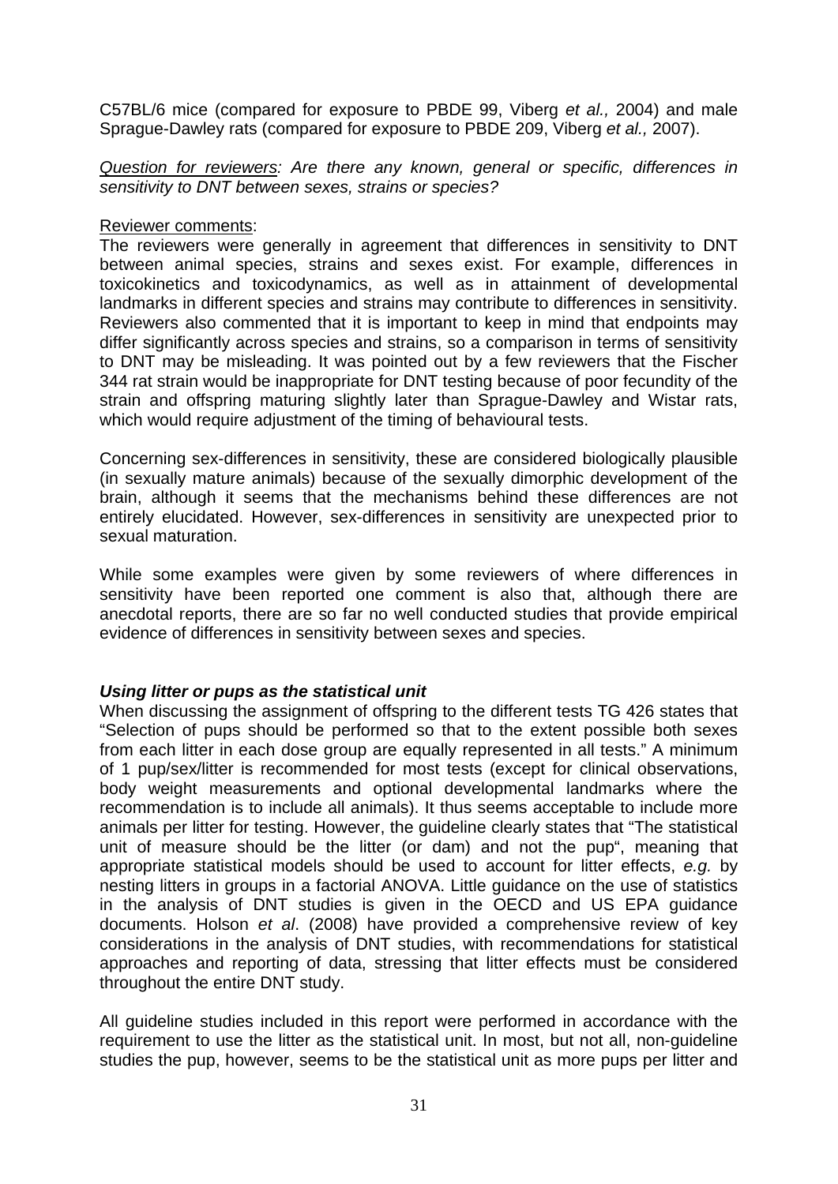C57BL/6 mice (compared for exposure to PBDE 99, Viberg *et al.,* 2004) and male Sprague-Dawley rats (compared for exposure to PBDE 209, Viberg *et al.,* 2007).

*Question for reviewers: Are there any known, general or specific, differences in sensitivity to DNT between sexes, strains or species?*

Reviewer comments:
The reviewers were generally in agreement that differences in sensitivity to DNT between animal species, strains and sexes exist. For example, differences in toxicokinetics and toxicodynamics, as well as in attainment of developmental landmarks in different species and strains may contribute to differences in sensitivity. Reviewers also commented that it is important to keep in mind that endpoints may differ significantly across species and strains, so a comparison in terms of sensitivity to DNT may be misleading. It was pointed out by a few reviewers that the Fischer 344 rat strain would be inappropriate for DNT testing because of poor fecundity of the strain and offspring maturing slightly later than Sprague-Dawley and Wistar rats, which would require adjustment of the timing of behavioural tests.

Concerning sex-differences in sensitivity, these are considered biologically plausible (in sexually mature animals) because of the sexually dimorphic development of the brain, although it seems that the mechanisms behind these differences are not entirely elucidated. However, sex-differences in sensitivity are unexpected prior to sexual maturation.

While some examples were given by some reviewers of where differences in sensitivity have been reported one comment is also that, although there are anecdotal reports, there are so far no well conducted studies that provide empirical evidence of differences in sensitivity between sexes and species.

***Using litter or pups as the statistical unit***

When discussing the assignment of offspring to the different tests TG 426 states that "Selection of pups should be performed so that to the extent possible both sexes from each litter in each dose group are equally represented in all tests." A minimum of 1 pup/sex/litter is recommended for most tests (except for clinical observations, body weight measurements and optional developmental landmarks where the recommendation is to include all animals). It thus seems acceptable to include more animals per litter for testing. However, the guideline clearly states that "The statistical unit of measure should be the litter (or dam) and not the pup", meaning that appropriate statistical models should be used to account for litter effects, *e.g.* by nesting litters in groups in a factorial ANOVA. Little guidance on the use of statistics in the analysis of DNT studies is given in the OECD and US EPA guidance documents. Holson *et al*. (2008) have provided a comprehensive review of key considerations in the analysis of DNT studies, with recommendations for statistical approaches and reporting of data, stressing that litter effects must be considered throughout the entire DNT study.

All guideline studies included in this report were performed in accordance with the requirement to use the litter as the statistical unit. In most, but not all, non-guideline studies the pup, however, seems to be the statistical unit as more pups per litter and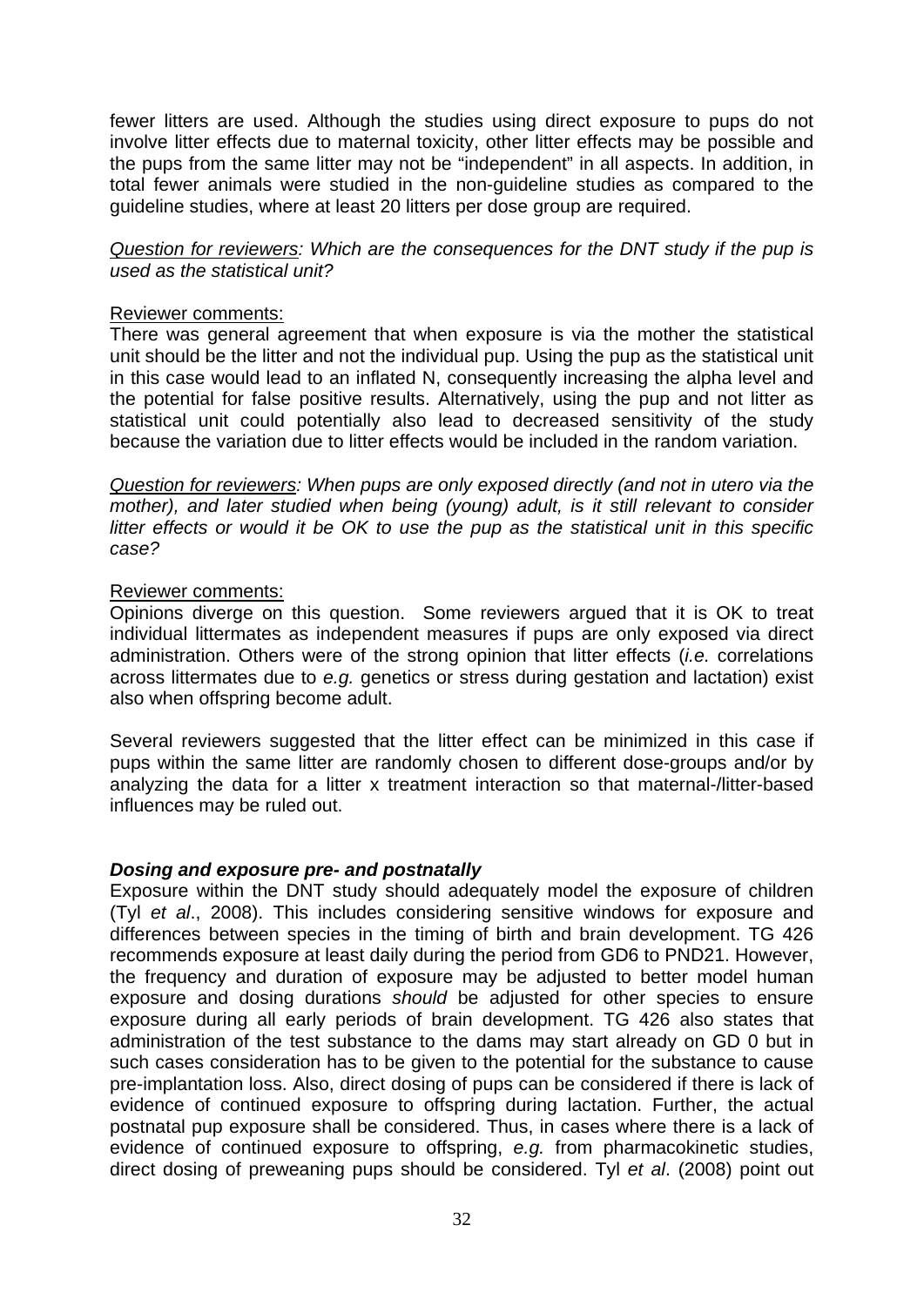fewer litters are used. Although the studies using direct exposure to pups do not involve litter effects due to maternal toxicity, other litter effects may be possible and the pups from the same litter may not be "independent" in all aspects. In addition, in total fewer animals were studied in the non-guideline studies as compared to the guideline studies, where at least 20 litters per dose group are required.

*Question for reviewers: Which are the consequences for the DNT study if the pup is used as the statistical unit?*

Reviewer comments:
There was general agreement that when exposure is via the mother the statistical unit should be the litter and not the individual pup. Using the pup as the statistical unit in this case would lead to an inflated N, consequently increasing the alpha level and the potential for false positive results. Alternatively, using the pup and not litter as statistical unit could potentially also lead to decreased sensitivity of the study because the variation due to litter effects would be included in the random variation.

*Question for reviewers: When pups are only exposed directly (and not in utero via the mother), and later studied when being (young) adult, is it still relevant to consider litter effects or would it be OK to use the pup as the statistical unit in this specific case?*

Reviewer comments:
Opinions diverge on this question. Some reviewers argued that it is OK to treat individual littermates as independent measures if pups are only exposed via direct administration. Others were of the strong opinion that litter effects (*i.e.* correlations across littermates due to *e.g.* genetics or stress during gestation and lactation) exist also when offspring become adult.

Several reviewers suggested that the litter effect can be minimized in this case if pups within the same litter are randomly chosen to different dose-groups and/or by analyzing the data for a litter x treatment interaction so that maternal-/litter-based influences may be ruled out.

***Dosing and exposure pre- and postnatally***

Exposure within the DNT study should adequately model the exposure of children (Tyl *et al*., 2008). This includes considering sensitive windows for exposure and differences between species in the timing of birth and brain development. TG 426 recommends exposure at least daily during the period from GD6 to PND21. However, the frequency and duration of exposure may be adjusted to better model human exposure and dosing durations *should* be adjusted for other species to ensure exposure during all early periods of brain development. TG 426 also states that administration of the test substance to the dams may start already on GD 0 but in such cases consideration has to be given to the potential for the substance to cause pre-implantation loss. Also, direct dosing of pups can be considered if there is lack of evidence of continued exposure to offspring during lactation. Further, the actual postnatal pup exposure shall be considered. Thus, in cases where there is a lack of evidence of continued exposure to offspring, *e.g.* from pharmacokinetic studies, direct dosing of preweaning pups should be considered. Tyl *et al*. (2008) point out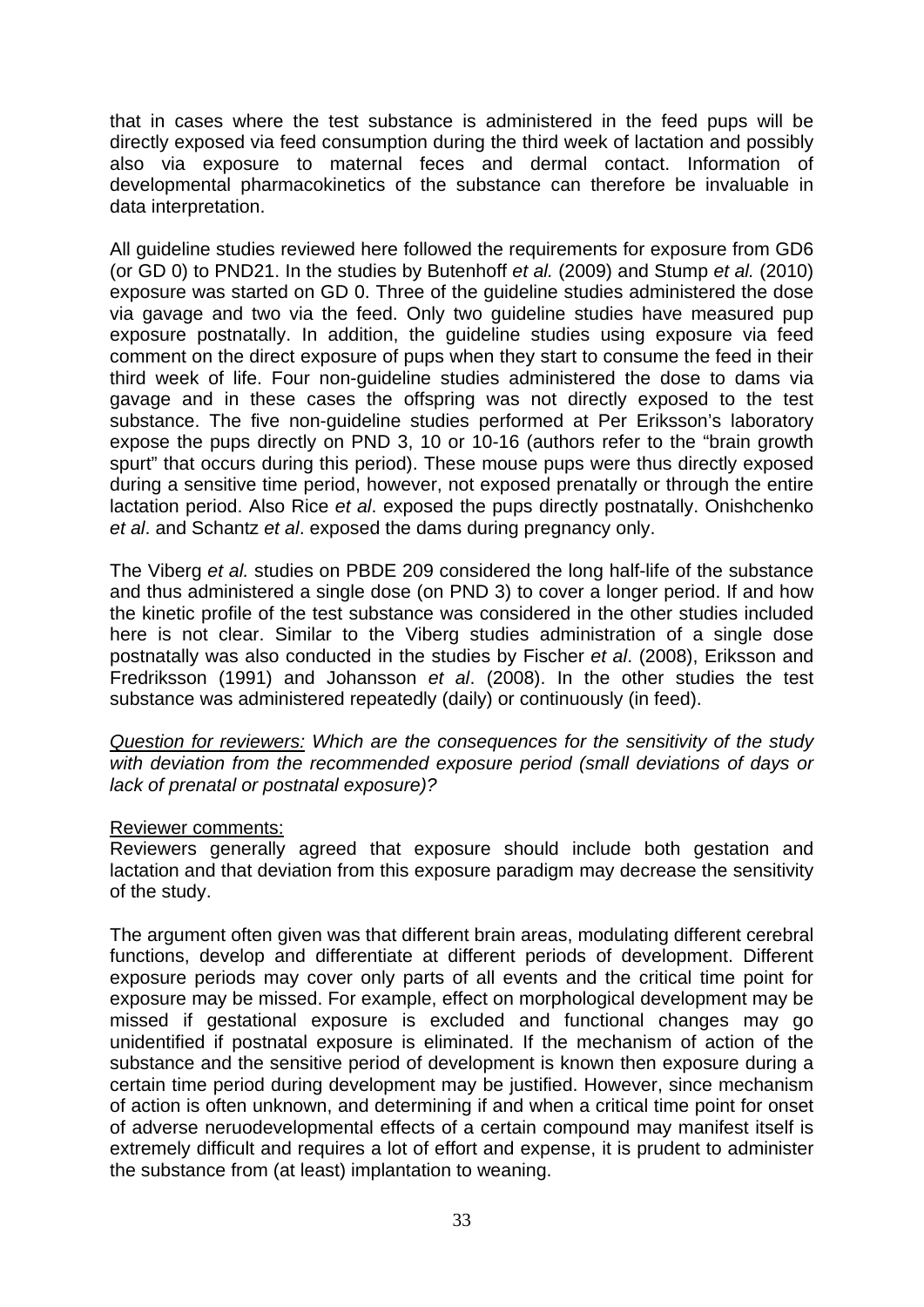that in cases where the test substance is administered in the feed pups will be directly exposed via feed consumption during the third week of lactation and possibly also via exposure to maternal feces and dermal contact. Information of developmental pharmacokinetics of the substance can therefore be invaluable in data interpretation.

All guideline studies reviewed here followed the requirements for exposure from GD6 (or GD 0) to PND21. In the studies by Butenhoff *et al.* (2009) and Stump *et al.* (2010) exposure was started on GD 0. Three of the guideline studies administered the dose via gavage and two via the feed. Only two guideline studies have measured pup exposure postnatally. In addition, the guideline studies using exposure via feed comment on the direct exposure of pups when they start to consume the feed in their third week of life. Four non-guideline studies administered the dose to dams via gavage and in these cases the offspring was not directly exposed to the test substance. The five non-guideline studies performed at Per Eriksson's laboratory expose the pups directly on PND 3, 10 or 10-16 (authors refer to the "brain growth spurt" that occurs during this period). These mouse pups were thus directly exposed during a sensitive time period, however, not exposed prenatally or through the entire lactation period. Also Rice *et al*. exposed the pups directly postnatally. Onishchenko *et al*. and Schantz *et al*. exposed the dams during pregnancy only.

The Viberg *et al.* studies on PBDE 209 considered the long half-life of the substance and thus administered a single dose (on PND 3) to cover a longer period. If and how the kinetic profile of the test substance was considered in the other studies included here is not clear. Similar to the Viberg studies administration of a single dose postnatally was also conducted in the studies by Fischer *et al*. (2008), Eriksson and Fredriksson (1991) and Johansson *et al*. (2008). In the other studies the test substance was administered repeatedly (daily) or continuously (in feed).

*Question for reviewers: Which are the consequences for the sensitivity of the study with deviation from the recommended exposure period (small deviations of days or lack of prenatal or postnatal exposure)?*

Reviewer comments:
Reviewers generally agreed that exposure should include both gestation and lactation and that deviation from this exposure paradigm may decrease the sensitivity of the study.

The argument often given was that different brain areas, modulating different cerebral functions, develop and differentiate at different periods of development. Different exposure periods may cover only parts of all events and the critical time point for exposure may be missed. For example, effect on morphological development may be missed if gestational exposure is excluded and functional changes may go unidentified if postnatal exposure is eliminated. If the mechanism of action of the substance and the sensitive period of development is known then exposure during a certain time period during development may be justified. However, since mechanism of action is often unknown, and determining if and when a critical time point for onset of adverse neruodevelopmental effects of a certain compound may manifest itself is extremely difficult and requires a lot of effort and expense, it is prudent to administer the substance from (at least) implantation to weaning.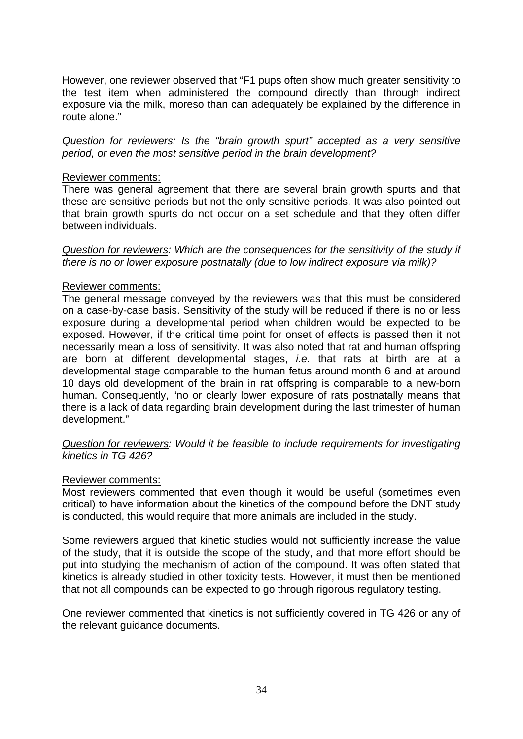However, one reviewer observed that "F1 pups often show much greater sensitivity to the test item when administered the compound directly than through indirect exposure via the milk, moreso than can adequately be explained by the difference in route alone."

<u>Question for reviewers</u>: *Is the "brain growth spurt" accepted as a very sensitive period, or even the most sensitive period in the brain development?*

<u>Reviewer comments:</u>
There was general agreement that there are several brain growth spurts and that these are sensitive periods but not the only sensitive periods. It was also pointed out that brain growth spurts do not occur on a set schedule and that they often differ between individuals.

<u>Question for reviewers</u>: *Which are the consequences for the sensitivity of the study if there is no or lower exposure postnatally (due to low indirect exposure via milk)?*

<u>Reviewer comments:</u>
The general message conveyed by the reviewers was that this must be considered on a case-by-case basis. Sensitivity of the study will be reduced if there is no or less exposure during a developmental period when children would be expected to be exposed. However, if the critical time point for onset of effects is passed then it not necessarily mean a loss of sensitivity. It was also noted that rat and human offspring are born at different developmental stages, *i.e.* that rats at birth are at a developmental stage comparable to the human fetus around month 6 and at around 10 days old development of the brain in rat offspring is comparable to a new-born human. Consequently, "no or clearly lower exposure of rats postnatally means that there is a lack of data regarding brain development during the last trimester of human development."

<u>Question for reviewers</u>: *Would it be feasible to include requirements for investigating kinetics in TG 426?*

<u>Reviewer comments:</u>
Most reviewers commented that even though it would be useful (sometimes even critical) to have information about the kinetics of the compound before the DNT study is conducted, this would require that more animals are included in the study.

Some reviewers argued that kinetic studies would not sufficiently increase the value of the study, that it is outside the scope of the study, and that more effort should be put into studying the mechanism of action of the compound. It was often stated that kinetics is already studied in other toxicity tests. However, it must then be mentioned that not all compounds can be expected to go through rigorous regulatory testing.

One reviewer commented that kinetics is not sufficiently covered in TG 426 or any of the relevant guidance documents.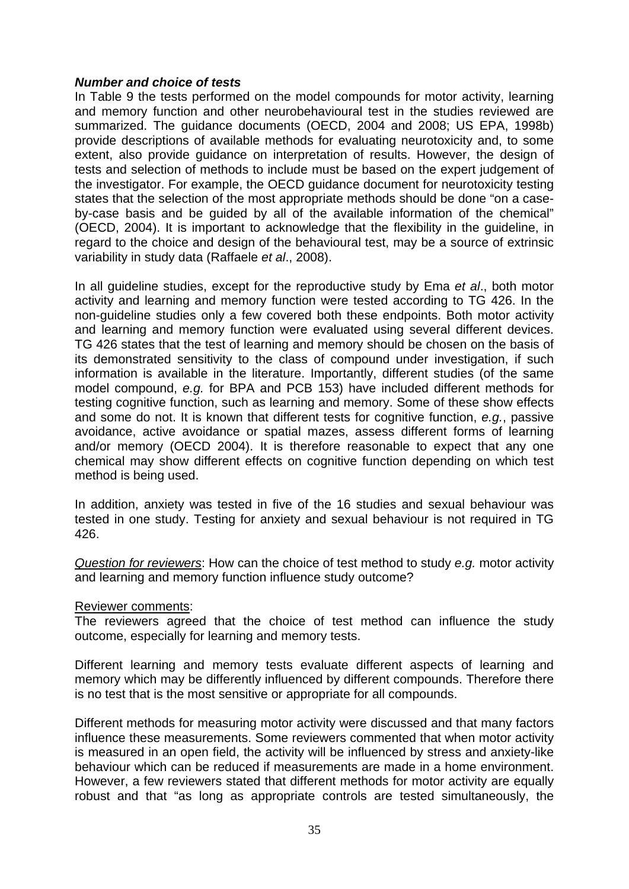***Number and choice of tests***

In Table 9 the tests performed on the model compounds for motor activity, learning and memory function and other neurobehavioural test in the studies reviewed are summarized. The guidance documents (OECD, 2004 and 2008; US EPA, 1998b) provide descriptions of available methods for evaluating neurotoxicity and, to some extent, also provide guidance on interpretation of results. However, the design of tests and selection of methods to include must be based on the expert judgement of the investigator. For example, the OECD guidance document for neurotoxicity testing states that the selection of the most appropriate methods should be done "on a case-by-case basis and be guided by all of the available information of the chemical" (OECD, 2004). It is important to acknowledge that the flexibility in the guideline, in regard to the choice and design of the behavioural test, may be a source of extrinsic variability in study data (Raffaele *et al*., 2008).

In all guideline studies, except for the reproductive study by Ema *et al*., both motor activity and learning and memory function were tested according to TG 426. In the non-guideline studies only a few covered both these endpoints. Both motor activity and learning and memory function were evaluated using several different devices. TG 426 states that the test of learning and memory should be chosen on the basis of its demonstrated sensitivity to the class of compound under investigation, if such information is available in the literature. Importantly, different studies (of the same model compound, *e.g.* for BPA and PCB 153) have included different methods for testing cognitive function, such as learning and memory. Some of these show effects and some do not. It is known that different tests for cognitive function, *e.g.*, passive avoidance, active avoidance or spatial mazes, assess different forms of learning and/or memory (OECD 2004). It is therefore reasonable to expect that any one chemical may show different effects on cognitive function depending on which test method is being used.

In addition, anxiety was tested in five of the 16 studies and sexual behaviour was tested in one study. Testing for anxiety and sexual behaviour is not required in TG 426.

*Question for reviewers*: How can the choice of test method to study *e.g.* motor activity and learning and memory function influence study outcome?

Reviewer comments:

The reviewers agreed that the choice of test method can influence the study outcome, especially for learning and memory tests.

Different learning and memory tests evaluate different aspects of learning and memory which may be differently influenced by different compounds. Therefore there is no test that is the most sensitive or appropriate for all compounds.

Different methods for measuring motor activity were discussed and that many factors influence these measurements. Some reviewers commented that when motor activity is measured in an open field, the activity will be influenced by stress and anxiety-like behaviour which can be reduced if measurements are made in a home environment. However, a few reviewers stated that different methods for motor activity are equally robust and that "as long as appropriate controls are tested simultaneously, the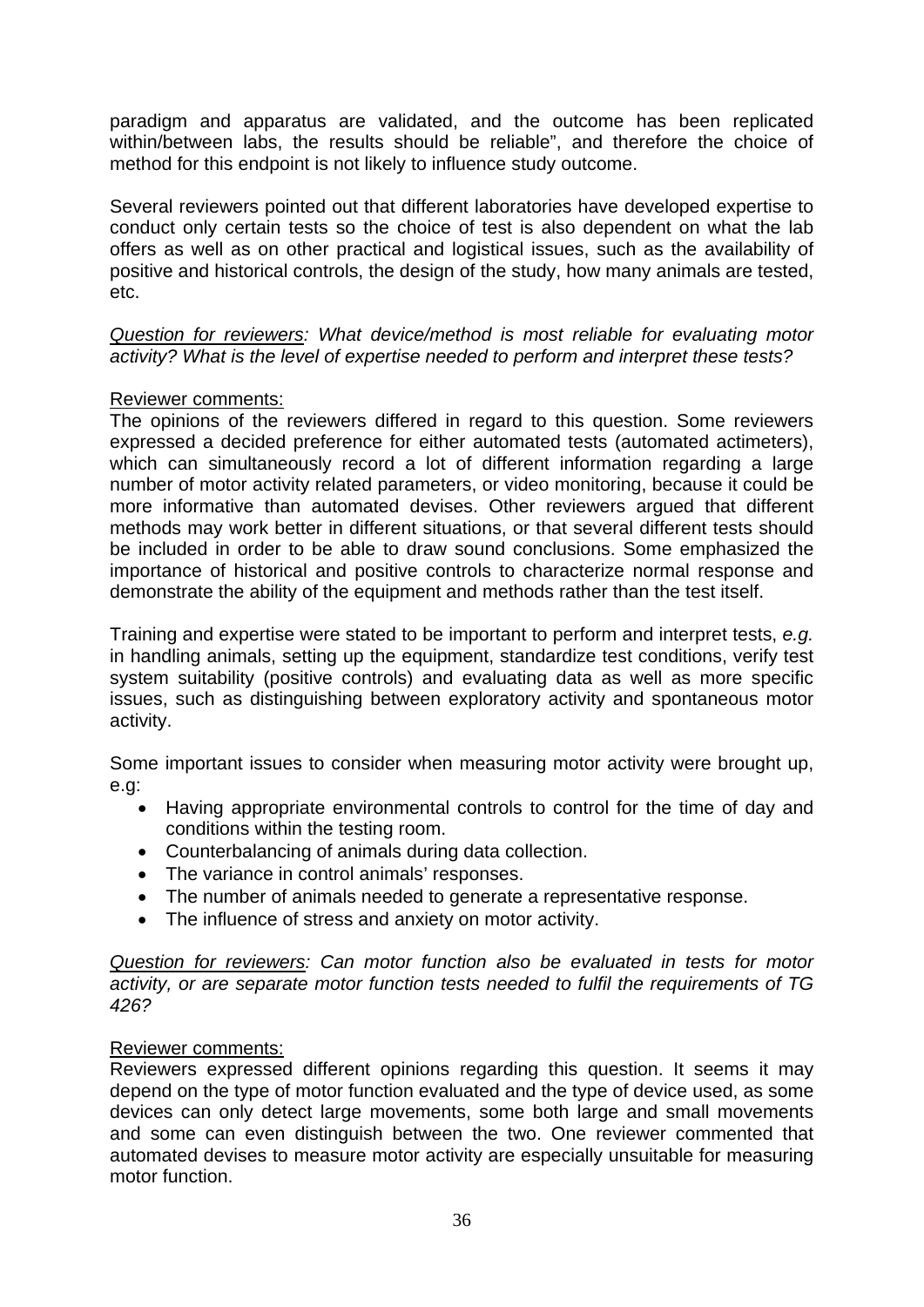paradigm and apparatus are validated, and the outcome has been replicated within/between labs, the results should be reliable", and therefore the choice of method for this endpoint is not likely to influence study outcome.

Several reviewers pointed out that different laboratories have developed expertise to conduct only certain tests so the choice of test is also dependent on what the lab offers as well as on other practical and logistical issues, such as the availability of positive and historical controls, the design of the study, how many animals are tested, etc.

*Question for reviewers: What device/method is most reliable for evaluating motor activity? What is the level of expertise needed to perform and interpret these tests?*

Reviewer comments:

The opinions of the reviewers differed in regard to this question. Some reviewers expressed a decided preference for either automated tests (automated actimeters), which can simultaneously record a lot of different information regarding a large number of motor activity related parameters, or video monitoring, because it could be more informative than automated devises. Other reviewers argued that different methods may work better in different situations, or that several different tests should be included in order to be able to draw sound conclusions. Some emphasized the importance of historical and positive controls to characterize normal response and demonstrate the ability of the equipment and methods rather than the test itself.

Training and expertise were stated to be important to perform and interpret tests, *e.g.* in handling animals, setting up the equipment, standardize test conditions, verify test system suitability (positive controls) and evaluating data as well as more specific issues, such as distinguishing between exploratory activity and spontaneous motor activity.

Some important issues to consider when measuring motor activity were brought up, e.g:

- Having appropriate environmental controls to control for the time of day and conditions within the testing room.
- Counterbalancing of animals during data collection.
- The variance in control animals' responses.
- The number of animals needed to generate a representative response.
- The influence of stress and anxiety on motor activity.

*Question for reviewers: Can motor function also be evaluated in tests for motor activity, or are separate motor function tests needed to fulfil the requirements of TG 426?*

Reviewer comments:

Reviewers expressed different opinions regarding this question. It seems it may depend on the type of motor function evaluated and the type of device used, as some devices can only detect large movements, some both large and small movements and some can even distinguish between the two. One reviewer commented that automated devises to measure motor activity are especially unsuitable for measuring motor function.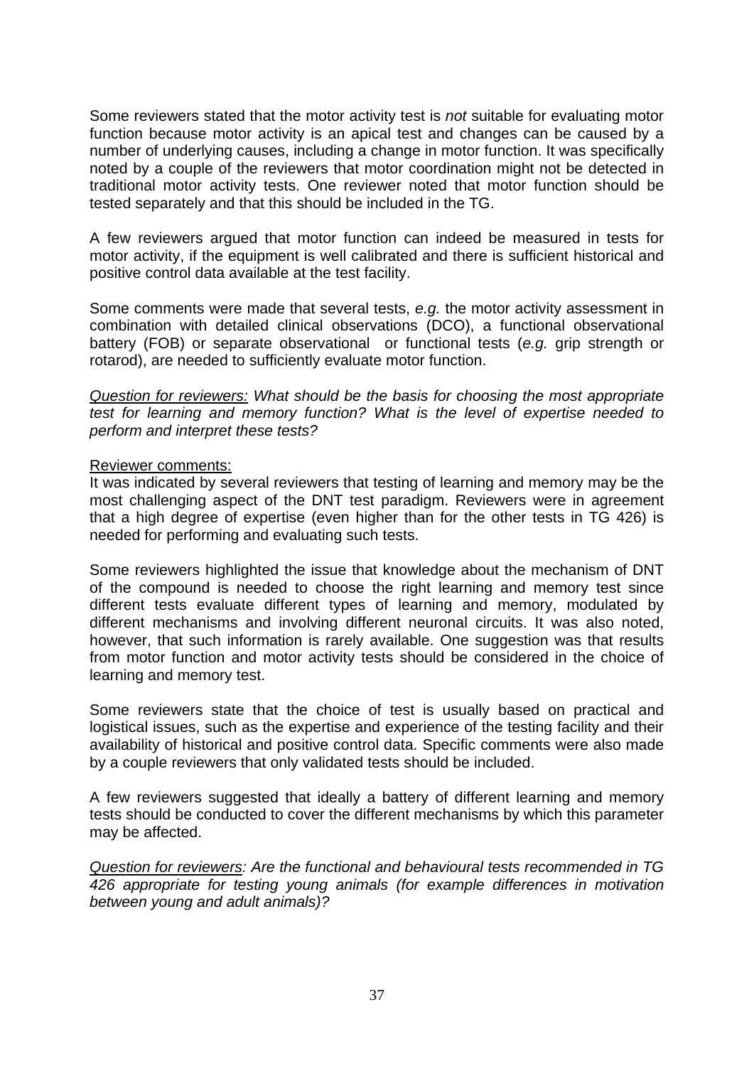Some reviewers stated that the motor activity test is *not* suitable for evaluating motor function because motor activity is an apical test and changes can be caused by a number of underlying causes, including a change in motor function. It was specifically noted by a couple of the reviewers that motor coordination might not be detected in traditional motor activity tests. One reviewer noted that motor function should be tested separately and that this should be included in the TG.

A few reviewers argued that motor function can indeed be measured in tests for motor activity, if the equipment is well calibrated and there is sufficient historical and positive control data available at the test facility.

Some comments were made that several tests, *e.g.* the motor activity assessment in combination with detailed clinical observations (DCO), a functional observational battery (FOB) or separate observational or functional tests (*e.g.* grip strength or rotarod), are needed to sufficiently evaluate motor function.

*<u>Question for reviewers:</u> What should be the basis for choosing the most appropriate test for learning and memory function? What is the level of expertise needed to perform and interpret these tests?*

<u>Reviewer comments:</u>
It was indicated by several reviewers that testing of learning and memory may be the most challenging aspect of the DNT test paradigm. Reviewers were in agreement that a high degree of expertise (even higher than for the other tests in TG 426) is needed for performing and evaluating such tests.

Some reviewers highlighted the issue that knowledge about the mechanism of DNT of the compound is needed to choose the right learning and memory test since different tests evaluate different types of learning and memory, modulated by different mechanisms and involving different neuronal circuits. It was also noted, however, that such information is rarely available. One suggestion was that results from motor function and motor activity tests should be considered in the choice of learning and memory test.

Some reviewers state that the choice of test is usually based on practical and logistical issues, such as the expertise and experience of the testing facility and their availability of historical and positive control data. Specific comments were also made by a couple reviewers that only validated tests should be included.

A few reviewers suggested that ideally a battery of different learning and memory tests should be conducted to cover the different mechanisms by which this parameter may be affected.

*<u>Question for reviewers</u>: Are the functional and behavioural tests recommended in TG 426 appropriate for testing young animals (for example differences in motivation between young and adult animals)?*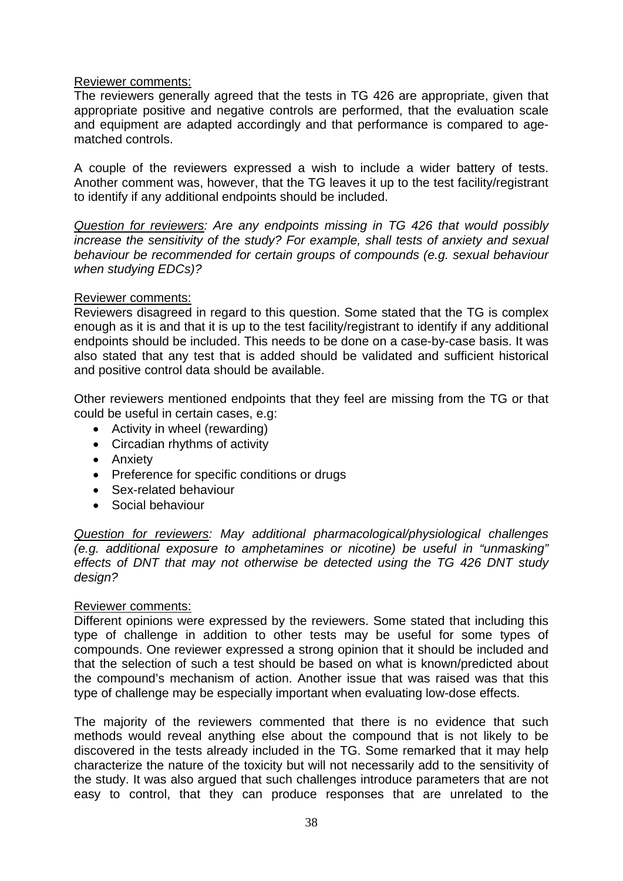Reviewer comments:
The reviewers generally agreed that the tests in TG 426 are appropriate, given that appropriate positive and negative controls are performed, that the evaluation scale and equipment are adapted accordingly and that performance is compared to age-matched controls.

A couple of the reviewers expressed a wish to include a wider battery of tests. Another comment was, however, that the TG leaves it up to the test facility/registrant to identify if any additional endpoints should be included.

*Question for reviewers: Are any endpoints missing in TG 426 that would possibly increase the sensitivity of the study? For example, shall tests of anxiety and sexual behaviour be recommended for certain groups of compounds (e.g. sexual behaviour when studying EDCs)?*

Reviewer comments:
Reviewers disagreed in regard to this question. Some stated that the TG is complex enough as it is and that it is up to the test facility/registrant to identify if any additional endpoints should be included. This needs to be done on a case-by-case basis. It was also stated that any test that is added should be validated and sufficient historical and positive control data should be available.

Other reviewers mentioned endpoints that they feel are missing from the TG or that could be useful in certain cases, e.g:

- Activity in wheel (rewarding)
- Circadian rhythms of activity
- Anxiety
- Preference for specific conditions or drugs
- Sex-related behaviour
- Social behaviour

*Question for reviewers: May additional pharmacological/physiological challenges (e.g. additional exposure to amphetamines or nicotine) be useful in "unmasking" effects of DNT that may not otherwise be detected using the TG 426 DNT study design?*

Reviewer comments:
Different opinions were expressed by the reviewers. Some stated that including this type of challenge in addition to other tests may be useful for some types of compounds. One reviewer expressed a strong opinion that it should be included and that the selection of such a test should be based on what is known/predicted about the compound's mechanism of action. Another issue that was raised was that this type of challenge may be especially important when evaluating low-dose effects.

The majority of the reviewers commented that there is no evidence that such methods would reveal anything else about the compound that is not likely to be discovered in the tests already included in the TG. Some remarked that it may help characterize the nature of the toxicity but will not necessarily add to the sensitivity of the study. It was also argued that such challenges introduce parameters that are not easy to control, that they can produce responses that are unrelated to the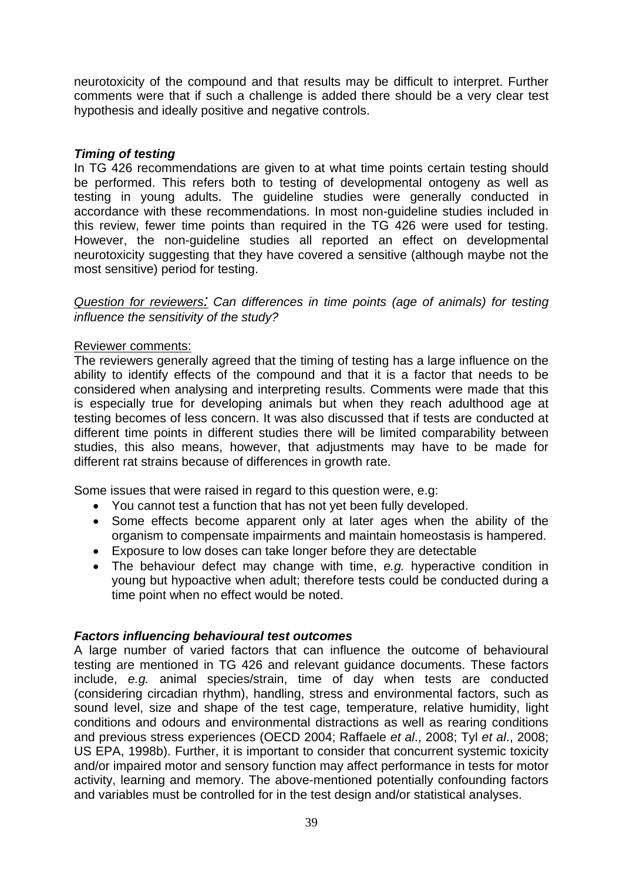neurotoxicity of the compound and that results may be difficult to interpret. Further comments were that if such a challenge is added there should be a very clear test hypothesis and ideally positive and negative controls.

***Timing of testing***

In TG 426 recommendations are given to at what time points certain testing should be performed. This refers both to testing of developmental ontogeny as well as testing in young adults. The guideline studies were generally conducted in accordance with these recommendations. In most non-guideline studies included in this review, fewer time points than required in the TG 426 were used for testing. However, the non-guideline studies all reported an effect on developmental neurotoxicity suggesting that they have covered a sensitive (although maybe not the most sensitive) period for testing.

*<u>Question for reviewers</u>: Can differences in time points (age of animals) for testing influence the sensitivity of the study?*

<u>Reviewer comments:</u>

The reviewers generally agreed that the timing of testing has a large influence on the ability to identify effects of the compound and that it is a factor that needs to be considered when analysing and interpreting results. Comments were made that this is especially true for developing animals but when they reach adulthood age at testing becomes of less concern. It was also discussed that if tests are conducted at different time points in different studies there will be limited comparability between studies, this also means, however, that adjustments may have to be made for different rat strains because of differences in growth rate.

Some issues that were raised in regard to this question were, e.g:

- You cannot test a function that has not yet been fully developed.
- Some effects become apparent only at later ages when the ability of the organism to compensate impairments and maintain homeostasis is hampered.
- Exposure to low doses can take longer before they are detectable
- The behaviour defect may change with time, *e.g.* hyperactive condition in young but hypoactive when adult; therefore tests could be conducted during a time point when no effect would be noted.

***Factors influencing behavioural test outcomes***

A large number of varied factors that can influence the outcome of behavioural testing are mentioned in TG 426 and relevant guidance documents. These factors include, *e.g.* animal species/strain, time of day when tests are conducted (considering circadian rhythm), handling, stress and environmental factors, such as sound level, size and shape of the test cage, temperature, relative humidity, light conditions and odours and environmental distractions as well as rearing conditions and previous stress experiences (OECD 2004; Raffaele *et al*., 2008; Tyl *et al*., 2008; US EPA, 1998b). Further, it is important to consider that concurrent systemic toxicity and/or impaired motor and sensory function may affect performance in tests for motor activity, learning and memory. The above-mentioned potentially confounding factors and variables must be controlled for in the test design and/or statistical analyses.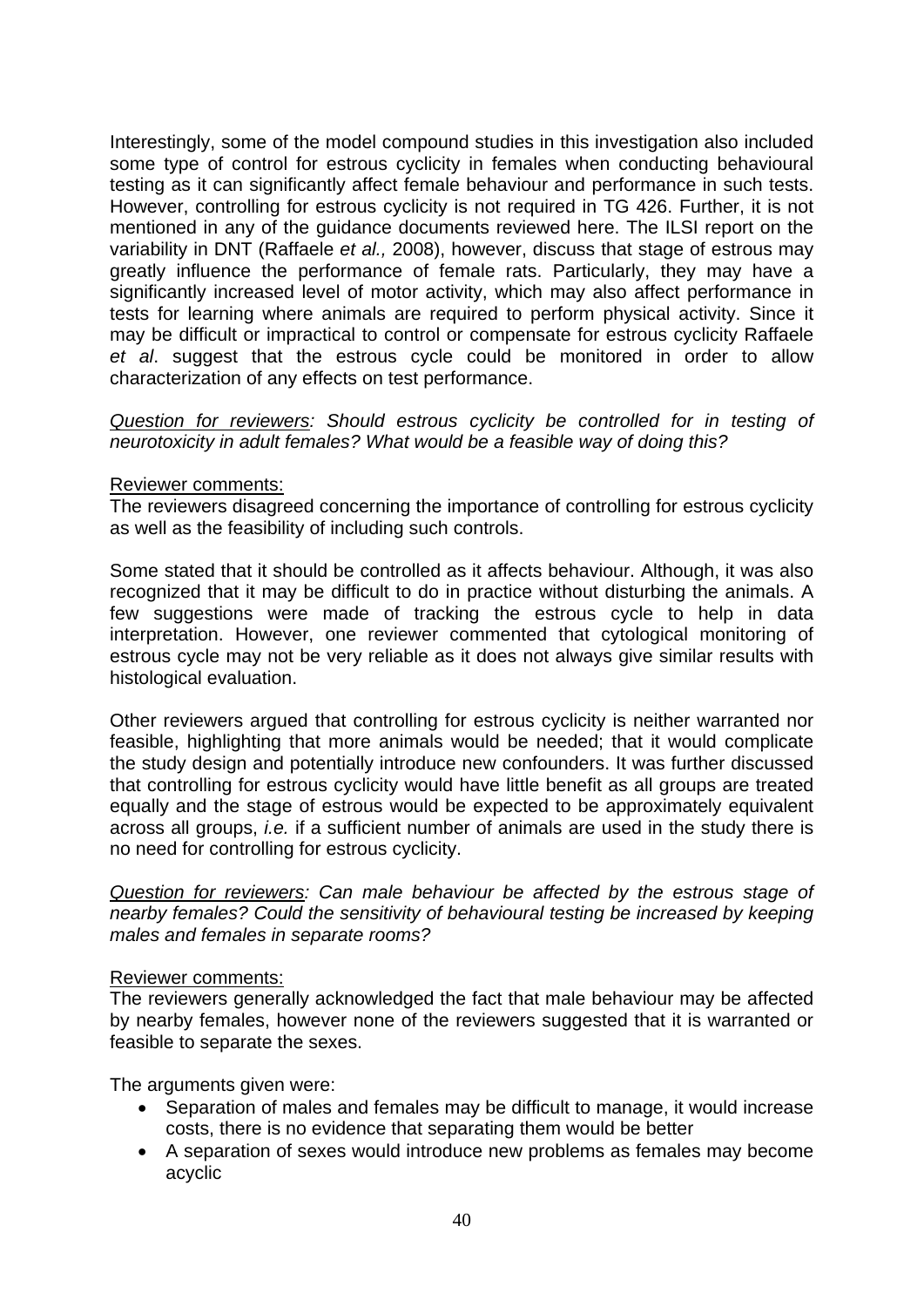Interestingly, some of the model compound studies in this investigation also included some type of control for estrous cyclicity in females when conducting behavioural testing as it can significantly affect female behaviour and performance in such tests. However, controlling for estrous cyclicity is not required in TG 426. Further, it is not mentioned in any of the guidance documents reviewed here. The ILSI report on the variability in DNT (Raffaele *et al.,* 2008), however, discuss that stage of estrous may greatly influence the performance of female rats. Particularly, they may have a significantly increased level of motor activity, which may also affect performance in tests for learning where animals are required to perform physical activity. Since it may be difficult or impractical to control or compensate for estrous cyclicity Raffaele *et al*. suggest that the estrous cycle could be monitored in order to allow characterization of any effects on test performance.

*<u>Question for reviewers</u>: Should estrous cyclicity be controlled for in testing of neurotoxicity in adult females? What would be a feasible way of doing this?*

<u>Reviewer comments:</u>
The reviewers disagreed concerning the importance of controlling for estrous cyclicity as well as the feasibility of including such controls.

Some stated that it should be controlled as it affects behaviour. Although, it was also recognized that it may be difficult to do in practice without disturbing the animals. A few suggestions were made of tracking the estrous cycle to help in data interpretation. However, one reviewer commented that cytological monitoring of estrous cycle may not be very reliable as it does not always give similar results with histological evaluation.

Other reviewers argued that controlling for estrous cyclicity is neither warranted nor feasible, highlighting that more animals would be needed; that it would complicate the study design and potentially introduce new confounders. It was further discussed that controlling for estrous cyclicity would have little benefit as all groups are treated equally and the stage of estrous would be expected to be approximately equivalent across all groups, *i.e.* if a sufficient number of animals are used in the study there is no need for controlling for estrous cyclicity.

*<u>Question for reviewers</u>: Can male behaviour be affected by the estrous stage of nearby females? Could the sensitivity of behavioural testing be increased by keeping males and females in separate rooms?*

<u>Reviewer comments:</u>
The reviewers generally acknowledged the fact that male behaviour may be affected by nearby females, however none of the reviewers suggested that it is warranted or feasible to separate the sexes.

The arguments given were:

- Separation of males and females may be difficult to manage, it would increase costs, there is no evidence that separating them would be better
- A separation of sexes would introduce new problems as females may become acyclic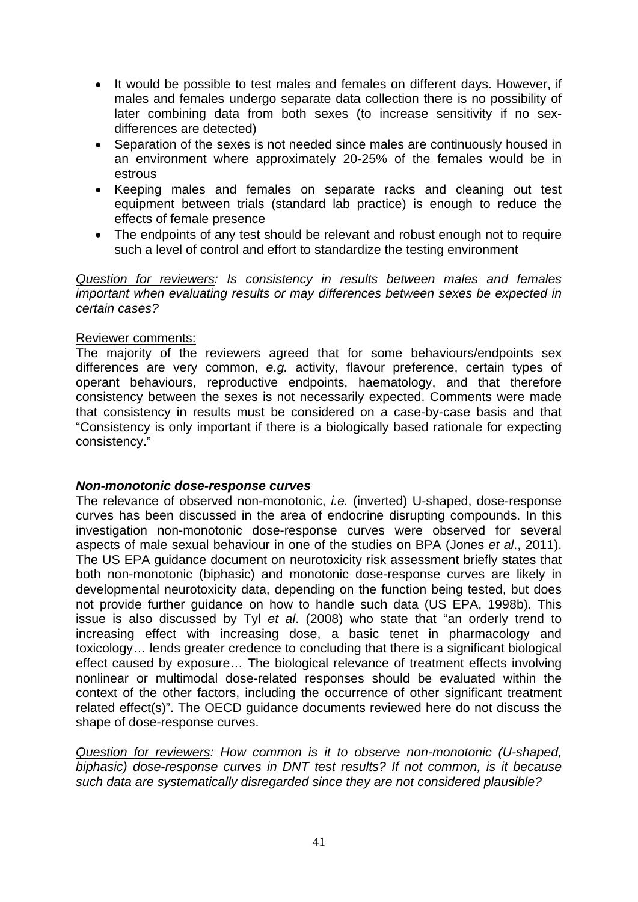- It would be possible to test males and females on different days. However, if males and females undergo separate data collection there is no possibility of later combining data from both sexes (to increase sensitivity if no sex-differences are detected)
- Separation of the sexes is not needed since males are continuously housed in an environment where approximately 20-25% of the females would be in estrous
- Keeping males and females on separate racks and cleaning out test equipment between trials (standard lab practice) is enough to reduce the effects of female presence
- The endpoints of any test should be relevant and robust enough not to require such a level of control and effort to standardize the testing environment

*Question for reviewers: Is consistency in results between males and females important when evaluating results or may differences between sexes be expected in certain cases?*

Reviewer comments:
The majority of the reviewers agreed that for some behaviours/endpoints sex differences are very common, *e.g.* activity, flavour preference, certain types of operant behaviours, reproductive endpoints, haematology, and that therefore consistency between the sexes is not necessarily expected. Comments were made that consistency in results must be considered on a case-by-case basis and that "Consistency is only important if there is a biologically based rationale for expecting consistency."

### *Non-monotonic dose-response curves*

The relevance of observed non-monotonic, *i.e.* (inverted) U-shaped, dose-response curves has been discussed in the area of endocrine disrupting compounds. In this investigation non-monotonic dose-response curves were observed for several aspects of male sexual behaviour in one of the studies on BPA (Jones *et al*., 2011). The US EPA guidance document on neurotoxicity risk assessment briefly states that both non-monotonic (biphasic) and monotonic dose-response curves are likely in developmental neurotoxicity data, depending on the function being tested, but does not provide further guidance on how to handle such data (US EPA, 1998b). This issue is also discussed by Tyl *et al*. (2008) who state that "an orderly trend to increasing effect with increasing dose, a basic tenet in pharmacology and toxicology… lends greater credence to concluding that there is a significant biological effect caused by exposure… The biological relevance of treatment effects involving nonlinear or multimodal dose-related responses should be evaluated within the context of the other factors, including the occurrence of other significant treatment related effect(s)". The OECD guidance documents reviewed here do not discuss the shape of dose-response curves.

*Question for reviewers: How common is it to observe non-monotonic (U-shaped, biphasic) dose-response curves in DNT test results? If not common, is it because such data are systematically disregarded since they are not considered plausible?*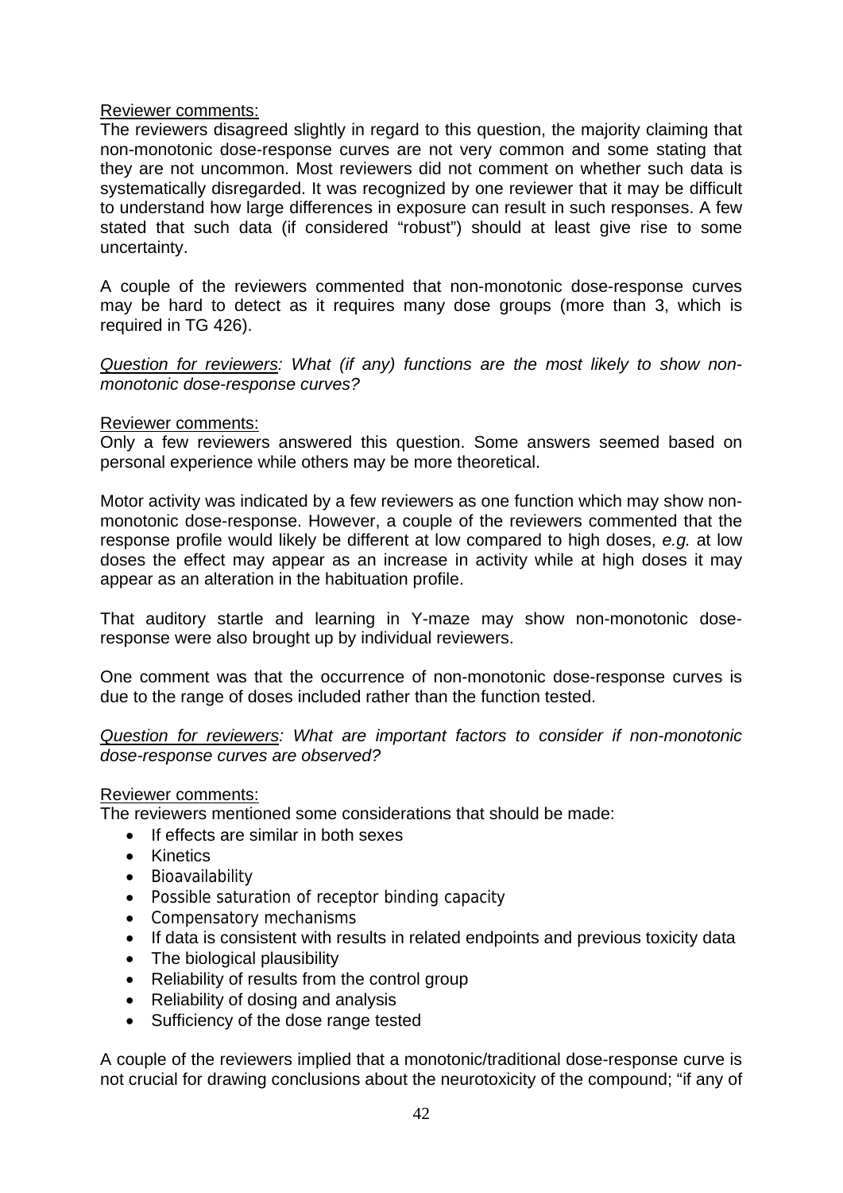Reviewer comments:
The reviewers disagreed slightly in regard to this question, the majority claiming that non-monotonic dose-response curves are not very common and some stating that they are not uncommon. Most reviewers did not comment on whether such data is systematically disregarded. It was recognized by one reviewer that it may be difficult to understand how large differences in exposure can result in such responses. A few stated that such data (if considered "robust") should at least give rise to some uncertainty.

A couple of the reviewers commented that non-monotonic dose-response curves may be hard to detect as it requires many dose groups (more than 3, which is required in TG 426).

*Question for reviewers: What (if any) functions are the most likely to show non-monotonic dose-response curves?*

Reviewer comments:
Only a few reviewers answered this question. Some answers seemed based on personal experience while others may be more theoretical.

Motor activity was indicated by a few reviewers as one function which may show non-monotonic dose-response. However, a couple of the reviewers commented that the response profile would likely be different at low compared to high doses, *e.g.* at low doses the effect may appear as an increase in activity while at high doses it may appear as an alteration in the habituation profile.

That auditory startle and learning in Y-maze may show non-monotonic dose-response were also brought up by individual reviewers.

One comment was that the occurrence of non-monotonic dose-response curves is due to the range of doses included rather than the function tested.

*Question for reviewers: What are important factors to consider if non-monotonic dose-response curves are observed?*

Reviewer comments:
The reviewers mentioned some considerations that should be made:

- If effects are similar in both sexes
- Kinetics
- Bioavailability
- Possible saturation of receptor binding capacity
- Compensatory mechanisms
- If data is consistent with results in related endpoints and previous toxicity data
- The biological plausibility
- Reliability of results from the control group
- Reliability of dosing and analysis
- Sufficiency of the dose range tested

A couple of the reviewers implied that a monotonic/traditional dose-response curve is not crucial for drawing conclusions about the neurotoxicity of the compound; "if any of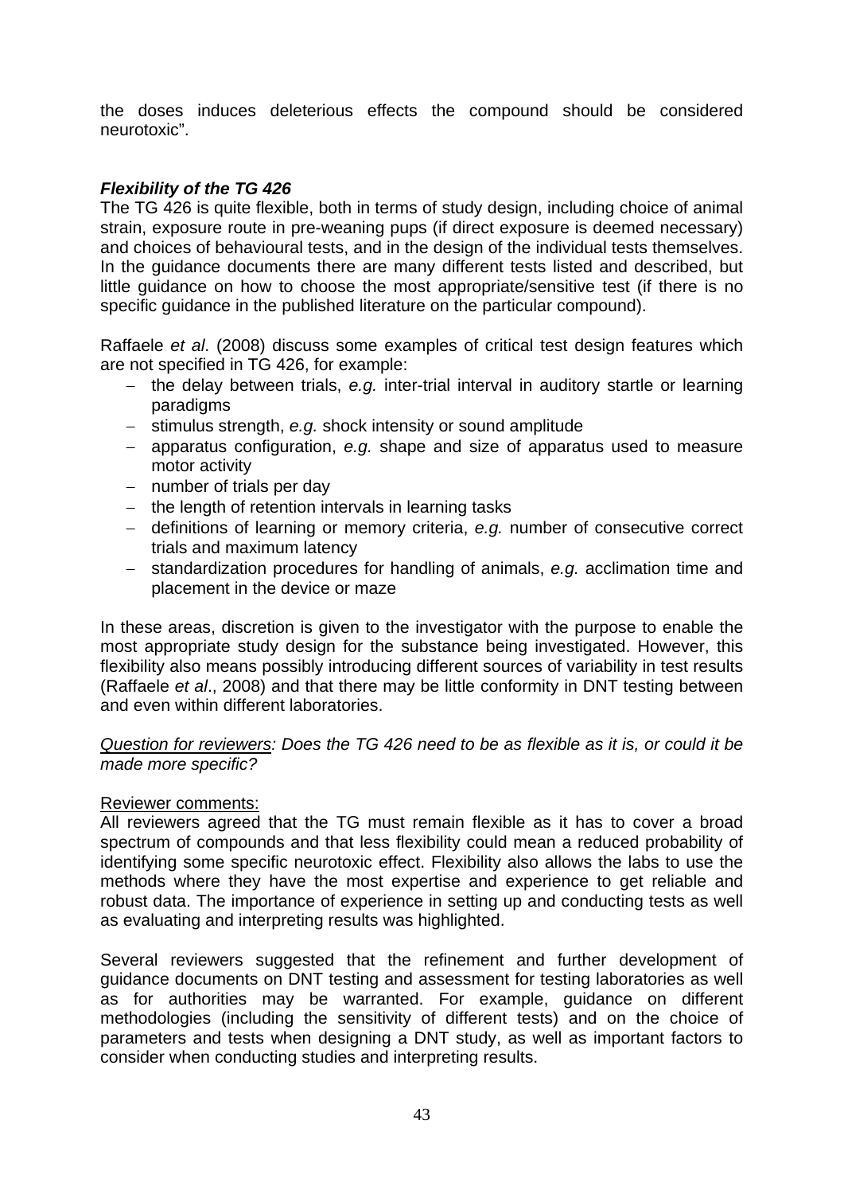the doses induces deleterious effects the compound should be considered neurotoxic".

***Flexibility of the TG 426***

The TG 426 is quite flexible, both in terms of study design, including choice of animal strain, exposure route in pre-weaning pups (if direct exposure is deemed necessary) and choices of behavioural tests, and in the design of the individual tests themselves. In the guidance documents there are many different tests listed and described, but little guidance on how to choose the most appropriate/sensitive test (if there is no specific guidance in the published literature on the particular compound).

Raffaele *et al*. (2008) discuss some examples of critical test design features which are not specified in TG 426, for example:

- the delay between trials, *e.g.* inter-trial interval in auditory startle or learning paradigms
- stimulus strength, *e.g.* shock intensity or sound amplitude
- apparatus configuration, *e.g.* shape and size of apparatus used to measure motor activity
- number of trials per day
- the length of retention intervals in learning tasks
- definitions of learning or memory criteria, *e.g.* number of consecutive correct trials and maximum latency
- standardization procedures for handling of animals, *e.g.* acclimation time and placement in the device or maze

In these areas, discretion is given to the investigator with the purpose to enable the most appropriate study design for the substance being investigated. However, this flexibility also means possibly introducing different sources of variability in test results (Raffaele *et al*., 2008) and that there may be little conformity in DNT testing between and even within different laboratories.

<u>Question for reviewers</u>*: Does the TG 426 need to be as flexible as it is, or could it be made more specific?*

<u>Reviewer comments:</u>

All reviewers agreed that the TG must remain flexible as it has to cover a broad spectrum of compounds and that less flexibility could mean a reduced probability of identifying some specific neurotoxic effect. Flexibility also allows the labs to use the methods where they have the most expertise and experience to get reliable and robust data. The importance of experience in setting up and conducting tests as well as evaluating and interpreting results was highlighted.

Several reviewers suggested that the refinement and further development of guidance documents on DNT testing and assessment for testing laboratories as well as for authorities may be warranted. For example, guidance on different methodologies (including the sensitivity of different tests) and on the choice of parameters and tests when designing a DNT study, as well as important factors to consider when conducting studies and interpreting results.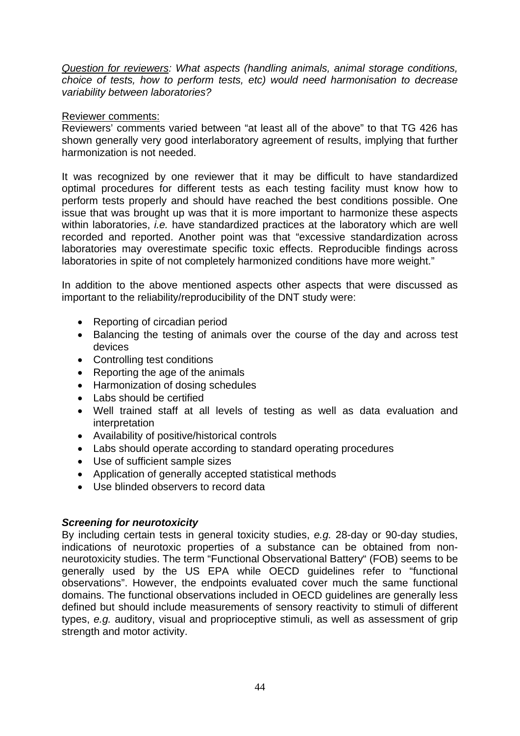*<u>Question for reviewers</u>: What aspects (handling animals, animal storage conditions, choice of tests, how to perform tests, etc) would need harmonisation to decrease variability between laboratories?*

<u>Reviewer comments:</u>

Reviewers' comments varied between "at least all of the above" to that TG 426 has shown generally very good interlaboratory agreement of results, implying that further harmonization is not needed.

It was recognized by one reviewer that it may be difficult to have standardized optimal procedures for different tests as each testing facility must know how to perform tests properly and should have reached the best conditions possible. One issue that was brought up was that it is more important to harmonize these aspects within laboratories, *i.e.* have standardized practices at the laboratory which are well recorded and reported. Another point was that "excessive standardization across laboratories may overestimate specific toxic effects. Reproducible findings across laboratories in spite of not completely harmonized conditions have more weight."

In addition to the above mentioned aspects other aspects that were discussed as important to the reliability/reproducibility of the DNT study were:

- Reporting of circadian period
- Balancing the testing of animals over the course of the day and across test devices
- Controlling test conditions
- Reporting the age of the animals
- Harmonization of dosing schedules
- Labs should be certified
- Well trained staff at all levels of testing as well as data evaluation and interpretation
- Availability of positive/historical controls
- Labs should operate according to standard operating procedures
- Use of sufficient sample sizes
- Application of generally accepted statistical methods
- Use blinded observers to record data

***Screening for neurotoxicity***

By including certain tests in general toxicity studies, *e.g.* 28-day or 90-day studies, indications of neurotoxic properties of a substance can be obtained from non-neurotoxicity studies. The term "Functional Observational Battery" (FOB) seems to be generally used by the US EPA while OECD guidelines refer to "functional observations". However, the endpoints evaluated cover much the same functional domains. The functional observations included in OECD guidelines are generally less defined but should include measurements of sensory reactivity to stimuli of different types, *e.g.* auditory, visual and proprioceptive stimuli, as well as assessment of grip strength and motor activity.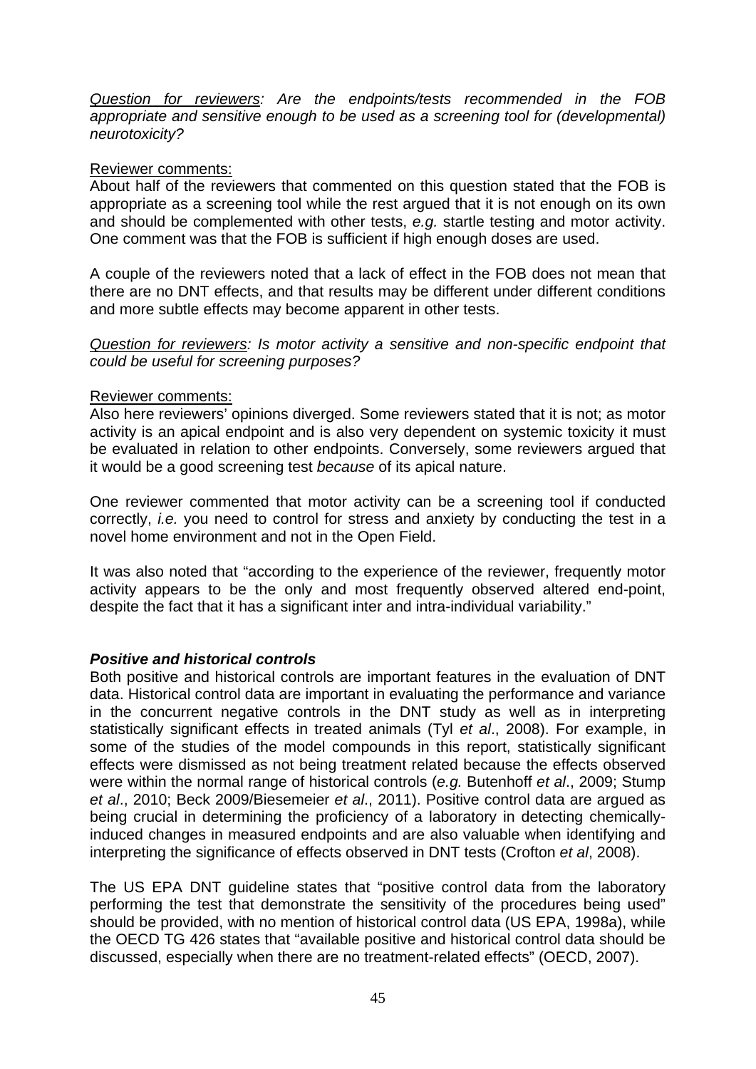*<u>Question for reviewers</u>: Are the endpoints/tests recommended in the FOB appropriate and sensitive enough to be used as a screening tool for (developmental) neurotoxicity?*

<u>Reviewer comments:</u>
About half of the reviewers that commented on this question stated that the FOB is appropriate as a screening tool while the rest argued that it is not enough on its own and should be complemented with other tests, *e.g.* startle testing and motor activity. One comment was that the FOB is sufficient if high enough doses are used.

A couple of the reviewers noted that a lack of effect in the FOB does not mean that there are no DNT effects, and that results may be different under different conditions and more subtle effects may become apparent in other tests.

*<u>Question for reviewers</u>: Is motor activity a sensitive and non-specific endpoint that could be useful for screening purposes?*

<u>Reviewer comments:</u>
Also here reviewers' opinions diverged. Some reviewers stated that it is not; as motor activity is an apical endpoint and is also very dependent on systemic toxicity it must be evaluated in relation to other endpoints. Conversely, some reviewers argued that it would be a good screening test *because* of its apical nature.

One reviewer commented that motor activity can be a screening tool if conducted correctly, *i.e.* you need to control for stress and anxiety by conducting the test in a novel home environment and not in the Open Field.

It was also noted that "according to the experience of the reviewer, frequently motor activity appears to be the only and most frequently observed altered end-point, despite the fact that it has a significant inter and intra-individual variability."

***Positive and historical controls***

Both positive and historical controls are important features in the evaluation of DNT data. Historical control data are important in evaluating the performance and variance in the concurrent negative controls in the DNT study as well as in interpreting statistically significant effects in treated animals (Tyl *et al*., 2008). For example, in some of the studies of the model compounds in this report, statistically significant effects were dismissed as not being treatment related because the effects observed were within the normal range of historical controls (*e.g.* Butenhoff *et al*., 2009; Stump *et al*., 2010; Beck 2009/Biesemeier *et al*., 2011). Positive control data are argued as being crucial in determining the proficiency of a laboratory in detecting chemically-induced changes in measured endpoints and are also valuable when identifying and interpreting the significance of effects observed in DNT tests (Crofton *et al*, 2008).

The US EPA DNT guideline states that "positive control data from the laboratory performing the test that demonstrate the sensitivity of the procedures being used" should be provided, with no mention of historical control data (US EPA, 1998a), while the OECD TG 426 states that "available positive and historical control data should be discussed, especially when there are no treatment-related effects" (OECD, 2007).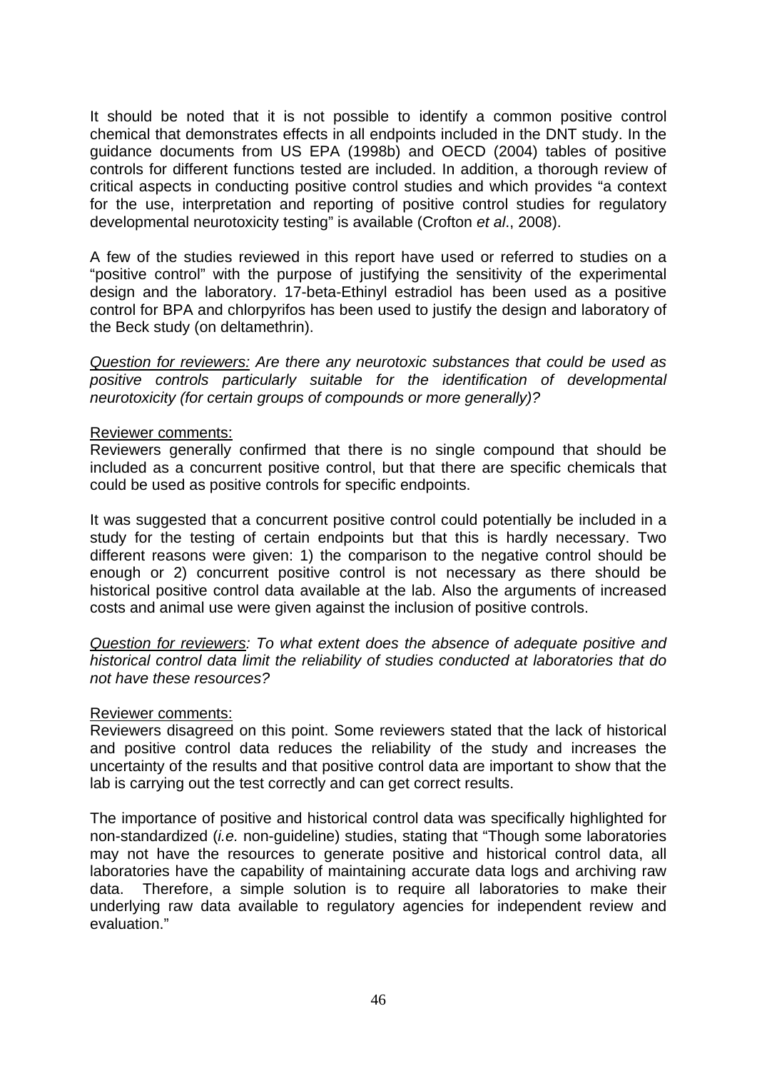It should be noted that it is not possible to identify a common positive control chemical that demonstrates effects in all endpoints included in the DNT study. In the guidance documents from US EPA (1998b) and OECD (2004) tables of positive controls for different functions tested are included. In addition, a thorough review of critical aspects in conducting positive control studies and which provides "a context for the use, interpretation and reporting of positive control studies for regulatory developmental neurotoxicity testing" is available (Crofton *et al*., 2008).

A few of the studies reviewed in this report have used or referred to studies on a "positive control" with the purpose of justifying the sensitivity of the experimental design and the laboratory. 17-beta-Ethinyl estradiol has been used as a positive control for BPA and chlorpyrifos has been used to justify the design and laboratory of the Beck study (on deltamethrin).

*Question for reviewers: Are there any neurotoxic substances that could be used as positive controls particularly suitable for the identification of developmental neurotoxicity (for certain groups of compounds or more generally)?*

Reviewer comments:
Reviewers generally confirmed that there is no single compound that should be included as a concurrent positive control, but that there are specific chemicals that could be used as positive controls for specific endpoints.

It was suggested that a concurrent positive control could potentially be included in a study for the testing of certain endpoints but that this is hardly necessary. Two different reasons were given: 1) the comparison to the negative control should be enough or 2) concurrent positive control is not necessary as there should be historical positive control data available at the lab. Also the arguments of increased costs and animal use were given against the inclusion of positive controls.

*Question for reviewers: To what extent does the absence of adequate positive and historical control data limit the reliability of studies conducted at laboratories that do not have these resources?*

Reviewer comments:
Reviewers disagreed on this point. Some reviewers stated that the lack of historical and positive control data reduces the reliability of the study and increases the uncertainty of the results and that positive control data are important to show that the lab is carrying out the test correctly and can get correct results.

The importance of positive and historical control data was specifically highlighted for non-standardized (*i.e.* non-guideline) studies, stating that "Though some laboratories may not have the resources to generate positive and historical control data, all laboratories have the capability of maintaining accurate data logs and archiving raw data. Therefore, a simple solution is to require all laboratories to make their underlying raw data available to regulatory agencies for independent review and evaluation."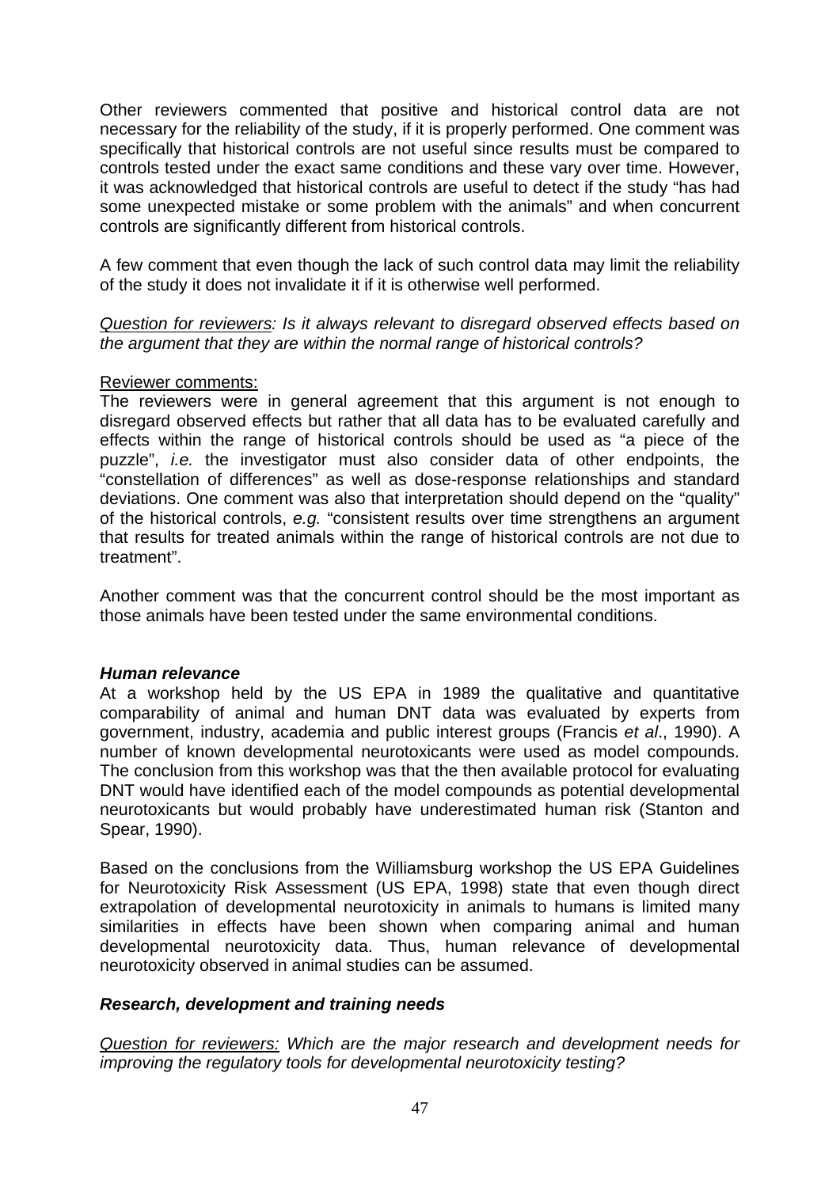Other reviewers commented that positive and historical control data are not necessary for the reliability of the study, if it is properly performed. One comment was specifically that historical controls are not useful since results must be compared to controls tested under the exact same conditions and these vary over time. However, it was acknowledged that historical controls are useful to detect if the study "has had some unexpected mistake or some problem with the animals" and when concurrent controls are significantly different from historical controls.

A few comment that even though the lack of such control data may limit the reliability of the study it does not invalidate it if it is otherwise well performed.

*Question for reviewers: Is it always relevant to disregard observed effects based on the argument that they are within the normal range of historical controls?*

Reviewer comments:
The reviewers were in general agreement that this argument is not enough to disregard observed effects but rather that all data has to be evaluated carefully and effects within the range of historical controls should be used as "a piece of the puzzle", *i.e.* the investigator must also consider data of other endpoints, the "constellation of differences" as well as dose-response relationships and standard deviations. One comment was also that interpretation should depend on the "quality" of the historical controls, *e.g.* "consistent results over time strengthens an argument that results for treated animals within the range of historical controls are not due to treatment".

Another comment was that the concurrent control should be the most important as those animals have been tested under the same environmental conditions.

***Human relevance***

At a workshop held by the US EPA in 1989 the qualitative and quantitative comparability of animal and human DNT data was evaluated by experts from government, industry, academia and public interest groups (Francis *et al*., 1990). A number of known developmental neurotoxicants were used as model compounds. The conclusion from this workshop was that the then available protocol for evaluating DNT would have identified each of the model compounds as potential developmental neurotoxicants but would probably have underestimated human risk (Stanton and Spear, 1990).

Based on the conclusions from the Williamsburg workshop the US EPA Guidelines for Neurotoxicity Risk Assessment (US EPA, 1998) state that even though direct extrapolation of developmental neurotoxicity in animals to humans is limited many similarities in effects have been shown when comparing animal and human developmental neurotoxicity data. Thus, human relevance of developmental neurotoxicity observed in animal studies can be assumed.

***Research, development and training needs***

*Question for reviewers: Which are the major research and development needs for improving the regulatory tools for developmental neurotoxicity testing?*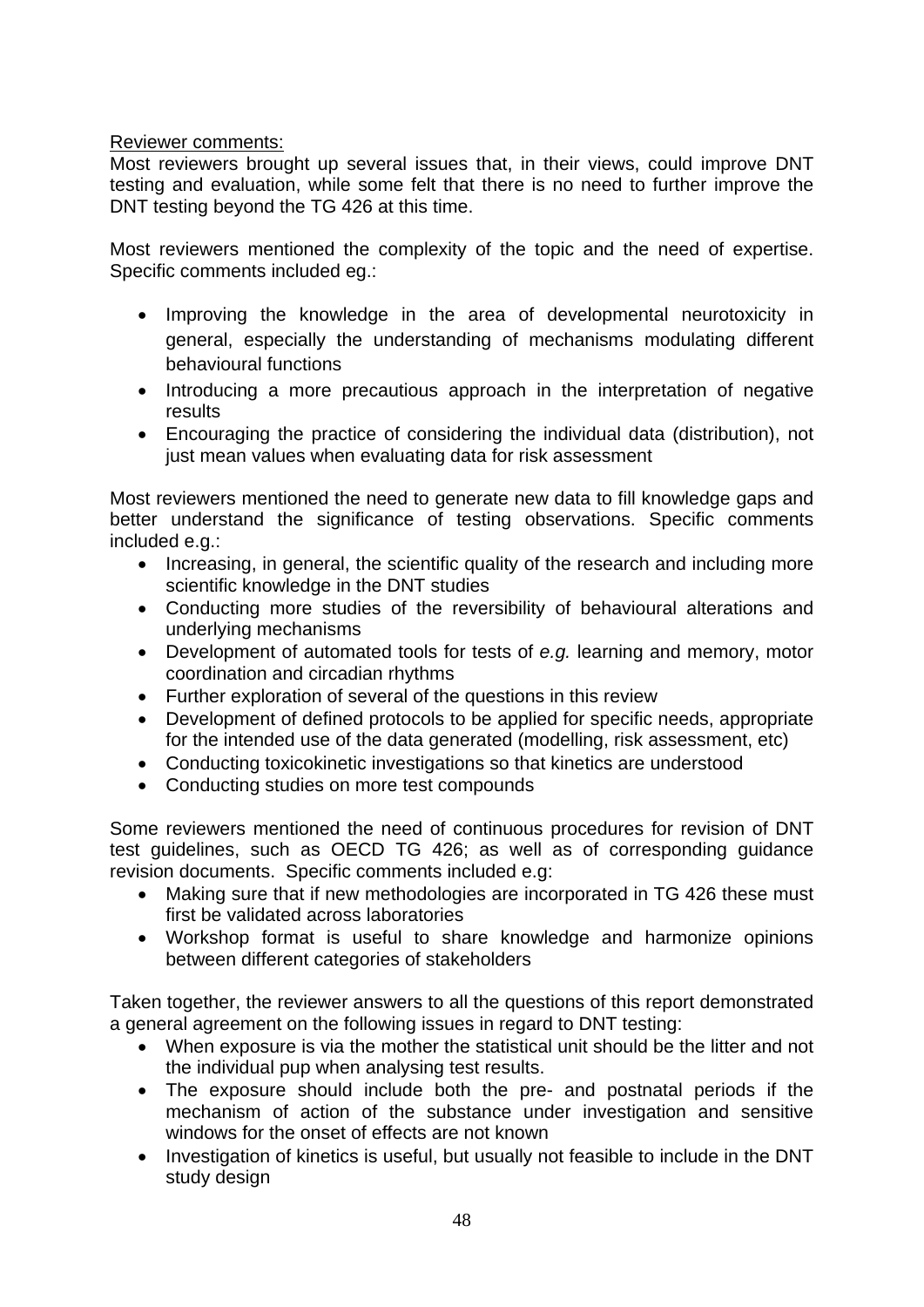Reviewer comments:

Most reviewers brought up several issues that, in their views, could improve DNT testing and evaluation, while some felt that there is no need to further improve the DNT testing beyond the TG 426 at this time.

Most reviewers mentioned the complexity of the topic and the need of expertise. Specific comments included eg.:

- Improving the knowledge in the area of developmental neurotoxicity in general, especially the understanding of mechanisms modulating different behavioural functions
- Introducing a more precautious approach in the interpretation of negative results
- Encouraging the practice of considering the individual data (distribution), not just mean values when evaluating data for risk assessment

Most reviewers mentioned the need to generate new data to fill knowledge gaps and better understand the significance of testing observations. Specific comments included e.g.:

- Increasing, in general, the scientific quality of the research and including more scientific knowledge in the DNT studies
- Conducting more studies of the reversibility of behavioural alterations and underlying mechanisms
- Development of automated tools for tests of *e.g.* learning and memory, motor coordination and circadian rhythms
- Further exploration of several of the questions in this review
- Development of defined protocols to be applied for specific needs, appropriate for the intended use of the data generated (modelling, risk assessment, etc)
- Conducting toxicokinetic investigations so that kinetics are understood
- Conducting studies on more test compounds

Some reviewers mentioned the need of continuous procedures for revision of DNT test guidelines, such as OECD TG 426; as well as of corresponding guidance revision documents. Specific comments included e.g:

- Making sure that if new methodologies are incorporated in TG 426 these must first be validated across laboratories
- Workshop format is useful to share knowledge and harmonize opinions between different categories of stakeholders

Taken together, the reviewer answers to all the questions of this report demonstrated a general agreement on the following issues in regard to DNT testing:

- When exposure is via the mother the statistical unit should be the litter and not the individual pup when analysing test results.
- The exposure should include both the pre- and postnatal periods if the mechanism of action of the substance under investigation and sensitive windows for the onset of effects are not known
- Investigation of kinetics is useful, but usually not feasible to include in the DNT study design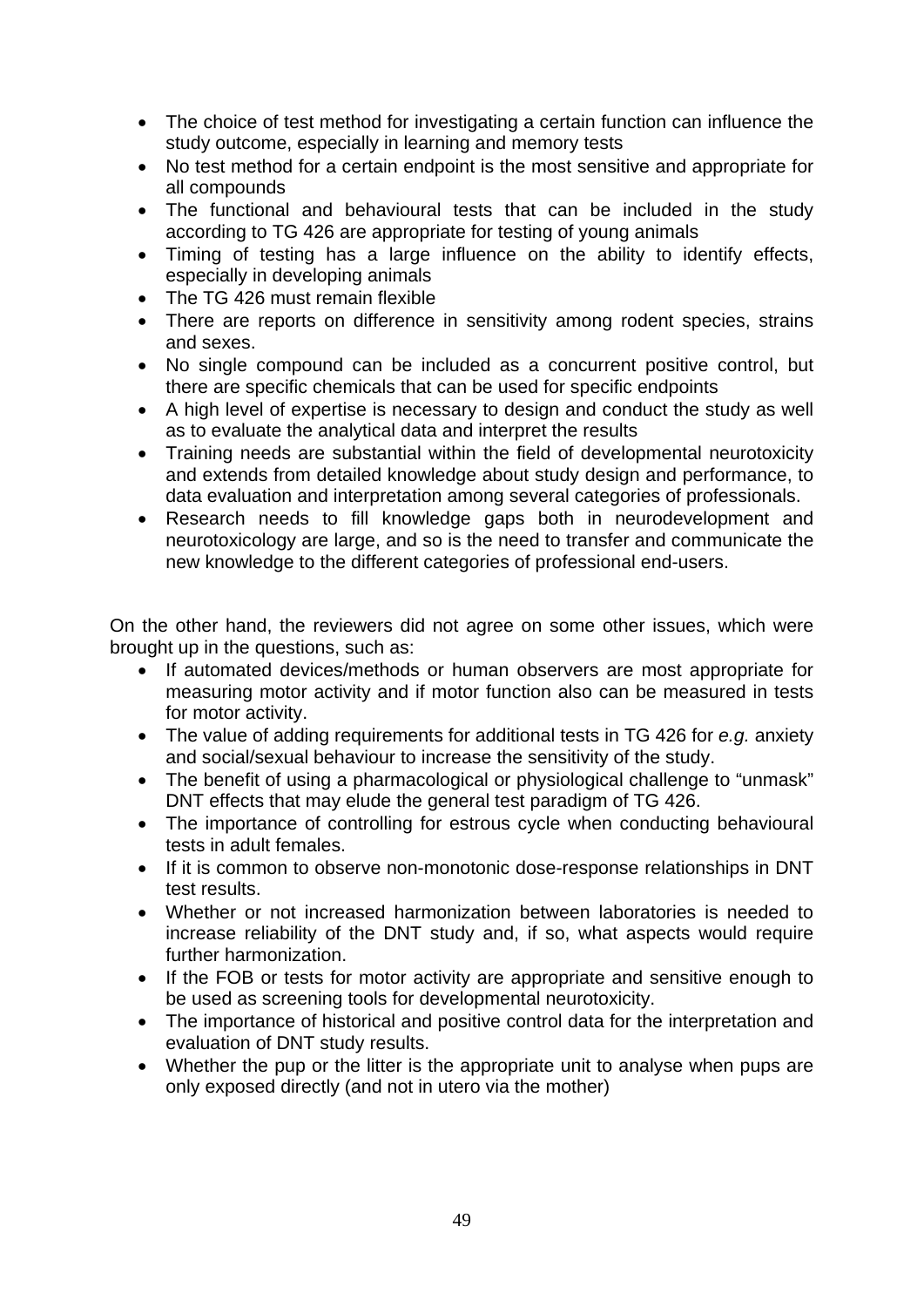- The choice of test method for investigating a certain function can influence the study outcome, especially in learning and memory tests
- No test method for a certain endpoint is the most sensitive and appropriate for all compounds
- The functional and behavioural tests that can be included in the study according to TG 426 are appropriate for testing of young animals
- Timing of testing has a large influence on the ability to identify effects, especially in developing animals
- The TG 426 must remain flexible
- There are reports on difference in sensitivity among rodent species, strains and sexes.
- No single compound can be included as a concurrent positive control, but there are specific chemicals that can be used for specific endpoints
- A high level of expertise is necessary to design and conduct the study as well as to evaluate the analytical data and interpret the results
- Training needs are substantial within the field of developmental neurotoxicity and extends from detailed knowledge about study design and performance, to data evaluation and interpretation among several categories of professionals.
- Research needs to fill knowledge gaps both in neurodevelopment and neurotoxicology are large, and so is the need to transfer and communicate the new knowledge to the different categories of professional end-users.

On the other hand, the reviewers did not agree on some other issues, which were brought up in the questions, such as:

- If automated devices/methods or human observers are most appropriate for measuring motor activity and if motor function also can be measured in tests for motor activity.
- The value of adding requirements for additional tests in TG 426 for *e.g.* anxiety and social/sexual behaviour to increase the sensitivity of the study.
- The benefit of using a pharmacological or physiological challenge to "unmask" DNT effects that may elude the general test paradigm of TG 426.
- The importance of controlling for estrous cycle when conducting behavioural tests in adult females.
- If it is common to observe non-monotonic dose-response relationships in DNT test results.
- Whether or not increased harmonization between laboratories is needed to increase reliability of the DNT study and, if so, what aspects would require further harmonization.
- If the FOB or tests for motor activity are appropriate and sensitive enough to be used as screening tools for developmental neurotoxicity.
- The importance of historical and positive control data for the interpretation and evaluation of DNT study results.
- Whether the pup or the litter is the appropriate unit to analyse when pups are only exposed directly (and not in utero via the mother)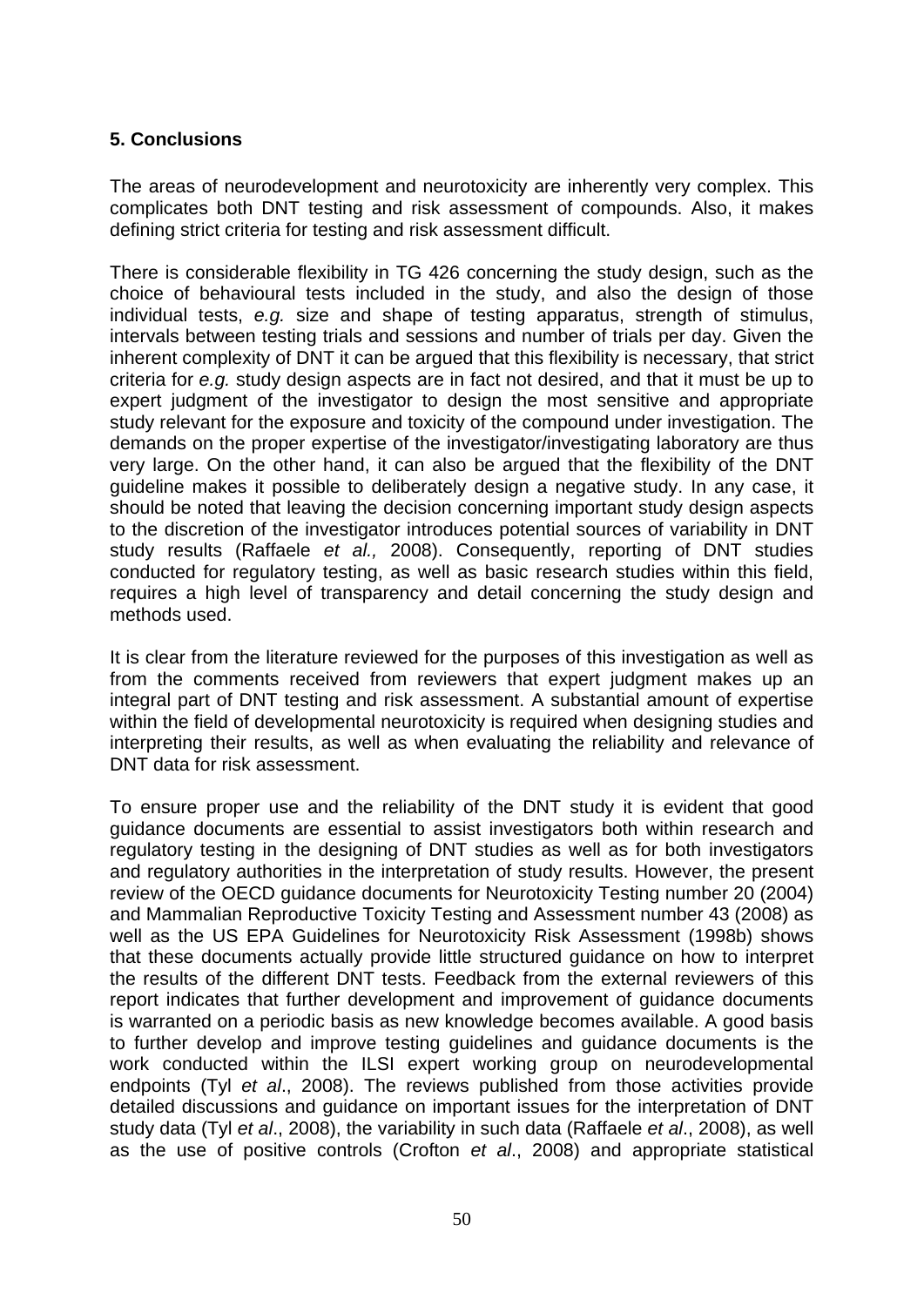## 5. Conclusions

The areas of neurodevelopment and neurotoxicity are inherently very complex. This complicates both DNT testing and risk assessment of compounds. Also, it makes defining strict criteria for testing and risk assessment difficult.

There is considerable flexibility in TG 426 concerning the study design, such as the choice of behavioural tests included in the study, and also the design of those individual tests, *e.g.* size and shape of testing apparatus, strength of stimulus, intervals between testing trials and sessions and number of trials per day. Given the inherent complexity of DNT it can be argued that this flexibility is necessary, that strict criteria for *e.g.* study design aspects are in fact not desired, and that it must be up to expert judgment of the investigator to design the most sensitive and appropriate study relevant for the exposure and toxicity of the compound under investigation. The demands on the proper expertise of the investigator/investigating laboratory are thus very large. On the other hand, it can also be argued that the flexibility of the DNT guideline makes it possible to deliberately design a negative study. In any case, it should be noted that leaving the decision concerning important study design aspects to the discretion of the investigator introduces potential sources of variability in DNT study results (Raffaele *et al.,* 2008). Consequently, reporting of DNT studies conducted for regulatory testing, as well as basic research studies within this field, requires a high level of transparency and detail concerning the study design and methods used.

It is clear from the literature reviewed for the purposes of this investigation as well as from the comments received from reviewers that expert judgment makes up an integral part of DNT testing and risk assessment. A substantial amount of expertise within the field of developmental neurotoxicity is required when designing studies and interpreting their results, as well as when evaluating the reliability and relevance of DNT data for risk assessment.

To ensure proper use and the reliability of the DNT study it is evident that good guidance documents are essential to assist investigators both within research and regulatory testing in the designing of DNT studies as well as for both investigators and regulatory authorities in the interpretation of study results. However, the present review of the OECD guidance documents for Neurotoxicity Testing number 20 (2004) and Mammalian Reproductive Toxicity Testing and Assessment number 43 (2008) as well as the US EPA Guidelines for Neurotoxicity Risk Assessment (1998b) shows that these documents actually provide little structured guidance on how to interpret the results of the different DNT tests. Feedback from the external reviewers of this report indicates that further development and improvement of guidance documents is warranted on a periodic basis as new knowledge becomes available. A good basis to further develop and improve testing guidelines and guidance documents is the work conducted within the ILSI expert working group on neurodevelopmental endpoints (Tyl *et al*., 2008). The reviews published from those activities provide detailed discussions and guidance on important issues for the interpretation of DNT study data (Tyl *et al*., 2008), the variability in such data (Raffaele *et al*., 2008), as well as the use of positive controls (Crofton *et al*., 2008) and appropriate statistical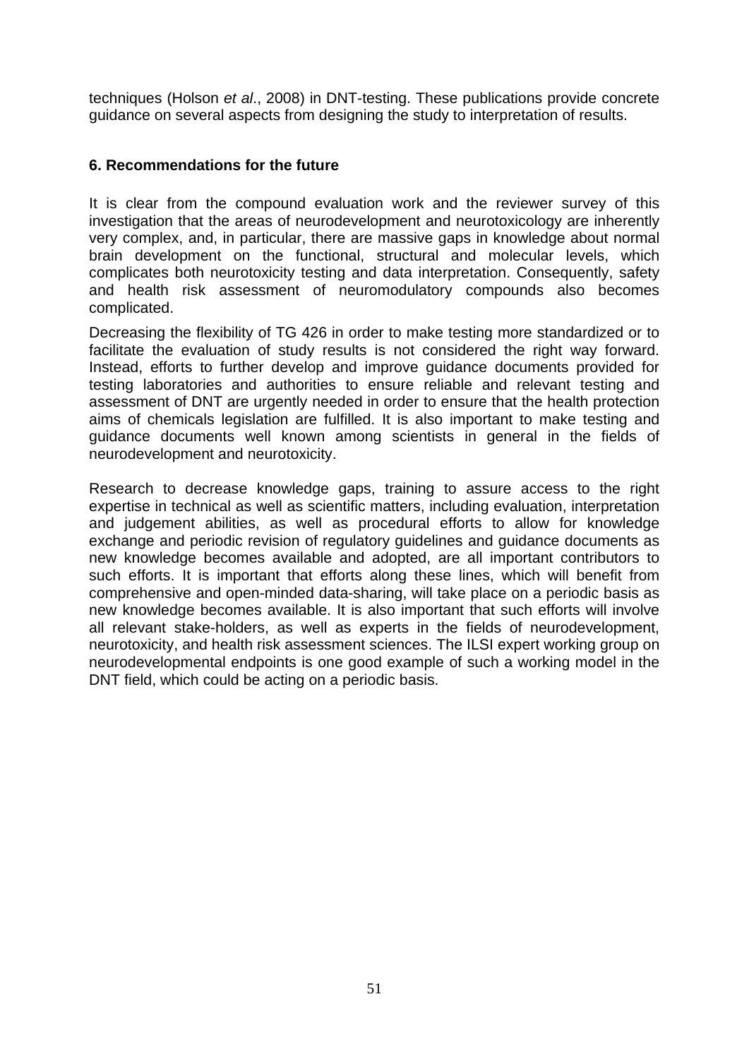techniques (Holson *et al*., 2008) in DNT-testing. These publications provide concrete guidance on several aspects from designing the study to interpretation of results.

## 6. Recommendations for the future

It is clear from the compound evaluation work and the reviewer survey of this investigation that the areas of neurodevelopment and neurotoxicology are inherently very complex, and, in particular, there are massive gaps in knowledge about normal brain development on the functional, structural and molecular levels, which complicates both neurotoxicity testing and data interpretation. Consequently, safety and health risk assessment of neuromodulatory compounds also becomes complicated.

Decreasing the flexibility of TG 426 in order to make testing more standardized or to facilitate the evaluation of study results is not considered the right way forward. Instead, efforts to further develop and improve guidance documents provided for testing laboratories and authorities to ensure reliable and relevant testing and assessment of DNT are urgently needed in order to ensure that the health protection aims of chemicals legislation are fulfilled. It is also important to make testing and guidance documents well known among scientists in general in the fields of neurodevelopment and neurotoxicity.

Research to decrease knowledge gaps, training to assure access to the right expertise in technical as well as scientific matters, including evaluation, interpretation and judgement abilities, as well as procedural efforts to allow for knowledge exchange and periodic revision of regulatory guidelines and guidance documents as new knowledge becomes available and adopted, are all important contributors to such efforts. It is important that efforts along these lines, which will benefit from comprehensive and open-minded data-sharing, will take place on a periodic basis as new knowledge becomes available. It is also important that such efforts will involve all relevant stake-holders, as well as experts in the fields of neurodevelopment, neurotoxicity, and health risk assessment sciences. The ILSI expert working group on neurodevelopmental endpoints is one good example of such a working model in the DNT field, which could be acting on a periodic basis.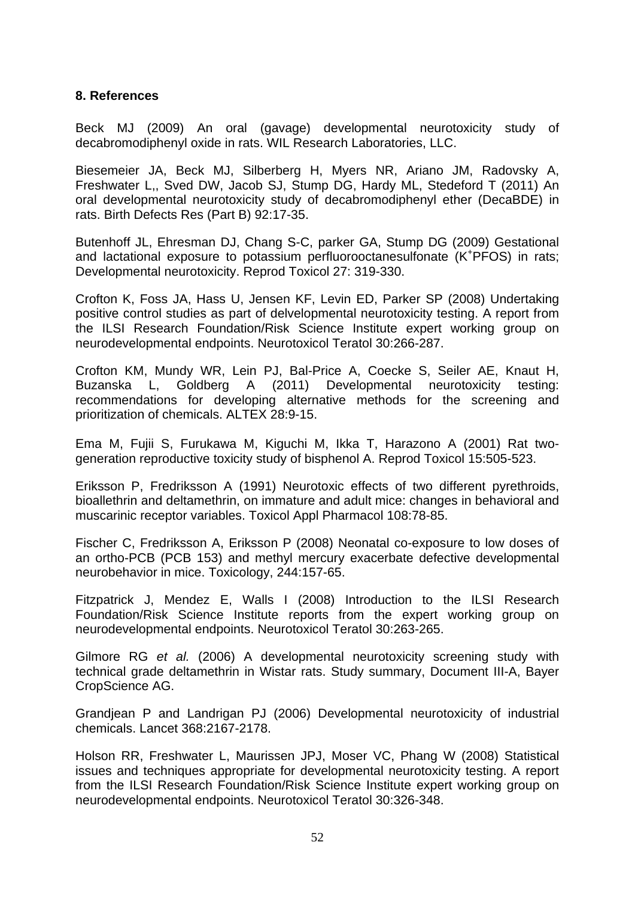## 8. References

Beck MJ (2009) An oral (gavage) developmental neurotoxicity study of decabromodiphenyl oxide in rats. WIL Research Laboratories, LLC.

Biesemeier JA, Beck MJ, Silberberg H, Myers NR, Ariano JM, Radovsky A, Freshwater L,, Sved DW, Jacob SJ, Stump DG, Hardy ML, Stedeford T (2011) An oral developmental neurotoxicity study of decabromodiphenyl ether (DecaBDE) in rats. Birth Defects Res (Part B) 92:17-35.

Butenhoff JL, Ehresman DJ, Chang S-C, parker GA, Stump DG (2009) Gestational and lactational exposure to potassium perfluorooctanesulfonate ($K^+$PFOS) in rats; Developmental neurotoxicity. Reprod Toxicol 27: 319-330.

Crofton K, Foss JA, Hass U, Jensen KF, Levin ED, Parker SP (2008) Undertaking positive control studies as part of delvelopmental neurotoxicity testing. A report from the ILSI Research Foundation/Risk Science Institute expert working group on neurodevelopmental endpoints. Neurotoxicol Teratol 30:266-287.

Crofton KM, Mundy WR, Lein PJ, Bal-Price A, Coecke S, Seiler AE, Knaut H, Buzanska L, Goldberg A (2011) Developmental neurotoxicity testing: recommendations for developing alternative methods for the screening and prioritization of chemicals. ALTEX 28:9-15.

Ema M, Fujii S, Furukawa M, Kiguchi M, Ikka T, Harazono A (2001) Rat two-generation reproductive toxicity study of bisphenol A. Reprod Toxicol 15:505-523.

Eriksson P, Fredriksson A (1991) Neurotoxic effects of two different pyrethroids, bioallethrin and deltamethrin, on immature and adult mice: changes in behavioral and muscarinic receptor variables. Toxicol Appl Pharmacol 108:78-85.

Fischer C, Fredriksson A, Eriksson P (2008) Neonatal co-exposure to low doses of an ortho-PCB (PCB 153) and methyl mercury exacerbate defective developmental neurobehavior in mice. Toxicology, 244:157-65.

Fitzpatrick J, Mendez E, Walls I (2008) Introduction to the ILSI Research Foundation/Risk Science Institute reports from the expert working group on neurodevelopmental endpoints. Neurotoxicol Teratol 30:263-265.

Gilmore RG *et al.* (2006) A developmental neurotoxicity screening study with technical grade deltamethrin in Wistar rats. Study summary, Document III-A, Bayer CropScience AG.

Grandjean P and Landrigan PJ (2006) Developmental neurotoxicity of industrial chemicals. Lancet 368:2167-2178.

Holson RR, Freshwater L, Maurissen JPJ, Moser VC, Phang W (2008) Statistical issues and techniques appropriate for developmental neurotoxicity testing. A report from the ILSI Research Foundation/Risk Science Institute expert working group on neurodevelopmental endpoints. Neurotoxicol Teratol 30:326-348.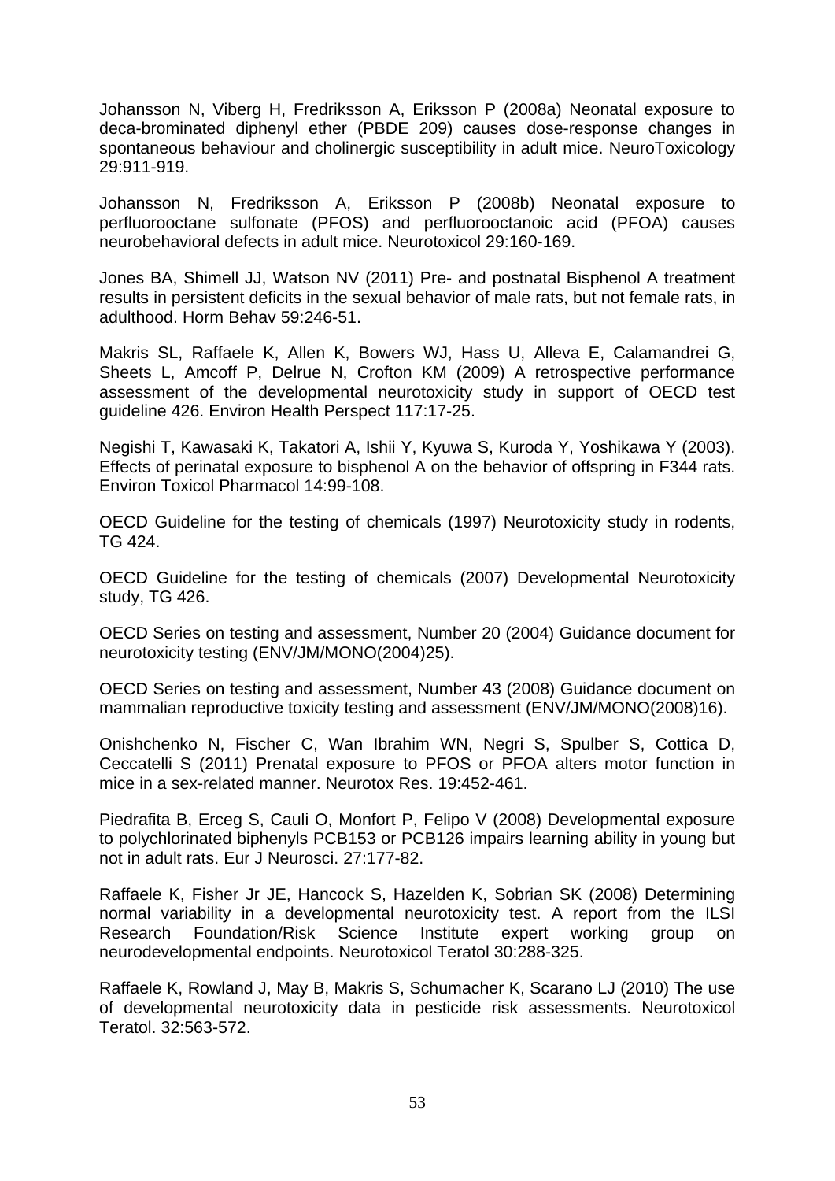Johansson N, Viberg H, Fredriksson A, Eriksson P (2008a) Neonatal exposure to deca-brominated diphenyl ether (PBDE 209) causes dose-response changes in spontaneous behaviour and cholinergic susceptibility in adult mice. NeuroToxicology 29:911-919.

Johansson N, Fredriksson A, Eriksson P (2008b) Neonatal exposure to perfluorooctane sulfonate (PFOS) and perfluorooctanoic acid (PFOA) causes neurobehavioral defects in adult mice. Neurotoxicol 29:160-169.

Jones BA, Shimell JJ, Watson NV (2011) Pre- and postnatal Bisphenol A treatment results in persistent deficits in the sexual behavior of male rats, but not female rats, in adulthood. Horm Behav 59:246-51.

Makris SL, Raffaele K, Allen K, Bowers WJ, Hass U, Alleva E, Calamandrei G, Sheets L, Amcoff P, Delrue N, Crofton KM (2009) A retrospective performance assessment of the developmental neurotoxicity study in support of OECD test guideline 426. Environ Health Perspect 117:17-25.

Negishi T, Kawasaki K, Takatori A, Ishii Y, Kyuwa S, Kuroda Y, Yoshikawa Y (2003). Effects of perinatal exposure to bisphenol A on the behavior of offspring in F344 rats. Environ Toxicol Pharmacol 14:99-108.

OECD Guideline for the testing of chemicals (1997) Neurotoxicity study in rodents, TG 424.

OECD Guideline for the testing of chemicals (2007) Developmental Neurotoxicity study, TG 426.

OECD Series on testing and assessment, Number 20 (2004) Guidance document for neurotoxicity testing (ENV/JM/MONO(2004)25).

OECD Series on testing and assessment, Number 43 (2008) Guidance document on mammalian reproductive toxicity testing and assessment (ENV/JM/MONO(2008)16).

Onishchenko N, Fischer C, Wan Ibrahim WN, Negri S, Spulber S, Cottica D, Ceccatelli S (2011) Prenatal exposure to PFOS or PFOA alters motor function in mice in a sex-related manner. Neurotox Res. 19:452-461.

Piedrafita B, Erceg S, Cauli O, Monfort P, Felipo V (2008) Developmental exposure to polychlorinated biphenyls PCB153 or PCB126 impairs learning ability in young but not in adult rats. Eur J Neurosci. 27:177-82.

Raffaele K, Fisher Jr JE, Hancock S, Hazelden K, Sobrian SK (2008) Determining normal variability in a developmental neurotoxicity test. A report from the ILSI Research Foundation/Risk Science Institute expert working group on neurodevelopmental endpoints. Neurotoxicol Teratol 30:288-325.

Raffaele K, Rowland J, May B, Makris S, Schumacher K, Scarano LJ (2010) The use of developmental neurotoxicity data in pesticide risk assessments. Neurotoxicol Teratol. 32:563-572.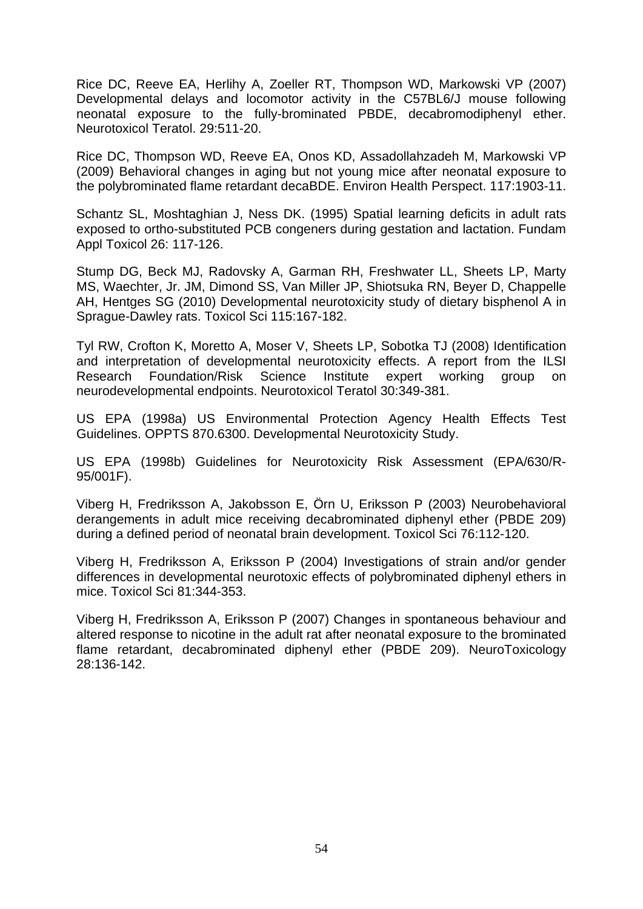Rice DC, Reeve EA, Herlihy A, Zoeller RT, Thompson WD, Markowski VP (2007) Developmental delays and locomotor activity in the C57BL6/J mouse following neonatal exposure to the fully-brominated PBDE, decabromodiphenyl ether. Neurotoxicol Teratol. 29:511-20.

Rice DC, Thompson WD, Reeve EA, Onos KD, Assadollahzadeh M, Markowski VP (2009) Behavioral changes in aging but not young mice after neonatal exposure to the polybrominated flame retardant decaBDE. Environ Health Perspect. 117:1903-11.

Schantz SL, Moshtaghian J, Ness DK. (1995) Spatial learning deficits in adult rats exposed to ortho-substituted PCB congeners during gestation and lactation. Fundam Appl Toxicol 26: 117-126.

Stump DG, Beck MJ, Radovsky A, Garman RH, Freshwater LL, Sheets LP, Marty MS, Waechter, Jr. JM, Dimond SS, Van Miller JP, Shiotsuka RN, Beyer D, Chappelle AH, Hentges SG (2010) Developmental neurotoxicity study of dietary bisphenol A in Sprague-Dawley rats. Toxicol Sci 115:167-182.

Tyl RW, Crofton K, Moretto A, Moser V, Sheets LP, Sobotka TJ (2008) Identification and interpretation of developmental neurotoxicity effects. A report from the ILSI Research Foundation/Risk Science Institute expert working group on neurodevelopmental endpoints. Neurotoxicol Teratol 30:349-381.

US EPA (1998a) US Environmental Protection Agency Health Effects Test Guidelines. OPPTS 870.6300. Developmental Neurotoxicity Study.

US EPA (1998b) Guidelines for Neurotoxicity Risk Assessment (EPA/630/R-95/001F).

Viberg H, Fredriksson A, Jakobsson E, Örn U, Eriksson P (2003) Neurobehavioral derangements in adult mice receiving decabrominated diphenyl ether (PBDE 209) during a defined period of neonatal brain development. Toxicol Sci 76:112-120.

Viberg H, Fredriksson A, Eriksson P (2004) Investigations of strain and/or gender differences in developmental neurotoxic effects of polybrominated diphenyl ethers in mice. Toxicol Sci 81:344-353.

Viberg H, Fredriksson A, Eriksson P (2007) Changes in spontaneous behaviour and altered response to nicotine in the adult rat after neonatal exposure to the brominated flame retardant, decabrominated diphenyl ether (PBDE 209). NeuroToxicology 28:136-142.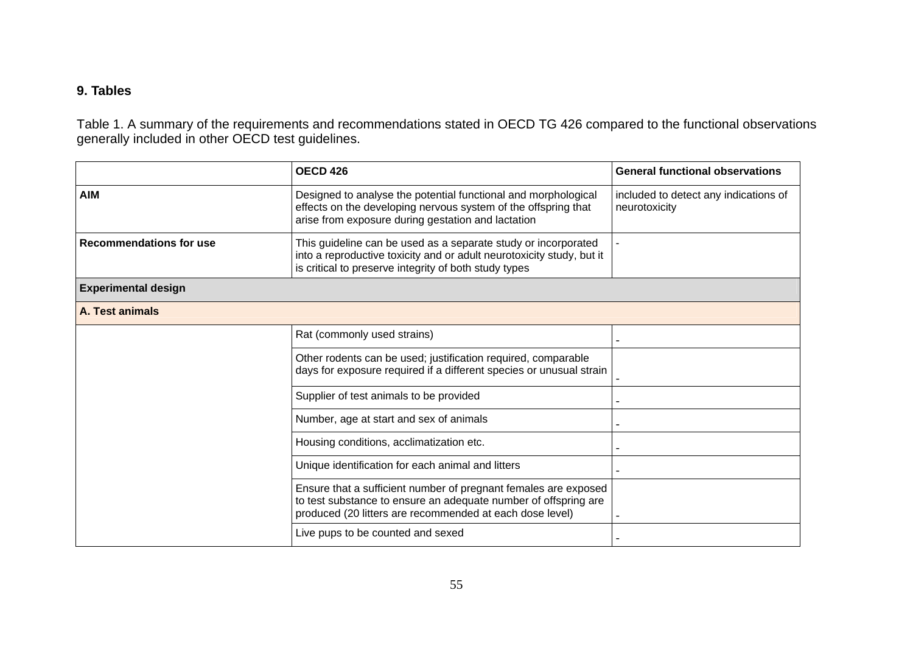## 9. Tables

Table 1. A summary of the requirements and recommendations stated in OECD TG 426 compared to the functional observations generally included in other OECD test guidelines.

| | OECD 426 | General functional observations |
|---|---|---|
| **AIM** | Designed to analyse the potential functional and morphological effects on the developing nervous system of the offspring that arise from exposure during gestation and lactation | included to detect any indications of neurotoxicity |
| **Recommendations for use** | This guideline can be used as a separate study or incorporated into a reproductive toxicity and or adult neurotoxicity study, but it is critical to preserve integrity of both study types | - |
| **Experimental design** | | |
| **A. Test animals** | | |
| | Rat (commonly used strains) | - |
| | Other rodents can be used; justification required, comparable days for exposure required if a different species or unusual strain | - |
| | Supplier of test animals to be provided | - |
| | Number, age at start and sex of animals | - |
| | Housing conditions, acclimatization etc. | - |
| | Unique identification for each animal and litters | - |
| | Ensure that a sufficient number of pregnant females are exposed to test substance to ensure an adequate number of offspring are produced (20 litters are recommended at each dose level) | - |
| | Live pups to be counted and sexed | - |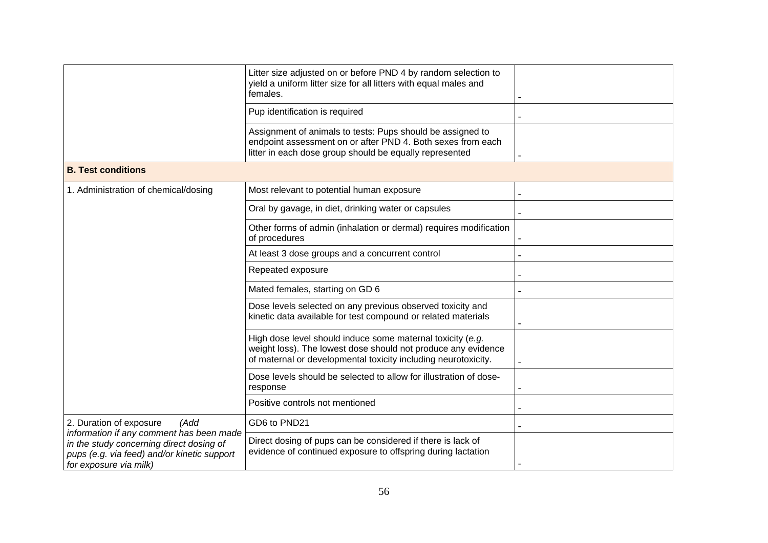| | | |
|---|---|---|
| | Litter size adjusted on or before PND 4 by random selection to yield a uniform litter size for all litters with equal males and females. | - |
| | Pup identification is required | - |
| | Assignment of animals to tests: Pups should be assigned to endpoint assessment on or after PND 4. Both sexes from each litter in each dose group should be equally represented | - |
| **B. Test conditions** | | |
| 1. Administration of chemical/dosing | Most relevant to potential human exposure | - |
| | Oral by gavage, in diet, drinking water or capsules | - |
| | Other forms of admin (inhalation or dermal) requires modification of procedures | - |
| | At least 3 dose groups and a concurrent control | - |
| | Repeated exposure | - |
| | Mated females, starting on GD 6 | - |
| | Dose levels selected on any previous observed toxicity and kinetic data available for test compound or related materials | - |
| | High dose level should induce some maternal toxicity (*e.g.* weight loss). The lowest dose should not produce any evidence of maternal or developmental toxicity including neurotoxicity. | - |
| | Dose levels should be selected to allow for illustration of dose-response | - |
| | Positive controls not mentioned | - |
| 2. Duration of exposure *(Add information if any comment has been made in the study concerning direct dosing of pups (e.g. via feed) and/or kinetic support for exposure via milk)* | GD6 to PND21 | - |
| | Direct dosing of pups can be considered if there is lack of evidence of continued exposure to offspring during lactation | - |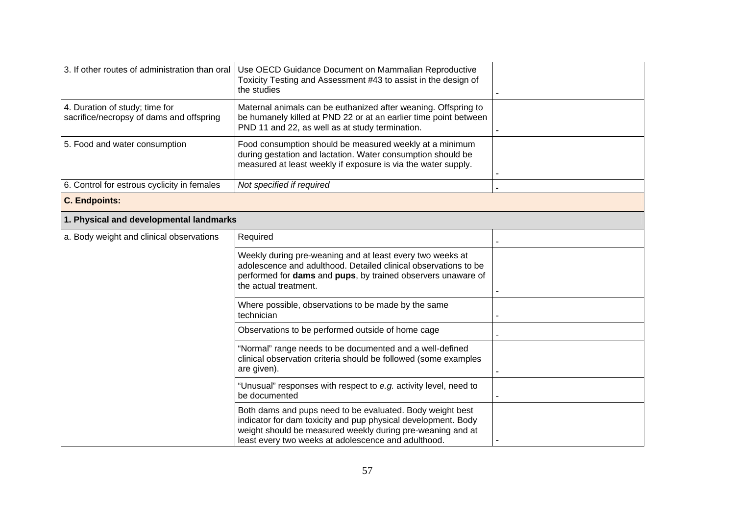| | | |
|---|---|---|
| 3. If other routes of administration than oral | Use OECD Guidance Document on Mammalian Reproductive Toxicity Testing and Assessment #43 to assist in the design of the studies | - |
| 4. Duration of study; time for sacrifice/necropsy of dams and offspring | Maternal animals can be euthanized after weaning. Offspring to be humanely killed at PND 22 or at an earlier time point between PND 11 and 22, as well as at study termination. | - |
| 5. Food and water consumption | Food consumption should be measured weekly at a minimum during gestation and lactation. Water consumption should be measured at least weekly if exposure is via the water supply. | - |
| 6. Control for estrous cyclicity in females | *Not specified if required* | **-** |
| **C. Endpoints:** | | |
| **1. Physical and developmental landmarks** | | |
| a. Body weight and clinical observations | Required | - |
| | Weekly during pre-weaning and at least every two weeks at adolescence and adulthood. Detailed clinical observations to be performed for **dams** and **pups**, by trained observers unaware of the actual treatment. | - |
| | Where possible, observations to be made by the same technician | - |
| | Observations to be performed outside of home cage | - |
| | "Normal" range needs to be documented and a well-defined clinical observation criteria should be followed (some examples are given). | - |
| | "Unusual" responses with respect to *e.g.* activity level, need to be documented | - |
| | Both dams and pups need to be evaluated. Body weight best indicator for dam toxicity and pup physical development. Body weight should be measured weekly during pre-weaning and at least every two weeks at adolescence and adulthood. | - |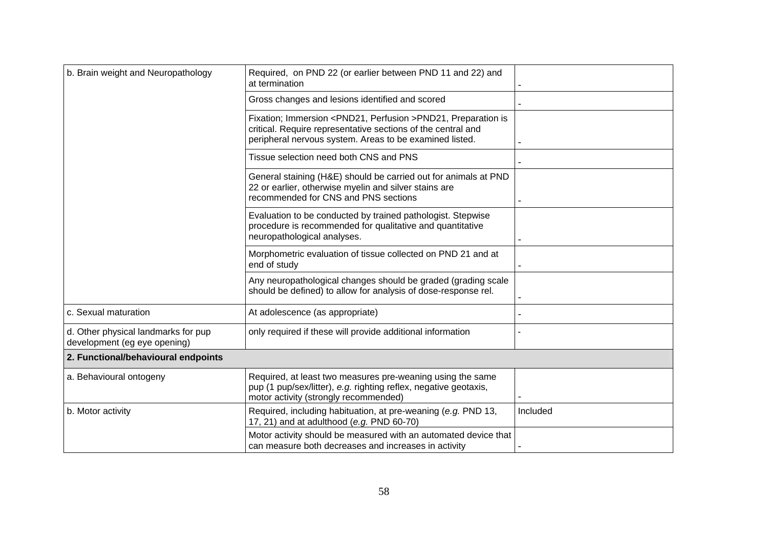| | | |
|---|---|---|
| b. Brain weight and Neuropathology | Required, on PND 22 (or earlier between PND 11 and 22) and at termination | - |
| | Gross changes and lesions identified and scored | - |
| | Fixation; Immersion <PND21, Perfusion >PND21, Preparation is critical. Require representative sections of the central and peripheral nervous system. Areas to be examined listed. | - |
| | Tissue selection need both CNS and PNS | - |
| | General staining (H&E) should be carried out for animals at PND 22 or earlier, otherwise myelin and silver stains are recommended for CNS and PNS sections | - |
| | Evaluation to be conducted by trained pathologist. Stepwise procedure is recommended for qualitative and quantitative neuropathological analyses. | - |
| | Morphometric evaluation of tissue collected on PND 21 and at end of study | - |
| | Any neuropathological changes should be graded (grading scale should be defined) to allow for analysis of dose-response rel. | - |
| c. Sexual maturation | At adolescence (as appropriate) | - |
| d. Other physical landmarks for pup development (eg eye opening) | only required if these will provide additional information | - |
| **2. Functional/behavioural endpoints** | | |
| a. Behavioural ontogeny | Required, at least two measures pre-weaning using the same pup (1 pup/sex/litter), *e.g.* righting reflex, negative geotaxis, motor activity (strongly recommended) | - |
| b. Motor activity | Required, including habituation, at pre-weaning (*e.g.* PND 13, 17, 21) and at adulthood (*e.g.* PND 60-70) | Included |
| | Motor activity should be measured with an automated device that can measure both decreases and increases in activity | - |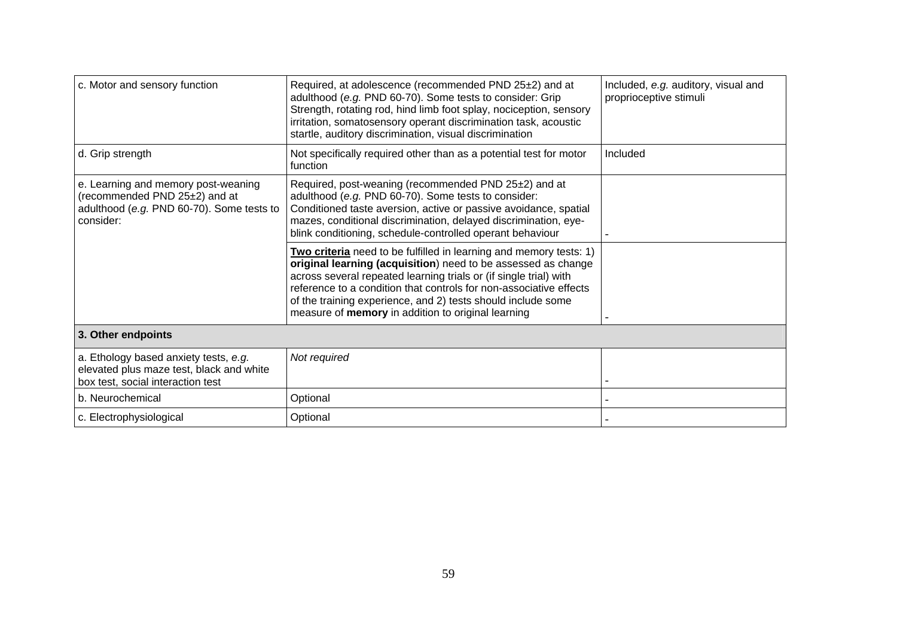| | | |
|---|---|---|
| c. Motor and sensory function | Required, at adolescence (recommended PND 25±2) and at adulthood (*e.g.* PND 60-70). Some tests to consider: Grip Strength, rotating rod, hind limb foot splay, nociception, sensory irritation, somatosensory operant discrimination task, acoustic startle, auditory discrimination, visual discrimination | Included, *e.g.* auditory, visual and proprioceptive stimuli |
| d. Grip strength | Not specifically required other than as a potential test for motor function | Included |
| e. Learning and memory post-weaning (recommended PND 25±2) and at adulthood (*e.g.* PND 60-70). Some tests to consider: | Required, post-weaning (recommended PND 25±2) and at adulthood (*e.g.* PND 60-70). Some tests to consider: Conditioned taste aversion, active or passive avoidance, spatial mazes, conditional discrimination, delayed discrimination, eye-blink conditioning, schedule-controlled operant behaviour | - |
| | <u>**Two criteria**</u> need to be fulfilled in learning and memory tests: 1) **original learning (acquisition**) need to be assessed as change across several repeated learning trials or (if single trial) with reference to a condition that controls for non-associative effects of the training experience, and 2) tests should include some measure of **memory** in addition to original learning | - |
| **3. Other endpoints** | | |
| a. Ethology based anxiety tests, *e.g.* elevated plus maze test, black and white box test, social interaction test | *Not required* | - |
| b. Neurochemical | Optional | - |
| c. Electrophysiological | Optional | - |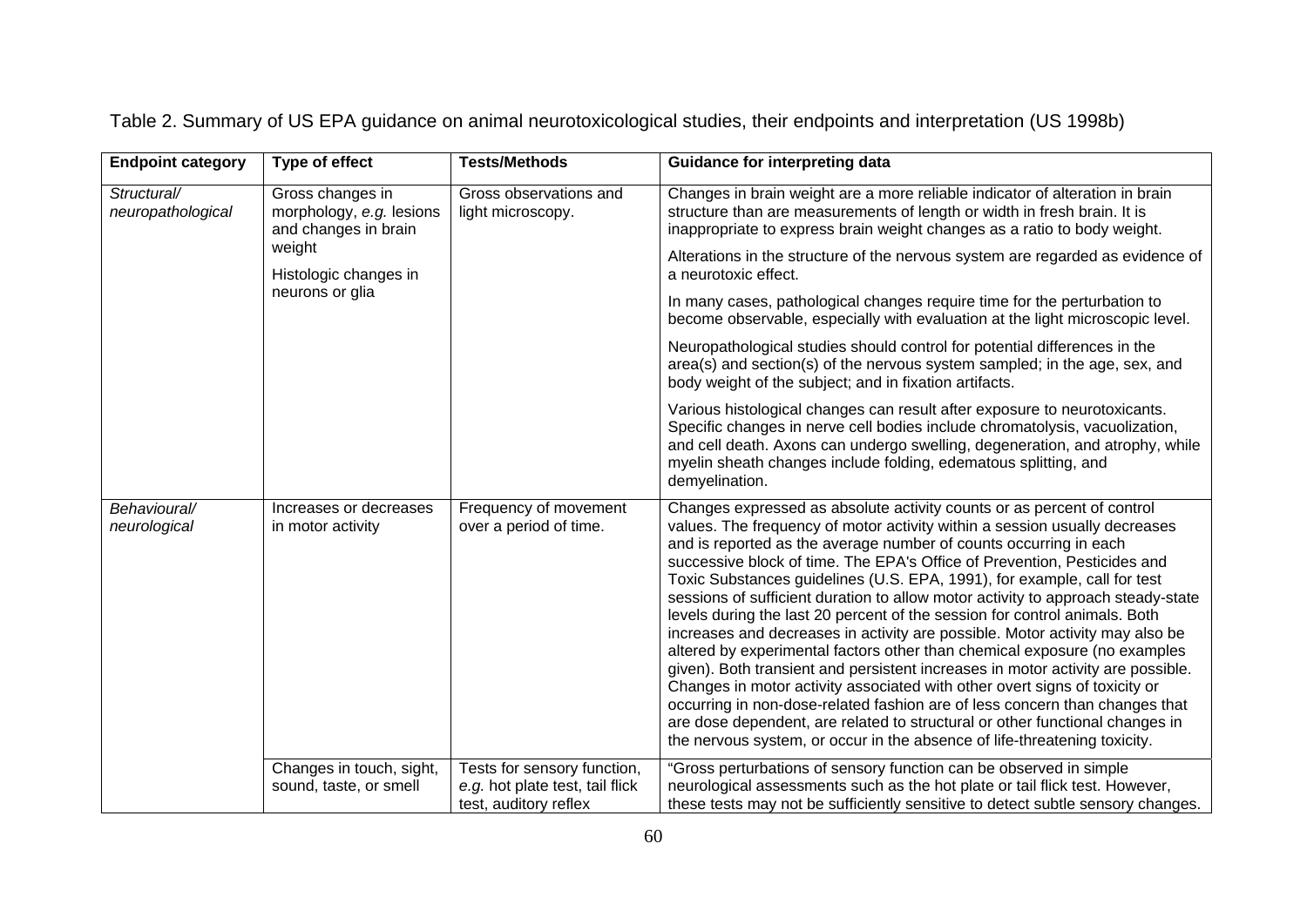Table 2. Summary of US EPA guidance on animal neurotoxicological studies, their endpoints and interpretation (US 1998b)

| Endpoint category | Type of effect | Tests/Methods | Guidance for interpreting data |
|---|---|---|---|
| *Structural/ neuropathological* | Gross changes in morphology, *e.g.* lesions and changes in brain weight<br><br>Histologic changes in neurons or glia | Gross observations and light microscopy. | Changes in brain weight are a more reliable indicator of alteration in brain structure than are measurements of length or width in fresh brain. It is inappropriate to express brain weight changes as a ratio to body weight.<br><br>Alterations in the structure of the nervous system are regarded as evidence of a neurotoxic effect.<br><br>In many cases, pathological changes require time for the perturbation to become observable, especially with evaluation at the light microscopic level.<br><br>Neuropathological studies should control for potential differences in the area(s) and section(s) of the nervous system sampled; in the age, sex, and body weight of the subject; and in fixation artifacts.<br><br>Various histological changes can result after exposure to neurotoxicants. Specific changes in nerve cell bodies include chromatolysis, vacuolization, and cell death. Axons can undergo swelling, degeneration, and atrophy, while myelin sheath changes include folding, edematous splitting, and demyelination. |
| *Behavioural/ neurological* | Increases or decreases in motor activity | Frequency of movement over a period of time. | Changes expressed as absolute activity counts or as percent of control values. The frequency of motor activity within a session usually decreases and is reported as the average number of counts occurring in each successive block of time. The EPA's Office of Prevention, Pesticides and Toxic Substances guidelines (U.S. EPA, 1991), for example, call for test sessions of sufficient duration to allow motor activity to approach steady-state levels during the last 20 percent of the session for control animals. Both increases and decreases in activity are possible. Motor activity may also be altered by experimental factors other than chemical exposure (no examples given). Both transient and persistent increases in motor activity are possible. Changes in motor activity associated with other overt signs of toxicity or occurring in non-dose-related fashion are of less concern than changes that are dose dependent, are related to structural or other functional changes in the nervous system, or occur in the absence of life-threatening toxicity. |
| | Changes in touch, sight, sound, taste, or smell | Tests for sensory function, *e.g.* hot plate test, tail flick test, auditory reflex | "Gross perturbations of sensory function can be observed in simple neurological assessments such as the hot plate or tail flick test. However, these tests may not be sufficiently sensitive to detect subtle sensory changes. |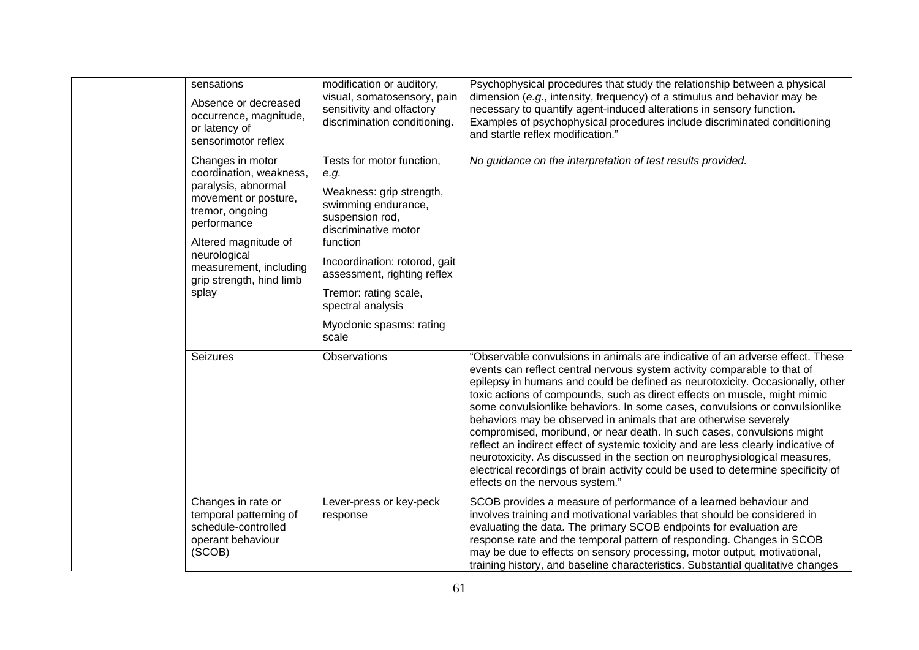| | | | |
|---|---|---|---|
| | sensations<br><br>Absence or decreased occurrence, magnitude, or latency of sensorimotor reflex | modification or auditory, visual, somatosensory, pain sensitivity and olfactory discrimination conditioning. | Psychophysical procedures that study the relationship between a physical dimension (*e.g.*, intensity, frequency) of a stimulus and behavior may be necessary to quantify agent-induced alterations in sensory function. Examples of psychophysical procedures include discriminated conditioning and startle reflex modification." |
| | Changes in motor coordination, weakness, paralysis, abnormal movement or posture, tremor, ongoing performance<br><br>Altered magnitude of neurological measurement, including grip strength, hind limb splay | Tests for motor function, *e.g.*<br><br>Weakness: grip strength, swimming endurance, suspension rod, discriminative motor function<br><br>Incoordination: rotorod, gait assessment, righting reflex<br><br>Tremor: rating scale, spectral analysis<br><br>Myoclonic spasms: rating scale | *No guidance on the interpretation of test results provided.* |
| | Seizures | Observations | "Observable convulsions in animals are indicative of an adverse effect. These events can reflect central nervous system activity comparable to that of epilepsy in humans and could be defined as neurotoxicity. Occasionally, other toxic actions of compounds, such as direct effects on muscle, might mimic some convulsionlike behaviors. In some cases, convulsions or convulsionlike behaviors may be observed in animals that are otherwise severely compromised, moribund, or near death. In such cases, convulsions might reflect an indirect effect of systemic toxicity and are less clearly indicative of neurotoxicity. As discussed in the section on neurophysiological measures, electrical recordings of brain activity could be used to determine specificity of effects on the nervous system." |
| | Changes in rate or temporal patterning of schedule-controlled operant behaviour (SCOB) | Lever-press or key-peck response | SCOB provides a measure of performance of a learned behaviour and involves training and motivational variables that should be considered in evaluating the data. The primary SCOB endpoints for evaluation are response rate and the temporal pattern of responding. Changes in SCOB may be due to effects on sensory processing, motor output, motivational, training history, and baseline characteristics. Substantial qualitative changes |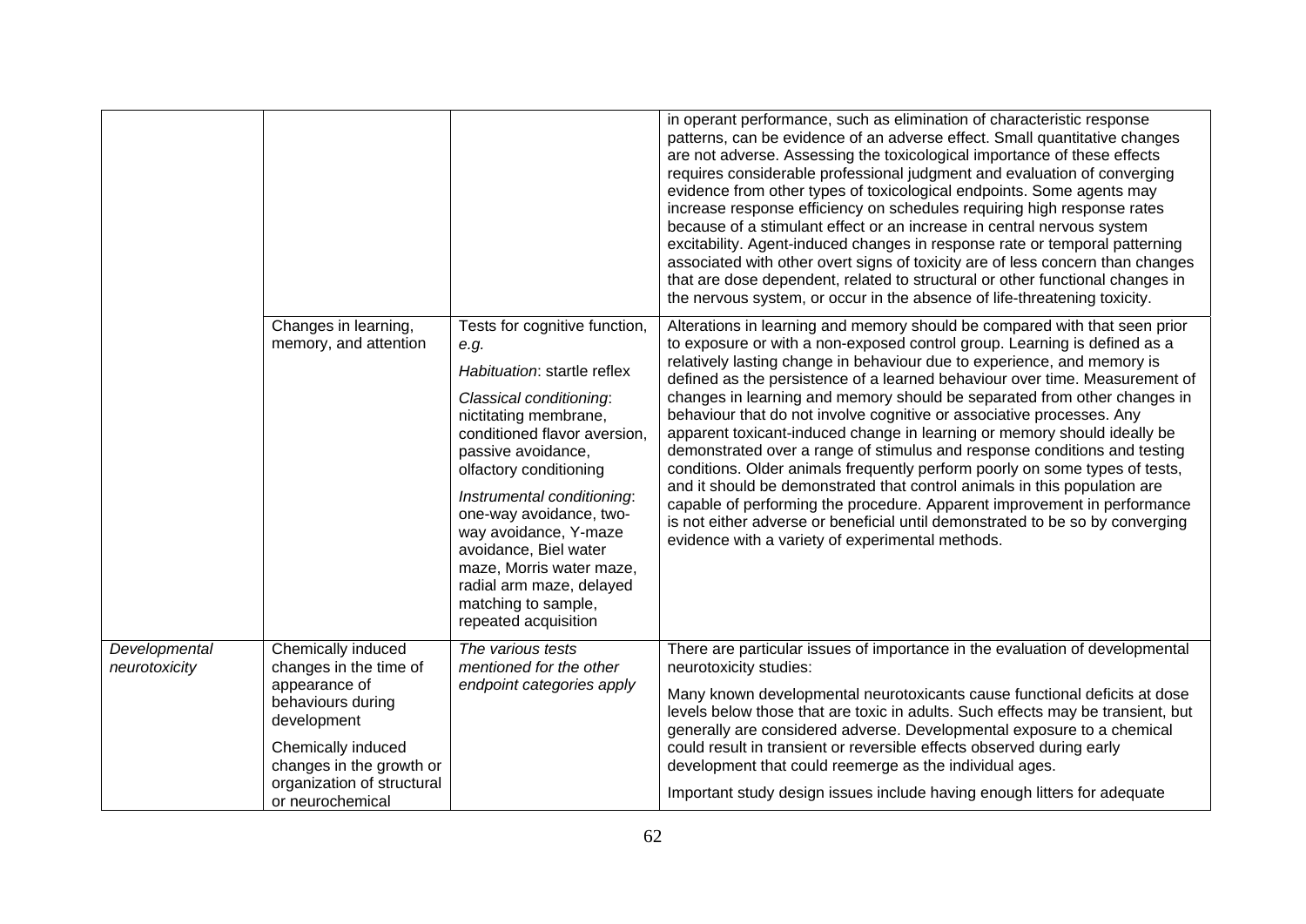| | | | |
|---|---|---|---|
| | | | in operant performance, such as elimination of characteristic response patterns, can be evidence of an adverse effect. Small quantitative changes are not adverse. Assessing the toxicological importance of these effects requires considerable professional judgment and evaluation of converging evidence from other types of toxicological endpoints. Some agents may increase response efficiency on schedules requiring high response rates because of a stimulant effect or an increase in central nervous system excitability. Agent-induced changes in response rate or temporal patterning associated with other overt signs of toxicity are of less concern than changes that are dose dependent, related to structural or other functional changes in the nervous system, or occur in the absence of life-threatening toxicity. |
| | Changes in learning, memory, and attention | Tests for cognitive function, *e.g.*<br><br>*Habituation*: startle reflex<br><br>*Classical conditioning*: nictitating membrane, conditioned flavor aversion, passive avoidance, olfactory conditioning<br><br>*Instrumental conditioning*: one-way avoidance, two-way avoidance, Y-maze avoidance, Biel water maze, Morris water maze, radial arm maze, delayed matching to sample, repeated acquisition | Alterations in learning and memory should be compared with that seen prior to exposure or with a non-exposed control group. Learning is defined as a relatively lasting change in behaviour due to experience, and memory is defined as the persistence of a learned behaviour over time. Measurement of changes in learning and memory should be separated from other changes in behaviour that do not involve cognitive or associative processes. Any apparent toxicant-induced change in learning or memory should ideally be demonstrated over a range of stimulus and response conditions and testing conditions. Older animals frequently perform poorly on some types of tests, and it should be demonstrated that control animals in this population are capable of performing the procedure. Apparent improvement in performance is not either adverse or beneficial until demonstrated to be so by converging evidence with a variety of experimental methods. |
| *Developmental neurotoxicity* | Chemically induced changes in the time of appearance of behaviours during development<br><br>Chemically induced changes in the growth or organization of structural or neurochemical | *The various tests mentioned for the other endpoint categories apply* | There are particular issues of importance in the evaluation of developmental neurotoxicity studies:<br><br>Many known developmental neurotoxicants cause functional deficits at dose levels below those that are toxic in adults. Such effects may be transient, but generally are considered adverse. Developmental exposure to a chemical could result in transient or reversible effects observed during early development that could reemerge as the individual ages.<br><br>Important study design issues include having enough litters for adequate |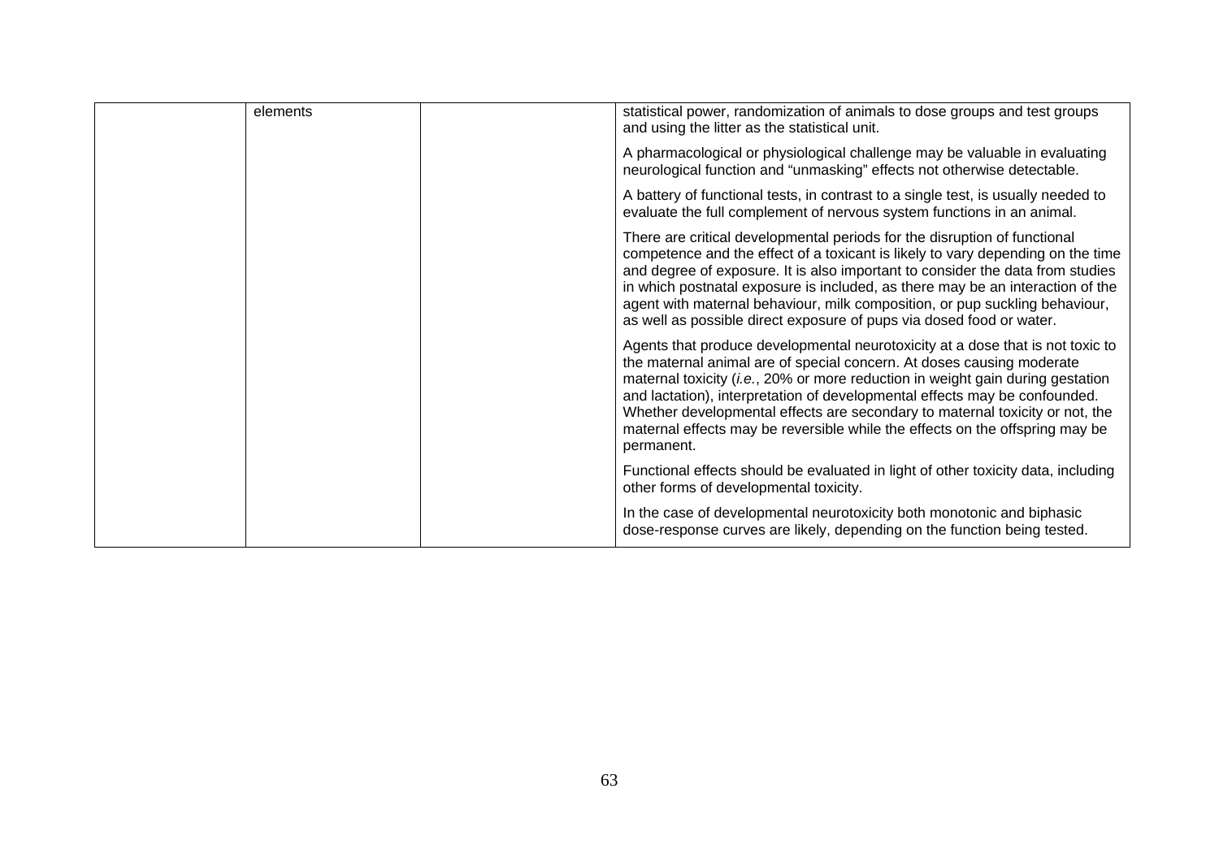|  | elements |  | statistical power, randomization of animals to dose groups and test groups and using the litter as the statistical unit.<br><br>A pharmacological or physiological challenge may be valuable in evaluating neurological function and "unmasking" effects not otherwise detectable.<br><br>A battery of functional tests, in contrast to a single test, is usually needed to evaluate the full complement of nervous system functions in an animal.<br><br>There are critical developmental periods for the disruption of functional competence and the effect of a toxicant is likely to vary depending on the time and degree of exposure. It is also important to consider the data from studies in which postnatal exposure is included, as there may be an interaction of the agent with maternal behaviour, milk composition, or pup suckling behaviour, as well as possible direct exposure of pups via dosed food or water.<br><br>Agents that produce developmental neurotoxicity at a dose that is not toxic to the maternal animal are of special concern. At doses causing moderate maternal toxicity (*i.e.*, 20% or more reduction in weight gain during gestation and lactation), interpretation of developmental effects may be confounded. Whether developmental effects are secondary to maternal toxicity or not, the maternal effects may be reversible while the effects on the offspring may be permanent.<br><br>Functional effects should be evaluated in light of other toxicity data, including other forms of developmental toxicity.<br><br>In the case of developmental neurotoxicity both monotonic and biphasic dose-response curves are likely, depending on the function being tested. |
|---|---|---|---|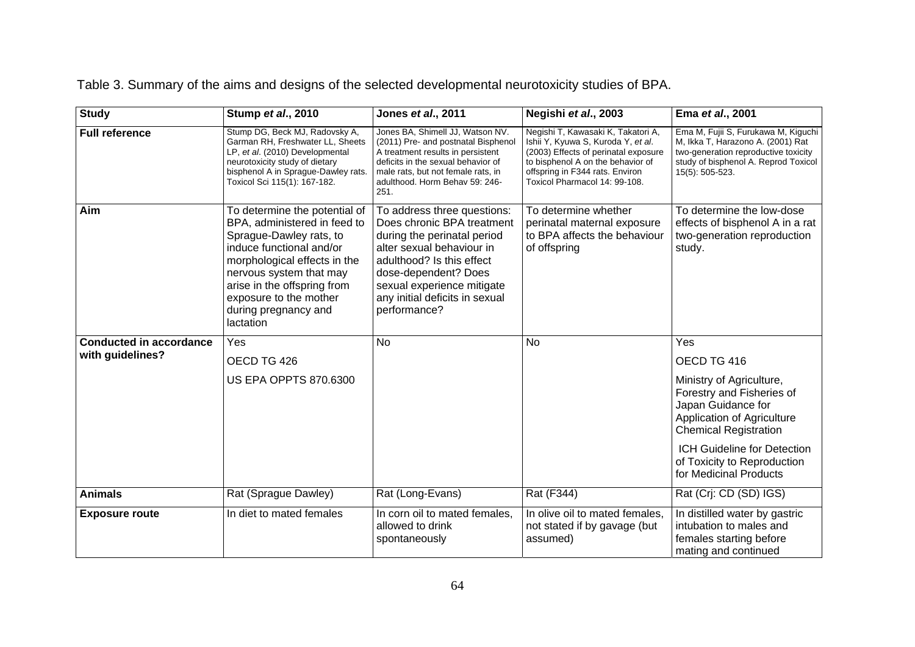Table 3. Summary of the aims and designs of the selected developmental neurotoxicity studies of BPA.

| Study | Stump *et al*., 2010 | Jones *et al*., 2011 | Negishi *et al*., 2003 | Ema *et al*., 2001 |
|---|---|---|---|---|
| **Full reference** | Stump DG, Beck MJ, Radovsky A, Garman RH, Freshwater LL, Sheets LP, *et al*. (2010) Developmental neurotoxicity study of dietary bisphenol A in Sprague-Dawley rats. Toxicol Sci 115(1): 167-182. | Jones BA, Shimell JJ, Watson NV. (2011) Pre- and postnatal Bisphenol A treatment results in persistent deficits in the sexual behavior of male rats, but not female rats, in adulthood. Horm Behav 59: 246-251. | Negishi T, Kawasaki K, Takatori A, Ishii Y, Kyuwa S, Kuroda Y, *et al*. (2003) Effects of perinatal exposure to bisphenol A on the behavior of offspring in F344 rats. Environ Toxicol Pharmacol 14: 99-108. | Ema M, Fujii S, Furukawa M, Kiguchi M, Ikka T, Harazono A. (2001) Rat two-generation reproductive toxicity study of bisphenol A. Reprod Toxicol 15(5): 505-523. |
| **Aim** | To determine the potential of BPA, administered in feed to Sprague-Dawley rats, to induce functional and/or morphological effects in the nervous system that may arise in the offspring from exposure to the mother during pregnancy and lactation | To address three questions: Does chronic BPA treatment during the perinatal period alter sexual behaviour in adulthood? Is this effect dose-dependent? Does sexual experience mitigate any initial deficits in sexual performance? | To determine whether perinatal maternal exposure to BPA affects the behaviour of offspring | To determine the low-dose effects of bisphenol A in a rat two-generation reproduction study. |
| **Conducted in accordance with guidelines?** | Yes<br>OECD TG 426<br>US EPA OPPTS 870.6300 | No | No | Yes<br>OECD TG 416<br>Ministry of Agriculture, Forestry and Fisheries of Japan Guidance for Application of Agriculture Chemical Registration<br>ICH Guideline for Detection of Toxicity to Reproduction for Medicinal Products |
| **Animals** | Rat (Sprague Dawley) | Rat (Long-Evans) | Rat (F344) | Rat (Crj: CD (SD) IGS) |
| **Exposure route** | In diet to mated females | In corn oil to mated females, allowed to drink spontaneously | In olive oil to mated females, not stated if by gavage (but assumed) | In distilled water by gastric intubation to males and females starting before mating and continued |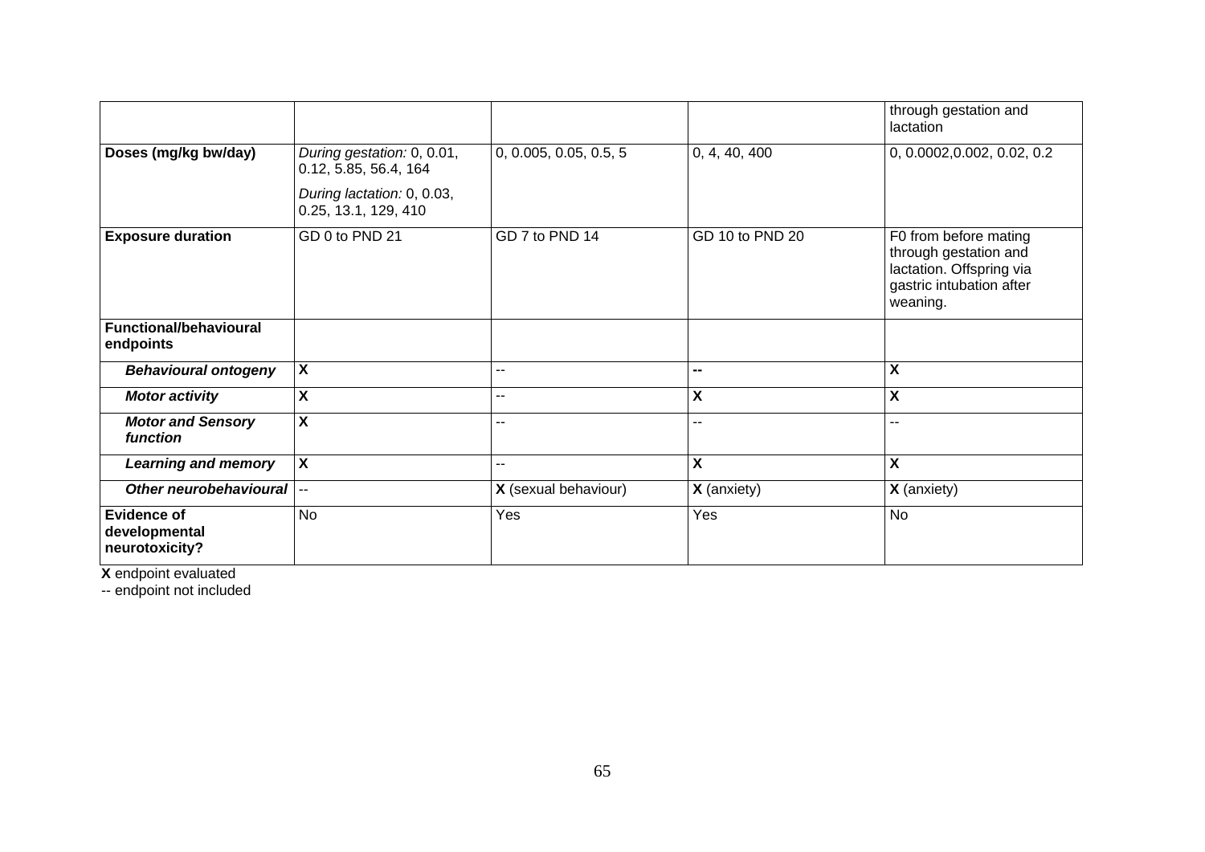| | | | | |
|---|---|---|---|---|
| | | | | through gestation and lactation |
| **Doses (mg/kg bw/day)** | *During gestation:* 0, 0.01, 0.12, 5.85, 56.4, 164<br>*During lactation:* 0, 0.03, 0.25, 13.1, 129, 410 | 0, 0.005, 0.05, 0.5, 5 | 0, 4, 40, 400 | 0, 0.0002,0.002, 0.02, 0.2 |
| **Exposure duration** | GD 0 to PND 21 | GD 7 to PND 14 | GD 10 to PND 20 | F0 from before mating through gestation and lactation. Offspring via gastric intubation after weaning. |
| **Functional/behavioural endpoints** | | | | |
| ***Behavioural ontogeny*** | **X** | -- | **--** | **X** |
| ***Motor activity*** | **X** | -- | **X** | **X** |
| ***Motor and Sensory function*** | **X** | -- | -- | -- |
| ***Learning and memory*** | **X** | -- | **X** | **X** |
| ***Other neurobehavioural*** | -- | **X** (sexual behaviour) | **X** (anxiety) | **X** (anxiety) |
| **Evidence of developmental neurotoxicity?** | No | Yes | Yes | No |

**X** endpoint evaluated
-- endpoint not included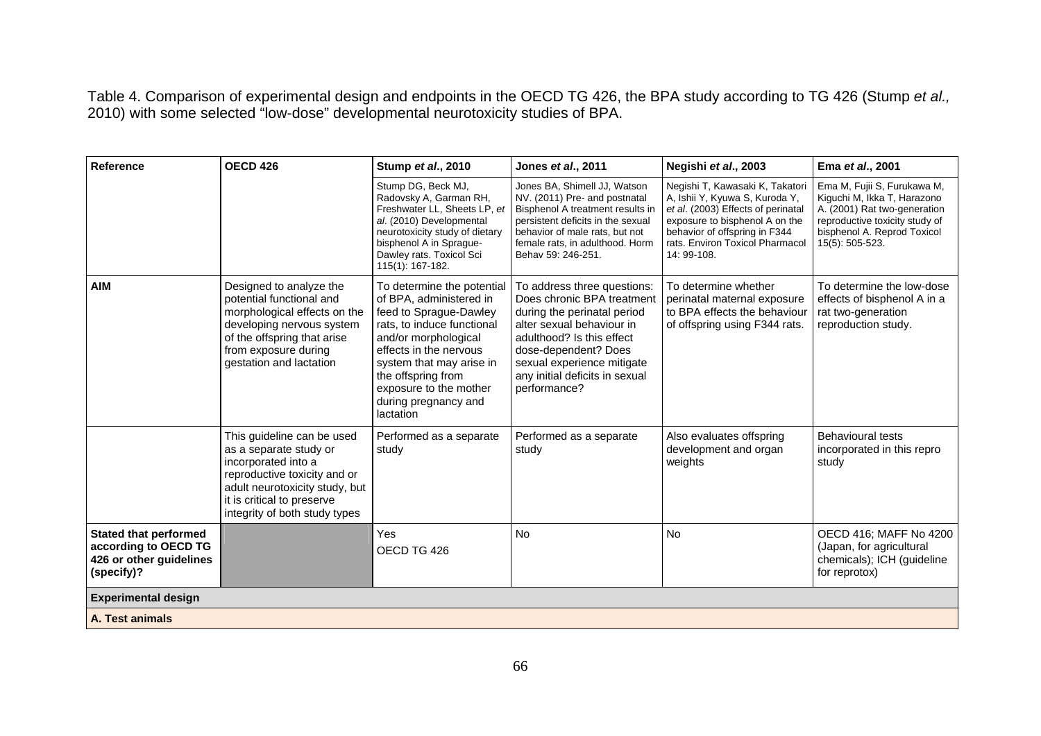Table 4. Comparison of experimental design and endpoints in the OECD TG 426, the BPA study according to TG 426 (Stump *et al.,* 2010) with some selected "low-dose" developmental neurotoxicity studies of BPA.

| **Reference** | **OECD 426** | **Stump *et al*., 2010** | **Jones *et al*., 2011** | **Negishi *et al*., 2003** | **Ema *et al*., 2001** |
|---|---|---|---|---|---|
| | | Stump DG, Beck MJ, Radovsky A, Garman RH, Freshwater LL, Sheets LP, *et al*. (2010) Developmental neurotoxicity study of dietary bisphenol A in Sprague-Dawley rats. Toxicol Sci 115(1): 167-182. | Jones BA, Shimell JJ, Watson NV. (2011) Pre- and postnatal Bisphenol A treatment results in persistent deficits in the sexual behavior of male rats, but not female rats, in adulthood. Horm Behav 59: 246-251. | Negishi T, Kawasaki K, Takatori A, Ishii Y, Kyuwa S, Kuroda Y, *et al*. (2003) Effects of perinatal exposure to bisphenol A on the behavior of offspring in F344 rats. Environ Toxicol Pharmacol 14: 99-108. | Ema M, Fujii S, Furukawa M, Kiguchi M, Ikka T, Harazono A. (2001) Rat two-generation reproductive toxicity study of bisphenol A. Reprod Toxicol 15(5): 505-523. |
| **AIM** | Designed to analyze the potential functional and morphological effects on the developing nervous system of the offspring that arise from exposure during gestation and lactation | To determine the potential of BPA, administered in feed to Sprague-Dawley rats, to induce functional and/or morphological effects in the nervous system that may arise in the offspring from exposure to the mother during pregnancy and lactation | To address three questions: Does chronic BPA treatment during the perinatal period alter sexual behaviour in adulthood? Is this effect dose-dependent? Does sexual experience mitigate any initial deficits in sexual performance? | To determine whether perinatal maternal exposure to BPA effects the behaviour of offspring using F344 rats. | To determine the low-dose effects of bisphenol A in a rat two-generation reproduction study. |
| | This guideline can be used as a separate study or incorporated into a reproductive toxicity and or adult neurotoxicity study, but it is critical to preserve integrity of both study types | Performed as a separate study | Performed as a separate study | Also evaluates offspring development and organ weights | Behavioural tests incorporated in this repro study |
| **Stated that performed according to OECD TG 426 or other guidelines (specify)?** | | Yes<br>OECD TG 426 | No | No | OECD 416; MAFF No 4200 (Japan, for agricultural chemicals); ICH (guideline for reprotox) |
| **Experimental design** | | | | | |
| **A. Test animals** | | | | | |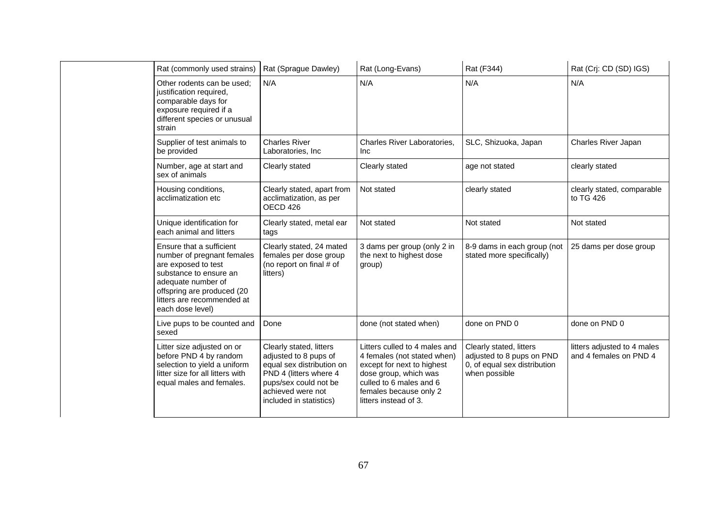| Rat (commonly used strains) | Rat (Sprague Dawley) | Rat (Long-Evans) | Rat (F344) | Rat (Crj: CD (SD) IGS) |
|---|---|---|---|---|
| Other rodents can be used; justification required, comparable days for exposure required if a different species or unusual strain | N/A | N/A | N/A | N/A |
| Supplier of test animals to be provided | Charles River Laboratories, Inc | Charles River Laboratories, Inc | SLC, Shizuoka, Japan | Charles River Japan |
| Number, age at start and sex of animals | Clearly stated | Clearly stated | age not stated | clearly stated |
| Housing conditions, acclimatization etc | Clearly stated, apart from acclimatization, as per OECD 426 | Not stated | clearly stated | clearly stated, comparable to TG 426 |
| Unique identification for each animal and litters | Clearly stated, metal ear tags | Not stated | Not stated | Not stated |
| Ensure that a sufficient number of pregnant females are exposed to test substance to ensure an adequate number of offspring are produced (20 litters are recommended at each dose level) | Clearly stated, 24 mated females per dose group (no report on final # of litters) | 3 dams per group (only 2 in the next to highest dose group) | 8-9 dams in each group (not stated more specifically) | 25 dams per dose group |
| Live pups to be counted and sexed | Done | done (not stated when) | done on PND 0 | done on PND 0 |
| Litter size adjusted on or before PND 4 by random selection to yield a uniform litter size for all litters with equal males and females. | Clearly stated, litters adjusted to 8 pups of equal sex distribution on PND 4 (litters where 4 pups/sex could not be achieved were not included in statistics) | Litters culled to 4 males and 4 females (not stated when) except for next to highest dose group, which was culled to 6 males and 6 females because only 2 litters instead of 3. | Clearly stated, litters adjusted to 8 pups on PND 0, of equal sex distribution when possible | litters adjusted to 4 males and 4 females on PND 4 |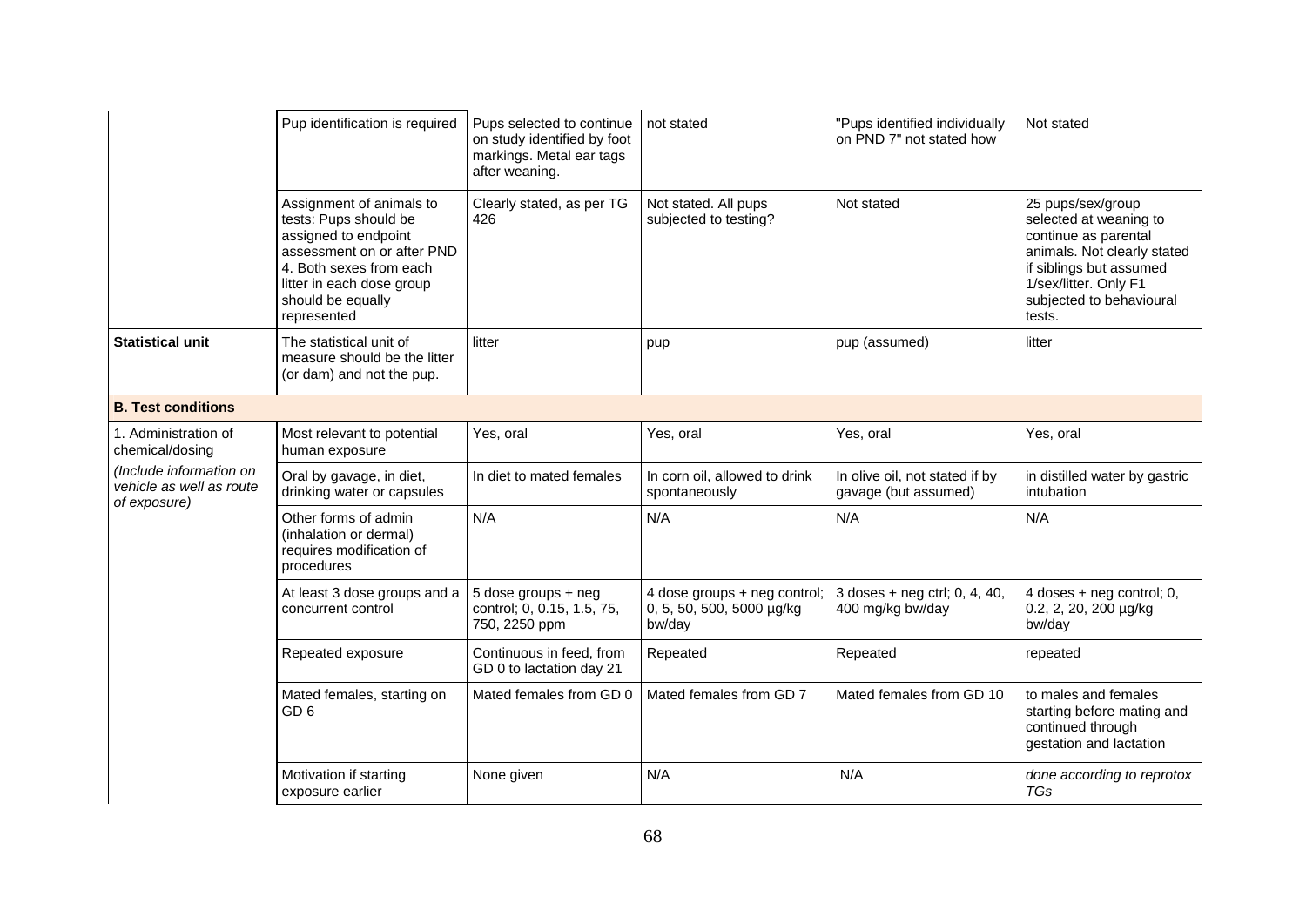| | | | | | |
|---|---|---|---|---|---|
| | Pup identification is required | Pups selected to continue on study identified by foot markings. Metal ear tags after weaning. | not stated | "Pups identified individually on PND 7" not stated how | Not stated |
| | Assignment of animals to tests: Pups should be assigned to endpoint assessment on or after PND 4. Both sexes from each litter in each dose group should be equally represented | Clearly stated, as per TG 426 | Not stated. All pups subjected to testing? | Not stated | 25 pups/sex/group selected at weaning to continue as parental animals. Not clearly stated if siblings but assumed 1/sex/litter. Only F1 subjected to behavioural tests. |
| **Statistical unit** | The statistical unit of measure should be the litter (or dam) and not the pup. | litter | pup | pup (assumed) | litter |
| **B. Test conditions** | | | | | |
| 1. Administration of chemical/dosing *(Include information on vehicle as well as route of exposure)* | Most relevant to potential human exposure | Yes, oral | Yes, oral | Yes, oral | Yes, oral |
| | Oral by gavage, in diet, drinking water or capsules | In diet to mated females | In corn oil, allowed to drink spontaneously | In olive oil, not stated if by gavage (but assumed) | in distilled water by gastric intubation |
| | Other forms of admin (inhalation or dermal) requires modification of procedures | N/A | N/A | N/A | N/A |
| | At least 3 dose groups and a concurrent control | 5 dose groups + neg control; 0, 0.15, 1.5, 75, 750, 2250 ppm | 4 dose groups + neg control; 0, 5, 50, 500, 5000 µg/kg bw/day | 3 doses + neg ctrl; 0, 4, 40, 400 mg/kg bw/day | 4 doses + neg control; 0, 0.2, 2, 20, 200 µg/kg bw/day |
| | Repeated exposure | Continuous in feed, from GD 0 to lactation day 21 | Repeated | Repeated | repeated |
| | Mated females, starting on GD 6 | Mated females from GD 0 | Mated females from GD 7 | Mated females from GD 10 | to males and females starting before mating and continued through gestation and lactation |
| | Motivation if starting exposure earlier | None given | N/A | N/A | *done according to reprotox TGs* |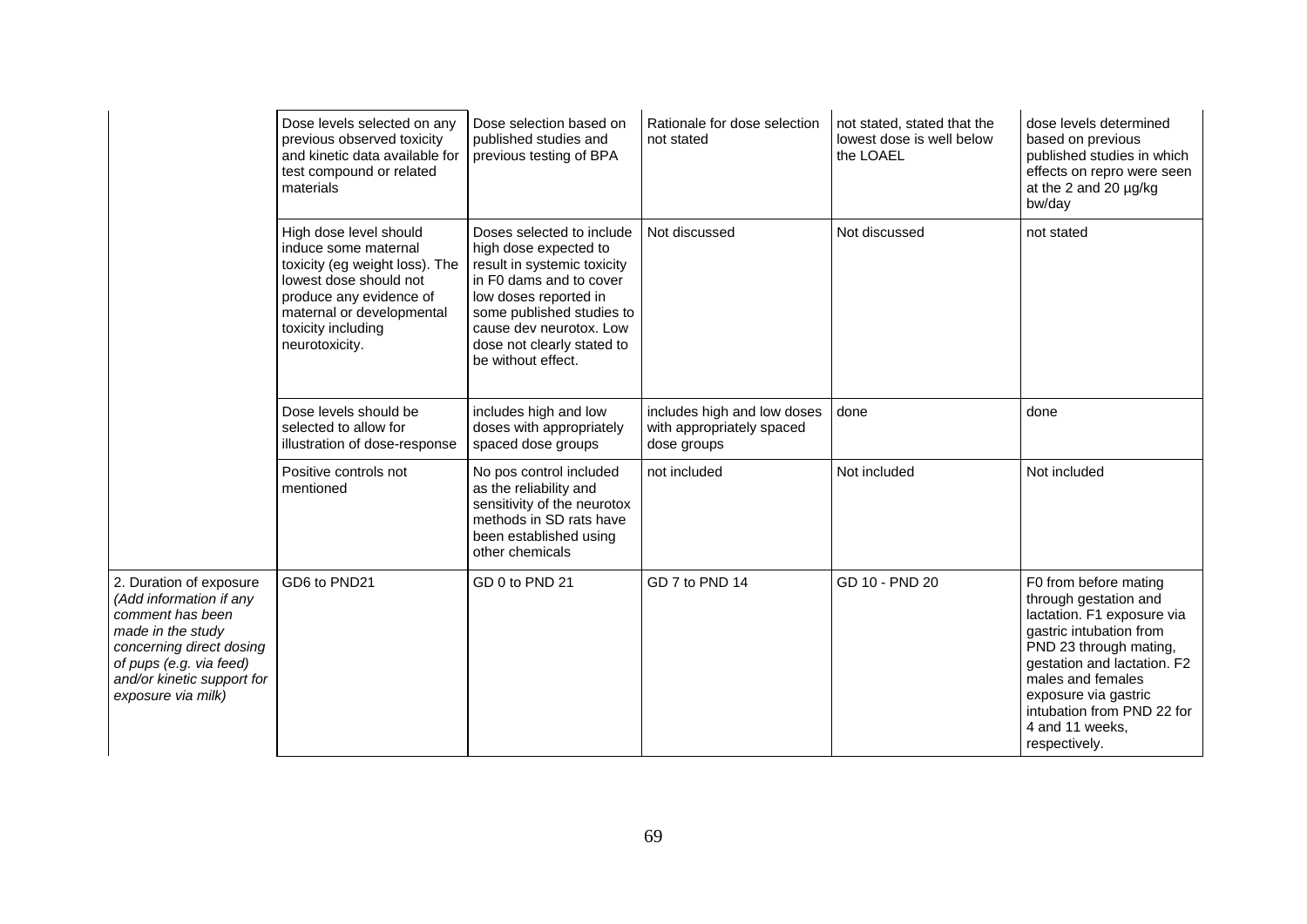| | | | | | |
|---|---|---|---|---|---|
| | Dose levels selected on any previous observed toxicity and kinetic data available for test compound or related materials | Dose selection based on published studies and previous testing of BPA | Rationale for dose selection not stated | not stated, stated that the lowest dose is well below the LOAEL | dose levels determined based on previous published studies in which effects on repro were seen at the 2 and 20 µg/kg bw/day |
| | High dose level should induce some maternal toxicity (eg weight loss). The lowest dose should not produce any evidence of maternal or developmental toxicity including neurotoxicity. | Doses selected to include high dose expected to result in systemic toxicity in F0 dams and to cover low doses reported in some published studies to cause dev neurotox. Low dose not clearly stated to be without effect. | Not discussed | Not discussed | not stated |
| | Dose levels should be selected to allow for illustration of dose-response | includes high and low doses with appropriately spaced dose groups | includes high and low doses with appropriately spaced dose groups | done | done |
| | Positive controls not mentioned | No pos control included as the reliability and sensitivity of the neurotox methods in SD rats have been established using other chemicals | not included | Not included | Not included |
| 2. Duration of exposure *(Add information if any comment has been made in the study concerning direct dosing of pups (e.g. via feed) and/or kinetic support for exposure via milk)* | GD6 to PND21 | GD 0 to PND 21 | GD 7 to PND 14 | GD 10 - PND 20 | F0 from before mating through gestation and lactation. F1 exposure via gastric intubation from PND 23 through mating, gestation and lactation. F2 males and females exposure via gastric intubation from PND 22 for 4 and 11 weeks, respectively. |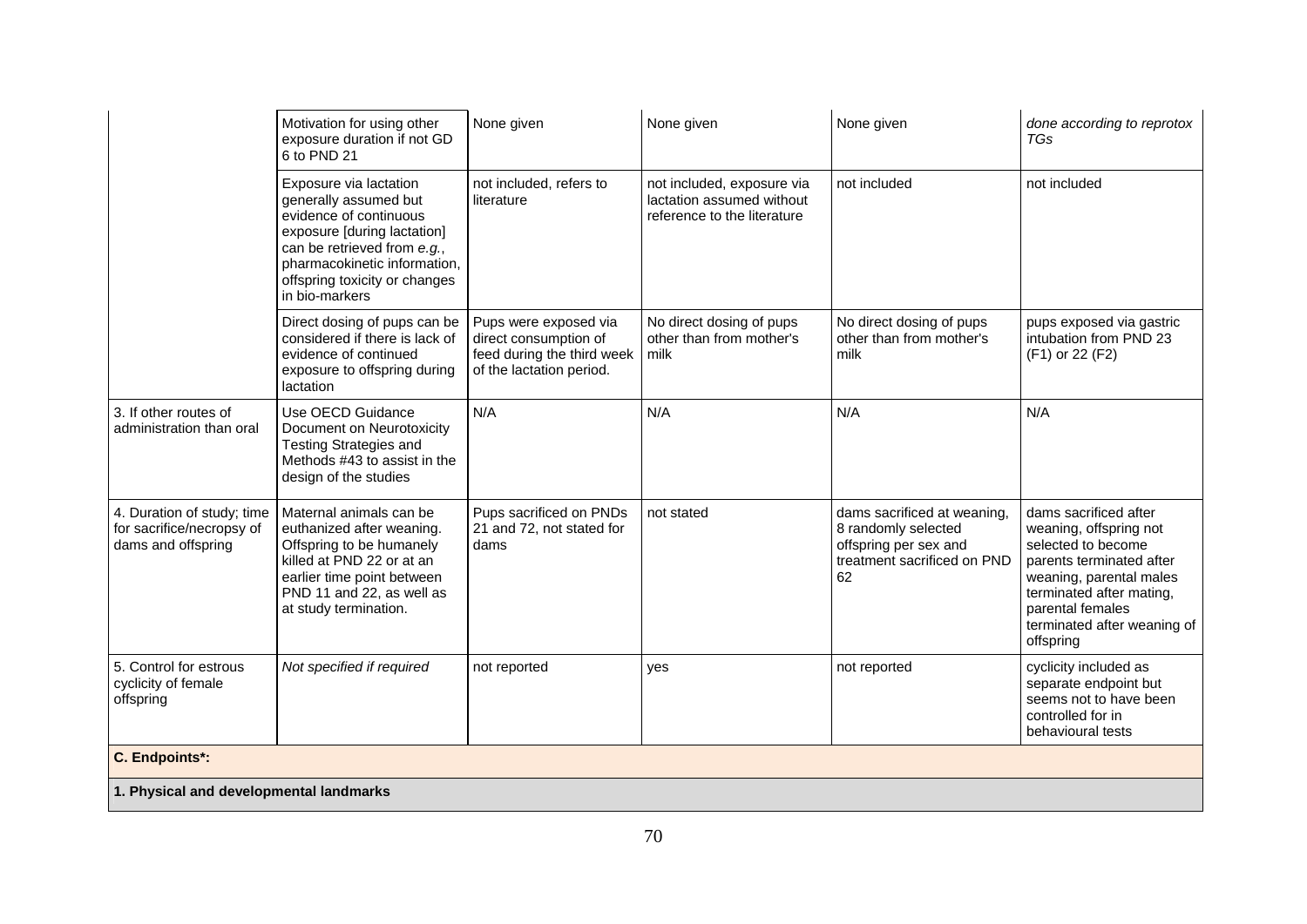| | | | | | |
|---|---|---|---|---|---|
| | Motivation for using other exposure duration if not GD 6 to PND 21 | None given | None given | None given | *done according to reprotox TGs* |
| | Exposure via lactation generally assumed but evidence of continuous exposure [during lactation] can be retrieved from *e.g.*, pharmacokinetic information, offspring toxicity or changes in bio-markers | not included, refers to literature | not included, exposure via lactation assumed without reference to the literature | not included | not included |
| | Direct dosing of pups can be considered if there is lack of evidence of continued exposure to offspring during lactation | Pups were exposed via direct consumption of feed during the third week of the lactation period. | No direct dosing of pups other than from mother's milk | No direct dosing of pups other than from mother's milk | pups exposed via gastric intubation from PND 23 (F1) or 22 (F2) |
| 3. If other routes of administration than oral | Use OECD Guidance Document on Neurotoxicity Testing Strategies and Methods #43 to assist in the design of the studies | N/A | N/A | N/A | N/A |
| 4. Duration of study; time for sacrifice/necropsy of dams and offspring | Maternal animals can be euthanized after weaning. Offspring to be humanely killed at PND 22 or at an earlier time point between PND 11 and 22, as well as at study termination. | Pups sacrificed on PNDs 21 and 72, not stated for dams | not stated | dams sacrificed at weaning, 8 randomly selected offspring per sex and treatment sacrificed on PND 62 | dams sacrificed after weaning, offspring not selected to become parents terminated after weaning, parental males terminated after mating, parental females terminated after weaning of offspring |
| 5. Control for estrous cyclicity of female offspring | *Not specified if required* | not reported | yes | not reported | cyclicity included as separate endpoint but seems not to have been controlled for in behavioural tests |
| **C. Endpoints*:** | | | | | |
| **1. Physical and developmental landmarks** | | | | | |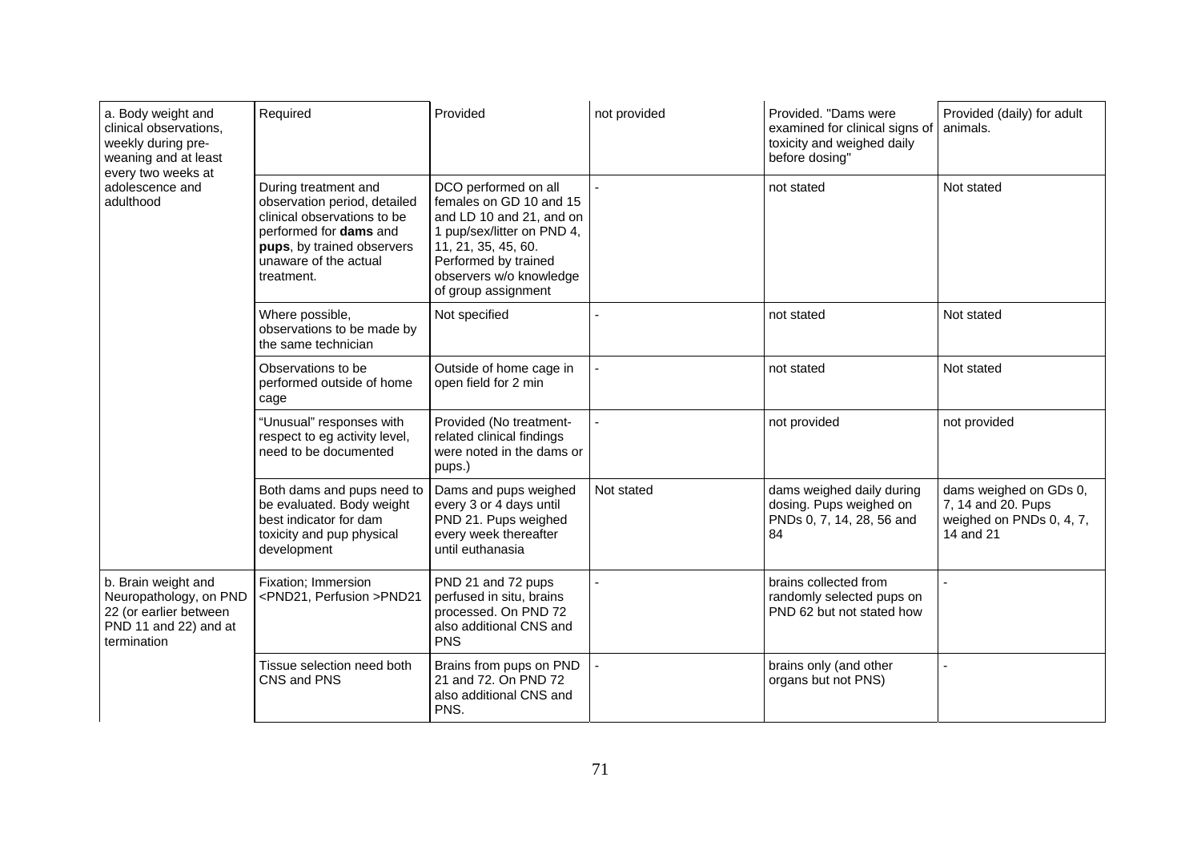| | | | | | |
|---|---|---|---|---|---|
| a. Body weight and clinical observations, weekly during pre-weaning and at least every two weeks at adolescence and adulthood | Required | Provided | not provided | Provided. "Dams were examined for clinical signs of toxicity and weighed daily before dosing" | Provided (daily) for adult animals. |
| | During treatment and observation period, detailed clinical observations to be performed for **dams** and **pups**, by trained observers unaware of the actual treatment. | DCO performed on all females on GD 10 and 15 and LD 10 and 21, and on 1 pup/sex/litter on PND 4, 11, 21, 35, 45, 60. Performed by trained observers w/o knowledge of group assignment | - | not stated | Not stated |
| | Where possible, observations to be made by the same technician | Not specified | - | not stated | Not stated |
| | Observations to be performed outside of home cage | Outside of home cage in open field for 2 min | - | not stated | Not stated |
| | "Unusual" responses with respect to eg activity level, need to be documented | Provided (No treatment-related clinical findings were noted in the dams or pups.) | - | not provided | not provided |
| | Both dams and pups need to be evaluated. Body weight best indicator for dam toxicity and pup physical development | Dams and pups weighed every 3 or 4 days until PND 21. Pups weighed every week thereafter until euthanasia | Not stated | dams weighed daily during dosing. Pups weighed on PNDs 0, 7, 14, 28, 56 and 84 | dams weighed on GDs 0, 7, 14 and 20. Pups weighed on PNDs 0, 4, 7, 14 and 21 |
| b. Brain weight and Neuropathology, on PND 22 (or earlier between PND 11 and 22) and at termination | Fixation; Immersion <PND21, Perfusion >PND21 | PND 21 and 72 pups perfused in situ, brains processed. On PND 72 also additional CNS and PNS | - | brains collected from randomly selected pups on PND 62 but not stated how | - |
| | Tissue selection need both CNS and PNS | Brains from pups on PND 21 and 72. On PND 72 also additional CNS and PNS. | - | brains only (and other organs but not PNS) | - |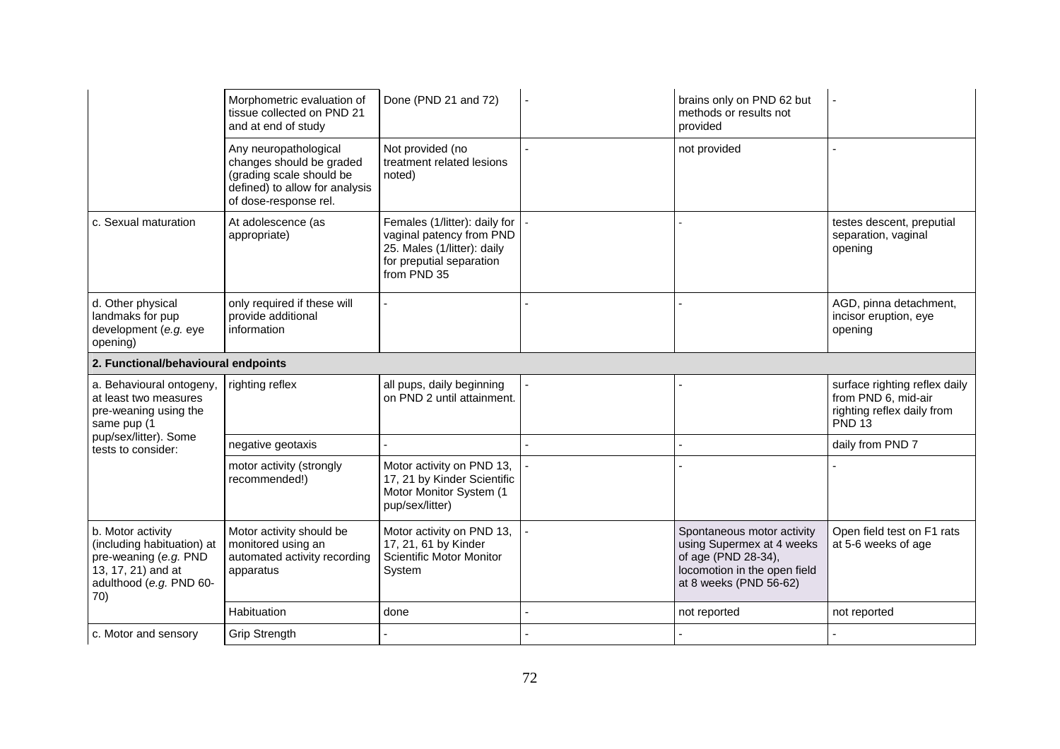| | | | | | |
|---|---|---|---|---|---|
| | Morphometric evaluation of tissue collected on PND 21 and at end of study | Done (PND 21 and 72) | - | brains only on PND 62 but methods or results not provided | - |
| | Any neuropathological changes should be graded (grading scale should be defined) to allow for analysis of dose-response rel. | Not provided (no treatment related lesions noted) | - | not provided | - |
| c. Sexual maturation | At adolescence (as appropriate) | Females (1/litter): daily for vaginal patency from PND 25. Males (1/litter): daily for preputial separation from PND 35 | - | - | testes descent, preputial separation, vaginal opening |
| d. Other physical landmaks for pup development (*e.g.* eye opening) | only required if these will provide additional information | - | - | - | AGD, pinna detachment, incisor eruption, eye opening |
| **2. Functional/behavioural endpoints** | | | | | |
| a. Behavioural ontogeny, at least two measures pre-weaning using the same pup (1 pup/sex/litter). Some tests to consider: | righting reflex | all pups, daily beginning on PND 2 until attainment. | - | - | surface righting reflex daily from PND 6, mid-air righting reflex daily from PND 13 |
| | negative geotaxis | - | - | - | daily from PND 7 |
| | motor activity (strongly recommended!) | Motor activity on PND 13, 17, 21 by Kinder Scientific Motor Monitor System (1 pup/sex/litter) | - | - | - |
| b. Motor activity (including habituation) at pre-weaning (*e.g.* PND 13, 17, 21) and at adulthood (*e.g.* PND 60-70) | Motor activity should be monitored using an automated activity recording apparatus | Motor activity on PND 13, 17, 21, 61 by Kinder Scientific Motor Monitor System | - | Spontaneous motor activity using Supermex at 4 weeks of age (PND 28-34), locomotion in the open field at 8 weeks (PND 56-62) | Open field test on F1 rats at 5-6 weeks of age |
| | Habituation | done | - | not reported | not reported |
| c. Motor and sensory | Grip Strength | - | - | - | - |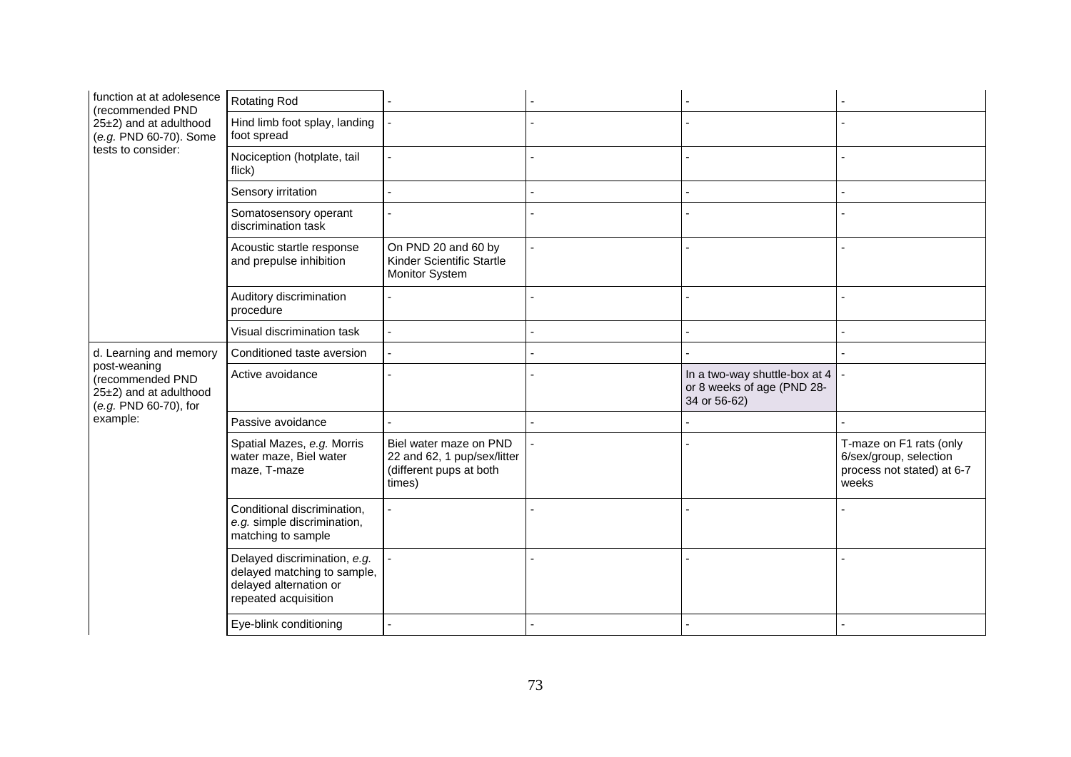| | | | | | |
|---|---|---|---|---|---|
| function at at adolesence (recommended PND 25±2) and at adulthood (*e.g.* PND 60-70). Some tests to consider: | Rotating Rod | - | - | - | - |
| | Hind limb foot splay, landing foot spread | - | - | - | - |
| | Nociception (hotplate, tail flick) | - | - | - | - |
| | Sensory irritation | - | - | - | - |
| | Somatosensory operant discrimination task | - | - | - | - |
| | Acoustic startle response and prepulse inhibition | On PND 20 and 60 by Kinder Scientific Startle Monitor System | - | - | - |
| | Auditory discrimination procedure | - | - | - | - |
| | Visual discrimination task | - | - | - | - |
| d. Learning and memory post-weaning (recommended PND 25±2) and at adulthood (*e.g.* PND 60-70), for example: | Conditioned taste aversion | - | - | - | - |
| | Active avoidance | - | - | In a two-way shuttle-box at 4 or 8 weeks of age (PND 28-34 or 56-62) | - |
| | Passive avoidance | - | - | - | - |
| | Spatial Mazes, *e.g.* Morris water maze, Biel water maze, T-maze | Biel water maze on PND 22 and 62, 1 pup/sex/litter (different pups at both times) | - | - | T-maze on F1 rats (only 6/sex/group, selection process not stated) at 6-7 weeks |
| | Conditional discrimination, *e.g.* simple discrimination, matching to sample | - | - | - | - |
| | Delayed discrimination, *e.g.* delayed matching to sample, delayed alternation or repeated acquisition | - | - | - | - |
| | Eye-blink conditioning | - | - | - | - |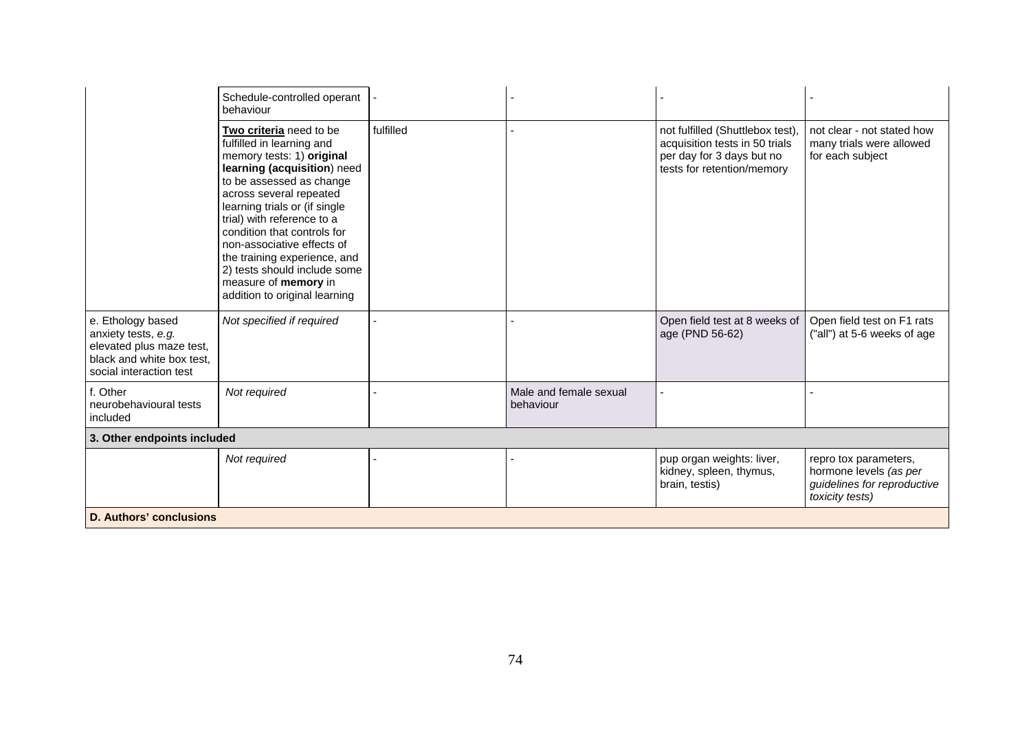|  |  |  |  |  |  |
|---|---|---|---|---|---|
|  | Schedule-controlled operant behaviour | - | - | - | - |
|  | **Two criteria** need to be fulfilled in learning and memory tests: 1) **original learning (acquisition**) need to be assessed as change across several repeated learning trials or (if single trial) with reference to a condition that controls for non-associative effects of the training experience, and 2) tests should include some measure of **memory** in addition to original learning | fulfilled | - | not fulfilled (Shuttlebox test), acquisition tests in 50 trials per day for 3 days but no tests for retention/memory | not clear - not stated how many trials were allowed for each subject |
| e. Ethology based anxiety tests, *e.g.* elevated plus maze test, black and white box test, social interaction test | *Not specified if required* | - | - | Open field test at 8 weeks of age (PND 56-62) | Open field test on F1 rats ("all") at 5-6 weeks of age |
| f. Other neurobehavioural tests included | *Not required* | - | Male and female sexual behaviour | - | - |
| **3. Other endpoints included** |  |  |  |  |  |
|  | *Not required* | - | - | pup organ weights: liver, kidney, spleen, thymus, brain, testis) | repro tox parameters, hormone levels *(as per guidelines for reproductive toxicity tests)* |
| **D. Authors' conclusions** |  |  |  |  |  |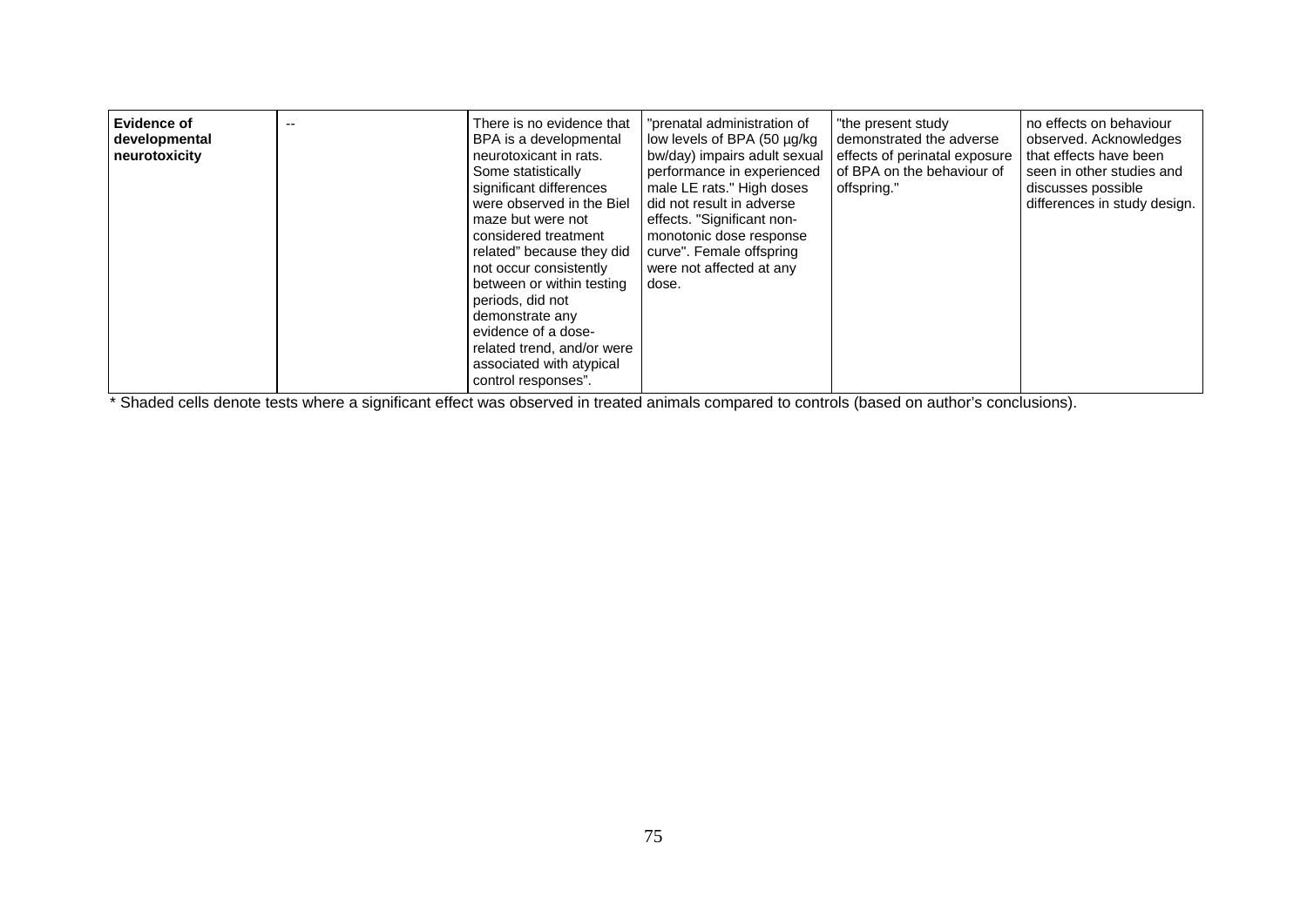| Evidence of developmental neurotoxicity | -- | There is no evidence that BPA is a developmental neurotoxicant in rats. Some statistically significant differences were observed in the Biel maze but were not considered treatment related" because they did not occur consistently between or within testing periods, did not demonstrate any evidence of a dose-related trend, and/or were associated with atypical control responses". | "prenatal administration of low levels of BPA (50 µg/kg bw/day) impairs adult sexual performance in experienced male LE rats." High doses did not result in adverse effects. "Significant non-monotonic dose response curve". Female offspring were not affected at any dose. | "the present study demonstrated the adverse effects of perinatal exposure of BPA on the behaviour of offspring." | no effects on behaviour observed. Acknowledges that effects have been seen in other studies and discusses possible differences in study design. |
|---|---|---|---|---|---|

\* Shaded cells denote tests where a significant effect was observed in treated animals compared to controls (based on author's conclusions).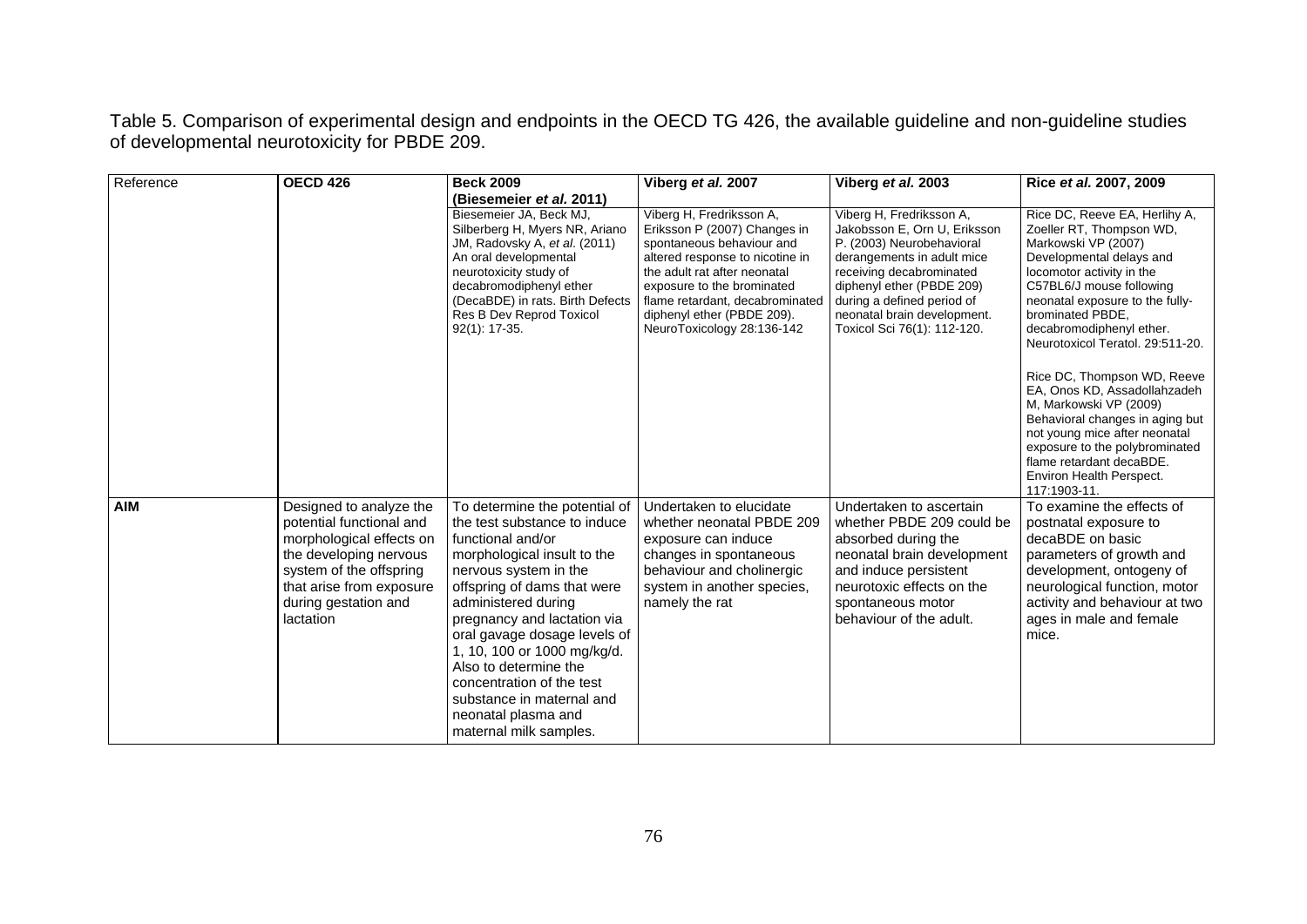Table 5. Comparison of experimental design and endpoints in the OECD TG 426, the available guideline and non-guideline studies of developmental neurotoxicity for PBDE 209.

| Reference | **OECD 426** | **Beck 2009 (Biesemeier *et al.* 2011)** | **Viberg *et al.* 2007** | **Viberg *et al.* 2003** | **Rice *et al.* 2007, 2009** |
|---|---|---|---|---|---|
| | | Biesemeier JA, Beck MJ, Silberberg H, Myers NR, Ariano JM, Radovsky A, *et al*. (2011) An oral developmental neurotoxicity study of decabromodiphenyl ether (DecaBDE) in rats. Birth Defects Res B Dev Reprod Toxicol 92(1): 17-35. | Viberg H, Fredriksson A, Eriksson P (2007) Changes in spontaneous behaviour and altered response to nicotine in the adult rat after neonatal exposure to the brominated flame retardant, decabrominated diphenyl ether (PBDE 209). NeuroToxicology 28:136-142 | Viberg H, Fredriksson A, Jakobsson E, Orn U, Eriksson P. (2003) Neurobehavioral derangements in adult mice receiving decabrominated diphenyl ether (PBDE 209) during a defined period of neonatal brain development. Toxicol Sci 76(1): 112-120. | Rice DC, Reeve EA, Herlihy A, Zoeller RT, Thompson WD, Markowski VP (2007) Developmental delays and locomotor activity in the C57BL6/J mouse following neonatal exposure to the fully-brominated PBDE, decabromodiphenyl ether. Neurotoxicol Teratol. 29:511-20.<br><br>Rice DC, Thompson WD, Reeve EA, Onos KD, Assadollahzadeh M, Markowski VP (2009) Behavioral changes in aging but not young mice after neonatal exposure to the polybrominated flame retardant decaBDE. Environ Health Perspect. 117:1903-11. |
| **AIM** | Designed to analyze the potential functional and morphological effects on the developing nervous system of the offspring that arise from exposure during gestation and lactation | To determine the potential of the test substance to induce functional and/or morphological insult to the nervous system in the offspring of dams that were administered during pregnancy and lactation via oral gavage dosage levels of 1, 10, 100 or 1000 mg/kg/d. Also to determine the concentration of the test substance in maternal and neonatal plasma and maternal milk samples. | Undertaken to elucidate whether neonatal PBDE 209 exposure can induce changes in spontaneous behaviour and cholinergic system in another species, namely the rat | Undertaken to ascertain whether PBDE 209 could be absorbed during the neonatal brain development and induce persistent neurotoxic effects on the spontaneous motor behaviour of the adult. | To examine the effects of postnatal exposure to decaBDE on basic parameters of growth and development, ontogeny of neurological function, motor activity and behaviour at two ages in male and female mice. |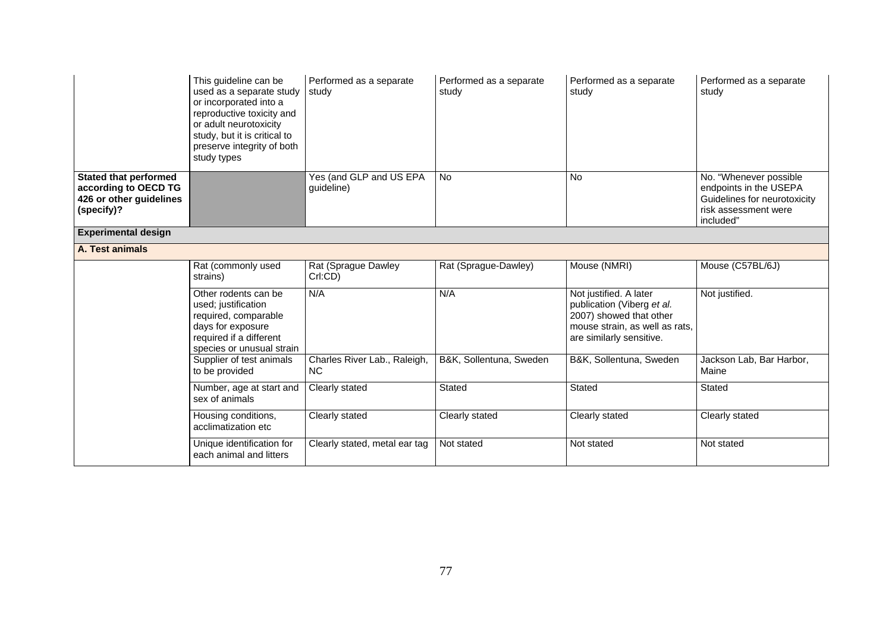| | | | | | |
|---|---|---|---|---|---|
| | This guideline can be used as a separate study or incorporated into a reproductive toxicity and or adult neurotoxicity study, but it is critical to preserve integrity of both study types | Performed as a separate study | Performed as a separate study | Performed as a separate study | Performed as a separate study |
| **Stated that performed according to OECD TG 426 or other guidelines (specify)?** | | Yes (and GLP and US EPA guideline) | No | No | No. "Whenever possible endpoints in the USEPA Guidelines for neurotoxicity risk assessment were included" |
| **Experimental design** | | | | | |
| **A. Test animals** | | | | | |
| | Rat (commonly used strains) | Rat (Sprague Dawley Crl:CD) | Rat (Sprague-Dawley) | Mouse (NMRI) | Mouse (C57BL/6J) |
| | Other rodents can be used; justification required, comparable days for exposure required if a different species or unusual strain | N/A | N/A | Not justified. A later publication (Viberg *et al.* 2007) showed that other mouse strain, as well as rats, are similarly sensitive. | Not justified. |
| | Supplier of test animals to be provided | Charles River Lab., Raleigh, NC | B&K, Sollentuna, Sweden | B&K, Sollentuna, Sweden | Jackson Lab, Bar Harbor, Maine |
| | Number, age at start and sex of animals | Clearly stated | Stated | Stated | Stated |
| | Housing conditions, acclimatization etc | Clearly stated | Clearly stated | Clearly stated | Clearly stated |
| | Unique identification for each animal and litters | Clearly stated, metal ear tag | Not stated | Not stated | Not stated |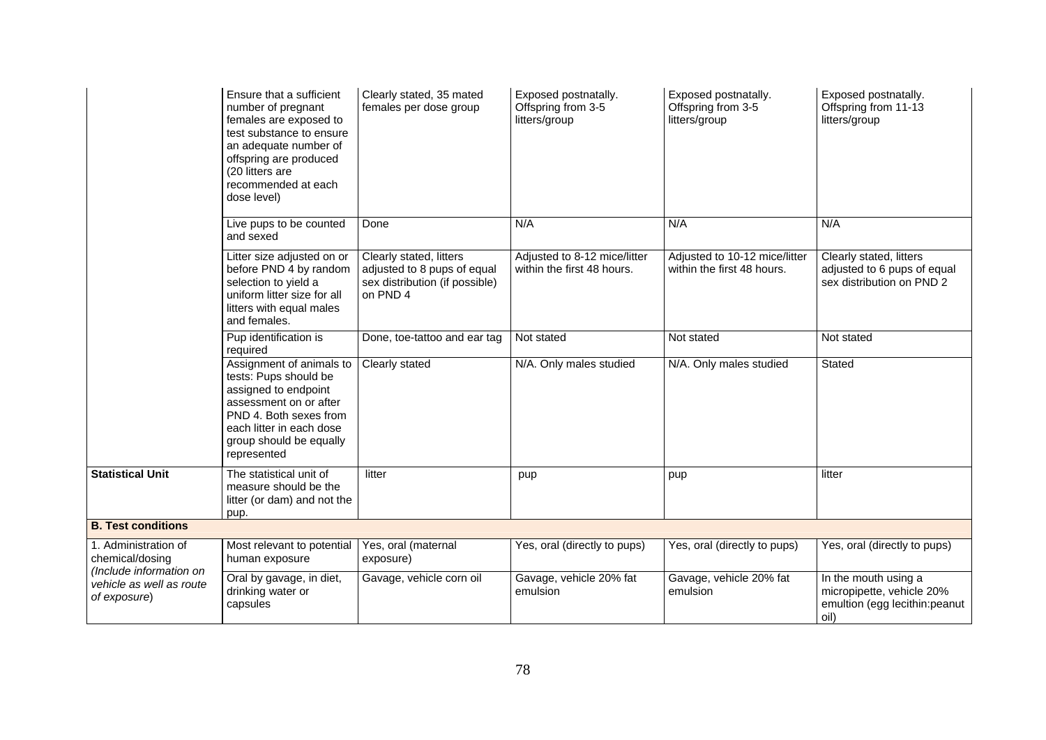| | | | | | |
|---|---|---|---|---|---|
| | Ensure that a sufficient number of pregnant females are exposed to test substance to ensure an adequate number of offspring are produced (20 litters are recommended at each dose level) | Clearly stated, 35 mated females per dose group | Exposed postnatally. Offspring from 3-5 litters/group | Exposed postnatally. Offspring from 3-5 litters/group | Exposed postnatally. Offspring from 11-13 litters/group |
| | Live pups to be counted and sexed | Done | N/A | N/A | N/A |
| | Litter size adjusted on or before PND 4 by random selection to yield a uniform litter size for all litters with equal males and females. | Clearly stated, litters adjusted to 8 pups of equal sex distribution (if possible) on PND 4 | Adjusted to 8-12 mice/litter within the first 48 hours. | Adjusted to 10-12 mice/litter within the first 48 hours. | Clearly stated, litters adjusted to 6 pups of equal sex distribution on PND 2 |
| | Pup identification is required | Done, toe-tattoo and ear tag | Not stated | Not stated | Not stated |
| | Assignment of animals to tests: Pups should be assigned to endpoint assessment on or after PND 4. Both sexes from each litter in each dose group should be equally represented | Clearly stated | N/A. Only males studied | N/A. Only males studied | Stated |
| **Statistical Unit** | The statistical unit of measure should be the litter (or dam) and not the pup. | litter | pup | pup | litter |
| **B. Test conditions** | | | | | |
| 1. Administration of chemical/dosing *(Include information on vehicle as well as route of exposure)* | Most relevant to potential human exposure | Yes, oral (maternal exposure) | Yes, oral (directly to pups) | Yes, oral (directly to pups) | Yes, oral (directly to pups) |
| | Oral by gavage, in diet, drinking water or capsules | Gavage, vehicle corn oil | Gavage, vehicle 20% fat emulsion | Gavage, vehicle 20% fat emulsion | In the mouth using a micropipette, vehicle 20% emultion (egg lecithin:peanut oil) |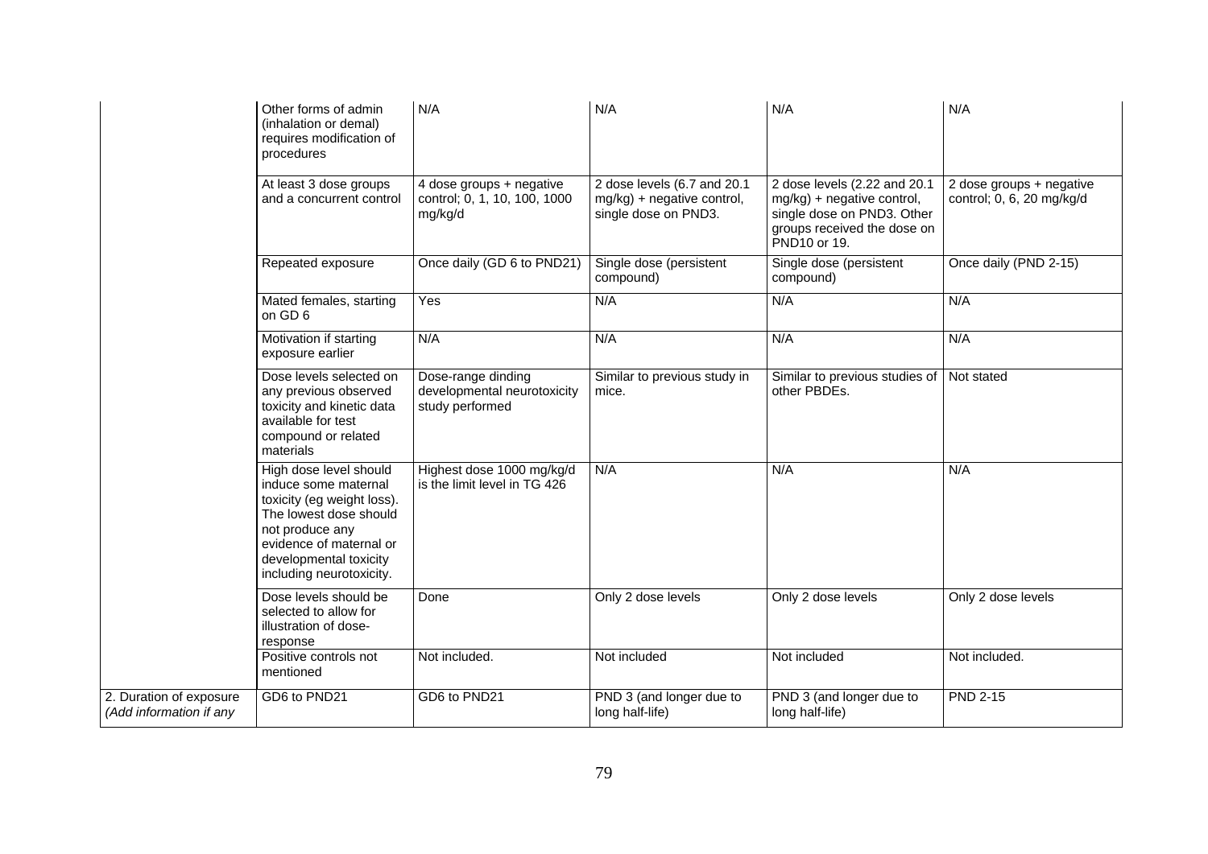| | | | | | |
|---|---|---|---|---|---|
| | Other forms of admin (inhalation or demal) requires modification of procedures | N/A | N/A | N/A | N/A |
| | At least 3 dose groups and a concurrent control | 4 dose groups + negative control; 0, 1, 10, 100, 1000 mg/kg/d | 2 dose levels (6.7 and 20.1 mg/kg) + negative control, single dose on PND3. | 2 dose levels (2.22 and 20.1 mg/kg) + negative control, single dose on PND3. Other groups received the dose on PND10 or 19. | 2 dose groups + negative control; 0, 6, 20 mg/kg/d |
| | Repeated exposure | Once daily (GD 6 to PND21) | Single dose (persistent compound) | Single dose (persistent compound) | Once daily (PND 2-15) |
| | Mated females, starting on GD 6 | Yes | N/A | N/A | N/A |
| | Motivation if starting exposure earlier | N/A | N/A | N/A | N/A |
| | Dose levels selected on any previous observed toxicity and kinetic data available for test compound or related materials | Dose-range dinding developmental neurotoxicity study performed | Similar to previous study in mice. | Similar to previous studies of other PBDEs. | Not stated |
| | High dose level should induce some maternal toxicity (eg weight loss). The lowest dose should not produce any evidence of maternal or developmental toxicity including neurotoxicity. | Highest dose 1000 mg/kg/d is the limit level in TG 426 | N/A | N/A | N/A |
| | Dose levels should be selected to allow for illustration of dose-response | Done | Only 2 dose levels | Only 2 dose levels | Only 2 dose levels |
| | Positive controls not mentioned | Not included. | Not included | Not included | Not included. |
| 2. Duration of exposure *(Add information if any* | GD6 to PND21 | GD6 to PND21 | PND 3 (and longer due to long half-life) | PND 3 (and longer due to long half-life) | PND 2-15 |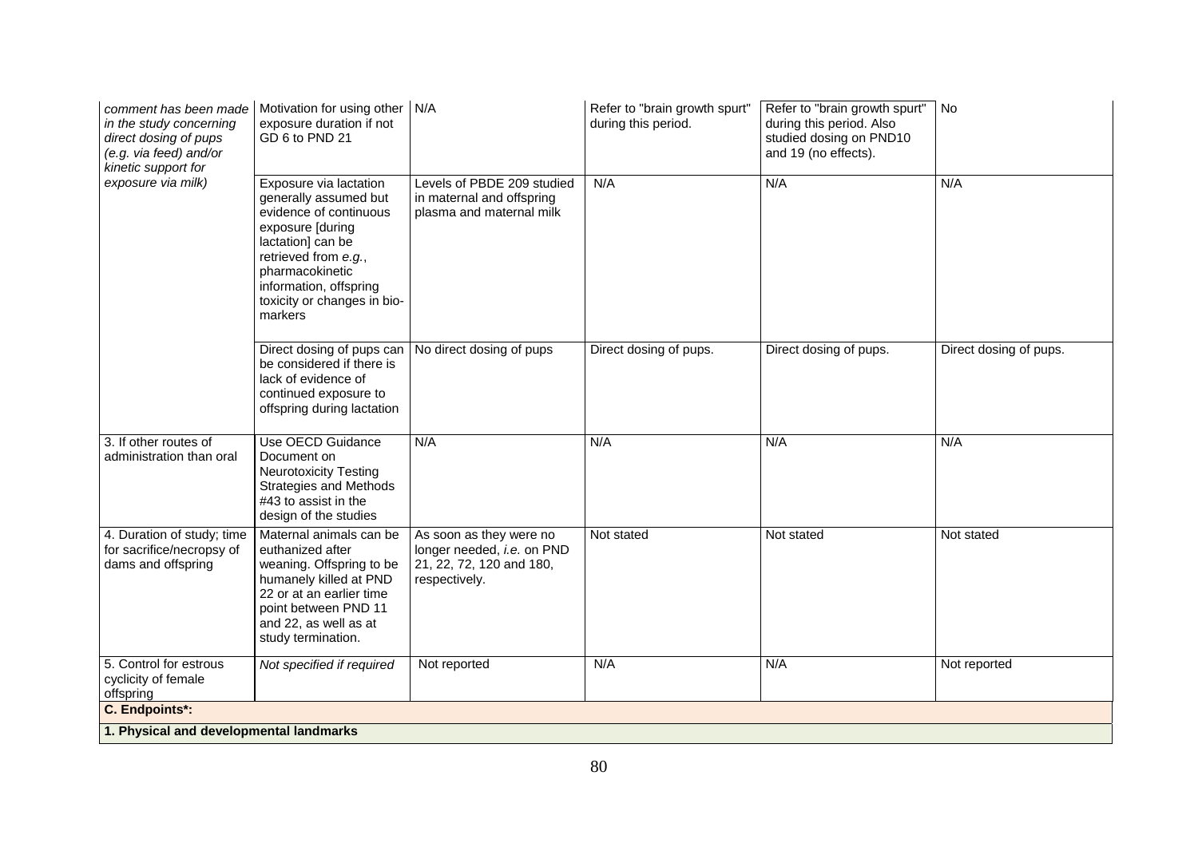| *comment has been made in the study concerning direct dosing of pups (e.g. via feed) and/or kinetic support for exposure via milk)* | Motivation for using other exposure duration if not GD 6 to PND 21 | N/A | Refer to "brain growth spurt" during this period. | Refer to "brain growth spurt" during this period. Also studied dosing on PND10 and 19 (no effects). | No |
|---|---|---|---|---|---|
| | Exposure via lactation generally assumed but evidence of continuous exposure [during lactation] can be retrieved from *e.g.*, pharmacokinetic information, offspring toxicity or changes in bio-markers | Levels of PBDE 209 studied in maternal and offspring plasma and maternal milk | N/A | N/A | N/A |
| | Direct dosing of pups can be considered if there is lack of evidence of continued exposure to offspring during lactation | No direct dosing of pups | Direct dosing of pups. | Direct dosing of pups. | Direct dosing of pups. |
| 3. If other routes of administration than oral | Use OECD Guidance Document on Neurotoxicity Testing Strategies and Methods #43 to assist in the design of the studies | N/A | N/A | N/A | N/A |
| 4. Duration of study; time for sacrifice/necropsy of dams and offspring | Maternal animals can be euthanized after weaning. Offspring to be humanely killed at PND 22 or at an earlier time point between PND 11 and 22, as well as at study termination. | As soon as they were no longer needed, *i.e.* on PND 21, 22, 72, 120 and 180, respectively. | Not stated | Not stated | Not stated |
| 5. Control for estrous cyclicity of female offspring | *Not specified if required* | Not reported | N/A | N/A | Not reported |
| **C. Endpoints\*:** | | | | | |
| **1. Physical and developmental landmarks** | | | | | |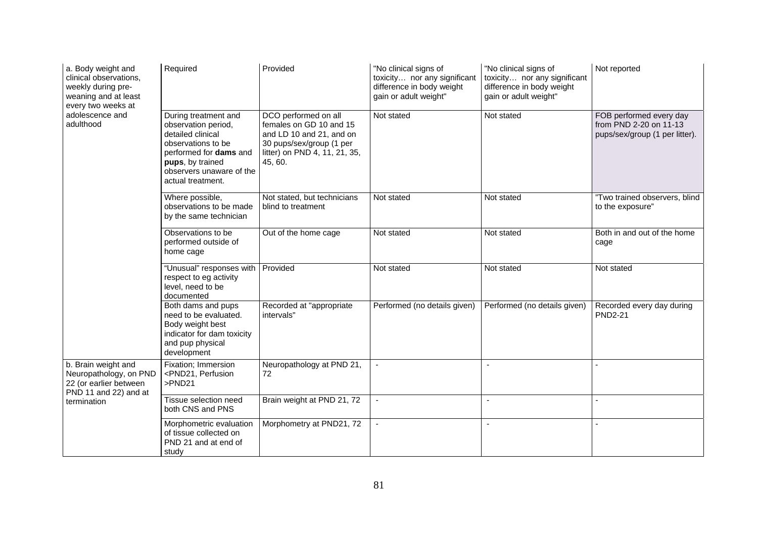| | | | | | |
|---|---|---|---|---|---|
| a. Body weight and clinical observations, weekly during pre-weaning and at least every two weeks at adolescence and adulthood | Required | Provided | "No clinical signs of toxicity… nor any significant difference in body weight gain or adult weight" | "No clinical signs of toxicity… nor any significant difference in body weight gain or adult weight" | Not reported |
| | During treatment and observation period, detailed clinical observations to be performed for **dams** and **pups**, by trained observers unaware of the actual treatment. | DCO performed on all females on GD 10 and 15 and LD 10 and 21, and on 30 pups/sex/group (1 per litter) on PND 4, 11, 21, 35, 45, 60. | Not stated | Not stated | FOB performed every day from PND 2-20 on 11-13 pups/sex/group (1 per litter). |
| | Where possible, observations to be made by the same technician | Not stated, but technicians blind to treatment | Not stated | Not stated | "Two trained observers, blind to the exposure" |
| | Observations to be performed outside of home cage | Out of the home cage | Not stated | Not stated | Both in and out of the home cage |
| | "Unusual" responses with respect to eg activity level, need to be documented | Provided | Not stated | Not stated | Not stated |
| | Both dams and pups need to be evaluated. Body weight best indicator for dam toxicity and pup physical development | Recorded at "appropriate intervals" | Performed (no details given) | Performed (no details given) | Recorded every day during PND2-21 |
| b. Brain weight and Neuropathology, on PND 22 (or earlier between PND 11 and 22) and at termination | Fixation; Immersion <PND21, Perfusion >PND21 | Neuropathology at PND 21, 72 | - | - | - |
| | Tissue selection need both CNS and PNS | Brain weight at PND 21, 72 | - | - | - |
| | Morphometric evaluation of tissue collected on PND 21 and at end of study | Morphometry at PND21, 72 | - | - | - |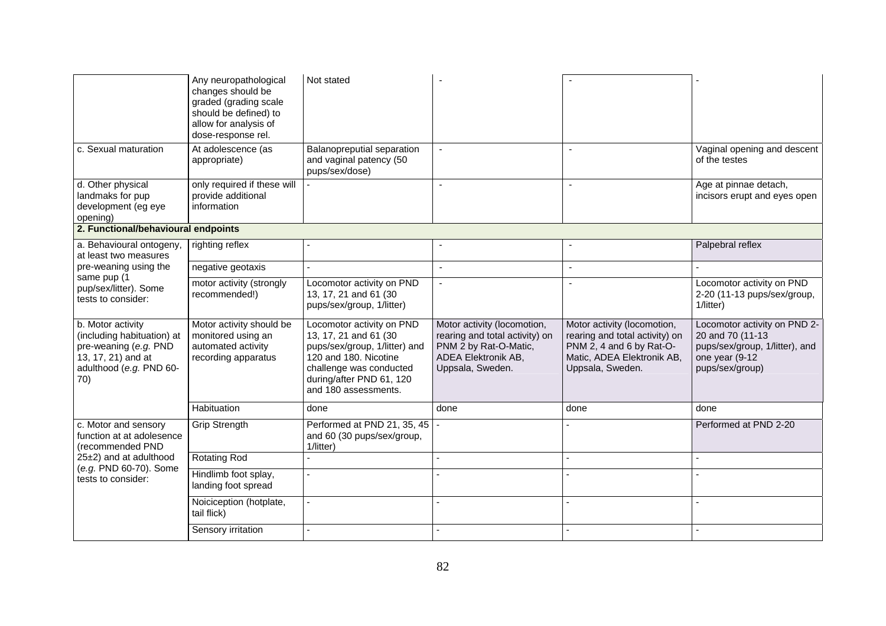|  | Any neuropathological changes should be graded (grading scale should be defined) to allow for analysis of dose-response rel. | Not stated | - | - | - |
|---|---|---|---|---|---|
| c. Sexual maturation | At adolescence (as appropriate) | Balanopreputial separation and vaginal patency (50 pups/sex/dose) | - | - | Vaginal opening and descent of the testes |
| d. Other physical landmaks for pup development (eg eye opening) | only required if these will provide additional information | - | - | - | Age at pinnae detach, incisors erupt and eyes open |
| **2. Functional/behavioural endpoints** | | | | | |
| a. Behavioural ontogeny, at least two measures pre-weaning using the same pup (1 pup/sex/litter). Some tests to consider: | righting reflex | - | - | - | Palpebral reflex |
| | negative geotaxis | - | - | - | - |
| | motor activity (strongly recommended!) | Locomotor activity on PND 13, 17, 21 and 61 (30 pups/sex/group, 1/litter) | - | - | Locomotor activity on PND 2-20 (11-13 pups/sex/group, 1/litter) |
| b. Motor activity (including habituation) at pre-weaning (*e.g.* PND 13, 17, 21) and at adulthood (*e.g.* PND 60-70) | Motor activity should be monitored using an automated activity recording apparatus | Locomotor activity on PND 13, 17, 21 and 61 (30 pups/sex/group, 1/litter) and 120 and 180. Nicotine challenge was conducted during/after PND 61, 120 and 180 assessments. | Motor activity (locomotion, rearing and total activity) on PNM 2 by Rat-O-Matic, ADEA Elektronik AB, Uppsala, Sweden. | Motor activity (locomotion, rearing and total activity) on PNM 2, 4 and 6 by Rat-O-Matic, ADEA Elektronik AB, Uppsala, Sweden. | Locomotor activity on PND 2-20 and 70 (11-13 pups/sex/group, 1/litter), and one year (9-12 pups/sex/group) |
| | Habituation | done | done | done | done |
| c. Motor and sensory function at at adolesence (recommended PND 25±2) and at adulthood (*e.g.* PND 60-70). Some tests to consider: | Grip Strength | Performed at PND 21, 35, 45 and 60 (30 pups/sex/group, 1/litter) | - | - | Performed at PND 2-20 |
| | Rotating Rod | - | - | - | - |
| | Hindlimb foot splay, landing foot spread | - | - | - | - |
| | Noiciception (hotplate, tail flick) | - | - | - | - |
| | Sensory irritation | - | - | - | - |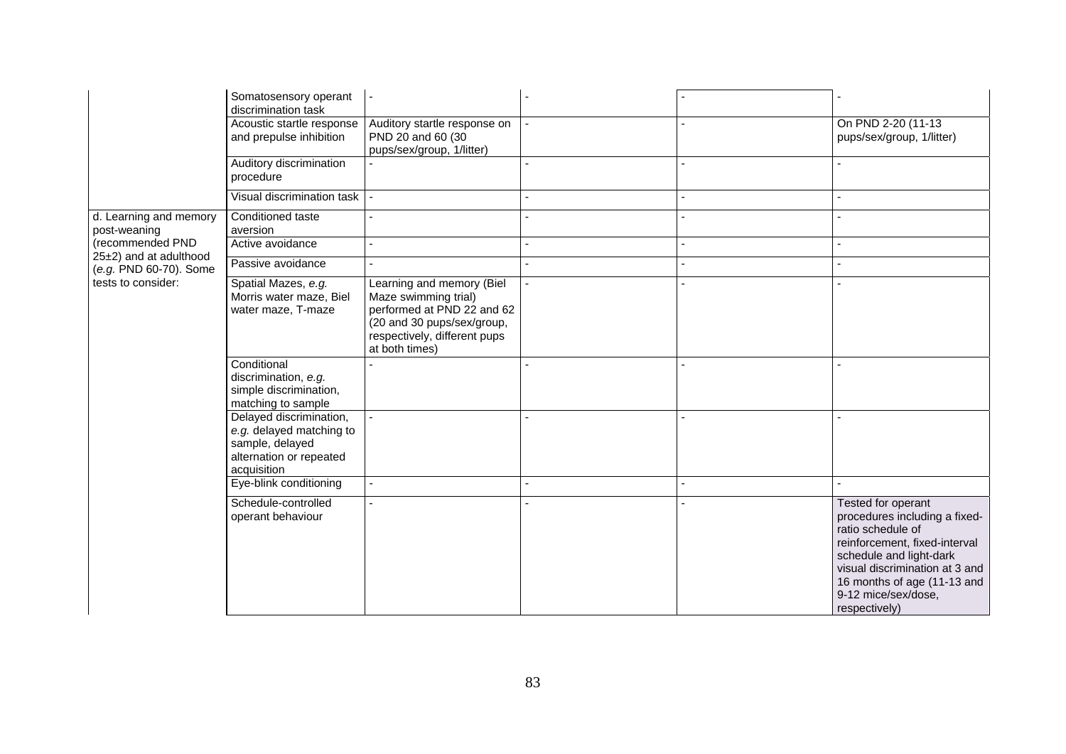| | | | | | |
|---|---|---|---|---|---|
| | Somatosensory operant discrimination task | - | - | - | - |
| | Acoustic startle response and prepulse inhibition | Auditory startle response on PND 20 and 60 (30 pups/sex/group, 1/litter) | - | - | On PND 2-20 (11-13 pups/sex/group, 1/litter) |
| | Auditory discrimination procedure | - | - | - | - |
| | Visual discrimination task | - | - | - | - |
| d. Learning and memory post-weaning (recommended PND 25±2) and at adulthood (*e.g.* PND 60-70). Some tests to consider: | Conditioned taste aversion | - | - | - | - |
| | Active avoidance | - | - | - | - |
| | Passive avoidance | - | - | - | - |
| | Spatial Mazes, *e.g.* Morris water maze, Biel water maze, T-maze | Learning and memory (Biel Maze swimming trial) performed at PND 22 and 62 (20 and 30 pups/sex/group, respectively, different pups at both times) | - | - | - |
| | Conditional discrimination, *e.g.* simple discrimination, matching to sample | - | - | - | - |
| | Delayed discrimination, *e.g.* delayed matching to sample, delayed alternation or repeated acquisition | - | - | - | - |
| | Eye-blink conditioning | - | - | - | - |
| | Schedule-controlled operant behaviour | - | - | - | Tested for operant procedures including a fixed-ratio schedule of reinforcement, fixed-interval schedule and light-dark visual discrimination at 3 and 16 months of age (11-13 and 9-12 mice/sex/dose, respectively) |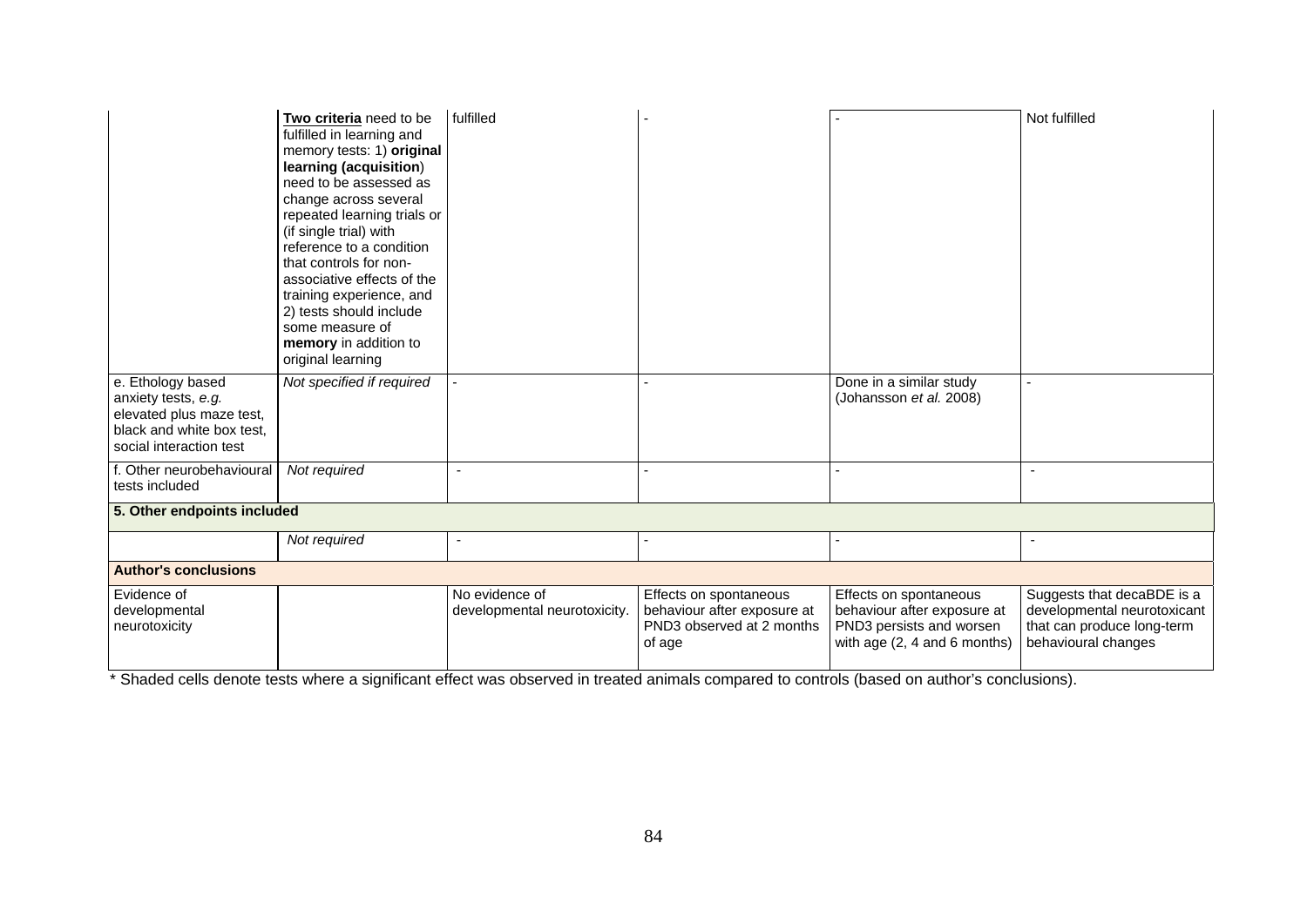| | | | | | |
|---|---|---|---|---|---|
| | **Two criteria** need to be fulfilled in learning and memory tests: 1) **original learning (acquisition)** need to be assessed as change across several repeated learning trials or (if single trial) with reference to a condition that controls for non-associative effects of the training experience, and 2) tests should include some measure of **memory** in addition to original learning | fulfilled | - | - | Not fulfilled |
| e. Ethology based anxiety tests, *e.g.* elevated plus maze test, black and white box test, social interaction test | *Not specified if required* | - | - | Done in a similar study (Johansson *et al.* 2008) | - |
| f. Other neurobehavioural tests included | *Not required* | - | - | - | - |
| **5. Other endpoints included** | | | | | |
| | *Not required* | - | - | - | - |
| **Author's conclusions** | | | | | |
| Evidence of developmental neurotoxicity | | No evidence of developmental neurotoxicity. | Effects on spontaneous behaviour after exposure at PND3 observed at 2 months of age | Effects on spontaneous behaviour after exposure at PND3 persists and worsen with age (2, 4 and 6 months) | Suggests that decaBDE is a developmental neurotoxicant that can produce long-term behavioural changes |

\* Shaded cells denote tests where a significant effect was observed in treated animals compared to controls (based on author's conclusions).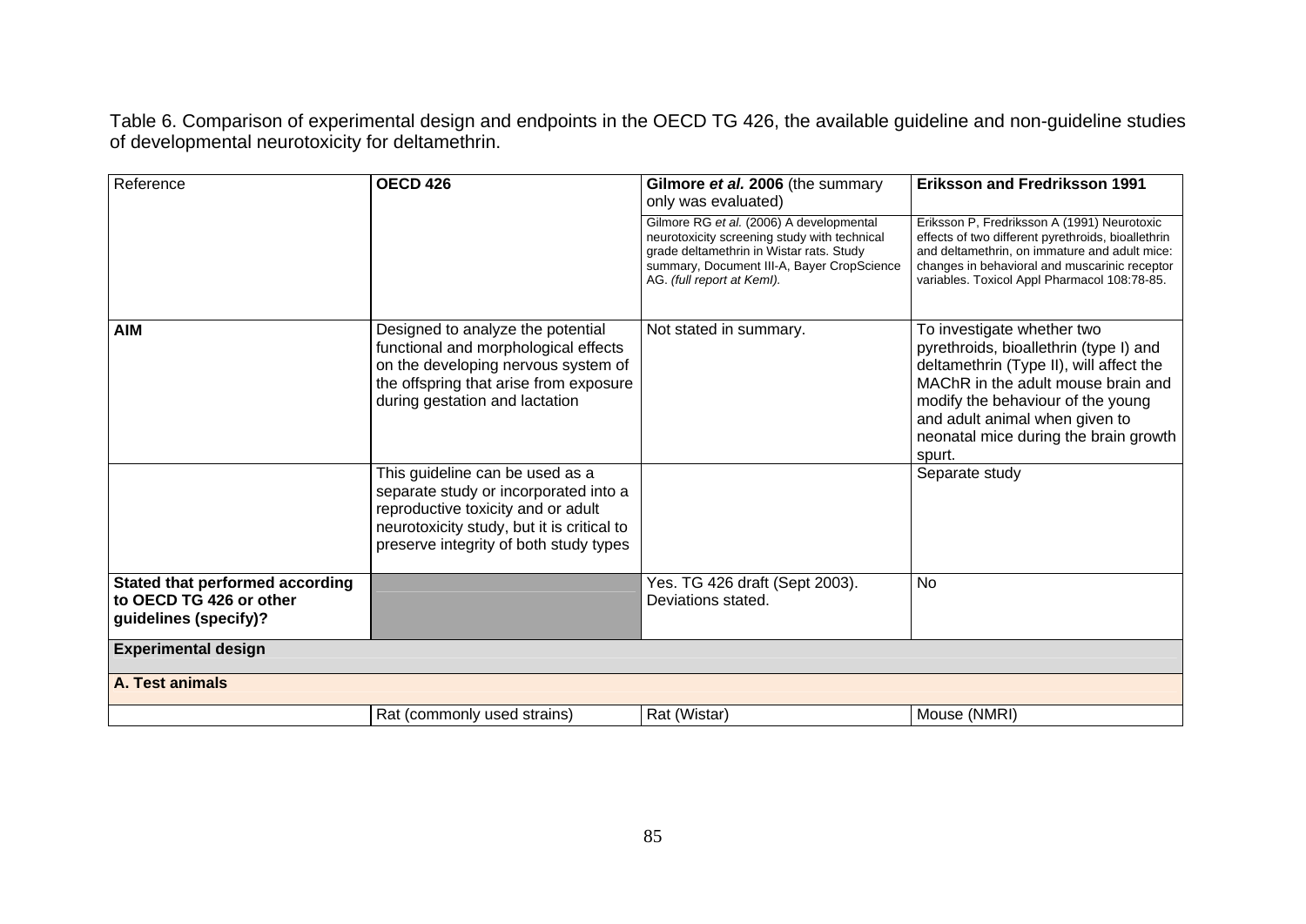Table 6. Comparison of experimental design and endpoints in the OECD TG 426, the available guideline and non-guideline studies of developmental neurotoxicity for deltamethrin.

| Reference | **OECD 426** | **Gilmore *et al.* 2006** (the summary only was evaluated) | **Eriksson and Fredriksson 1991** |
|---|---|---|---|
| | | Gilmore RG *et al.* (2006) A developmental neurotoxicity screening study with technical grade deltamethrin in Wistar rats. Study summary, Document III-A, Bayer CropScience AG. *(full report at KemI).* | Eriksson P, Fredriksson A (1991) Neurotoxic effects of two different pyrethroids, bioallethrin and deltamethrin, on immature and adult mice: changes in behavioral and muscarinic receptor variables. Toxicol Appl Pharmacol 108:78-85. |
| **AIM** | Designed to analyze the potential functional and morphological effects on the developing nervous system of the offspring that arise from exposure during gestation and lactation | Not stated in summary. | To investigate whether two pyrethroids, bioallethrin (type I) and deltamethrin (Type II), will affect the MAChR in the adult mouse brain and modify the behaviour of the young and adult animal when given to neonatal mice during the brain growth spurt. |
| | This guideline can be used as a separate study or incorporated into a reproductive toxicity and or adult neurotoxicity study, but it is critical to preserve integrity of both study types | | Separate study |
| **Stated that performed according to OECD TG 426 or other guidelines (specify)?** | | Yes. TG 426 draft (Sept 2003). Deviations stated. | No |
| **Experimental design** | | | |
| **A. Test animals** | | | |
| | Rat (commonly used strains) | Rat (Wistar) | Mouse (NMRI) |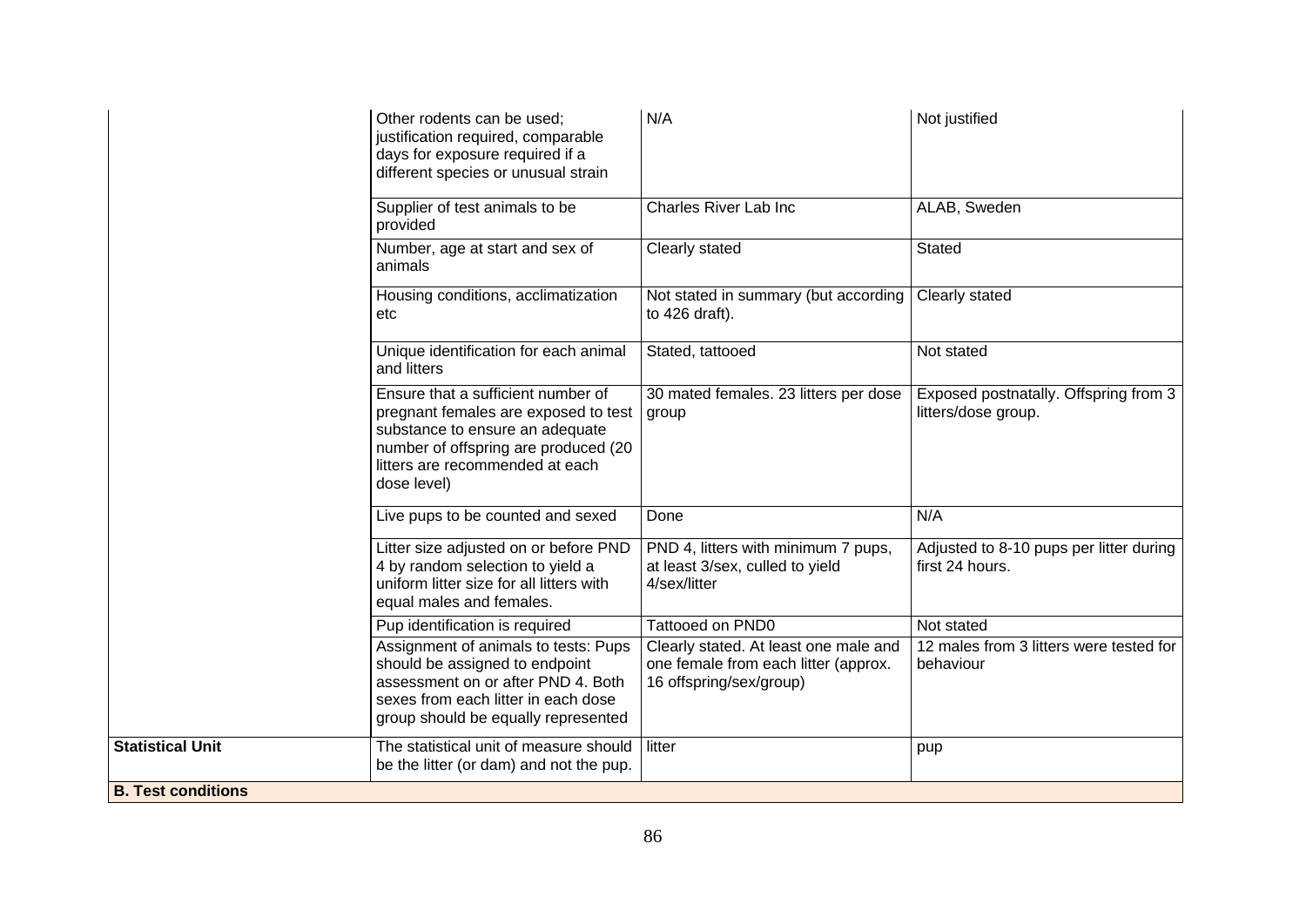| | | | |
|---|---|---|---|
| | Other rodents can be used; justification required, comparable days for exposure required if a different species or unusual strain | N/A | Not justified |
| | Supplier of test animals to be provided | Charles River Lab Inc | ALAB, Sweden |
| | Number, age at start and sex of animals | Clearly stated | Stated |
| | Housing conditions, acclimatization etc | Not stated in summary (but according to 426 draft). | Clearly stated |
| | Unique identification for each animal and litters | Stated, tattooed | Not stated |
| | Ensure that a sufficient number of pregnant females are exposed to test substance to ensure an adequate number of offspring are produced (20 litters are recommended at each dose level) | 30 mated females. 23 litters per dose group | Exposed postnatally. Offspring from 3 litters/dose group. |
| | Live pups to be counted and sexed | Done | N/A |
| | Litter size adjusted on or before PND 4 by random selection to yield a uniform litter size for all litters with equal males and females. | PND 4, litters with minimum 7 pups, at least 3/sex, culled to yield 4/sex/litter | Adjusted to 8-10 pups per litter during first 24 hours. |
| | Pup identification is required | Tattooed on PND0 | Not stated |
| | Assignment of animals to tests: Pups should be assigned to endpoint assessment on or after PND 4. Both sexes from each litter in each dose group should be equally represented | Clearly stated. At least one male and one female from each litter (approx. 16 offspring/sex/group) | 12 males from 3 litters were tested for behaviour |
| **Statistical Unit** | The statistical unit of measure should be the litter (or dam) and not the pup. | litter | pup |
| **B. Test conditions** | | | |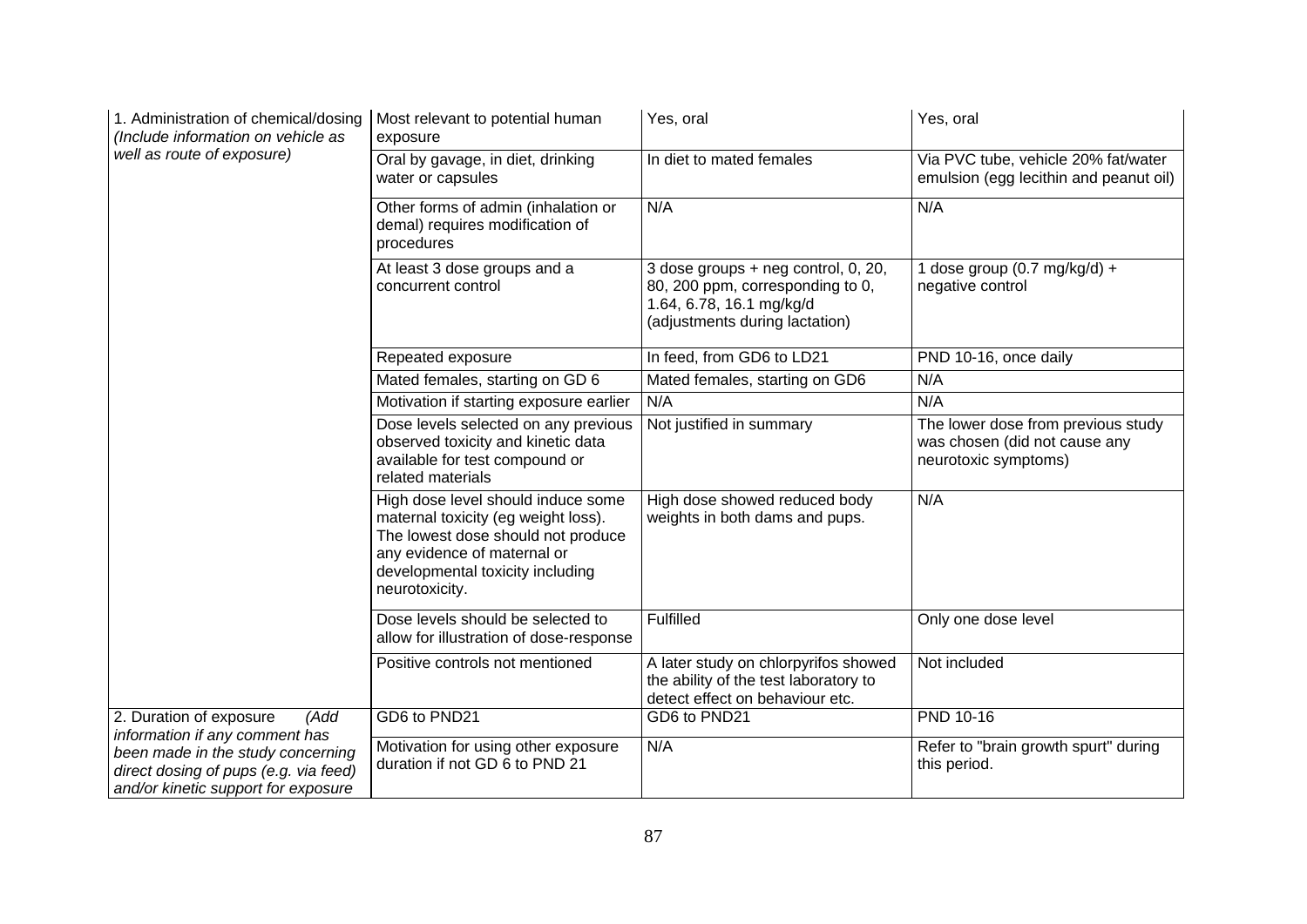| 1. Administration of chemical/dosing *(Include information on vehicle as well as route of exposure)* | Most relevant to potential human exposure | Yes, oral | Yes, oral |
|---|---|---|---|
| | Oral by gavage, in diet, drinking water or capsules | In diet to mated females | Via PVC tube, vehicle 20% fat/water emulsion (egg lecithin and peanut oil) |
| | Other forms of admin (inhalation or demal) requires modification of procedures | N/A | N/A |
| | At least 3 dose groups and a concurrent control | 3 dose groups + neg control, 0, 20, 80, 200 ppm, corresponding to 0, 1.64, 6.78, 16.1 mg/kg/d (adjustments during lactation) | 1 dose group (0.7 mg/kg/d) + negative control |
| | Repeated exposure | In feed, from GD6 to LD21 | PND 10-16, once daily |
| | Mated females, starting on GD 6 | Mated females, starting on GD6 | N/A |
| | Motivation if starting exposure earlier | N/A | N/A |
| | Dose levels selected on any previous observed toxicity and kinetic data available for test compound or related materials | Not justified in summary | The lower dose from previous study was chosen (did not cause any neurotoxic symptoms) |
| | High dose level should induce some maternal toxicity (eg weight loss). The lowest dose should not produce any evidence of maternal or developmental toxicity including neurotoxicity. | High dose showed reduced body weights in both dams and pups. | N/A |
| | Dose levels should be selected to allow for illustration of dose-response | Fulfilled | Only one dose level |
| | Positive controls not mentioned | A later study on chlorpyrifos showed the ability of the test laboratory to detect effect on behaviour etc. | Not included |
| 2. Duration of exposure *(Add information if any comment has been made in the study concerning direct dosing of pups (e.g. via feed) and/or kinetic support for exposure* | GD6 to PND21 | GD6 to PND21 | PND 10-16 |
| | Motivation for using other exposure duration if not GD 6 to PND 21 | N/A | Refer to "brain growth spurt" during this period. |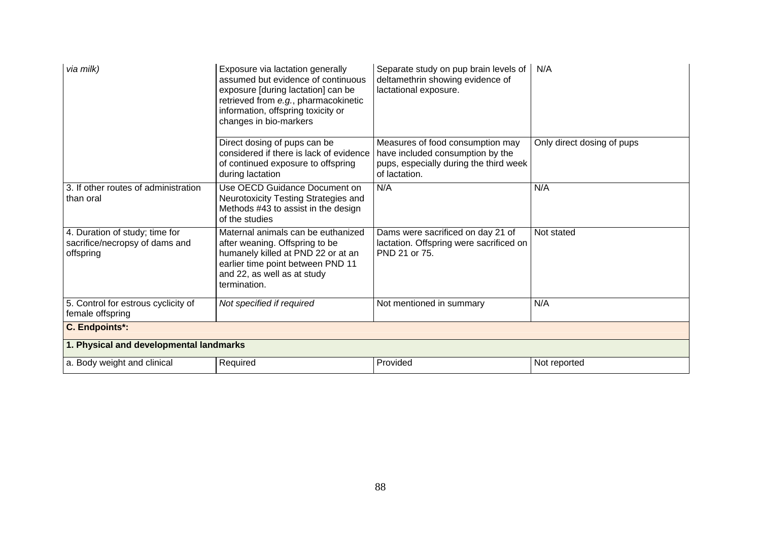| | | | |
|---|---|---|---|
| *via milk)* | Exposure via lactation generally assumed but evidence of continuous exposure [during lactation] can be retrieved from *e.g.*, pharmacokinetic information, offspring toxicity or changes in bio-markers | Separate study on pup brain levels of deltamethrin showing evidence of lactational exposure. | N/A |
| | Direct dosing of pups can be considered if there is lack of evidence of continued exposure to offspring during lactation | Measures of food consumption may have included consumption by the pups, especially during the third week of lactation. | Only direct dosing of pups |
| 3. If other routes of administration than oral | Use OECD Guidance Document on Neurotoxicity Testing Strategies and Methods #43 to assist in the design of the studies | N/A | N/A |
| 4. Duration of study; time for sacrifice/necropsy of dams and offspring | Maternal animals can be euthanized after weaning. Offspring to be humanely killed at PND 22 or at an earlier time point between PND 11 and 22, as well as at study termination. | Dams were sacrificed on day 21 of lactation. Offspring were sacrificed on PND 21 or 75. | Not stated |
| 5. Control for estrous cyclicity of female offspring | *Not specified if required* | Not mentioned in summary | N/A |
| **C. Endpoints*:** | | | |
| **1. Physical and developmental landmarks** | | | |
| a. Body weight and clinical | Required | Provided | Not reported |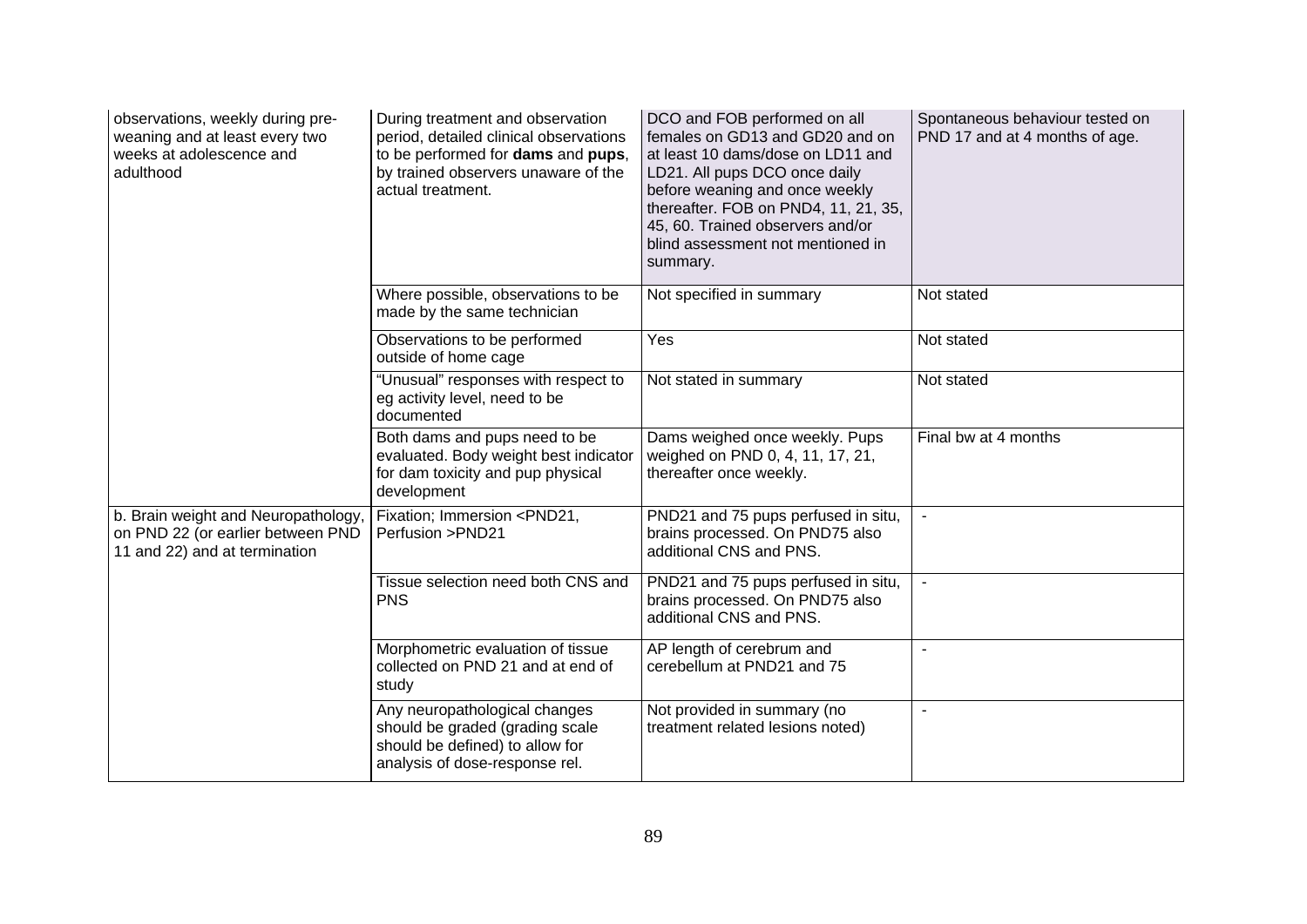| | | | |
|---|---|---|---|
| observations, weekly during pre-weaning and at least every two weeks at adolescence and adulthood | During treatment and observation period, detailed clinical observations to be performed for **dams** and **pups**, by trained observers unaware of the actual treatment. | DCO and FOB performed on all females on GD13 and GD20 and on at least 10 dams/dose on LD11 and LD21. All pups DCO once daily before weaning and once weekly thereafter. FOB on PND4, 11, 21, 35, 45, 60. Trained observers and/or blind assessment not mentioned in summary. | Spontaneous behaviour tested on PND 17 and at 4 months of age. |
| | Where possible, observations to be made by the same technician | Not specified in summary | Not stated |
| | Observations to be performed outside of home cage | Yes | Not stated |
| | "Unusual" responses with respect to eg activity level, need to be documented | Not stated in summary | Not stated |
| | Both dams and pups need to be evaluated. Body weight best indicator for dam toxicity and pup physical development | Dams weighed once weekly. Pups weighed on PND 0, 4, 11, 17, 21, thereafter once weekly. | Final bw at 4 months |
| b. Brain weight and Neuropathology, on PND 22 (or earlier between PND 11 and 22) and at termination | Fixation; Immersion <PND21, Perfusion >PND21 | PND21 and 75 pups perfused in situ, brains processed. On PND75 also additional CNS and PNS. | - |
| | Tissue selection need both CNS and PNS | PND21 and 75 pups perfused in situ, brains processed. On PND75 also additional CNS and PNS. | - |
| | Morphometric evaluation of tissue collected on PND 21 and at end of study | AP length of cerebrum and cerebellum at PND21 and 75 | - |
| | Any neuropathological changes should be graded (grading scale should be defined) to allow for analysis of dose-response rel. | Not provided in summary (no treatment related lesions noted) | - |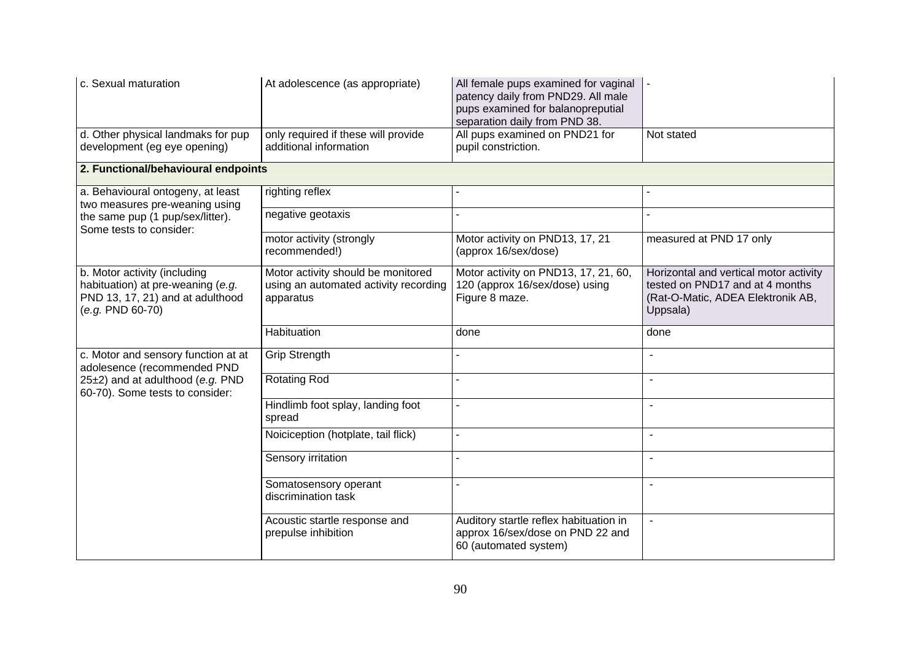| | | | |
|---|---|---|---|
| c. Sexual maturation | At adolescence (as appropriate) | All female pups examined for vaginal patency daily from PND29. All male pups examined for balanopreputial separation daily from PND 38. | - |
| d. Other physical landmaks for pup development (eg eye opening) | only required if these will provide additional information | All pups examined on PND21 for pupil constriction. | Not stated |
| **2. Functional/behavioural endpoints** | | | |
| a. Behavioural ontogeny, at least two measures pre-weaning using the same pup (1 pup/sex/litter). Some tests to consider: | righting reflex | - | - |
| | negative geotaxis | - | - |
| | motor activity (strongly recommended!) | Motor activity on PND13, 17, 21 (approx 16/sex/dose) | measured at PND 17 only |
| b. Motor activity (including habituation) at pre-weaning (*e.g.* PND 13, 17, 21) and at adulthood (*e.g.* PND 60-70) | Motor activity should be monitored using an automated activity recording apparatus | Motor activity on PND13, 17, 21, 60, 120 (approx 16/sex/dose) using Figure 8 maze. | Horizontal and vertical motor activity tested on PND17 and at 4 months (Rat-O-Matic, ADEA Elektronik AB, Uppsala) |
| | Habituation | done | done |
| c. Motor and sensory function at at adolesence (recommended PND 25±2) and at adulthood (*e.g.* PND 60-70). Some tests to consider: | Grip Strength | - | - |
| | Rotating Rod | - | - |
| | Hindlimb foot splay, landing foot spread | - | - |
| | Noiciception (hotplate, tail flick) | - | - |
| | Sensory irritation | - | - |
| | Somatosensory operant discrimination task | - | - |
| | Acoustic startle response and prepulse inhibition | Auditory startle reflex habituation in approx 16/sex/dose on PND 22 and 60 (automated system) | - |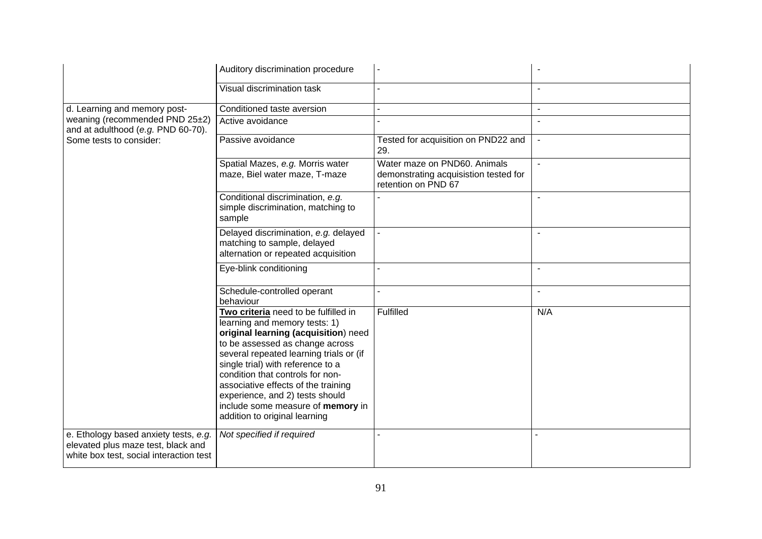| | | | |
|---|---|---|---|
| | Auditory discrimination procedure | - | - |
| | Visual discrimination task | - | - |
| d. Learning and memory post-weaning (recommended PND 25±2) and at adulthood (*e.g.* PND 60-70). Some tests to consider: | Conditioned taste aversion | - | - |
| | Active avoidance | - | - |
| | Passive avoidance | Tested for acquisition on PND22 and 29. | - |
| | Spatial Mazes, *e.g.* Morris water maze, Biel water maze, T-maze | Water maze on PND60. Animals demonstrating acquisistion tested for retention on PND 67 | - |
| | Conditional discrimination, *e.g.* simple discrimination, matching to sample | - | - |
| | Delayed discrimination, *e.g.* delayed matching to sample, delayed alternation or repeated acquisition | - | - |
| | Eye-blink conditioning | - | - |
| | Schedule-controlled operant behaviour | - | - |
| | **Two criteria** need to be fulfilled in learning and memory tests: 1) **original learning (acquisition**) need to be assessed as change across several repeated learning trials or (if single trial) with reference to a condition that controls for non-associative effects of the training experience, and 2) tests should include some measure of **memory** in addition to original learning | Fulfilled | N/A |
| e. Ethology based anxiety tests, *e.g.* elevated plus maze test, black and white box test, social interaction test | *Not specified if required* | - | - |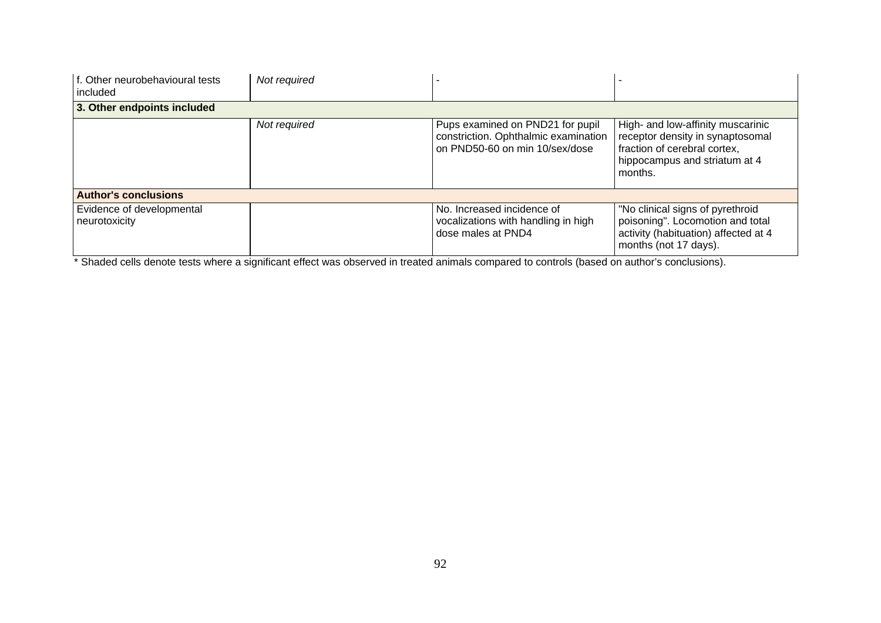| | | | |
|---|---|---|---|
| f. Other neurobehavioural tests included | *Not required* | - | - |
| **3. Other endpoints included** | | | |
| | *Not required* | Pups examined on PND21 for pupil constriction. Ophthalmic examination on PND50-60 on min 10/sex/dose | High- and low-affinity muscarinic receptor density in synaptosomal fraction of cerebral cortex, hippocampus and striatum at 4 months. |
| **Author's conclusions** | | | |
| Evidence of developmental neurotoxicity | | No. Increased incidence of vocalizations with handling in high dose males at PND4 | "No clinical signs of pyrethroid poisoning". Locomotion and total activity (habituation) affected at 4 months (not 17 days). |

* Shaded cells denote tests where a significant effect was observed in treated animals compared to controls (based on author's conclusions).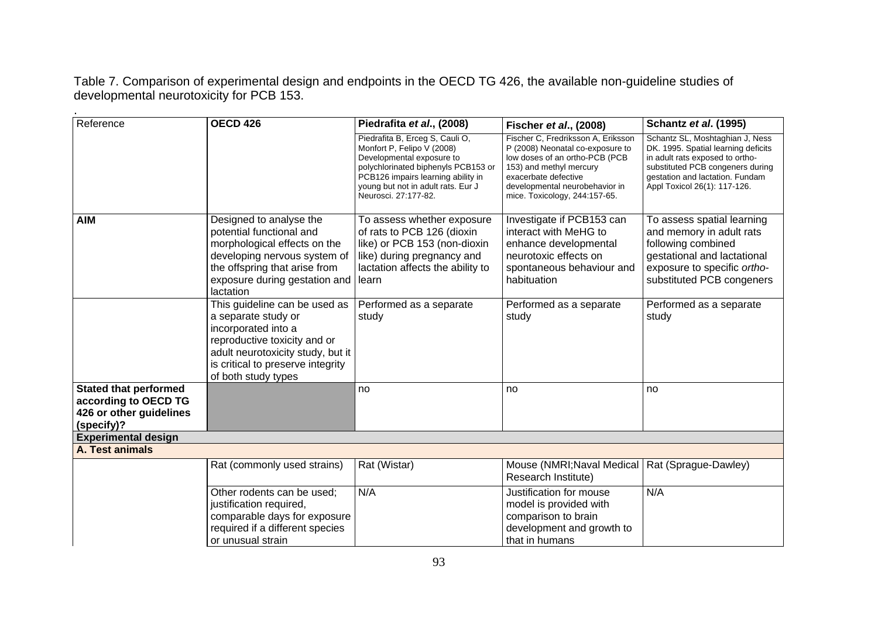Table 7. Comparison of experimental design and endpoints in the OECD TG 426, the available non-guideline studies of developmental neurotoxicity for PCB 153.

.

| Reference | OECD 426 | Piedrafita *et al*., (2008) | Fischer *et al*., (2008) | Schantz *et al*. (1995) |
|---|---|---|---|---|
| | | Piedrafita B, Erceg S, Cauli O, Monfort P, Felipo V (2008) Developmental exposure to polychlorinated biphenyls PCB153 or PCB126 impairs learning ability in young but not in adult rats. Eur J Neurosci. 27:177-82. | Fischer C, Fredriksson A, Eriksson P (2008) Neonatal co-exposure to low doses of an ortho-PCB (PCB 153) and methyl mercury exacerbate defective developmental neurobehavior in mice. Toxicology, 244:157-65. | Schantz SL, Moshtaghian J, Ness DK. 1995. Spatial learning deficits in adult rats exposed to ortho-substituted PCB congeners during gestation and lactation. Fundam Appl Toxicol 26(1): 117-126. |
| **AIM** | Designed to analyse the potential functional and morphological effects on the developing nervous system of the offspring that arise from exposure during gestation and lactation | To assess whether exposure of rats to PCB 126 (dioxin like) or PCB 153 (non-dioxin like) during pregnancy and lactation affects the ability to learn | Investigate if PCB153 can interact with MeHG to enhance developmental neurotoxic effects on spontaneous behaviour and habituation | To assess spatial learning and memory in adult rats following combined gestational and lactational exposure to specific *ortho*-substituted PCB congeners |
| | This guideline can be used as a separate study or incorporated into a reproductive toxicity and or adult neurotoxicity study, but it is critical to preserve integrity of both study types | Performed as a separate study | Performed as a separate study | Performed as a separate study |
| **Stated that performed according to OECD TG 426 or other guidelines (specify)?** | | no | no | no |
| **Experimental design** | | | | |
| **A. Test animals** | | | | |
| | Rat (commonly used strains) | Rat (Wistar) | Mouse (NMRI;Naval Medical Research Institute) | Rat (Sprague-Dawley) |
| | Other rodents can be used; justification required, comparable days for exposure required if a different species or unusual strain | N/A | Justification for mouse model is provided with comparison to brain development and growth to that in humans | N/A |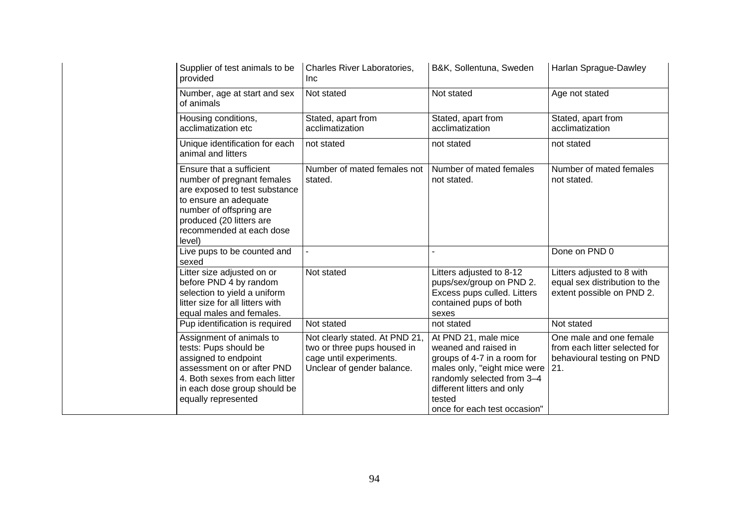| | | | |
|---|---|---|---|
| Supplier of test animals to be provided | Charles River Laboratories, Inc | B&K, Sollentuna, Sweden | Harlan Sprague-Dawley |
| Number, age at start and sex of animals | Not stated | Not stated | Age not stated |
| Housing conditions, acclimatization etc | Stated, apart from acclimatization | Stated, apart from acclimatization | Stated, apart from acclimatization |
| Unique identification for each animal and litters | not stated | not stated | not stated |
| Ensure that a sufficient number of pregnant females are exposed to test substance to ensure an adequate number of offspring are produced (20 litters are recommended at each dose level) | Number of mated females not stated. | Number of mated females not stated. | Number of mated females not stated. |
| Live pups to be counted and sexed | - | - | Done on PND 0 |
| Litter size adjusted on or before PND 4 by random selection to yield a uniform litter size for all litters with equal males and females. | Not stated | Litters adjusted to 8-12 pups/sex/group on PND 2. Excess pups culled. Litters contained pups of both sexes | Litters adjusted to 8 with equal sex distribution to the extent possible on PND 2. |
| Pup identification is required | Not stated | not stated | Not stated |
| Assignment of animals to tests: Pups should be assigned to endpoint assessment on or after PND 4. Both sexes from each litter in each dose group should be equally represented | Not clearly stated. At PND 21, two or three pups housed in cage until experiments. Unclear of gender balance. | At PND 21, male mice weaned and raised in groups of 4-7 in a room for males only, "eight mice were randomly selected from 3–4 different litters and only tested once for each test occasion" | One male and one female from each litter selected for behavioural testing on PND 21. |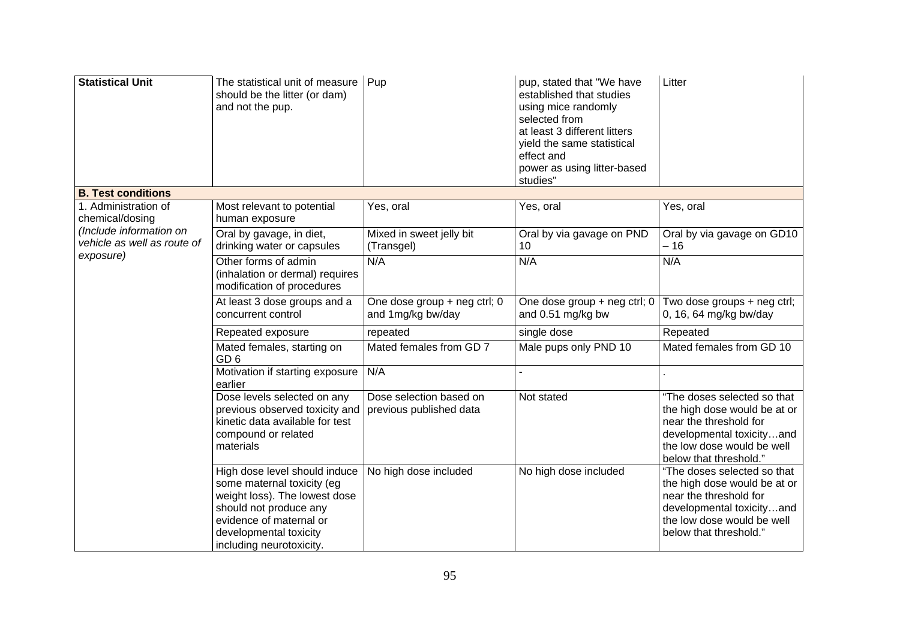| | | | | |
|---|---|---|---|---|
| **Statistical Unit** | The statistical unit of measure should be the litter (or dam) and not the pup. | Pup | pup, stated that "We have established that studies using mice randomly selected from at least 3 different litters yield the same statistical effect and power as using litter-based studies" | Litter |
| **B. Test conditions** | | | | |
| 1. Administration of chemical/dosing *(Include information on vehicle as well as route of exposure)* | Most relevant to potential human exposure | Yes, oral | Yes, oral | Yes, oral |
| | Oral by gavage, in diet, drinking water or capsules | Mixed in sweet jelly bit (Transgel) | Oral by via gavage on PND 10 | Oral by via gavage on GD10 – 16 |
| | Other forms of admin (inhalation or dermal) requires modification of procedures | N/A | N/A | N/A |
| | At least 3 dose groups and a concurrent control | One dose group + neg ctrl; 0 and 1mg/kg bw/day | One dose group + neg ctrl; 0 and 0.51 mg/kg bw | Two dose groups + neg ctrl; 0, 16, 64 mg/kg bw/day |
| | Repeated exposure | repeated | single dose | Repeated |
| | Mated females, starting on GD 6 | Mated females from GD 7 | Male pups only PND 10 | Mated females from GD 10 |
| | Motivation if starting exposure earlier | N/A | - | . |
| | Dose levels selected on any previous observed toxicity and kinetic data available for test compound or related materials | Dose selection based on previous published data | Not stated | "The doses selected so that the high dose would be at or near the threshold for developmental toxicity…and the low dose would be well below that threshold." |
| | High dose level should induce some maternal toxicity (eg weight loss). The lowest dose should not produce any evidence of maternal or developmental toxicity including neurotoxicity. | No high dose included | No high dose included | "The doses selected so that the high dose would be at or near the threshold for developmental toxicity…and the low dose would be well below that threshold." |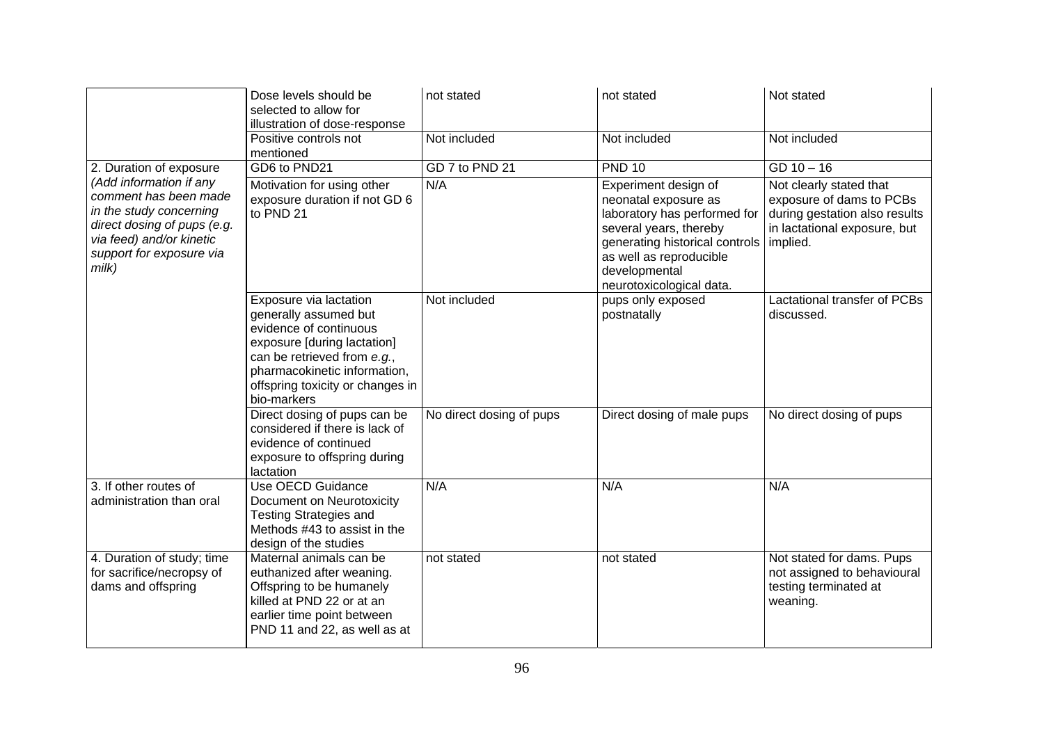| | | | | |
|---|---|---|---|---|
| | Dose levels should be selected to allow for illustration of dose-response | not stated | not stated | Not stated |
| | Positive controls not mentioned | Not included | Not included | Not included |
| 2. Duration of exposure *(Add information if any comment has been made in the study concerning direct dosing of pups (e.g. via feed) and/or kinetic support for exposure via milk)* | GD6 to PND21 | GD 7 to PND 21 | PND 10 | GD 10 – 16 |
| | Motivation for using other exposure duration if not GD 6 to PND 21 | N/A | Experiment design of neonatal exposure as laboratory has performed for several years, thereby generating historical controls as well as reproducible developmental neurotoxicological data. | Not clearly stated that exposure of dams to PCBs during gestation also results in lactational exposure, but implied. |
| | Exposure via lactation generally assumed but evidence of continuous exposure [during lactation] can be retrieved from *e.g.*, pharmacokinetic information, offspring toxicity or changes in bio-markers | Not included | pups only exposed postnatally | Lactational transfer of PCBs discussed. |
| | Direct dosing of pups can be considered if there is lack of evidence of continued exposure to offspring during lactation | No direct dosing of pups | Direct dosing of male pups | No direct dosing of pups |
| 3. If other routes of administration than oral | Use OECD Guidance Document on Neurotoxicity Testing Strategies and Methods #43 to assist in the design of the studies | N/A | N/A | N/A |
| 4. Duration of study; time for sacrifice/necropsy of dams and offspring | Maternal animals can be euthanized after weaning. Offspring to be humanely killed at PND 22 or at an earlier time point between PND 11 and 22, as well as at | not stated | not stated | Not stated for dams. Pups not assigned to behavioural testing terminated at weaning. |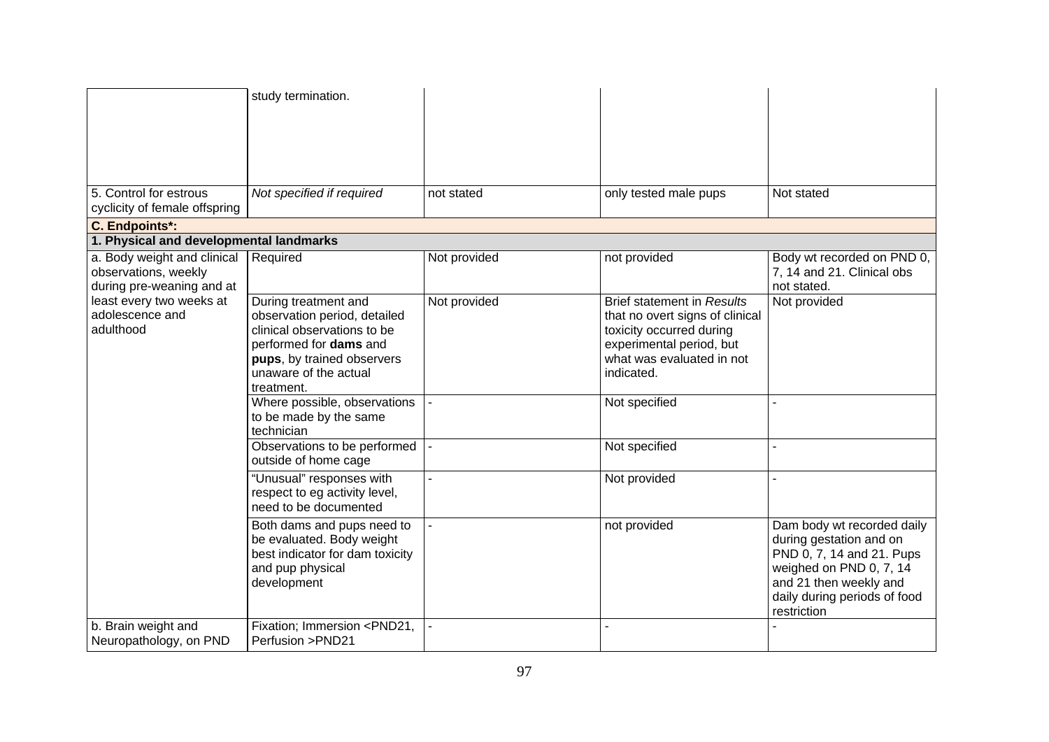| | | | | |
|---|---|---|---|---|
| | study termination. | | | |
| 5. Control for estrous cyclicity of female offspring | *Not specified if required* | not stated | only tested male pups | Not stated |
| **C. Endpoints*:** | | | | |
| **1. Physical and developmental landmarks** | | | | |
| a. Body weight and clinical observations, weekly during pre-weaning and at least every two weeks at adolescence and adulthood | Required | Not provided | not provided | Body wt recorded on PND 0, 7, 14 and 21. Clinical obs not stated. |
| | During treatment and observation period, detailed clinical observations to be performed for **dams** and **pups**, by trained observers unaware of the actual treatment. | Not provided | Brief statement in *Results* that no overt signs of clinical toxicity occurred during experimental period, but what was evaluated in not indicated. | Not provided |
| | Where possible, observations to be made by the same technician | - | Not specified | - |
| | Observations to be performed outside of home cage | - | Not specified | - |
| | "Unusual" responses with respect to eg activity level, need to be documented | - | Not provided | - |
| | Both dams and pups need to be evaluated. Body weight best indicator for dam toxicity and pup physical development | - | not provided | Dam body wt recorded daily during gestation and on PND 0, 7, 14 and 21. Pups weighed on PND 0, 7, 14 and 21 then weekly and daily during periods of food restriction |
| b. Brain weight and Neuropathology, on PND | Fixation; Immersion <PND21, Perfusion >PND21 | - | - | - |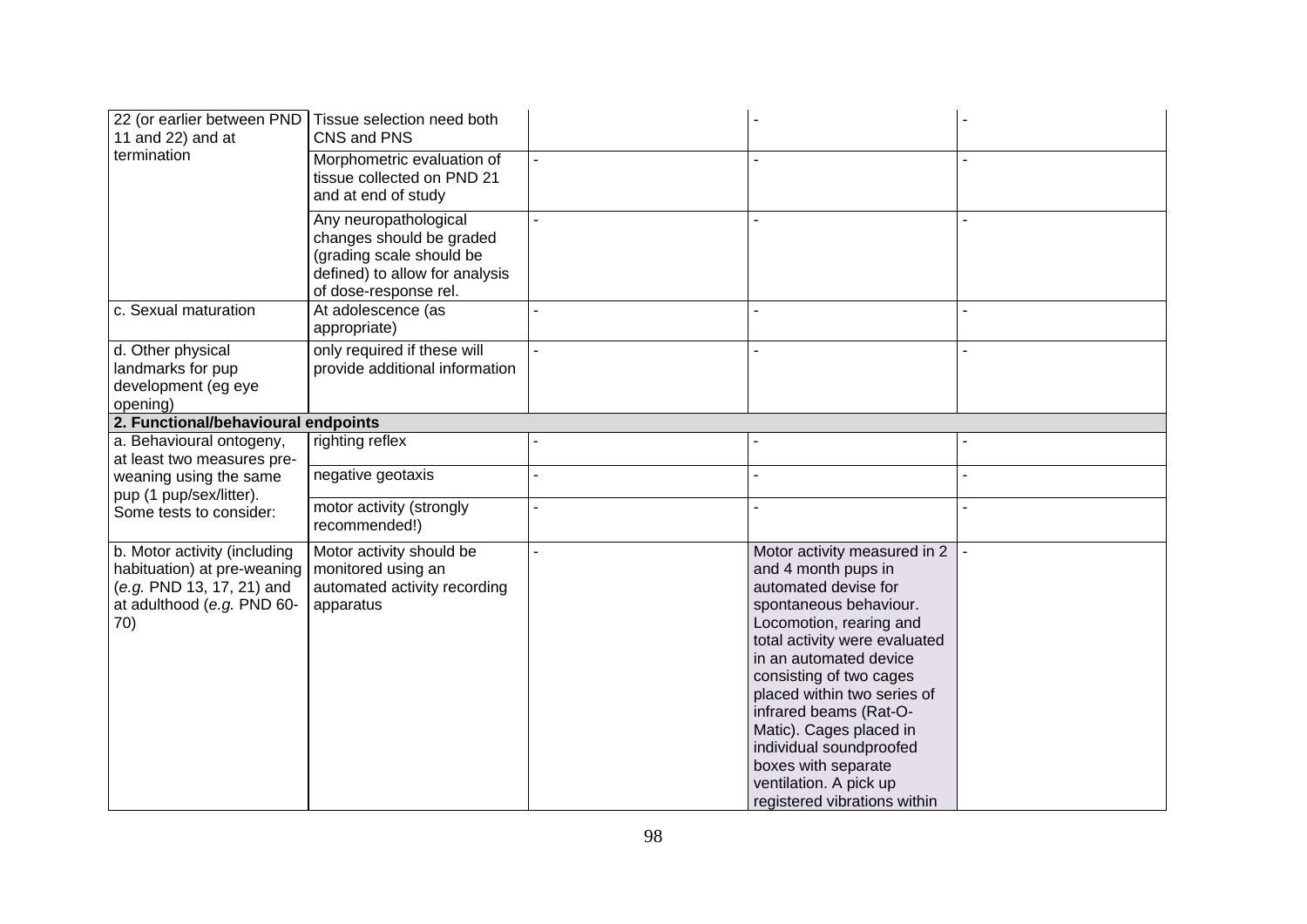| | | | | |
|---|---|---|---|---|
| 22 (or earlier between PND 11 and 22) and at termination | Tissue selection need both CNS and PNS | | - | - |
| | Morphometric evaluation of tissue collected on PND 21 and at end of study | - | - | - |
| | Any neuropathological changes should be graded (grading scale should be defined) to allow for analysis of dose-response rel. | - | - | - |
| c. Sexual maturation | At adolescence (as appropriate) | - | - | - |
| d. Other physical landmarks for pup development (eg eye opening) | only required if these will provide additional information | - | - | - |
| **2. Functional/behavioural endpoints** | | | | |
| a. Behavioural ontogeny, at least two measures pre-weaning using the same pup (1 pup/sex/litter). Some tests to consider: | righting reflex | - | - | - |
| | negative geotaxis | - | - | - |
| | motor activity (strongly recommended!) | - | - | - |
| b. Motor activity (including habituation) at pre-weaning (*e.g.* PND 13, 17, 21) and at adulthood (*e.g.* PND 60-70) | Motor activity should be monitored using an automated activity recording apparatus | - | Motor activity measured in 2 and 4 month pups in automated devise for spontaneous behaviour. Locomotion, rearing and total activity were evaluated in an automated device consisting of two cages placed within two series of infrared beams (Rat-O-Matic). Cages placed in individual soundproofed boxes with separate ventilation. A pick up registered vibrations within | - |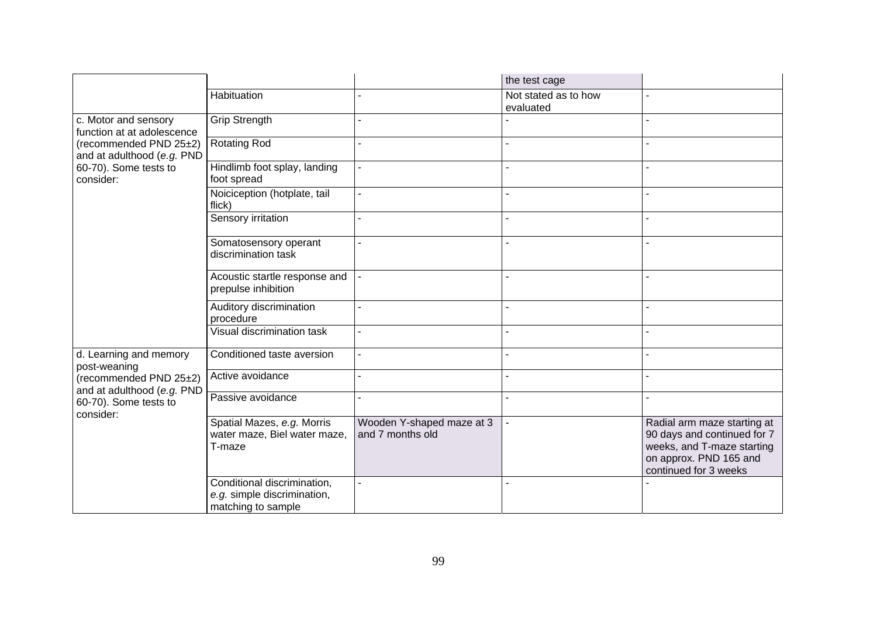|  |  |  | the test cage |  |
|---|---|---|---|---|
|  | Habituation | - | Not stated as to how evaluated | - |
| c. Motor and sensory function at at adolescence (recommended PND 25±2) and at adulthood (*e.g.* PND 60-70). Some tests to consider: | Grip Strength | - | - | - |
|  | Rotating Rod | - | - | - |
|  | Hindlimb foot splay, landing foot spread | - | - | - |
|  | Noiciception (hotplate, tail flick) | - | - | - |
|  | Sensory irritation | - | - | - |
|  | Somatosensory operant discrimination task | - | - | - |
|  | Acoustic startle response and prepulse inhibition | - | - | - |
|  | Auditory discrimination procedure | - | - | - |
|  | Visual discrimination task | - | - | - |
| d. Learning and memory post-weaning (recommended PND 25±2) and at adulthood (*e.g.* PND 60-70). Some tests to consider: | Conditioned taste aversion | - | - | - |
|  | Active avoidance | - | - | - |
|  | Passive avoidance | - | - | - |
|  | Spatial Mazes, *e.g.* Morris water maze, Biel water maze, T-maze | Wooden Y-shaped maze at 3 and 7 months old | - | Radial arm maze starting at 90 days and continued for 7 weeks, and T-maze starting on approx. PND 165 and continued for 3 weeks |
|  | Conditional discrimination, *e.g.* simple discrimination, matching to sample | - | - | - |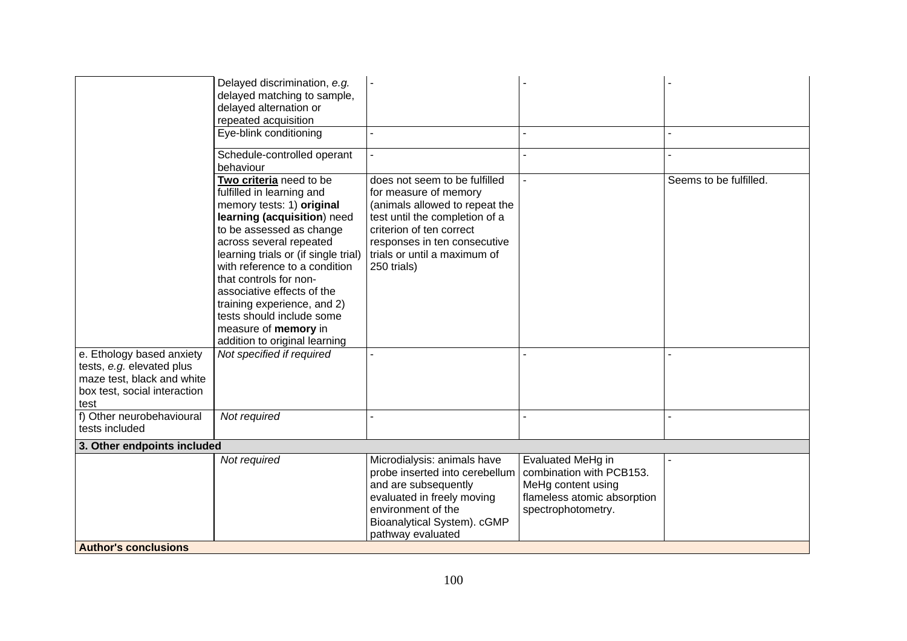| | | | | |
|---|---|---|---|---|
| | Delayed discrimination, *e.g.* delayed matching to sample, delayed alternation or repeated acquisition | - | - | - |
| | Eye-blink conditioning | - | - | - |
| | Schedule-controlled operant behaviour | - | - | - |
| | **Two criteria** need to be fulfilled in learning and memory tests: 1) **original learning (acquisition**) need to be assessed as change across several repeated learning trials or (if single trial) with reference to a condition that controls for non-associative effects of the training experience, and 2) tests should include some measure of **memory** in addition to original learning | does not seem to be fulfilled for measure of memory (animals allowed to repeat the test until the completion of a criterion of ten correct responses in ten consecutive trials or until a maximum of 250 trials) | - | Seems to be fulfilled. |
| e. Ethology based anxiety tests, *e.g.* elevated plus maze test, black and white box test, social interaction test | *Not specified if required* | - | - | - |
| f) Other neurobehavioural tests included | *Not required* | - | - | - |
| **3. Other endpoints included** | | | | |
| | *Not required* | Microdialysis: animals have probe inserted into cerebellum and are subsequently evaluated in freely moving environment of the Bioanalytical System). cGMP pathway evaluated | Evaluated MeHg in combination with PCB153. MeHg content using flameless atomic absorption spectrophotometry. | - |
| **Author's conclusions** | | | | |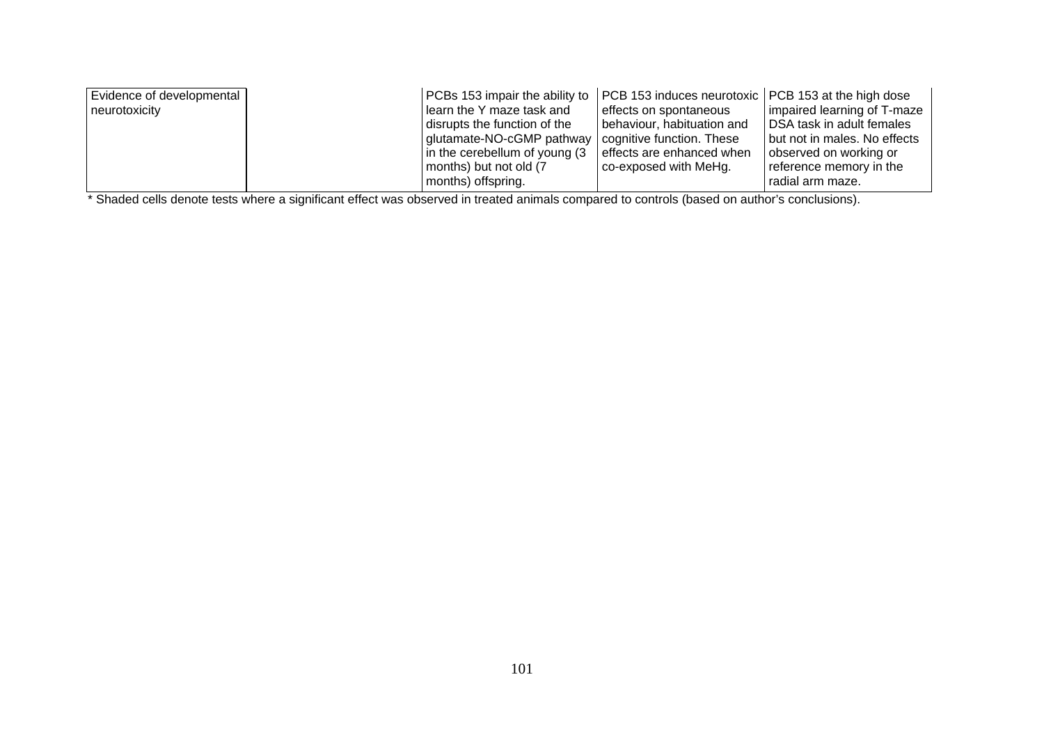| Evidence of developmental neurotoxicity | | PCBs 153 impair the ability to learn the Y maze task and disrupts the function of the glutamate-NO-cGMP pathway in the cerebellum of young (3 months) but not old (7 months) offspring. | PCB 153 induces neurotoxic effects on spontaneous behaviour, habituation and cognitive function. These effects are enhanced when co-exposed with MeHg. | PCB 153 at the high dose impaired learning of T-maze DSA task in adult females but not in males. No effects observed on working or reference memory in the radial arm maze. |
|---|---|---|---|---|

* Shaded cells denote tests where a significant effect was observed in treated animals compared to controls (based on author's conclusions).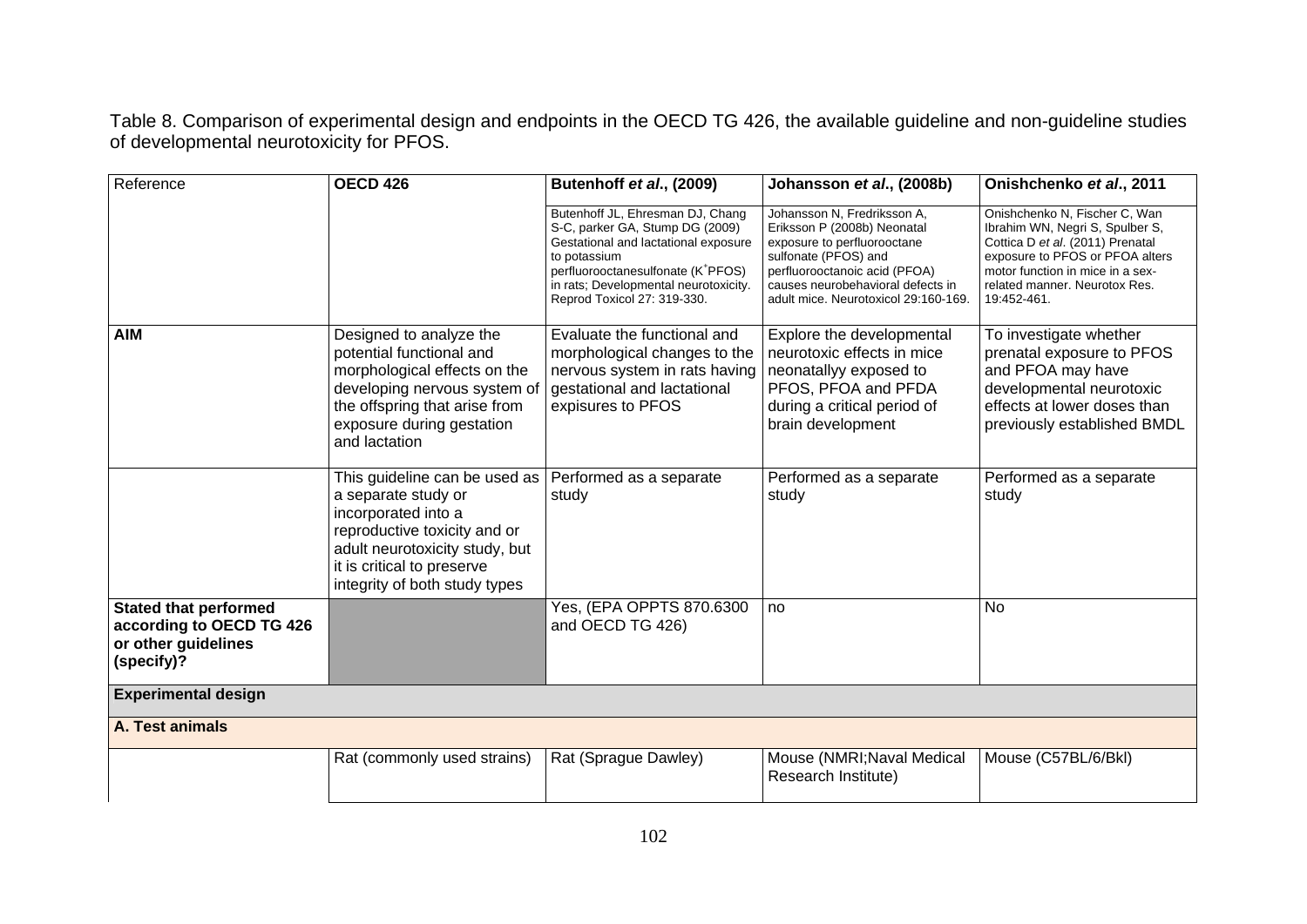Table 8. Comparison of experimental design and endpoints in the OECD TG 426, the available guideline and non-guideline studies of developmental neurotoxicity for PFOS.

| Reference | **OECD 426** | **Butenhoff *et al*., (2009)** | **Johansson *et al*., (2008b)** | **Onishchenko *et al*., 2011** |
|---|---|---|---|---|
| | | Butenhoff JL, Ehresman DJ, Chang S-C, parker GA, Stump DG (2009) Gestational and lactational exposure to potassium perfluorooctanesulfonate ($K^{+}$PFOS) in rats; Developmental neurotoxicity. Reprod Toxicol 27: 319-330. | Johansson N, Fredriksson A, Eriksson P (2008b) Neonatal exposure to perfluorooctane sulfonate (PFOS) and perfluorooctanoic acid (PFOA) causes neurobehavioral defects in adult mice. Neurotoxicol 29:160-169. | Onishchenko N, Fischer C, Wan Ibrahim WN, Negri S, Spulber S, Cottica D *et al*. (2011) Prenatal exposure to PFOS or PFOA alters motor function in mice in a sex-related manner. Neurotox Res. 19:452-461. |
| **AIM** | Designed to analyze the potential functional and morphological effects on the developing nervous system of the offspring that arise from exposure during gestation and lactation | Evaluate the functional and morphological changes to the nervous system in rats having gestational and lactational expisures to PFOS | Explore the developmental neurotoxic effects in mice neonatallyy exposed to PFOS, PFOA and PFDA during a critical period of brain development | To investigate whether prenatal exposure to PFOS and PFOA may have developmental neurotoxic effects at lower doses than previously established BMDL |
| | This guideline can be used as a separate study or incorporated into a reproductive toxicity and or adult neurotoxicity study, but it is critical to preserve integrity of both study types | Performed as a separate study | Performed as a separate study | Performed as a separate study |
| **Stated that performed according to OECD TG 426 or other guidelines (specify)?** | | Yes, (EPA OPPTS 870.6300 and OECD TG 426) | no | No |
| **Experimental design** | | | | |
| **A. Test animals** | | | | |
| | Rat (commonly used strains) | Rat (Sprague Dawley) | Mouse (NMRI;Naval Medical Research Institute) | Mouse (C57BL/6/Bkl) |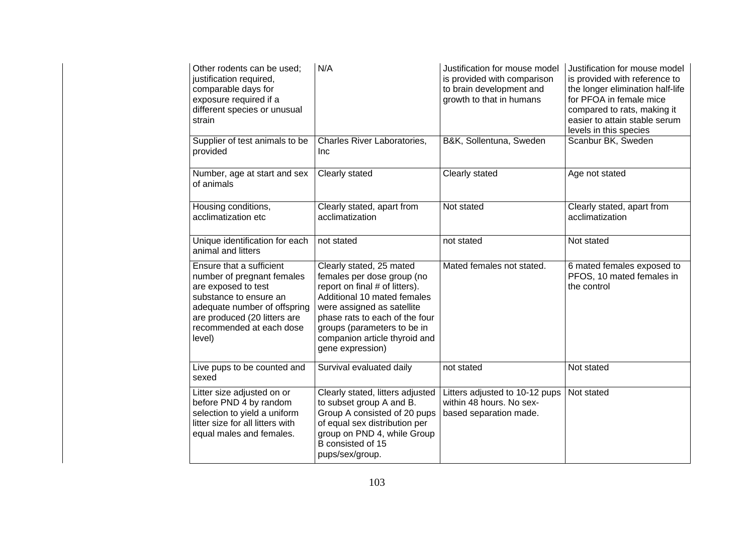| | | | |
|---|---|---|---|
| Other rodents can be used; justification required, comparable days for exposure required if a different species or unusual strain | N/A | Justification for mouse model is provided with comparison to brain development and growth to that in humans | Justification for mouse model is provided with reference to the longer elimination half-life for PFOA in female mice compared to rats, making it easier to attain stable serum levels in this species |
| Supplier of test animals to be provided | Charles River Laboratories, Inc | B&K, Sollentuna, Sweden | Scanbur BK, Sweden |
| Number, age at start and sex of animals | Clearly stated | Clearly stated | Age not stated |
| Housing conditions, acclimatization etc | Clearly stated, apart from acclimatization | Not stated | Clearly stated, apart from acclimatization |
| Unique identification for each animal and litters | not stated | not stated | Not stated |
| Ensure that a sufficient number of pregnant females are exposed to test substance to ensure an adequate number of offspring are produced (20 litters are recommended at each dose level) | Clearly stated, 25 mated females per dose group (no report on final # of litters). Additional 10 mated females were assigned as satellite phase rats to each of the four groups (parameters to be in companion article thyroid and gene expression) | Mated females not stated. | 6 mated females exposed to PFOS, 10 mated females in the control |
| Live pups to be counted and sexed | Survival evaluated daily | not stated | Not stated |
| Litter size adjusted on or before PND 4 by random selection to yield a uniform litter size for all litters with equal males and females. | Clearly stated, litters adjusted to subset group A and B. Group A consisted of 20 pups of equal sex distribution per group on PND 4, while Group B consisted of 15 pups/sex/group. | Litters adjusted to 10-12 pups within 48 hours. No sex-based separation made. | Not stated |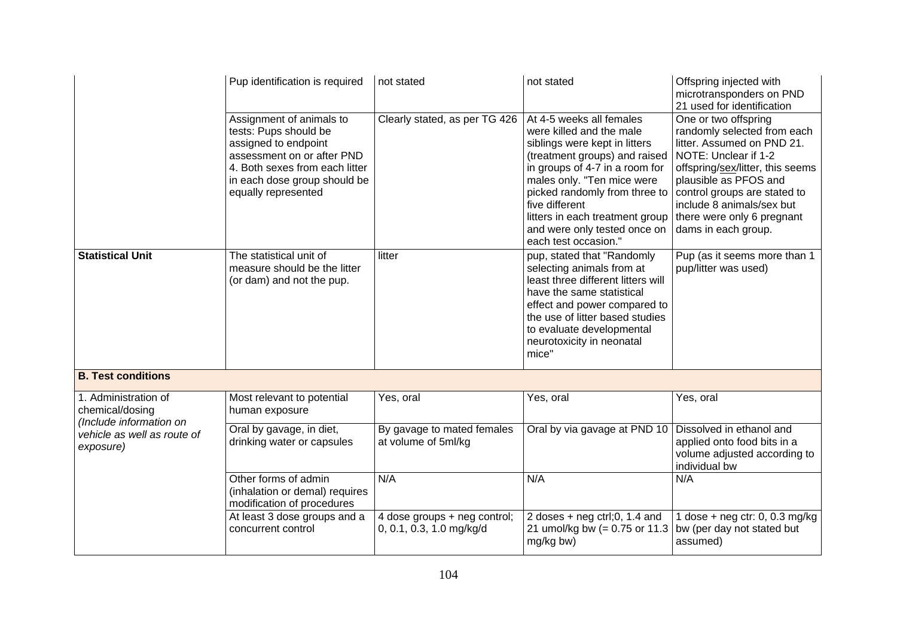| | | | | |
|---|---|---|---|---|
| | Pup identification is required | not stated | not stated | Offspring injected with microtransponders on PND 21 used for identification |
| | Assignment of animals to tests: Pups should be assigned to endpoint assessment on or after PND 4. Both sexes from each litter in each dose group should be equally represented | Clearly stated, as per TG 426 | At 4-5 weeks all females were killed and the male siblings were kept in litters (treatment groups) and raised in groups of 4-7 in a room for males only. "Ten mice were picked randomly from three to five different litters in each treatment group and were only tested once on each test occasion." | One or two offspring randomly selected from each litter. Assumed on PND 21. NOTE: Unclear if 1-2 offspring/sex/litter, this seems plausible as PFOS and control groups are stated to include 8 animals/sex but there were only 6 pregnant dams in each group. |
| **Statistical Unit** | The statistical unit of measure should be the litter (or dam) and not the pup. | litter | pup, stated that "Randomly selecting animals from at least three different litters will have the same statistical effect and power compared to the use of litter based studies to evaluate developmental neurotoxicity in neonatal mice" | Pup (as it seems more than 1 pup/litter was used) |
| **B. Test conditions** | | | | |
| 1. Administration of chemical/dosing *(Include information on vehicle as well as route of exposure)* | Most relevant to potential human exposure | Yes, oral | Yes, oral | Yes, oral |
| | Oral by gavage, in diet, drinking water or capsules | By gavage to mated females at volume of 5ml/kg | Oral by via gavage at PND 10 | Dissolved in ethanol and applied onto food bits in a volume adjusted according to individual bw |
| | Other forms of admin (inhalation or demal) requires modification of procedures | N/A | N/A | N/A |
| | At least 3 dose groups and a concurrent control | 4 dose groups + neg control; 0, 0.1, 0.3, 1.0 mg/kg/d | 2 doses + neg ctrl;0, 1.4 and 21 umol/kg bw (= 0.75 or 11.3 mg/kg bw) | 1 dose + neg ctr: 0, 0.3 mg/kg bw (per day not stated but assumed) |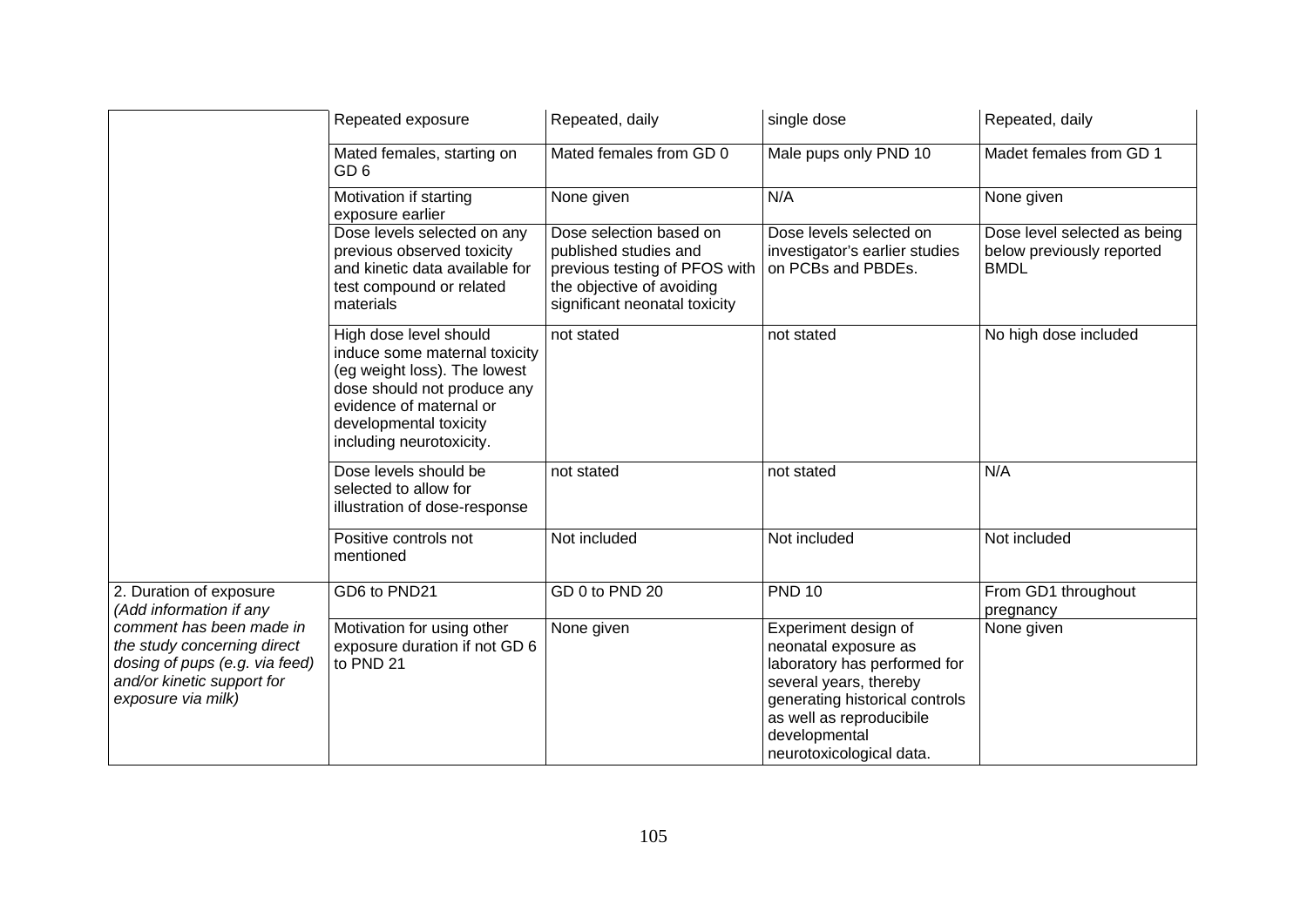| | | | | |
|---|---|---|---|---|
| | Repeated exposure | Repeated, daily | single dose | Repeated, daily |
| | Mated females, starting on GD 6 | Mated females from GD 0 | Male pups only PND 10 | Madet females from GD 1 |
| | Motivation if starting exposure earlier | None given | N/A | None given |
| | Dose levels selected on any previous observed toxicity and kinetic data available for test compound or related materials | Dose selection based on published studies and previous testing of PFOS with the objective of avoiding significant neonatal toxicity | Dose levels selected on investigator's earlier studies on PCBs and PBDEs. | Dose level selected as being below previously reported BMDL |
| | High dose level should induce some maternal toxicity (eg weight loss). The lowest dose should not produce any evidence of maternal or developmental toxicity including neurotoxicity. | not stated | not stated | No high dose included |
| | Dose levels should be selected to allow for illustration of dose-response | not stated | not stated | N/A |
| | Positive controls not mentioned | Not included | Not included | Not included |
| 2. Duration of exposure *(Add information if any comment has been made in the study concerning direct dosing of pups (e.g. via feed) and/or kinetic support for exposure via milk)* | GD6 to PND21 | GD 0 to PND 20 | PND 10 | From GD1 throughout pregnancy |
| | Motivation for using other exposure duration if not GD 6 to PND 21 | None given | Experiment design of neonatal exposure as laboratory has performed for several years, thereby generating historical controls as well as reproducibile developmental neurotoxicological data. | None given |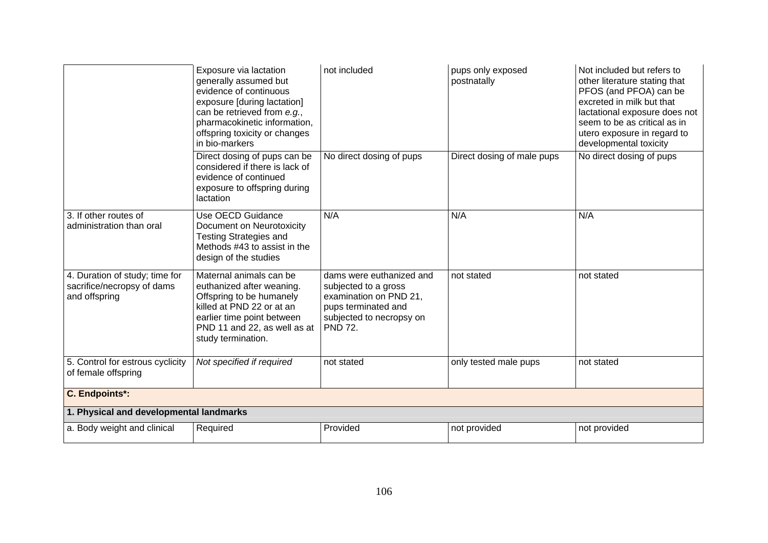| | | | | |
|---|---|---|---|---|
| | Exposure via lactation generally assumed but evidence of continuous exposure [during lactation] can be retrieved from *e.g.*, pharmacokinetic information, offspring toxicity or changes in bio-markers | not included | pups only exposed postnatally | Not included but refers to other literature stating that PFOS (and PFOA) can be excreted in milk but that lactational exposure does not seem to be as critical as in utero exposure in regard to developmental toxicity |
| | Direct dosing of pups can be considered if there is lack of evidence of continued exposure to offspring during lactation | No direct dosing of pups | Direct dosing of male pups | No direct dosing of pups |
| 3. If other routes of administration than oral | Use OECD Guidance Document on Neurotoxicity Testing Strategies and Methods #43 to assist in the design of the studies | N/A | N/A | N/A |
| 4. Duration of study; time for sacrifice/necropsy of dams and offspring | Maternal animals can be euthanized after weaning. Offspring to be humanely killed at PND 22 or at an earlier time point between PND 11 and 22, as well as at study termination. | dams were euthanized and subjected to a gross examination on PND 21, pups terminated and subjected to necropsy on PND 72. | not stated | not stated |
| 5. Control for estrous cyclicity of female offspring | *Not specified if required* | not stated | only tested male pups | not stated |
| **C. Endpoints\*:** | | | | |
| **1. Physical and developmental landmarks** | | | | |
| a. Body weight and clinical | Required | Provided | not provided | not provided |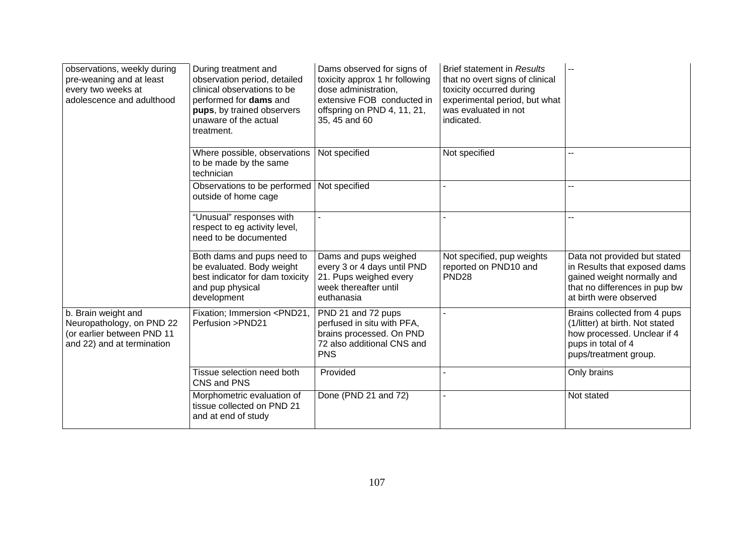| | | | | |
|---|---|---|---|---|
| observations, weekly during pre-weaning and at least every two weeks at adolescence and adulthood | During treatment and observation period, detailed clinical observations to be performed for **dams** and **pups**, by trained observers unaware of the actual treatment. | Dams observed for signs of toxicity approx 1 hr following dose administration, extensive FOB conducted in offspring on PND 4, 11, 21, 35, 45 and 60 | Brief statement in *Results* that no overt signs of clinical toxicity occurred during experimental period, but what was evaluated in not indicated. | -- |
| | Where possible, observations to be made by the same technician | Not specified | Not specified | -- |
| | Observations to be performed outside of home cage | Not specified | - | -- |
| | "Unusual" responses with respect to eg activity level, need to be documented | - | - | -- |
| | Both dams and pups need to be evaluated. Body weight best indicator for dam toxicity and pup physical development | Dams and pups weighed every 3 or 4 days until PND 21. Pups weighed every week thereafter until euthanasia | Not specified, pup weights reported on PND10 and PND28 | Data not provided but stated in Results that exposed dams gained weight normally and that no differences in pup bw at birth were observed |
| b. Brain weight and Neuropathology, on PND 22 (or earlier between PND 11 and 22) and at termination | Fixation; Immersion <PND21, Perfusion >PND21 | PND 21 and 72 pups perfused in situ with PFA, brains processed. On PND 72 also additional CNS and PNS | - | Brains collected from 4 pups (1/litter) at birth. Not stated how processed. Unclear if 4 pups in total of 4 pups/treatment group. |
| | Tissue selection need both CNS and PNS | Provided | - | Only brains |
| | Morphometric evaluation of tissue collected on PND 21 and at end of study | Done (PND 21 and 72) | - | Not stated |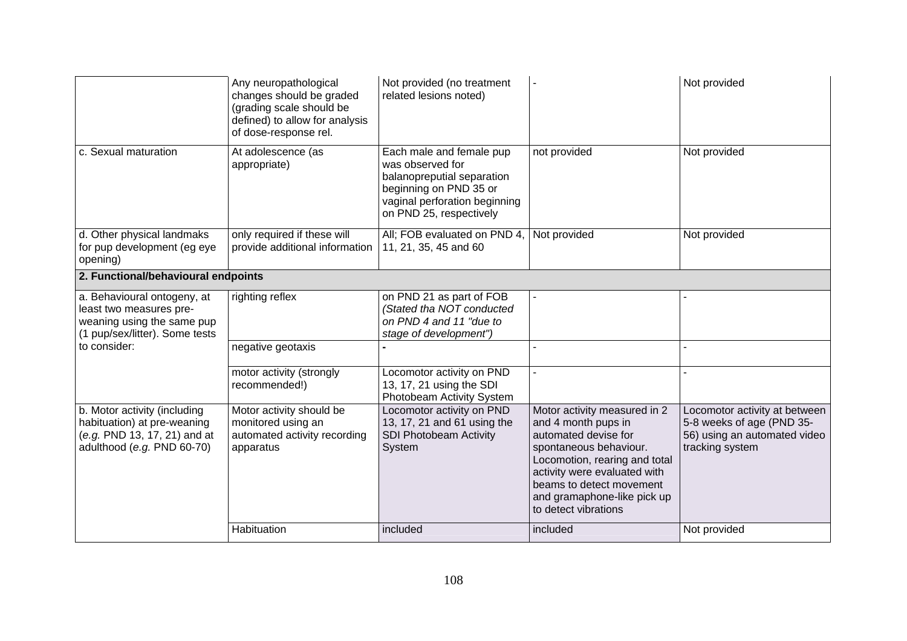| | Any neuropathological changes should be graded (grading scale should be defined) to allow for analysis of dose-response rel. | Not provided (no treatment related lesions noted) | - | Not provided |
|---|---|---|---|---|
| c. Sexual maturation | At adolescence (as appropriate) | Each male and female pup was observed for balanopreputial separation beginning on PND 35 or vaginal perforation beginning on PND 25, respectively | not provided | Not provided |
| d. Other physical landmaks for pup development (eg eye opening) | only required if these will provide additional information | All; FOB evaluated on PND 4, 11, 21, 35, 45 and 60 | Not provided | Not provided |
| **2. Functional/behavioural endpoints** | | | | |
| a. Behavioural ontogeny, at least two measures pre-weaning using the same pup (1 pup/sex/litter). Some tests to consider: | righting reflex | on PND 21 as part of FOB *(Stated tha NOT conducted on PND 4 and 11 "due to stage of development")* | - | - |
| | negative geotaxis | **-** | - | - |
| | motor activity (strongly recommended!) | Locomotor activity on PND 13, 17, 21 using the SDI Photobeam Activity System | - | - |
| b. Motor activity (including habituation) at pre-weaning (*e.g.* PND 13, 17, 21) and at adulthood (*e.g.* PND 60-70) | Motor activity should be monitored using an automated activity recording apparatus | Locomotor activity on PND 13, 17, 21 and 61 using the SDI Photobeam Activity System | Motor activity measured in 2 and 4 month pups in automated devise for spontaneous behaviour. Locomotion, rearing and total activity were evaluated with beams to detect movement and gramaphone-like pick up to detect vibrations | Locomotor activity at between 5-8 weeks of age (PND 35-56) using an automated video tracking system |
| | Habituation | included | included | Not provided |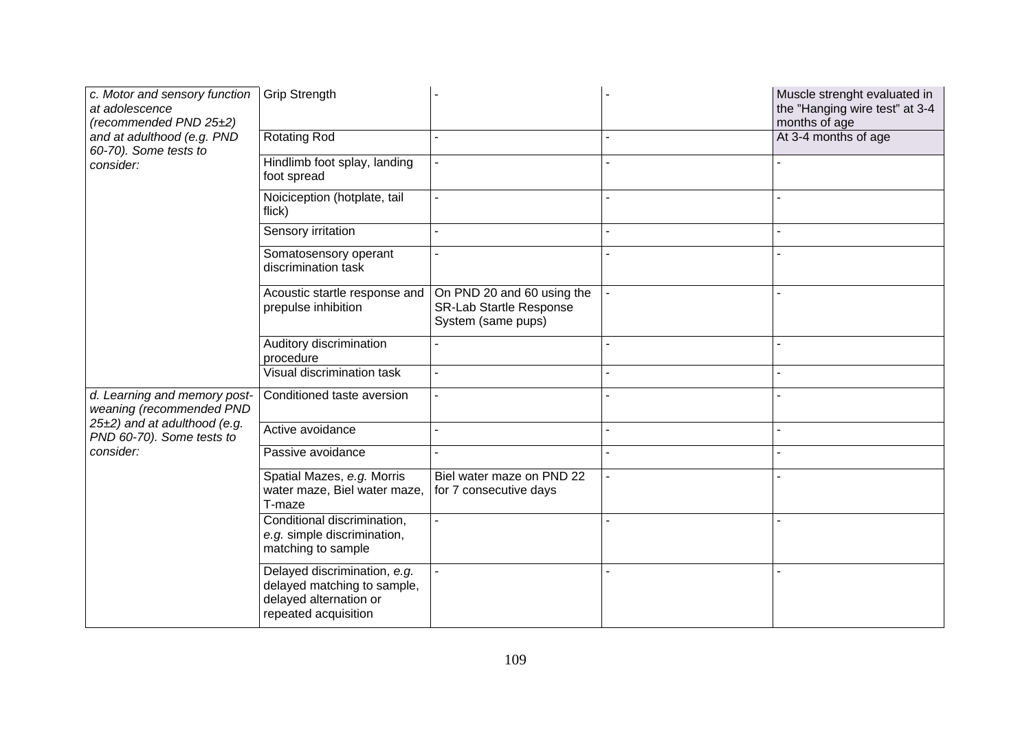| | | | | |
|---|---|---|---|---|
| *c. Motor and sensory function at adolescence (recommended PND 25±2) and at adulthood (e.g. PND 60-70). Some tests to consider:* | Grip Strength | - | - | Muscle strenght evaluated in the "Hanging wire test" at 3-4 months of age |
| | Rotating Rod | - | - | At 3-4 months of age |
| | Hindlimb foot splay, landing foot spread | - | - | - |
| | Noiciception (hotplate, tail flick) | - | - | - |
| | Sensory irritation | - | - | - |
| | Somatosensory operant discrimination task | - | - | - |
| | Acoustic startle response and prepulse inhibition | On PND 20 and 60 using the SR-Lab Startle Response System (same pups) | - | - |
| | Auditory discrimination procedure | - | - | - |
| | Visual discrimination task | - | - | - |
| *d. Learning and memory post-weaning (recommended PND 25±2) and at adulthood (e.g. PND 60-70). Some tests to consider:* | Conditioned taste aversion | - | - | - |
| | Active avoidance | - | - | - |
| | Passive avoidance | - | - | - |
| | Spatial Mazes, *e.g.* Morris water maze, Biel water maze, T-maze | Biel water maze on PND 22 for 7 consecutive days | - | - |
| | Conditional discrimination, *e.g.* simple discrimination, matching to sample | - | - | - |
| | Delayed discrimination, *e.g.* delayed matching to sample, delayed alternation or repeated acquisition | - | - | - |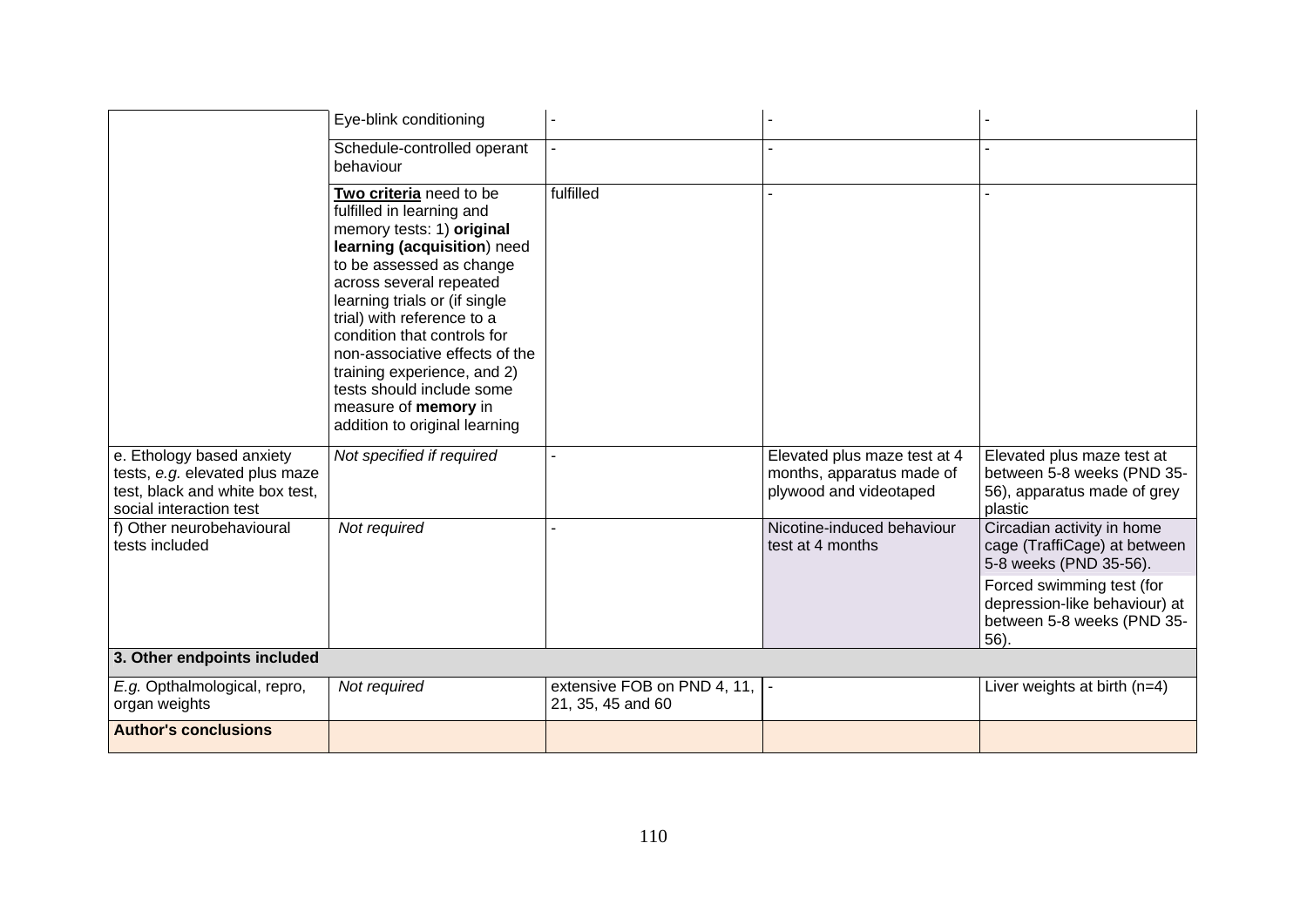| | | | | |
|---|---|---|---|---|
| | Eye-blink conditioning | - | - | - |
| | Schedule-controlled operant behaviour | - | - | - |
| | **Two criteria** need to be fulfilled in learning and memory tests: 1) **original learning (acquisition**) need to be assessed as change across several repeated learning trials or (if single trial) with reference to a condition that controls for non-associative effects of the training experience, and 2) tests should include some measure of **memory** in addition to original learning | fulfilled | - | - |
| e. Ethology based anxiety tests, *e.g.* elevated plus maze test, black and white box test, social interaction test | *Not specified if required* | - | Elevated plus maze test at 4 months, apparatus made of plywood and videotaped | Elevated plus maze test at between 5-8 weeks (PND 35-56), apparatus made of grey plastic |
| f) Other neurobehavioural tests included | *Not required* | - | Nicotine-induced behaviour test at 4 months | Circadian activity in home cage (TraffiCage) at between 5-8 weeks (PND 35-56). Forced swimming test (for depression-like behaviour) at between 5-8 weeks (PND 35-56). |
| **3. Other endpoints included** | | | | |
| *E.g.* Opthalmological, repro, organ weights | *Not required* | extensive FOB on PND 4, 11, 21, 35, 45 and 60 | - | Liver weights at birth (n=4) |
| **Author's conclusions** | | | | |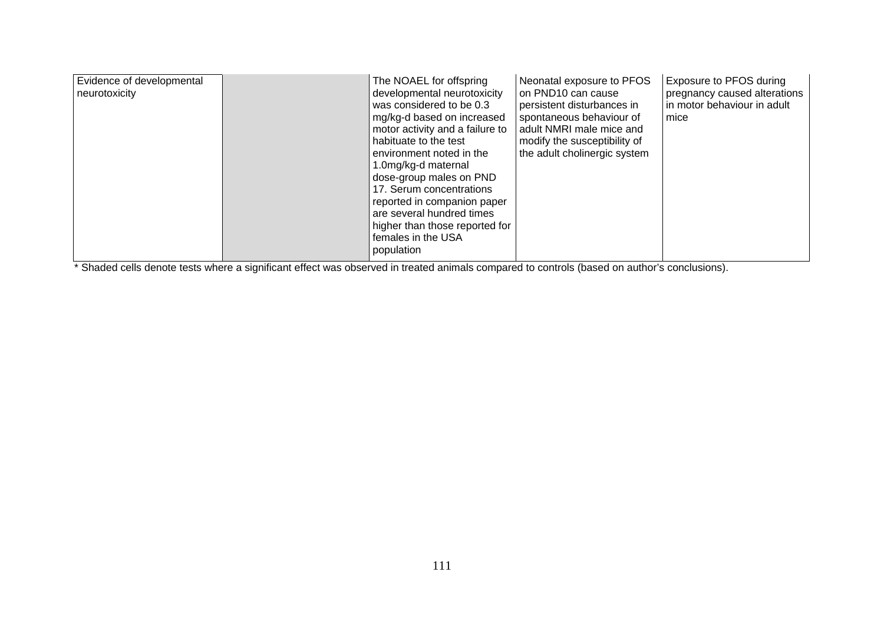| | | | | |
|---|---|---|---|---|
| Evidence of developmental neurotoxicity | | The NOAEL for offspring developmental neurotoxicity was considered to be 0.3 mg/kg-d based on increased motor activity and a failure to habituate to the test environment noted in the 1.0mg/kg-d maternal dose-group males on PND 17. Serum concentrations reported in companion paper are several hundred times higher than those reported for females in the USA population | Neonatal exposure to PFOS on PND10 can cause persistent disturbances in spontaneous behaviour of adult NMRI male mice and modify the susceptibility of the adult cholinergic system | Exposure to PFOS during pregnancy caused alterations in motor behaviour in adult mice |

* Shaded cells denote tests where a significant effect was observed in treated animals compared to controls (based on author's conclusions).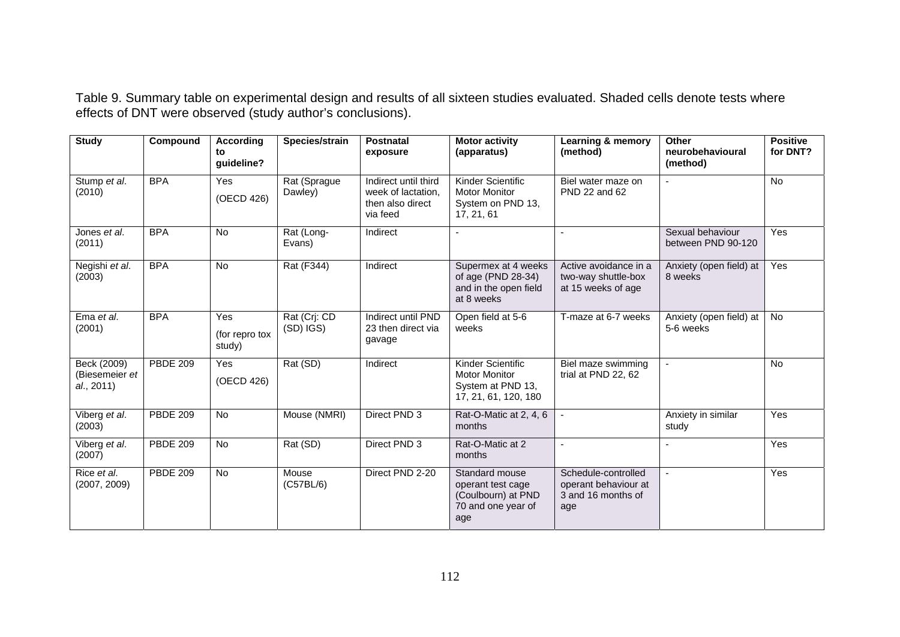Table 9. Summary table on experimental design and results of all sixteen studies evaluated. Shaded cells denote tests where effects of DNT were observed (study author's conclusions).

| Study | Compound | According to guideline? | Species/strain | Postnatal exposure | Motor activity (apparatus) | Learning & memory (method) | Other neurobehavioural (method) | Positive for DNT? |
|---|---|---|---|---|---|---|---|---|
| Stump *et al*. (2010) | BPA | Yes (OECD 426) | Rat (Sprague Dawley) | Indirect until third week of lactation, then also direct via feed | Kinder Scientific Motor Monitor System on PND 13, 17, 21, 61 | Biel water maze on PND 22 and 62 | - | No |
| Jones *et al*. (2011) | BPA | No | Rat (Long-Evans) | Indirect | - | - | Sexual behaviour between PND 90-120 | Yes |
| Negishi *et al*. (2003) | BPA | No | Rat (F344) | Indirect | Supermex at 4 weeks of age (PND 28-34) and in the open field at 8 weeks | Active avoidance in a two-way shuttle-box at 15 weeks of age | Anxiety (open field) at 8 weeks | Yes |
| Ema *et al*. (2001) | BPA | Yes (for repro tox study) | Rat (Crj: CD (SD) IGS) | Indirect until PND 23 then direct via gavage | Open field at 5-6 weeks | T-maze at 6-7 weeks | Anxiety (open field) at 5-6 weeks | No |
| Beck (2009) (Biesemeier *et al*., 2011) | PBDE 209 | Yes (OECD 426) | Rat (SD) | Indirect | Kinder Scientific Motor Monitor System at PND 13, 17, 21, 61, 120, 180 | Biel maze swimming trial at PND 22, 62 | - | No |
| Viberg *et al*. (2003) | PBDE 209 | No | Mouse (NMRI) | Direct PND 3 | Rat-O-Matic at 2, 4, 6 months | - | Anxiety in similar study | Yes |
| Viberg *et al*. (2007) | PBDE 209 | No | Rat (SD) | Direct PND 3 | Rat-O-Matic at 2 months | - | - | Yes |
| Rice *et al*. (2007, 2009) | PBDE 209 | No | Mouse (C57BL/6) | Direct PND 2-20 | Standard mouse operant test cage (Coulbourn) at PND 70 and one year of age | Schedule-controlled operant behaviour at 3 and 16 months of age | - | Yes |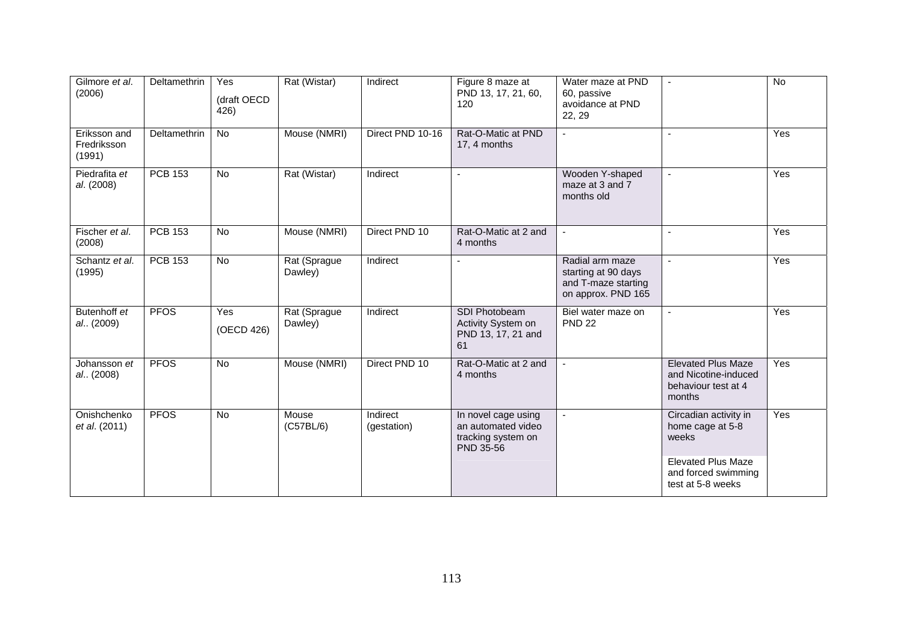| Gilmore *et al*. (2006) | Deltamethrin | Yes (draft OECD 426) | Rat (Wistar) | Indirect | Figure 8 maze at PND 13, 17, 21, 60, 120 | Water maze at PND 60, passive avoidance at PND 22, 29 | - | No |
|---|---|---|---|---|---|---|---|---|
| Eriksson and Fredriksson (1991) | Deltamethrin | No | Mouse (NMRI) | Direct PND 10-16 | Rat-O-Matic at PND 17, 4 months | - | - | Yes |
| Piedrafita *et al*. (2008) | PCB 153 | No | Rat (Wistar) | Indirect | - | Wooden Y-shaped maze at 3 and 7 months old | - | Yes |
| Fischer *et al*. (2008) | PCB 153 | No | Mouse (NMRI) | Direct PND 10 | Rat-O-Matic at 2 and 4 months | - | - | Yes |
| Schantz *et al*. (1995) | PCB 153 | No | Rat (Sprague Dawley) | Indirect | - | Radial arm maze starting at 90 days and T-maze starting on approx. PND 165 | - | Yes |
| Butenhoff *et al*.. (2009) | PFOS | Yes (OECD 426) | Rat (Sprague Dawley) | Indirect | SDI Photobeam Activity System on PND 13, 17, 21 and 61 | Biel water maze on PND 22 | - | Yes |
| Johansson *et al*.. (2008) | PFOS | No | Mouse (NMRI) | Direct PND 10 | Rat-O-Matic at 2 and 4 months | - | Elevated Plus Maze and Nicotine-induced behaviour test at 4 months | Yes |
| Onishchenko *et al*. (2011) | PFOS | No | Mouse (C57BL/6) | Indirect (gestation) | In novel cage using an automated video tracking system on PND 35-56 | - | Circadian activity in home cage at 5-8 weeks<br><br>Elevated Plus Maze and forced swimming test at 5-8 weeks | Yes |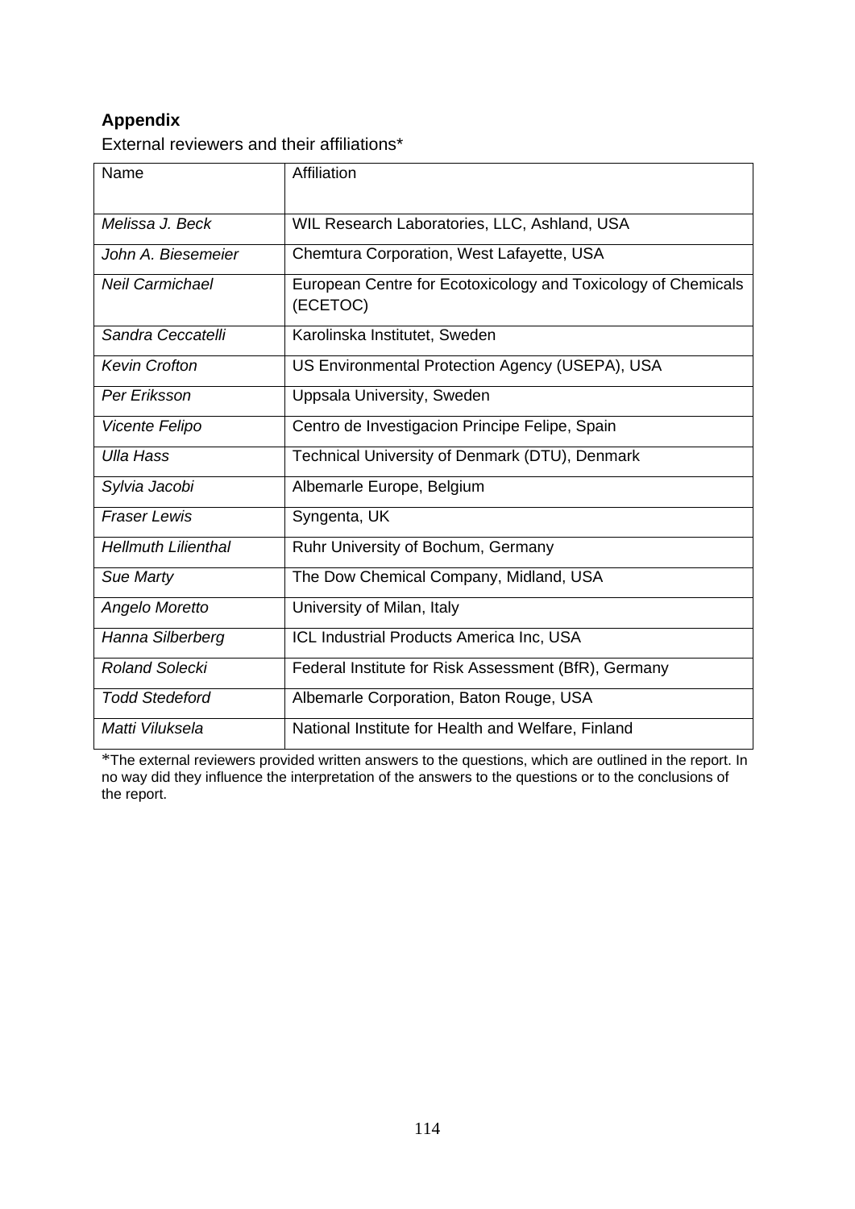## Appendix

External reviewers and their affiliations*

| Name | Affiliation |
| --- | --- |
| *Melissa J. Beck* | WIL Research Laboratories, LLC, Ashland, USA |
| *John A. Biesemeier* | Chemtura Corporation, West Lafayette, USA |
| *Neil Carmichael* | European Centre for Ecotoxicology and Toxicology of Chemicals (ECETOC) |
| *Sandra Ceccatelli* | Karolinska Institutet, Sweden |
| *Kevin Crofton* | US Environmental Protection Agency (USEPA), USA |
| *Per Eriksson* | Uppsala University, Sweden |
| *Vicente Felipo* | Centro de Investigacion Principe Felipe, Spain |
| *Ulla Hass* | Technical University of Denmark (DTU), Denmark |
| *Sylvia Jacobi* | Albemarle Europe, Belgium |
| *Fraser Lewis* | Syngenta, UK |
| *Hellmuth Lilienthal* | Ruhr University of Bochum, Germany |
| *Sue Marty* | The Dow Chemical Company, Midland, USA |
| *Angelo Moretto* | University of Milan, Italy |
| *Hanna Silberberg* | ICL Industrial Products America Inc, USA |
| *Roland Solecki* | Federal Institute for Risk Assessment (BfR), Germany |
| *Todd Stedeford* | Albemarle Corporation, Baton Rouge, USA |
| *Matti Viluksela* | National Institute for Health and Welfare, Finland |

*The external reviewers provided written answers to the questions, which are outlined in the report. In no way did they influence the interpretation of the answers to the questions or to the conclusions of the report.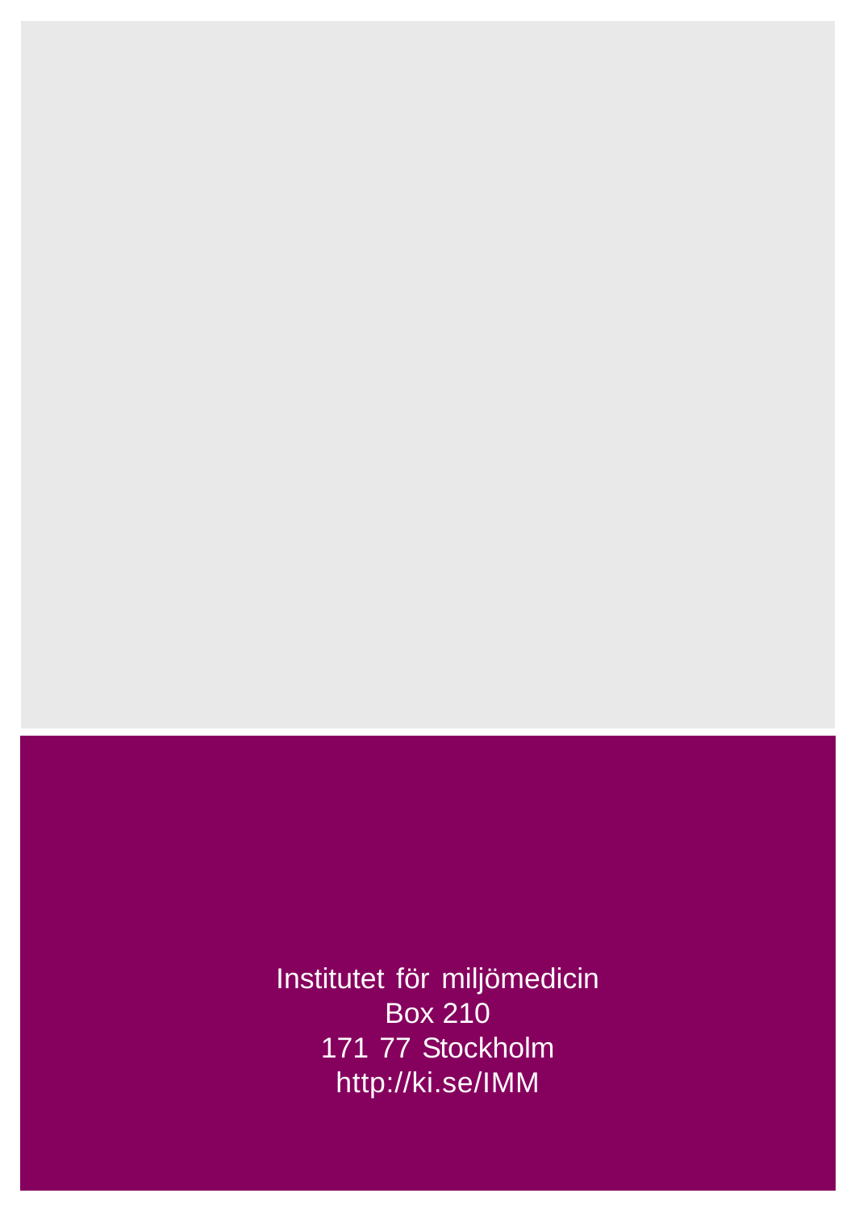Institutet för miljömedicin
Box 210
171 77 Stockholm
http://ki.se/IMM